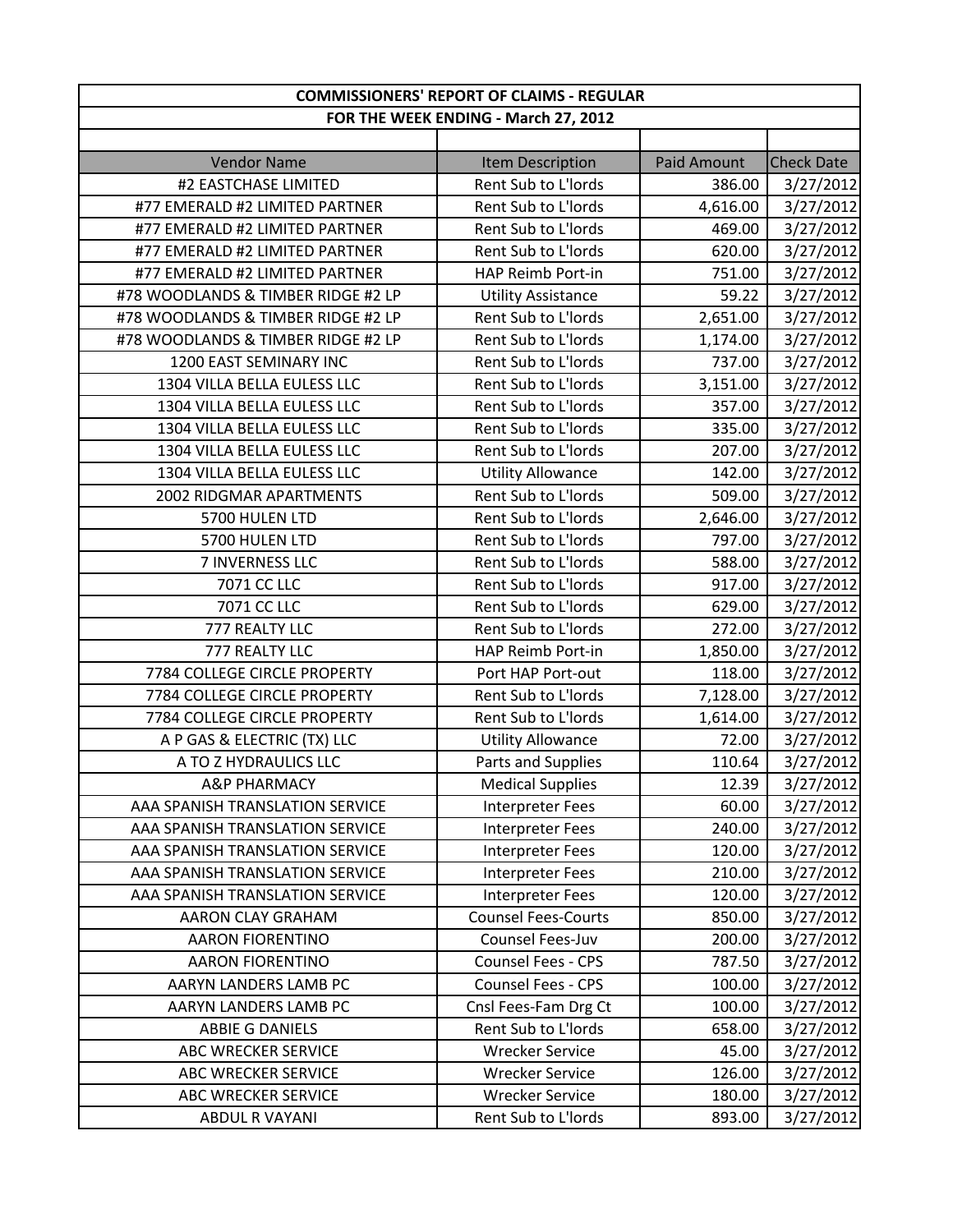| COMMISSIONERS' REPORT OF CLAIMS - REGULAR | | | |
|---|---|---|---|
| FOR THE WEEK ENDING - March 27, 2012 | | | |
| Vendor Name | Item Description | Paid Amount | Check Date |
| #2 EASTCHASE LIMITED | Rent Sub to L'lords | 386.00 | 3/27/2012 |
| #77 EMERALD #2 LIMITED PARTNER | Rent Sub to L'lords | 4,616.00 | 3/27/2012 |
| #77 EMERALD #2 LIMITED PARTNER | Rent Sub to L'lords | 469.00 | 3/27/2012 |
| #77 EMERALD #2 LIMITED PARTNER | Rent Sub to L'lords | 620.00 | 3/27/2012 |
| #77 EMERALD #2 LIMITED PARTNER | HAP Reimb Port-in | 751.00 | 3/27/2012 |
| #78 WOODLANDS & TIMBER RIDGE #2 LP | Utility Assistance | 59.22 | 3/27/2012 |
| #78 WOODLANDS & TIMBER RIDGE #2 LP | Rent Sub to L'lords | 2,651.00 | 3/27/2012 |
| #78 WOODLANDS & TIMBER RIDGE #2 LP | Rent Sub to L'lords | 1,174.00 | 3/27/2012 |
| 1200 EAST SEMINARY INC | Rent Sub to L'lords | 737.00 | 3/27/2012 |
| 1304 VILLA BELLA EULESS LLC | Rent Sub to L'lords | 3,151.00 | 3/27/2012 |
| 1304 VILLA BELLA EULESS LLC | Rent Sub to L'lords | 357.00 | 3/27/2012 |
| 1304 VILLA BELLA EULESS LLC | Rent Sub to L'lords | 335.00 | 3/27/2012 |
| 1304 VILLA BELLA EULESS LLC | Rent Sub to L'lords | 207.00 | 3/27/2012 |
| 1304 VILLA BELLA EULESS LLC | Utility Allowance | 142.00 | 3/27/2012 |
| 2002 RIDGMAR APARTMENTS | Rent Sub to L'lords | 509.00 | 3/27/2012 |
| 5700 HULEN LTD | Rent Sub to L'lords | 2,646.00 | 3/27/2012 |
| 5700 HULEN LTD | Rent Sub to L'lords | 797.00 | 3/27/2012 |
| 7 INVERNESS LLC | Rent Sub to L'lords | 588.00 | 3/27/2012 |
| 7071 CC LLC | Rent Sub to L'lords | 917.00 | 3/27/2012 |
| 7071 CC LLC | Rent Sub to L'lords | 629.00 | 3/27/2012 |
| 777 REALTY LLC | Rent Sub to L'lords | 272.00 | 3/27/2012 |
| 777 REALTY LLC | HAP Reimb Port-in | 1,850.00 | 3/27/2012 |
| 7784 COLLEGE CIRCLE PROPERTY | Port HAP Port-out | 118.00 | 3/27/2012 |
| 7784 COLLEGE CIRCLE PROPERTY | Rent Sub to L'lords | 7,128.00 | 3/27/2012 |
| 7784 COLLEGE CIRCLE PROPERTY | Rent Sub to L'lords | 1,614.00 | 3/27/2012 |
| A P GAS & ELECTRIC (TX) LLC | Utility Allowance | 72.00 | 3/27/2012 |
| A TO Z HYDRAULICS LLC | Parts and Supplies | 110.64 | 3/27/2012 |
| A&P PHARMACY | Medical Supplies | 12.39 | 3/27/2012 |
| AAA SPANISH TRANSLATION SERVICE | Interpreter Fees | 60.00 | 3/27/2012 |
| AAA SPANISH TRANSLATION SERVICE | Interpreter Fees | 240.00 | 3/27/2012 |
| AAA SPANISH TRANSLATION SERVICE | Interpreter Fees | 120.00 | 3/27/2012 |
| AAA SPANISH TRANSLATION SERVICE | Interpreter Fees | 210.00 | 3/27/2012 |
| AAA SPANISH TRANSLATION SERVICE | Interpreter Fees | 120.00 | 3/27/2012 |
| AARON CLAY GRAHAM | Counsel Fees-Courts | 850.00 | 3/27/2012 |
| AARON FIORENTINO | Counsel Fees-Juv | 200.00 | 3/27/2012 |
| AARON FIORENTINO | Counsel Fees - CPS | 787.50 | 3/27/2012 |
| AARYN LANDERS LAMB PC | Counsel Fees - CPS | 100.00 | 3/27/2012 |
| AARYN LANDERS LAMB PC | Cnsl Fees-Fam Drg Ct | 100.00 | 3/27/2012 |
| ABBIE G DANIELS | Rent Sub to L'lords | 658.00 | 3/27/2012 |
| ABC WRECKER SERVICE | Wrecker Service | 45.00 | 3/27/2012 |
| ABC WRECKER SERVICE | Wrecker Service | 126.00 | 3/27/2012 |
| ABC WRECKER SERVICE | Wrecker Service | 180.00 | 3/27/2012 |
| ABDUL R VAYANI | Rent Sub to L'lords | 893.00 | 3/27/2012 |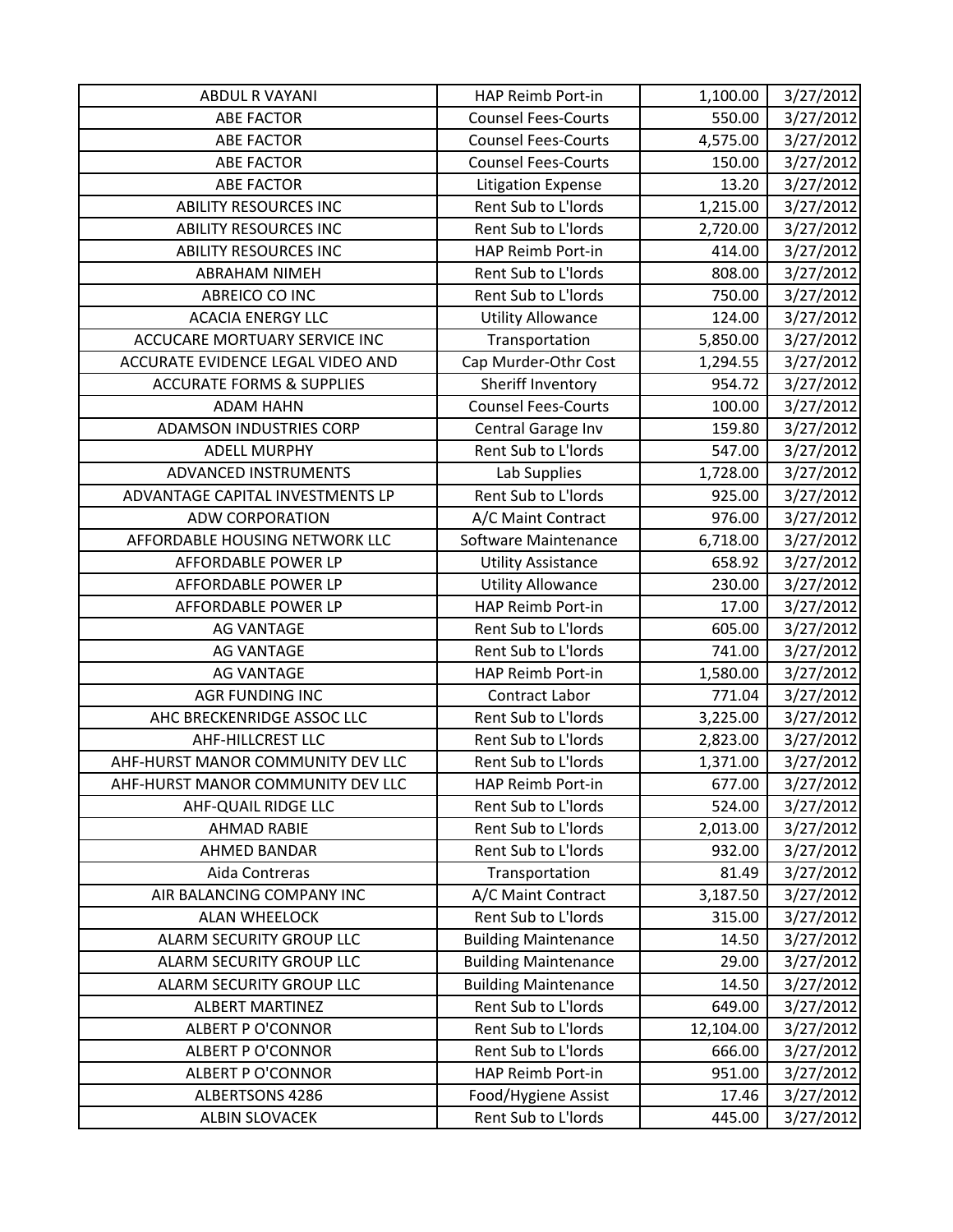| | | | |
|---|---|---|---|
| ABDUL R VAYANI | HAP Reimb Port-in | 1,100.00 | 3/27/2012 |
| ABE FACTOR | Counsel Fees-Courts | 550.00 | 3/27/2012 |
| ABE FACTOR | Counsel Fees-Courts | 4,575.00 | 3/27/2012 |
| ABE FACTOR | Counsel Fees-Courts | 150.00 | 3/27/2012 |
| ABE FACTOR | Litigation Expense | 13.20 | 3/27/2012 |
| ABILITY RESOURCES INC | Rent Sub to L'lords | 1,215.00 | 3/27/2012 |
| ABILITY RESOURCES INC | Rent Sub to L'lords | 2,720.00 | 3/27/2012 |
| ABILITY RESOURCES INC | HAP Reimb Port-in | 414.00 | 3/27/2012 |
| ABRAHAM NIMEH | Rent Sub to L'lords | 808.00 | 3/27/2012 |
| ABREICO CO INC | Rent Sub to L'lords | 750.00 | 3/27/2012 |
| ACACIA ENERGY LLC | Utility Allowance | 124.00 | 3/27/2012 |
| ACCUCARE MORTUARY SERVICE INC | Transportation | 5,850.00 | 3/27/2012 |
| ACCURATE EVIDENCE LEGAL VIDEO AND | Cap Murder-Othr Cost | 1,294.55 | 3/27/2012 |
| ACCURATE FORMS & SUPPLIES | Sheriff Inventory | 954.72 | 3/27/2012 |
| ADAM HAHN | Counsel Fees-Courts | 100.00 | 3/27/2012 |
| ADAMSON INDUSTRIES CORP | Central Garage Inv | 159.80 | 3/27/2012 |
| ADELL MURPHY | Rent Sub to L'lords | 547.00 | 3/27/2012 |
| ADVANCED INSTRUMENTS | Lab Supplies | 1,728.00 | 3/27/2012 |
| ADVANTAGE CAPITAL INVESTMENTS LP | Rent Sub to L'lords | 925.00 | 3/27/2012 |
| ADW CORPORATION | A/C Maint Contract | 976.00 | 3/27/2012 |
| AFFORDABLE HOUSING NETWORK LLC | Software Maintenance | 6,718.00 | 3/27/2012 |
| AFFORDABLE POWER LP | Utility Assistance | 658.92 | 3/27/2012 |
| AFFORDABLE POWER LP | Utility Allowance | 230.00 | 3/27/2012 |
| AFFORDABLE POWER LP | HAP Reimb Port-in | 17.00 | 3/27/2012 |
| AG VANTAGE | Rent Sub to L'lords | 605.00 | 3/27/2012 |
| AG VANTAGE | Rent Sub to L'lords | 741.00 | 3/27/2012 |
| AG VANTAGE | HAP Reimb Port-in | 1,580.00 | 3/27/2012 |
| AGR FUNDING INC | Contract Labor | 771.04 | 3/27/2012 |
| AHC BRECKENRIDGE ASSOC LLC | Rent Sub to L'lords | 3,225.00 | 3/27/2012 |
| AHF-HILLCREST LLC | Rent Sub to L'lords | 2,823.00 | 3/27/2012 |
| AHF-HURST MANOR COMMUNITY DEV LLC | Rent Sub to L'lords | 1,371.00 | 3/27/2012 |
| AHF-HURST MANOR COMMUNITY DEV LLC | HAP Reimb Port-in | 677.00 | 3/27/2012 |
| AHF-QUAIL RIDGE LLC | Rent Sub to L'lords | 524.00 | 3/27/2012 |
| AHMAD RABIE | Rent Sub to L'lords | 2,013.00 | 3/27/2012 |
| AHMED BANDAR | Rent Sub to L'lords | 932.00 | 3/27/2012 |
| Aida Contreras | Transportation | 81.49 | 3/27/2012 |
| AIR BALANCING COMPANY INC | A/C Maint Contract | 3,187.50 | 3/27/2012 |
| ALAN WHEELOCK | Rent Sub to L'lords | 315.00 | 3/27/2012 |
| ALARM SECURITY GROUP LLC | Building Maintenance | 14.50 | 3/27/2012 |
| ALARM SECURITY GROUP LLC | Building Maintenance | 29.00 | 3/27/2012 |
| ALARM SECURITY GROUP LLC | Building Maintenance | 14.50 | 3/27/2012 |
| ALBERT MARTINEZ | Rent Sub to L'lords | 649.00 | 3/27/2012 |
| ALBERT P O'CONNOR | Rent Sub to L'lords | 12,104.00 | 3/27/2012 |
| ALBERT P O'CONNOR | Rent Sub to L'lords | 666.00 | 3/27/2012 |
| ALBERT P O'CONNOR | HAP Reimb Port-in | 951.00 | 3/27/2012 |
| ALBERTSONS 4286 | Food/Hygiene Assist | 17.46 | 3/27/2012 |
| ALBIN SLOVACEK | Rent Sub to L'lords | 445.00 | 3/27/2012 |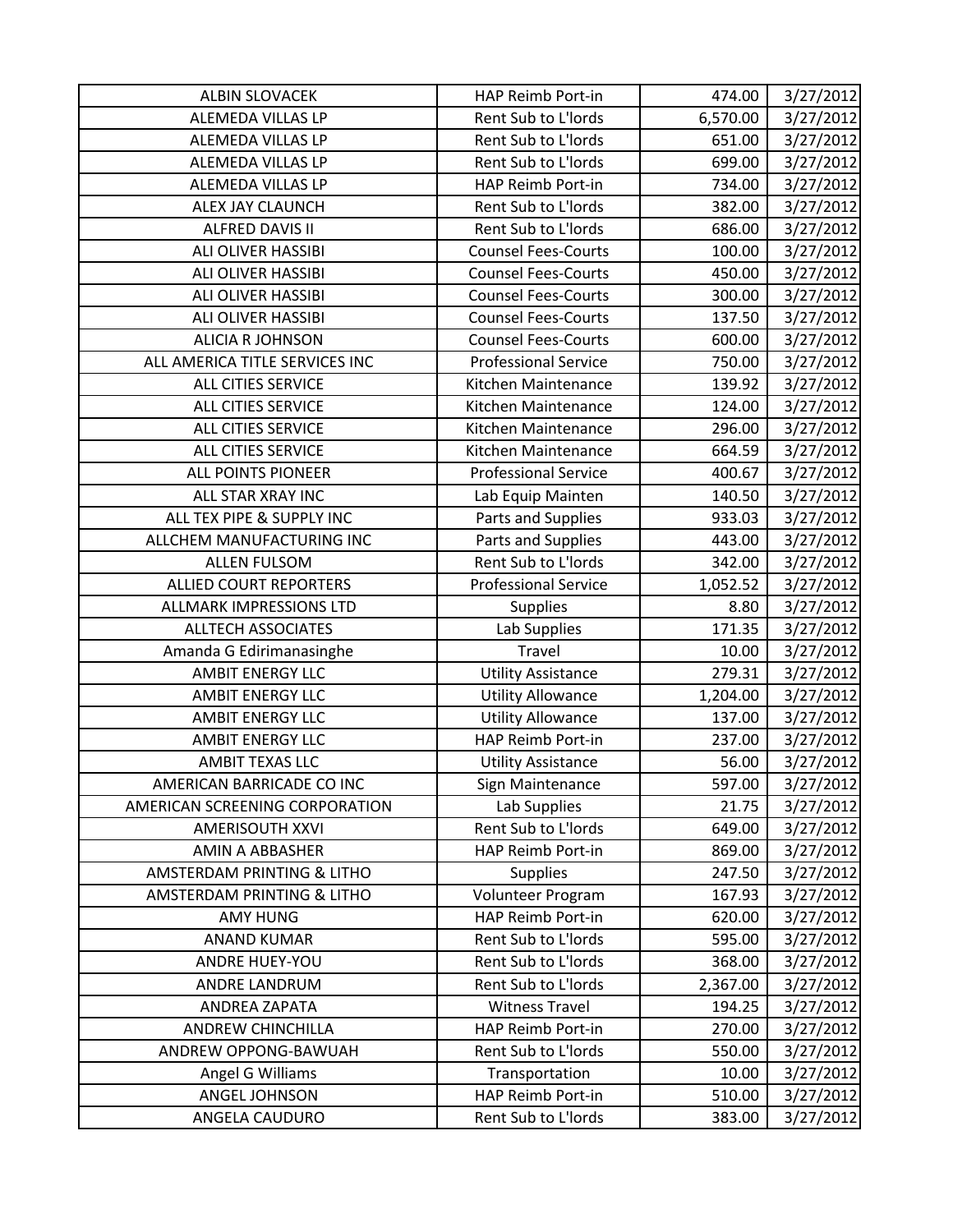| ALBIN SLOVACEK | HAP Reimb Port-in | 474.00 | 3/27/2012 |
|---|---|---|---|
| ALEMEDA VILLAS LP | Rent Sub to L'lords | 6,570.00 | 3/27/2012 |
| ALEMEDA VILLAS LP | Rent Sub to L'lords | 651.00 | 3/27/2012 |
| ALEMEDA VILLAS LP | Rent Sub to L'lords | 699.00 | 3/27/2012 |
| ALEMEDA VILLAS LP | HAP Reimb Port-in | 734.00 | 3/27/2012 |
| ALEX JAY CLAUNCH | Rent Sub to L'lords | 382.00 | 3/27/2012 |
| ALFRED DAVIS II | Rent Sub to L'lords | 686.00 | 3/27/2012 |
| ALI OLIVER HASSIBI | Counsel Fees-Courts | 100.00 | 3/27/2012 |
| ALI OLIVER HASSIBI | Counsel Fees-Courts | 450.00 | 3/27/2012 |
| ALI OLIVER HASSIBI | Counsel Fees-Courts | 300.00 | 3/27/2012 |
| ALI OLIVER HASSIBI | Counsel Fees-Courts | 137.50 | 3/27/2012 |
| ALICIA R JOHNSON | Counsel Fees-Courts | 600.00 | 3/27/2012 |
| ALL AMERICA TITLE SERVICES INC | Professional Service | 750.00 | 3/27/2012 |
| ALL CITIES SERVICE | Kitchen Maintenance | 139.92 | 3/27/2012 |
| ALL CITIES SERVICE | Kitchen Maintenance | 124.00 | 3/27/2012 |
| ALL CITIES SERVICE | Kitchen Maintenance | 296.00 | 3/27/2012 |
| ALL CITIES SERVICE | Kitchen Maintenance | 664.59 | 3/27/2012 |
| ALL POINTS PIONEER | Professional Service | 400.67 | 3/27/2012 |
| ALL STAR XRAY INC | Lab Equip Mainten | 140.50 | 3/27/2012 |
| ALL TEX PIPE & SUPPLY INC | Parts and Supplies | 933.03 | 3/27/2012 |
| ALLCHEM MANUFACTURING INC | Parts and Supplies | 443.00 | 3/27/2012 |
| ALLEN FULSOM | Rent Sub to L'lords | 342.00 | 3/27/2012 |
| ALLIED COURT REPORTERS | Professional Service | 1,052.52 | 3/27/2012 |
| ALLMARK IMPRESSIONS LTD | Supplies | 8.80 | 3/27/2012 |
| ALLTECH ASSOCIATES | Lab Supplies | 171.35 | 3/27/2012 |
| Amanda G Edirimanasinghe | Travel | 10.00 | 3/27/2012 |
| AMBIT ENERGY LLC | Utility Assistance | 279.31 | 3/27/2012 |
| AMBIT ENERGY LLC | Utility Allowance | 1,204.00 | 3/27/2012 |
| AMBIT ENERGY LLC | Utility Allowance | 137.00 | 3/27/2012 |
| AMBIT ENERGY LLC | HAP Reimb Port-in | 237.00 | 3/27/2012 |
| AMBIT TEXAS LLC | Utility Assistance | 56.00 | 3/27/2012 |
| AMERICAN BARRICADE CO INC | Sign Maintenance | 597.00 | 3/27/2012 |
| AMERICAN SCREENING CORPORATION | Lab Supplies | 21.75 | 3/27/2012 |
| AMERISOUTH XXVI | Rent Sub to L'lords | 649.00 | 3/27/2012 |
| AMIN A ABBASHER | HAP Reimb Port-in | 869.00 | 3/27/2012 |
| AMSTERDAM PRINTING & LITHO | Supplies | 247.50 | 3/27/2012 |
| AMSTERDAM PRINTING & LITHO | Volunteer Program | 167.93 | 3/27/2012 |
| AMY HUNG | HAP Reimb Port-in | 620.00 | 3/27/2012 |
| ANAND KUMAR | Rent Sub to L'lords | 595.00 | 3/27/2012 |
| ANDRE HUEY-YOU | Rent Sub to L'lords | 368.00 | 3/27/2012 |
| ANDRE LANDRUM | Rent Sub to L'lords | 2,367.00 | 3/27/2012 |
| ANDREA ZAPATA | Witness Travel | 194.25 | 3/27/2012 |
| ANDREW CHINCHILLA | HAP Reimb Port-in | 270.00 | 3/27/2012 |
| ANDREW OPPONG-BAWUAH | Rent Sub to L'lords | 550.00 | 3/27/2012 |
| Angel G Williams | Transportation | 10.00 | 3/27/2012 |
| ANGEL JOHNSON | HAP Reimb Port-in | 510.00 | 3/27/2012 |
| ANGELA CAUDURO | Rent Sub to L'lords | 383.00 | 3/27/2012 |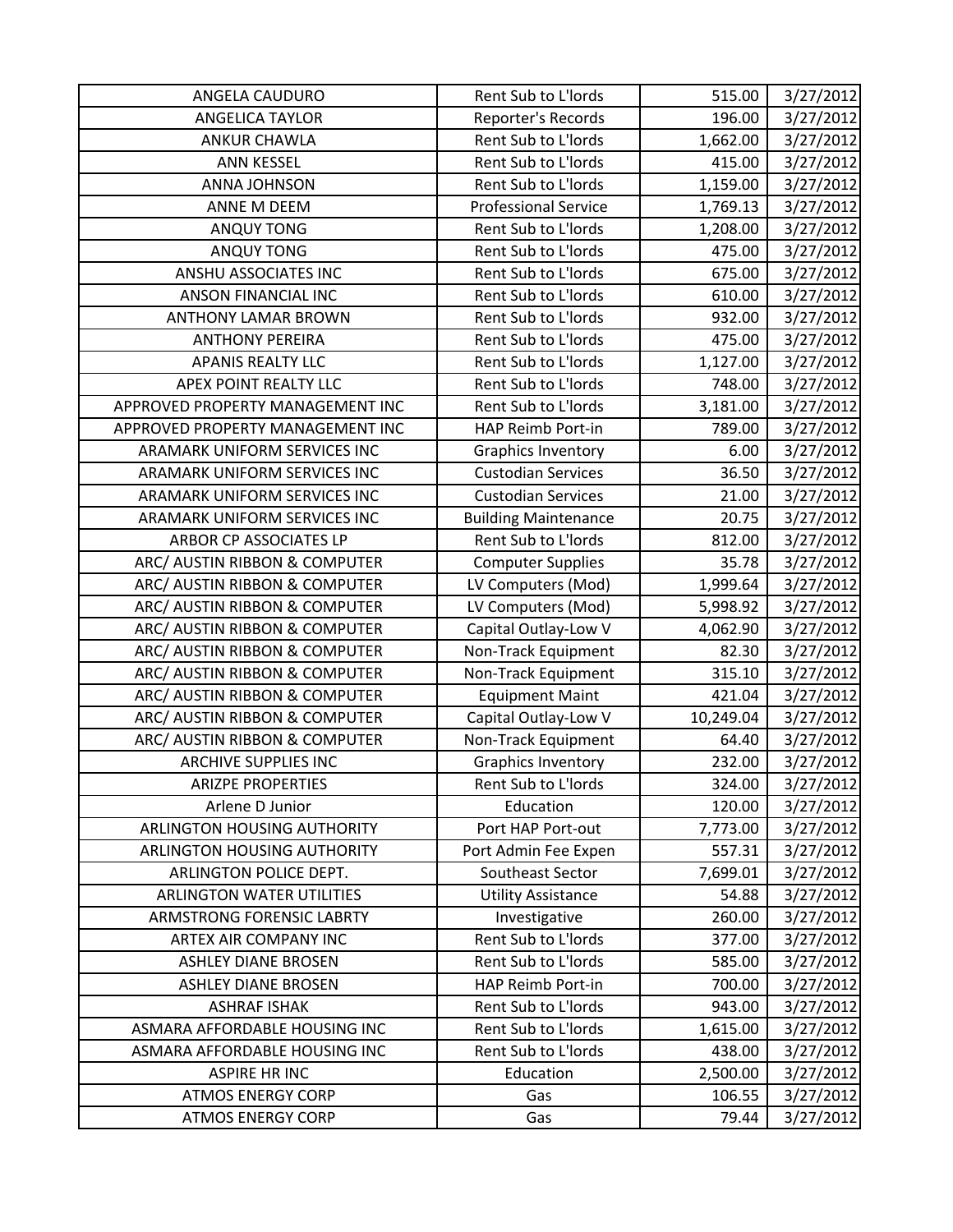| ANGELA CAUDURO | Rent Sub to L'lords | 515.00 | 3/27/2012 |
|---|---|---|---|
| ANGELICA TAYLOR | Reporter's Records | 196.00 | 3/27/2012 |
| ANKUR CHAWLA | Rent Sub to L'lords | 1,662.00 | 3/27/2012 |
| ANN KESSEL | Rent Sub to L'lords | 415.00 | 3/27/2012 |
| ANNA JOHNSON | Rent Sub to L'lords | 1,159.00 | 3/27/2012 |
| ANNE M DEEM | Professional Service | 1,769.13 | 3/27/2012 |
| ANQUY TONG | Rent Sub to L'lords | 1,208.00 | 3/27/2012 |
| ANQUY TONG | Rent Sub to L'lords | 475.00 | 3/27/2012 |
| ANSHU ASSOCIATES INC | Rent Sub to L'lords | 675.00 | 3/27/2012 |
| ANSON FINANCIAL INC | Rent Sub to L'lords | 610.00 | 3/27/2012 |
| ANTHONY LAMAR BROWN | Rent Sub to L'lords | 932.00 | 3/27/2012 |
| ANTHONY PEREIRA | Rent Sub to L'lords | 475.00 | 3/27/2012 |
| APANIS REALTY LLC | Rent Sub to L'lords | 1,127.00 | 3/27/2012 |
| APEX POINT REALTY LLC | Rent Sub to L'lords | 748.00 | 3/27/2012 |
| APPROVED PROPERTY MANAGEMENT INC | Rent Sub to L'lords | 3,181.00 | 3/27/2012 |
| APPROVED PROPERTY MANAGEMENT INC | HAP Reimb Port-in | 789.00 | 3/27/2012 |
| ARAMARK UNIFORM SERVICES INC | Graphics Inventory | 6.00 | 3/27/2012 |
| ARAMARK UNIFORM SERVICES INC | Custodian Services | 36.50 | 3/27/2012 |
| ARAMARK UNIFORM SERVICES INC | Custodian Services | 21.00 | 3/27/2012 |
| ARAMARK UNIFORM SERVICES INC | Building Maintenance | 20.75 | 3/27/2012 |
| ARBOR CP ASSOCIATES LP | Rent Sub to L'lords | 812.00 | 3/27/2012 |
| ARC/ AUSTIN RIBBON & COMPUTER | Computer Supplies | 35.78 | 3/27/2012 |
| ARC/ AUSTIN RIBBON & COMPUTER | LV Computers (Mod) | 1,999.64 | 3/27/2012 |
| ARC/ AUSTIN RIBBON & COMPUTER | LV Computers (Mod) | 5,998.92 | 3/27/2012 |
| ARC/ AUSTIN RIBBON & COMPUTER | Capital Outlay-Low V | 4,062.90 | 3/27/2012 |
| ARC/ AUSTIN RIBBON & COMPUTER | Non-Track Equipment | 82.30 | 3/27/2012 |
| ARC/ AUSTIN RIBBON & COMPUTER | Non-Track Equipment | 315.10 | 3/27/2012 |
| ARC/ AUSTIN RIBBON & COMPUTER | Equipment Maint | 421.04 | 3/27/2012 |
| ARC/ AUSTIN RIBBON & COMPUTER | Capital Outlay-Low V | 10,249.04 | 3/27/2012 |
| ARC/ AUSTIN RIBBON & COMPUTER | Non-Track Equipment | 64.40 | 3/27/2012 |
| ARCHIVE SUPPLIES INC | Graphics Inventory | 232.00 | 3/27/2012 |
| ARIZPE PROPERTIES | Rent Sub to L'lords | 324.00 | 3/27/2012 |
| Arlene D Junior | Education | 120.00 | 3/27/2012 |
| ARLINGTON HOUSING AUTHORITY | Port HAP Port-out | 7,773.00 | 3/27/2012 |
| ARLINGTON HOUSING AUTHORITY | Port Admin Fee Expen | 557.31 | 3/27/2012 |
| ARLINGTON POLICE DEPT. | Southeast Sector | 7,699.01 | 3/27/2012 |
| ARLINGTON WATER UTILITIES | Utility Assistance | 54.88 | 3/27/2012 |
| ARMSTRONG FORENSIC LABRTY | Investigative | 260.00 | 3/27/2012 |
| ARTEX AIR COMPANY INC | Rent Sub to L'lords | 377.00 | 3/27/2012 |
| ASHLEY DIANE BROSEN | Rent Sub to L'lords | 585.00 | 3/27/2012 |
| ASHLEY DIANE BROSEN | HAP Reimb Port-in | 700.00 | 3/27/2012 |
| ASHRAF ISHAK | Rent Sub to L'lords | 943.00 | 3/27/2012 |
| ASMARA AFFORDABLE HOUSING INC | Rent Sub to L'lords | 1,615.00 | 3/27/2012 |
| ASMARA AFFORDABLE HOUSING INC | Rent Sub to L'lords | 438.00 | 3/27/2012 |
| ASPIRE HR INC | Education | 2,500.00 | 3/27/2012 |
| ATMOS ENERGY CORP | Gas | 106.55 | 3/27/2012 |
| ATMOS ENERGY CORP | Gas | 79.44 | 3/27/2012 |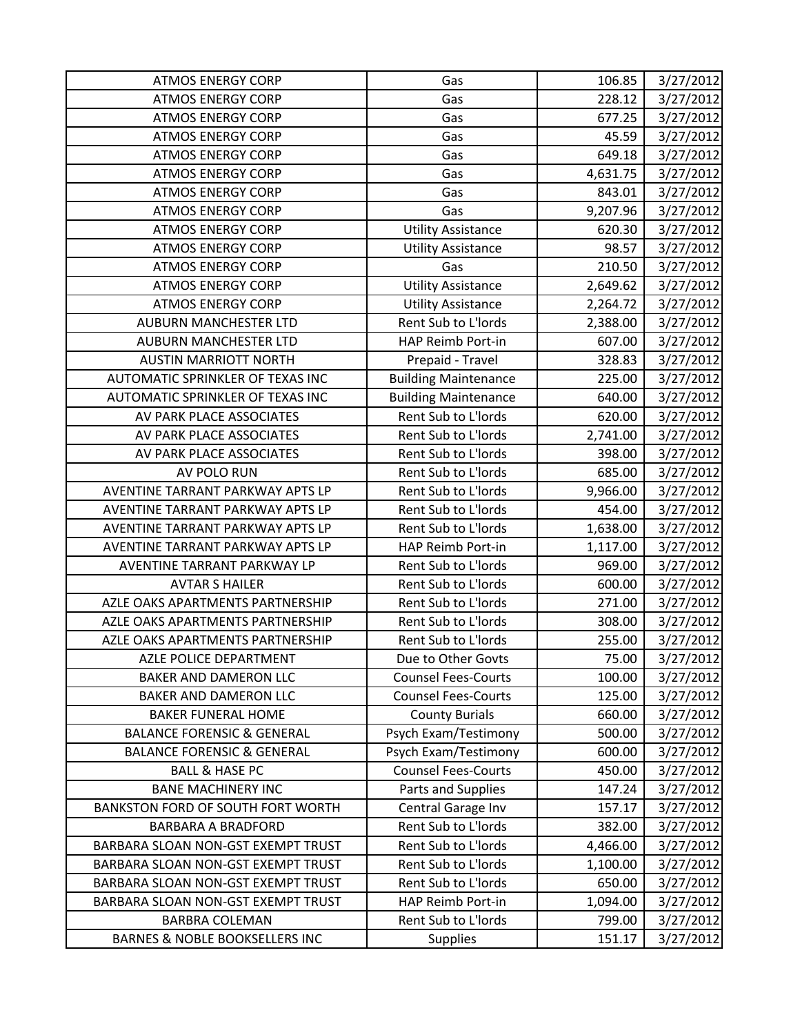| ATMOS ENERGY CORP | Gas | 106.85 | 3/27/2012 |
|---|---|---|---|
| ATMOS ENERGY CORP | Gas | 228.12 | 3/27/2012 |
| ATMOS ENERGY CORP | Gas | 677.25 | 3/27/2012 |
| ATMOS ENERGY CORP | Gas | 45.59 | 3/27/2012 |
| ATMOS ENERGY CORP | Gas | 649.18 | 3/27/2012 |
| ATMOS ENERGY CORP | Gas | 4,631.75 | 3/27/2012 |
| ATMOS ENERGY CORP | Gas | 843.01 | 3/27/2012 |
| ATMOS ENERGY CORP | Gas | 9,207.96 | 3/27/2012 |
| ATMOS ENERGY CORP | Utility Assistance | 620.30 | 3/27/2012 |
| ATMOS ENERGY CORP | Utility Assistance | 98.57 | 3/27/2012 |
| ATMOS ENERGY CORP | Gas | 210.50 | 3/27/2012 |
| ATMOS ENERGY CORP | Utility Assistance | 2,649.62 | 3/27/2012 |
| ATMOS ENERGY CORP | Utility Assistance | 2,264.72 | 3/27/2012 |
| AUBURN MANCHESTER LTD | Rent Sub to L'lords | 2,388.00 | 3/27/2012 |
| AUBURN MANCHESTER LTD | HAP Reimb Port-in | 607.00 | 3/27/2012 |
| AUSTIN MARRIOTT NORTH | Prepaid - Travel | 328.83 | 3/27/2012 |
| AUTOMATIC SPRINKLER OF TEXAS INC | Building Maintenance | 225.00 | 3/27/2012 |
| AUTOMATIC SPRINKLER OF TEXAS INC | Building Maintenance | 640.00 | 3/27/2012 |
| AV PARK PLACE ASSOCIATES | Rent Sub to L'lords | 620.00 | 3/27/2012 |
| AV PARK PLACE ASSOCIATES | Rent Sub to L'lords | 2,741.00 | 3/27/2012 |
| AV PARK PLACE ASSOCIATES | Rent Sub to L'lords | 398.00 | 3/27/2012 |
| AV POLO RUN | Rent Sub to L'lords | 685.00 | 3/27/2012 |
| AVENTINE TARRANT PARKWAY APTS LP | Rent Sub to L'lords | 9,966.00 | 3/27/2012 |
| AVENTINE TARRANT PARKWAY APTS LP | Rent Sub to L'lords | 454.00 | 3/27/2012 |
| AVENTINE TARRANT PARKWAY APTS LP | Rent Sub to L'lords | 1,638.00 | 3/27/2012 |
| AVENTINE TARRANT PARKWAY APTS LP | HAP Reimb Port-in | 1,117.00 | 3/27/2012 |
| AVENTINE TARRANT PARKWAY LP | Rent Sub to L'lords | 969.00 | 3/27/2012 |
| AVTAR S HAILER | Rent Sub to L'lords | 600.00 | 3/27/2012 |
| AZLE OAKS APARTMENTS PARTNERSHIP | Rent Sub to L'lords | 271.00 | 3/27/2012 |
| AZLE OAKS APARTMENTS PARTNERSHIP | Rent Sub to L'lords | 308.00 | 3/27/2012 |
| AZLE OAKS APARTMENTS PARTNERSHIP | Rent Sub to L'lords | 255.00 | 3/27/2012 |
| AZLE POLICE DEPARTMENT | Due to Other Govts | 75.00 | 3/27/2012 |
| BAKER AND DAMERON LLC | Counsel Fees-Courts | 100.00 | 3/27/2012 |
| BAKER AND DAMERON LLC | Counsel Fees-Courts | 125.00 | 3/27/2012 |
| BAKER FUNERAL HOME | County Burials | 660.00 | 3/27/2012 |
| BALANCE FORENSIC & GENERAL | Psych Exam/Testimony | 500.00 | 3/27/2012 |
| BALANCE FORENSIC & GENERAL | Psych Exam/Testimony | 600.00 | 3/27/2012 |
| BALL & HASE PC | Counsel Fees-Courts | 450.00 | 3/27/2012 |
| BANE MACHINERY INC | Parts and Supplies | 147.24 | 3/27/2012 |
| BANKSTON FORD OF SOUTH FORT WORTH | Central Garage Inv | 157.17 | 3/27/2012 |
| BARBARA A BRADFORD | Rent Sub to L'lords | 382.00 | 3/27/2012 |
| BARBARA SLOAN NON-GST EXEMPT TRUST | Rent Sub to L'lords | 4,466.00 | 3/27/2012 |
| BARBARA SLOAN NON-GST EXEMPT TRUST | Rent Sub to L'lords | 1,100.00 | 3/27/2012 |
| BARBARA SLOAN NON-GST EXEMPT TRUST | Rent Sub to L'lords | 650.00 | 3/27/2012 |
| BARBARA SLOAN NON-GST EXEMPT TRUST | HAP Reimb Port-in | 1,094.00 | 3/27/2012 |
| BARBRA COLEMAN | Rent Sub to L'lords | 799.00 | 3/27/2012 |
| BARNES & NOBLE BOOKSELLERS INC | Supplies | 151.17 | 3/27/2012 |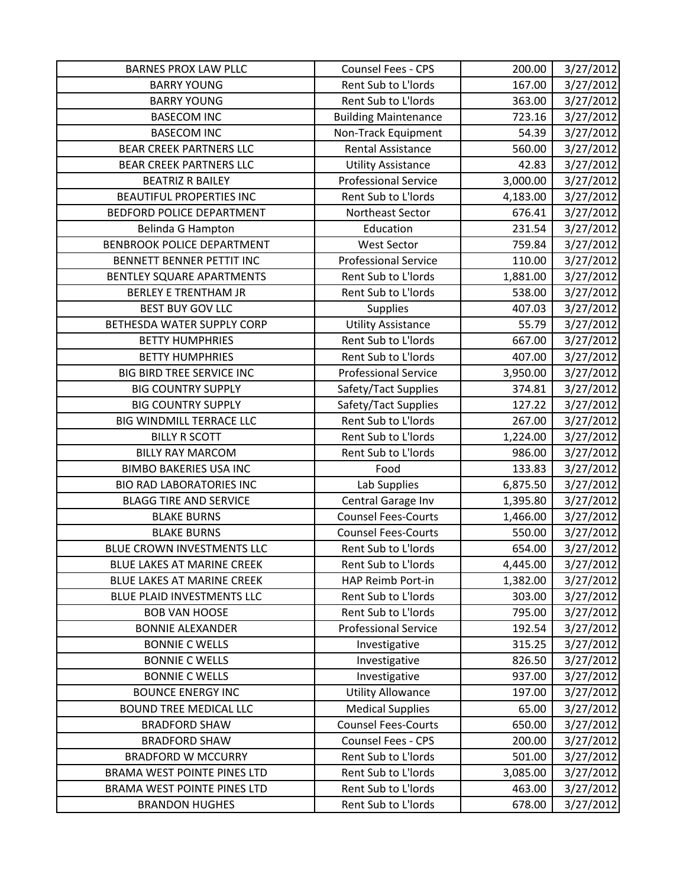| | | | |
|---|---|---|---|
| BARNES PROX LAW PLLC | Counsel Fees - CPS | 200.00 | 3/27/2012 |
| BARRY YOUNG | Rent Sub to L'lords | 167.00 | 3/27/2012 |
| BARRY YOUNG | Rent Sub to L'lords | 363.00 | 3/27/2012 |
| BASECOM INC | Building Maintenance | 723.16 | 3/27/2012 |
| BASECOM INC | Non-Track Equipment | 54.39 | 3/27/2012 |
| BEAR CREEK PARTNERS LLC | Rental Assistance | 560.00 | 3/27/2012 |
| BEAR CREEK PARTNERS LLC | Utility Assistance | 42.83 | 3/27/2012 |
| BEATRIZ R BAILEY | Professional Service | 3,000.00 | 3/27/2012 |
| BEAUTIFUL PROPERTIES INC | Rent Sub to L'lords | 4,183.00 | 3/27/2012 |
| BEDFORD POLICE DEPARTMENT | Northeast Sector | 676.41 | 3/27/2012 |
| Belinda G Hampton | Education | 231.54 | 3/27/2012 |
| BENBROOK POLICE DEPARTMENT | West Sector | 759.84 | 3/27/2012 |
| BENNETT BENNER PETTIT INC | Professional Service | 110.00 | 3/27/2012 |
| BENTLEY SQUARE APARTMENTS | Rent Sub to L'lords | 1,881.00 | 3/27/2012 |
| BERLEY E TRENTHAM JR | Rent Sub to L'lords | 538.00 | 3/27/2012 |
| BEST BUY GOV LLC | Supplies | 407.03 | 3/27/2012 |
| BETHESDA WATER SUPPLY CORP | Utility Assistance | 55.79 | 3/27/2012 |
| BETTY HUMPHRIES | Rent Sub to L'lords | 667.00 | 3/27/2012 |
| BETTY HUMPHRIES | Rent Sub to L'lords | 407.00 | 3/27/2012 |
| BIG BIRD TREE SERVICE INC | Professional Service | 3,950.00 | 3/27/2012 |
| BIG COUNTRY SUPPLY | Safety/Tact Supplies | 374.81 | 3/27/2012 |
| BIG COUNTRY SUPPLY | Safety/Tact Supplies | 127.22 | 3/27/2012 |
| BIG WINDMILL TERRACE LLC | Rent Sub to L'lords | 267.00 | 3/27/2012 |
| BILLY R SCOTT | Rent Sub to L'lords | 1,224.00 | 3/27/2012 |
| BILLY RAY MARCOM | Rent Sub to L'lords | 986.00 | 3/27/2012 |
| BIMBO BAKERIES USA INC | Food | 133.83 | 3/27/2012 |
| BIO RAD LABORATORIES INC | Lab Supplies | 6,875.50 | 3/27/2012 |
| BLAGG TIRE AND SERVICE | Central Garage Inv | 1,395.80 | 3/27/2012 |
| BLAKE BURNS | Counsel Fees-Courts | 1,466.00 | 3/27/2012 |
| BLAKE BURNS | Counsel Fees-Courts | 550.00 | 3/27/2012 |
| BLUE CROWN INVESTMENTS LLC | Rent Sub to L'lords | 654.00 | 3/27/2012 |
| BLUE LAKES AT MARINE CREEK | Rent Sub to L'lords | 4,445.00 | 3/27/2012 |
| BLUE LAKES AT MARINE CREEK | HAP Reimb Port-in | 1,382.00 | 3/27/2012 |
| BLUE PLAID INVESTMENTS LLC | Rent Sub to L'lords | 303.00 | 3/27/2012 |
| BOB VAN HOOSE | Rent Sub to L'lords | 795.00 | 3/27/2012 |
| BONNIE ALEXANDER | Professional Service | 192.54 | 3/27/2012 |
| BONNIE C WELLS | Investigative | 315.25 | 3/27/2012 |
| BONNIE C WELLS | Investigative | 826.50 | 3/27/2012 |
| BONNIE C WELLS | Investigative | 937.00 | 3/27/2012 |
| BOUNCE ENERGY INC | Utility Allowance | 197.00 | 3/27/2012 |
| BOUND TREE MEDICAL LLC | Medical Supplies | 65.00 | 3/27/2012 |
| BRADFORD SHAW | Counsel Fees-Courts | 650.00 | 3/27/2012 |
| BRADFORD SHAW | Counsel Fees - CPS | 200.00 | 3/27/2012 |
| BRADFORD W MCCURRY | Rent Sub to L'lords | 501.00 | 3/27/2012 |
| BRAMA WEST POINTE PINES LTD | Rent Sub to L'lords | 3,085.00 | 3/27/2012 |
| BRAMA WEST POINTE PINES LTD | Rent Sub to L'lords | 463.00 | 3/27/2012 |
| BRANDON HUGHES | Rent Sub to L'lords | 678.00 | 3/27/2012 |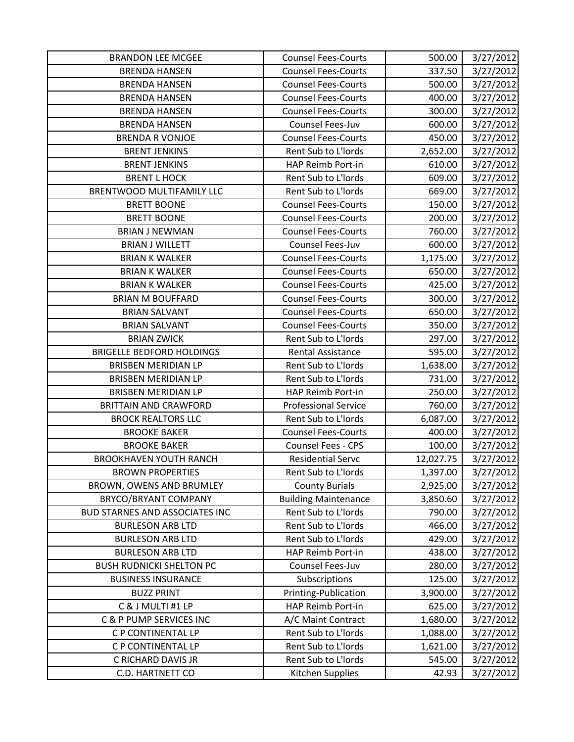| BRANDON LEE MCGEE | Counsel Fees-Courts | 500.00 | 3/27/2012 |
|---|---|---|---|
| BRENDA HANSEN | Counsel Fees-Courts | 337.50 | 3/27/2012 |
| BRENDA HANSEN | Counsel Fees-Courts | 500.00 | 3/27/2012 |
| BRENDA HANSEN | Counsel Fees-Courts | 400.00 | 3/27/2012 |
| BRENDA HANSEN | Counsel Fees-Courts | 300.00 | 3/27/2012 |
| BRENDA HANSEN | Counsel Fees-Juv | 600.00 | 3/27/2012 |
| BRENDA R VONJOE | Counsel Fees-Courts | 450.00 | 3/27/2012 |
| BRENT JENKINS | Rent Sub to L'lords | 2,652.00 | 3/27/2012 |
| BRENT JENKINS | HAP Reimb Port-in | 610.00 | 3/27/2012 |
| BRENT L HOCK | Rent Sub to L'lords | 609.00 | 3/27/2012 |
| BRENTWOOD MULTIFAMILY LLC | Rent Sub to L'lords | 669.00 | 3/27/2012 |
| BRETT BOONE | Counsel Fees-Courts | 150.00 | 3/27/2012 |
| BRETT BOONE | Counsel Fees-Courts | 200.00 | 3/27/2012 |
| BRIAN J NEWMAN | Counsel Fees-Courts | 760.00 | 3/27/2012 |
| BRIAN J WILLETT | Counsel Fees-Juv | 600.00 | 3/27/2012 |
| BRIAN K WALKER | Counsel Fees-Courts | 1,175.00 | 3/27/2012 |
| BRIAN K WALKER | Counsel Fees-Courts | 650.00 | 3/27/2012 |
| BRIAN K WALKER | Counsel Fees-Courts | 425.00 | 3/27/2012 |
| BRIAN M BOUFFARD | Counsel Fees-Courts | 300.00 | 3/27/2012 |
| BRIAN SALVANT | Counsel Fees-Courts | 650.00 | 3/27/2012 |
| BRIAN SALVANT | Counsel Fees-Courts | 350.00 | 3/27/2012 |
| BRIAN ZWICK | Rent Sub to L'lords | 297.00 | 3/27/2012 |
| BRIGELLE BEDFORD HOLDINGS | Rental Assistance | 595.00 | 3/27/2012 |
| BRISBEN MERIDIAN LP | Rent Sub to L'lords | 1,638.00 | 3/27/2012 |
| BRISBEN MERIDIAN LP | Rent Sub to L'lords | 731.00 | 3/27/2012 |
| BRISBEN MERIDIAN LP | HAP Reimb Port-in | 250.00 | 3/27/2012 |
| BRITTAIN AND CRAWFORD | Professional Service | 760.00 | 3/27/2012 |
| BROCK REALTORS LLC | Rent Sub to L'lords | 6,087.00 | 3/27/2012 |
| BROOKE BAKER | Counsel Fees-Courts | 400.00 | 3/27/2012 |
| BROOKE BAKER | Counsel Fees - CPS | 100.00 | 3/27/2012 |
| BROOKHAVEN YOUTH RANCH | Residential Servc | 12,027.75 | 3/27/2012 |
| BROWN PROPERTIES | Rent Sub to L'lords | 1,397.00 | 3/27/2012 |
| BROWN, OWENS AND BRUMLEY | County Burials | 2,925.00 | 3/27/2012 |
| BRYCO/BRYANT COMPANY | Building Maintenance | 3,850.60 | 3/27/2012 |
| BUD STARNES AND ASSOCIATES INC | Rent Sub to L'lords | 790.00 | 3/27/2012 |
| BURLESON ARB LTD | Rent Sub to L'lords | 466.00 | 3/27/2012 |
| BURLESON ARB LTD | Rent Sub to L'lords | 429.00 | 3/27/2012 |
| BURLESON ARB LTD | HAP Reimb Port-in | 438.00 | 3/27/2012 |
| BUSH RUDNICKI SHELTON PC | Counsel Fees-Juv | 280.00 | 3/27/2012 |
| BUSINESS INSURANCE | Subscriptions | 125.00 | 3/27/2012 |
| BUZZ PRINT | Printing-Publication | 3,900.00 | 3/27/2012 |
| C & J MULTI #1 LP | HAP Reimb Port-in | 625.00 | 3/27/2012 |
| C & P PUMP SERVICES INC | A/C Maint Contract | 1,680.00 | 3/27/2012 |
| C P CONTINENTAL LP | Rent Sub to L'lords | 1,088.00 | 3/27/2012 |
| C P CONTINENTAL LP | Rent Sub to L'lords | 1,621.00 | 3/27/2012 |
| C RICHARD DAVIS JR | Rent Sub to L'lords | 545.00 | 3/27/2012 |
| C.D. HARTNETT CO | Kitchen Supplies | 42.93 | 3/27/2012 |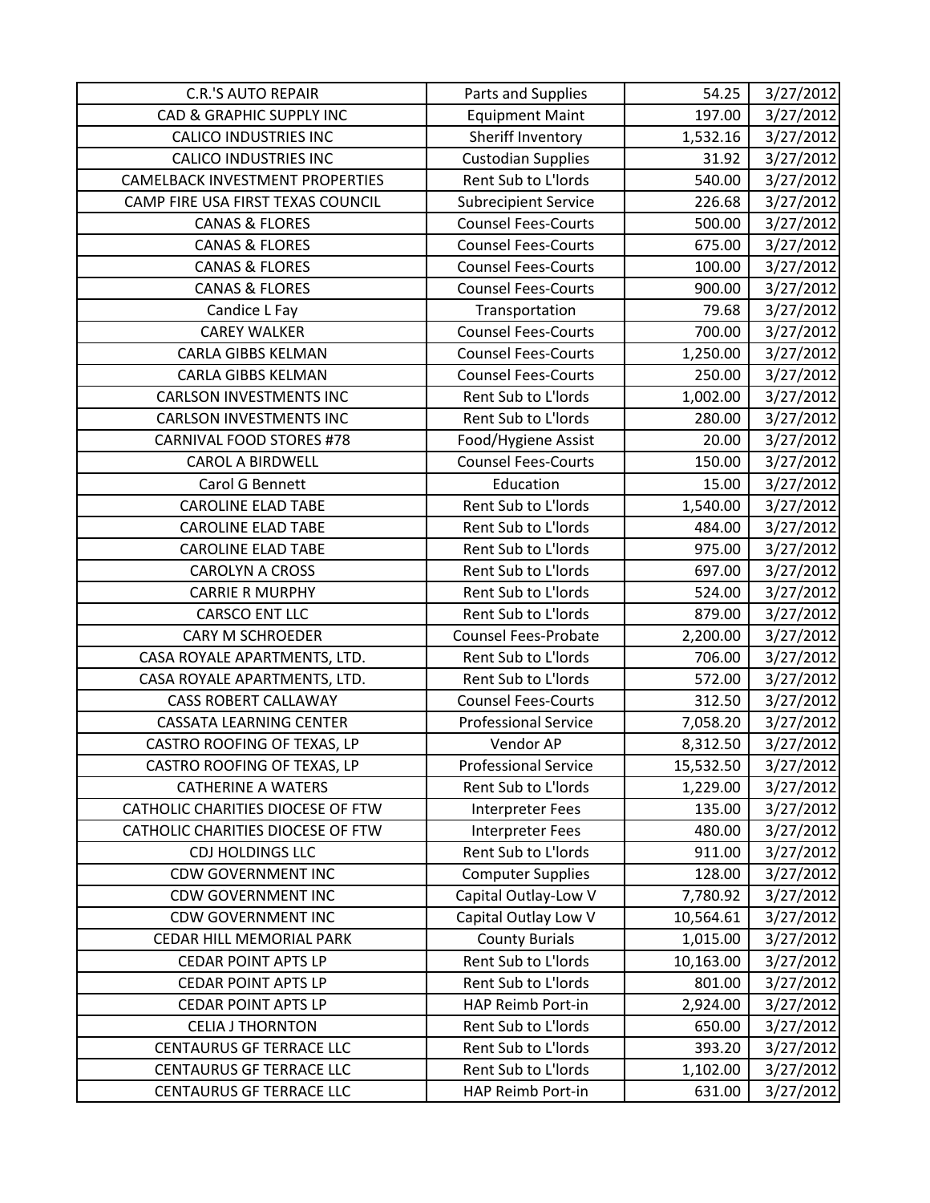| C.R.'S AUTO REPAIR | Parts and Supplies | 54.25 | 3/27/2012 |
|---|---|---|---|
| CAD & GRAPHIC SUPPLY INC | Equipment Maint | 197.00 | 3/27/2012 |
| CALICO INDUSTRIES INC | Sheriff Inventory | 1,532.16 | 3/27/2012 |
| CALICO INDUSTRIES INC | Custodian Supplies | 31.92 | 3/27/2012 |
| CAMELBACK INVESTMENT PROPERTIES | Rent Sub to L'lords | 540.00 | 3/27/2012 |
| CAMP FIRE USA FIRST TEXAS COUNCIL | Subrecipient Service | 226.68 | 3/27/2012 |
| CANAS & FLORES | Counsel Fees-Courts | 500.00 | 3/27/2012 |
| CANAS & FLORES | Counsel Fees-Courts | 675.00 | 3/27/2012 |
| CANAS & FLORES | Counsel Fees-Courts | 100.00 | 3/27/2012 |
| CANAS & FLORES | Counsel Fees-Courts | 900.00 | 3/27/2012 |
| Candice L Fay | Transportation | 79.68 | 3/27/2012 |
| CAREY WALKER | Counsel Fees-Courts | 700.00 | 3/27/2012 |
| CARLA GIBBS KELMAN | Counsel Fees-Courts | 1,250.00 | 3/27/2012 |
| CARLA GIBBS KELMAN | Counsel Fees-Courts | 250.00 | 3/27/2012 |
| CARLSON INVESTMENTS INC | Rent Sub to L'lords | 1,002.00 | 3/27/2012 |
| CARLSON INVESTMENTS INC | Rent Sub to L'lords | 280.00 | 3/27/2012 |
| CARNIVAL FOOD STORES #78 | Food/Hygiene Assist | 20.00 | 3/27/2012 |
| CAROL A BIRDWELL | Counsel Fees-Courts | 150.00 | 3/27/2012 |
| Carol G Bennett | Education | 15.00 | 3/27/2012 |
| CAROLINE ELAD TABE | Rent Sub to L'lords | 1,540.00 | 3/27/2012 |
| CAROLINE ELAD TABE | Rent Sub to L'lords | 484.00 | 3/27/2012 |
| CAROLINE ELAD TABE | Rent Sub to L'lords | 975.00 | 3/27/2012 |
| CAROLYN A CROSS | Rent Sub to L'lords | 697.00 | 3/27/2012 |
| CARRIE R MURPHY | Rent Sub to L'lords | 524.00 | 3/27/2012 |
| CARSCO ENT LLC | Rent Sub to L'lords | 879.00 | 3/27/2012 |
| CARY M SCHROEDER | Counsel Fees-Probate | 2,200.00 | 3/27/2012 |
| CASA ROYALE APARTMENTS, LTD. | Rent Sub to L'lords | 706.00 | 3/27/2012 |
| CASA ROYALE APARTMENTS, LTD. | Rent Sub to L'lords | 572.00 | 3/27/2012 |
| CASS ROBERT CALLAWAY | Counsel Fees-Courts | 312.50 | 3/27/2012 |
| CASSATA LEARNING CENTER | Professional Service | 7,058.20 | 3/27/2012 |
| CASTRO ROOFING OF TEXAS, LP | Vendor AP | 8,312.50 | 3/27/2012 |
| CASTRO ROOFING OF TEXAS, LP | Professional Service | 15,532.50 | 3/27/2012 |
| CATHERINE A WATERS | Rent Sub to L'lords | 1,229.00 | 3/27/2012 |
| CATHOLIC CHARITIES DIOCESE OF FTW | Interpreter Fees | 135.00 | 3/27/2012 |
| CATHOLIC CHARITIES DIOCESE OF FTW | Interpreter Fees | 480.00 | 3/27/2012 |
| CDJ HOLDINGS LLC | Rent Sub to L'lords | 911.00 | 3/27/2012 |
| CDW GOVERNMENT INC | Computer Supplies | 128.00 | 3/27/2012 |
| CDW GOVERNMENT INC | Capital Outlay-Low V | 7,780.92 | 3/27/2012 |
| CDW GOVERNMENT INC | Capital Outlay Low V | 10,564.61 | 3/27/2012 |
| CEDAR HILL MEMORIAL PARK | County Burials | 1,015.00 | 3/27/2012 |
| CEDAR POINT APTS LP | Rent Sub to L'lords | 10,163.00 | 3/27/2012 |
| CEDAR POINT APTS LP | Rent Sub to L'lords | 801.00 | 3/27/2012 |
| CEDAR POINT APTS LP | HAP Reimb Port-in | 2,924.00 | 3/27/2012 |
| CELIA J THORNTON | Rent Sub to L'lords | 650.00 | 3/27/2012 |
| CENTAURUS GF TERRACE LLC | Rent Sub to L'lords | 393.20 | 3/27/2012 |
| CENTAURUS GF TERRACE LLC | Rent Sub to L'lords | 1,102.00 | 3/27/2012 |
| CENTAURUS GF TERRACE LLC | HAP Reimb Port-in | 631.00 | 3/27/2012 |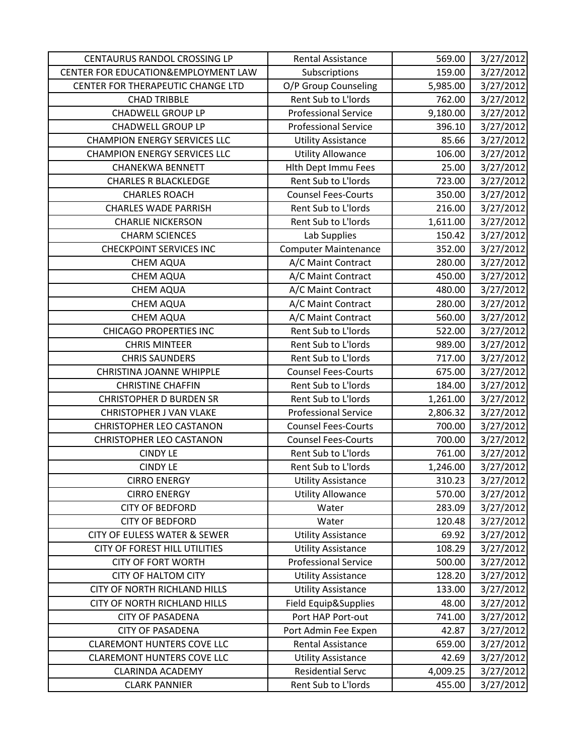| | | | |
|---|---|---|---|
| CENTAURUS RANDOL CROSSING LP | Rental Assistance | 569.00 | 3/27/2012 |
| CENTER FOR EDUCATION&EMPLOYMENT LAW | Subscriptions | 159.00 | 3/27/2012 |
| CENTER FOR THERAPEUTIC CHANGE LTD | O/P Group Counseling | 5,985.00 | 3/27/2012 |
| CHAD TRIBBLE | Rent Sub to L'lords | 762.00 | 3/27/2012 |
| CHADWELL GROUP LP | Professional Service | 9,180.00 | 3/27/2012 |
| CHADWELL GROUP LP | Professional Service | 396.10 | 3/27/2012 |
| CHAMPION ENERGY SERVICES LLC | Utility Assistance | 85.66 | 3/27/2012 |
| CHAMPION ENERGY SERVICES LLC | Utility Allowance | 106.00 | 3/27/2012 |
| CHANEKWA BENNETT | Hlth Dept Immu Fees | 25.00 | 3/27/2012 |
| CHARLES R BLACKLEDGE | Rent Sub to L'lords | 723.00 | 3/27/2012 |
| CHARLES ROACH | Counsel Fees-Courts | 350.00 | 3/27/2012 |
| CHARLES WADE PARRISH | Rent Sub to L'lords | 216.00 | 3/27/2012 |
| CHARLIE NICKERSON | Rent Sub to L'lords | 1,611.00 | 3/27/2012 |
| CHARM SCIENCES | Lab Supplies | 150.42 | 3/27/2012 |
| CHECKPOINT SERVICES INC | Computer Maintenance | 352.00 | 3/27/2012 |
| CHEM AQUA | A/C Maint Contract | 280.00 | 3/27/2012 |
| CHEM AQUA | A/C Maint Contract | 450.00 | 3/27/2012 |
| CHEM AQUA | A/C Maint Contract | 480.00 | 3/27/2012 |
| CHEM AQUA | A/C Maint Contract | 280.00 | 3/27/2012 |
| CHEM AQUA | A/C Maint Contract | 560.00 | 3/27/2012 |
| CHICAGO PROPERTIES INC | Rent Sub to L'lords | 522.00 | 3/27/2012 |
| CHRIS MINTEER | Rent Sub to L'lords | 989.00 | 3/27/2012 |
| CHRIS SAUNDERS | Rent Sub to L'lords | 717.00 | 3/27/2012 |
| CHRISTINA JOANNE WHIPPLE | Counsel Fees-Courts | 675.00 | 3/27/2012 |
| CHRISTINE CHAFFIN | Rent Sub to L'lords | 184.00 | 3/27/2012 |
| CHRISTOPHER D BURDEN SR | Rent Sub to L'lords | 1,261.00 | 3/27/2012 |
| CHRISTOPHER J VAN VLAKE | Professional Service | 2,806.32 | 3/27/2012 |
| CHRISTOPHER LEO CASTANON | Counsel Fees-Courts | 700.00 | 3/27/2012 |
| CHRISTOPHER LEO CASTANON | Counsel Fees-Courts | 700.00 | 3/27/2012 |
| CINDY LE | Rent Sub to L'lords | 761.00 | 3/27/2012 |
| CINDY LE | Rent Sub to L'lords | 1,246.00 | 3/27/2012 |
| CIRRO ENERGY | Utility Assistance | 310.23 | 3/27/2012 |
| CIRRO ENERGY | Utility Allowance | 570.00 | 3/27/2012 |
| CITY OF BEDFORD | Water | 283.09 | 3/27/2012 |
| CITY OF BEDFORD | Water | 120.48 | 3/27/2012 |
| CITY OF EULESS WATER & SEWER | Utility Assistance | 69.92 | 3/27/2012 |
| CITY OF FOREST HILL UTILITIES | Utility Assistance | 108.29 | 3/27/2012 |
| CITY OF FORT WORTH | Professional Service | 500.00 | 3/27/2012 |
| CITY OF HALTOM CITY | Utility Assistance | 128.20 | 3/27/2012 |
| CITY OF NORTH RICHLAND HILLS | Utility Assistance | 133.00 | 3/27/2012 |
| CITY OF NORTH RICHLAND HILLS | Field Equip&Supplies | 48.00 | 3/27/2012 |
| CITY OF PASADENA | Port HAP Port-out | 741.00 | 3/27/2012 |
| CITY OF PASADENA | Port Admin Fee Expen | 42.87 | 3/27/2012 |
| CLAREMONT HUNTERS COVE LLC | Rental Assistance | 659.00 | 3/27/2012 |
| CLAREMONT HUNTERS COVE LLC | Utility Assistance | 42.69 | 3/27/2012 |
| CLARINDA ACADEMY | Residential Servc | 4,009.25 | 3/27/2012 |
| CLARK PANNIER | Rent Sub to L'lords | 455.00 | 3/27/2012 |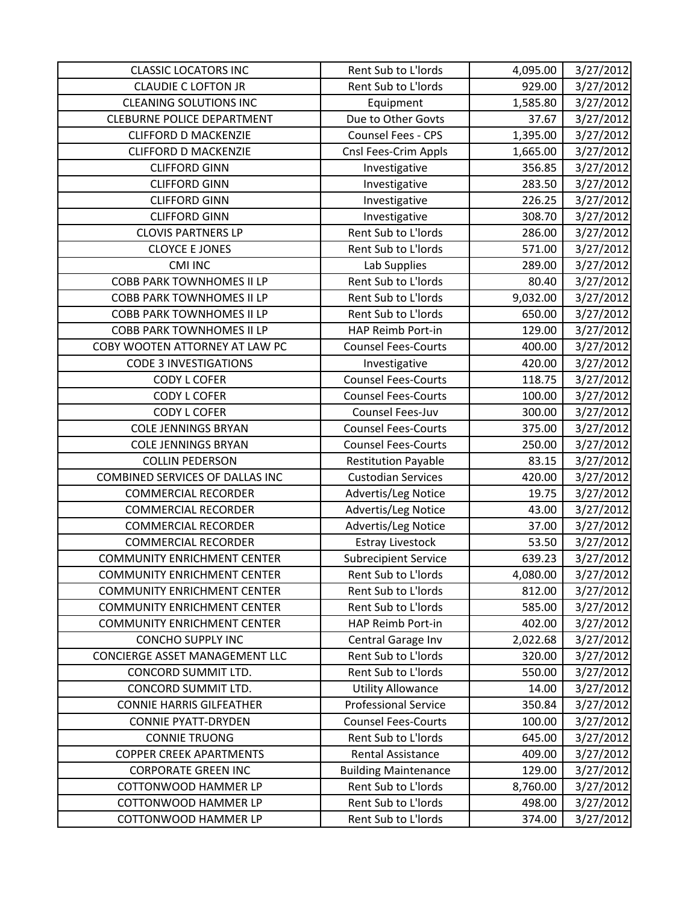| | | | |
|---|---|---|---|
| CLASSIC LOCATORS INC | Rent Sub to L'lords | 4,095.00 | 3/27/2012 |
| CLAUDIE C LOFTON JR | Rent Sub to L'lords | 929.00 | 3/27/2012 |
| CLEANING SOLUTIONS INC | Equipment | 1,585.80 | 3/27/2012 |
| CLEBURNE POLICE DEPARTMENT | Due to Other Govts | 37.67 | 3/27/2012 |
| CLIFFORD D MACKENZIE | Counsel Fees - CPS | 1,395.00 | 3/27/2012 |
| CLIFFORD D MACKENZIE | Cnsl Fees-Crim Appls | 1,665.00 | 3/27/2012 |
| CLIFFORD GINN | Investigative | 356.85 | 3/27/2012 |
| CLIFFORD GINN | Investigative | 283.50 | 3/27/2012 |
| CLIFFORD GINN | Investigative | 226.25 | 3/27/2012 |
| CLIFFORD GINN | Investigative | 308.70 | 3/27/2012 |
| CLOVIS PARTNERS LP | Rent Sub to L'lords | 286.00 | 3/27/2012 |
| CLOYCE E JONES | Rent Sub to L'lords | 571.00 | 3/27/2012 |
| CMI INC | Lab Supplies | 289.00 | 3/27/2012 |
| COBB PARK TOWNHOMES II LP | Rent Sub to L'lords | 80.40 | 3/27/2012 |
| COBB PARK TOWNHOMES II LP | Rent Sub to L'lords | 9,032.00 | 3/27/2012 |
| COBB PARK TOWNHOMES II LP | Rent Sub to L'lords | 650.00 | 3/27/2012 |
| COBB PARK TOWNHOMES II LP | HAP Reimb Port-in | 129.00 | 3/27/2012 |
| COBY WOOTEN ATTORNEY AT LAW PC | Counsel Fees-Courts | 400.00 | 3/27/2012 |
| CODE 3 INVESTIGATIONS | Investigative | 420.00 | 3/27/2012 |
| CODY L COFER | Counsel Fees-Courts | 118.75 | 3/27/2012 |
| CODY L COFER | Counsel Fees-Courts | 100.00 | 3/27/2012 |
| CODY L COFER | Counsel Fees-Juv | 300.00 | 3/27/2012 |
| COLE JENNINGS BRYAN | Counsel Fees-Courts | 375.00 | 3/27/2012 |
| COLE JENNINGS BRYAN | Counsel Fees-Courts | 250.00 | 3/27/2012 |
| COLLIN PEDERSON | Restitution Payable | 83.15 | 3/27/2012 |
| COMBINED SERVICES OF DALLAS INC | Custodian Services | 420.00 | 3/27/2012 |
| COMMERCIAL RECORDER | Advertis/Leg Notice | 19.75 | 3/27/2012 |
| COMMERCIAL RECORDER | Advertis/Leg Notice | 43.00 | 3/27/2012 |
| COMMERCIAL RECORDER | Advertis/Leg Notice | 37.00 | 3/27/2012 |
| COMMERCIAL RECORDER | Estray Livestock | 53.50 | 3/27/2012 |
| COMMUNITY ENRICHMENT CENTER | Subrecipient Service | 639.23 | 3/27/2012 |
| COMMUNITY ENRICHMENT CENTER | Rent Sub to L'lords | 4,080.00 | 3/27/2012 |
| COMMUNITY ENRICHMENT CENTER | Rent Sub to L'lords | 812.00 | 3/27/2012 |
| COMMUNITY ENRICHMENT CENTER | Rent Sub to L'lords | 585.00 | 3/27/2012 |
| COMMUNITY ENRICHMENT CENTER | HAP Reimb Port-in | 402.00 | 3/27/2012 |
| CONCHO SUPPLY INC | Central Garage Inv | 2,022.68 | 3/27/2012 |
| CONCIERGE ASSET MANAGEMENT LLC | Rent Sub to L'lords | 320.00 | 3/27/2012 |
| CONCORD SUMMIT LTD. | Rent Sub to L'lords | 550.00 | 3/27/2012 |
| CONCORD SUMMIT LTD. | Utility Allowance | 14.00 | 3/27/2012 |
| CONNIE HARRIS GILFEATHER | Professional Service | 350.84 | 3/27/2012 |
| CONNIE PYATT-DRYDEN | Counsel Fees-Courts | 100.00 | 3/27/2012 |
| CONNIE TRUONG | Rent Sub to L'lords | 645.00 | 3/27/2012 |
| COPPER CREEK APARTMENTS | Rental Assistance | 409.00 | 3/27/2012 |
| CORPORATE GREEN INC | Building Maintenance | 129.00 | 3/27/2012 |
| COTTONWOOD HAMMER LP | Rent Sub to L'lords | 8,760.00 | 3/27/2012 |
| COTTONWOOD HAMMER LP | Rent Sub to L'lords | 498.00 | 3/27/2012 |
| COTTONWOOD HAMMER LP | Rent Sub to L'lords | 374.00 | 3/27/2012 |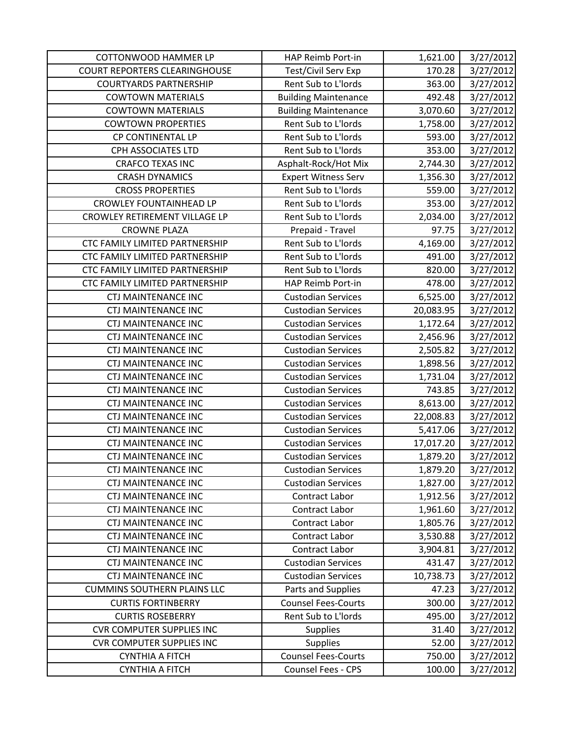| | | | |
|---|---|---|---|
| COTTONWOOD HAMMER LP | HAP Reimb Port-in | 1,621.00 | 3/27/2012 |
| COURT REPORTERS CLEARINGHOUSE | Test/Civil Serv Exp | 170.28 | 3/27/2012 |
| COURTYARDS PARTNERSHIP | Rent Sub to L'lords | 363.00 | 3/27/2012 |
| COWTOWN MATERIALS | Building Maintenance | 492.48 | 3/27/2012 |
| COWTOWN MATERIALS | Building Maintenance | 3,070.60 | 3/27/2012 |
| COWTOWN PROPERTIES | Rent Sub to L'lords | 1,758.00 | 3/27/2012 |
| CP CONTINENTAL LP | Rent Sub to L'lords | 593.00 | 3/27/2012 |
| CPH ASSOCIATES LTD | Rent Sub to L'lords | 353.00 | 3/27/2012 |
| CRAFCO TEXAS INC | Asphalt-Rock/Hot Mix | 2,744.30 | 3/27/2012 |
| CRASH DYNAMICS | Expert Witness Serv | 1,356.30 | 3/27/2012 |
| CROSS PROPERTIES | Rent Sub to L'lords | 559.00 | 3/27/2012 |
| CROWLEY FOUNTAINHEAD LP | Rent Sub to L'lords | 353.00 | 3/27/2012 |
| CROWLEY RETIREMENT VILLAGE LP | Rent Sub to L'lords | 2,034.00 | 3/27/2012 |
| CROWNE PLAZA | Prepaid - Travel | 97.75 | 3/27/2012 |
| CTC FAMILY LIMITED PARTNERSHIP | Rent Sub to L'lords | 4,169.00 | 3/27/2012 |
| CTC FAMILY LIMITED PARTNERSHIP | Rent Sub to L'lords | 491.00 | 3/27/2012 |
| CTC FAMILY LIMITED PARTNERSHIP | Rent Sub to L'lords | 820.00 | 3/27/2012 |
| CTC FAMILY LIMITED PARTNERSHIP | HAP Reimb Port-in | 478.00 | 3/27/2012 |
| CTJ MAINTENANCE INC | Custodian Services | 6,525.00 | 3/27/2012 |
| CTJ MAINTENANCE INC | Custodian Services | 20,083.95 | 3/27/2012 |
| CTJ MAINTENANCE INC | Custodian Services | 1,172.64 | 3/27/2012 |
| CTJ MAINTENANCE INC | Custodian Services | 2,456.96 | 3/27/2012 |
| CTJ MAINTENANCE INC | Custodian Services | 2,505.82 | 3/27/2012 |
| CTJ MAINTENANCE INC | Custodian Services | 1,898.56 | 3/27/2012 |
| CTJ MAINTENANCE INC | Custodian Services | 1,731.04 | 3/27/2012 |
| CTJ MAINTENANCE INC | Custodian Services | 743.85 | 3/27/2012 |
| CTJ MAINTENANCE INC | Custodian Services | 8,613.00 | 3/27/2012 |
| CTJ MAINTENANCE INC | Custodian Services | 22,008.83 | 3/27/2012 |
| CTJ MAINTENANCE INC | Custodian Services | 5,417.06 | 3/27/2012 |
| CTJ MAINTENANCE INC | Custodian Services | 17,017.20 | 3/27/2012 |
| CTJ MAINTENANCE INC | Custodian Services | 1,879.20 | 3/27/2012 |
| CTJ MAINTENANCE INC | Custodian Services | 1,879.20 | 3/27/2012 |
| CTJ MAINTENANCE INC | Custodian Services | 1,827.00 | 3/27/2012 |
| CTJ MAINTENANCE INC | Contract Labor | 1,912.56 | 3/27/2012 |
| CTJ MAINTENANCE INC | Contract Labor | 1,961.60 | 3/27/2012 |
| CTJ MAINTENANCE INC | Contract Labor | 1,805.76 | 3/27/2012 |
| CTJ MAINTENANCE INC | Contract Labor | 3,530.88 | 3/27/2012 |
| CTJ MAINTENANCE INC | Contract Labor | 3,904.81 | 3/27/2012 |
| CTJ MAINTENANCE INC | Custodian Services | 431.47 | 3/27/2012 |
| CTJ MAINTENANCE INC | Custodian Services | 10,738.73 | 3/27/2012 |
| CUMMINS SOUTHERN PLAINS LLC | Parts and Supplies | 47.23 | 3/27/2012 |
| CURTIS FORTINBERRY | Counsel Fees-Courts | 300.00 | 3/27/2012 |
| CURTIS ROSEBERRY | Rent Sub to L'lords | 495.00 | 3/27/2012 |
| CVR COMPUTER SUPPLIES INC | Supplies | 31.40 | 3/27/2012 |
| CVR COMPUTER SUPPLIES INC | Supplies | 52.00 | 3/27/2012 |
| CYNTHIA A FITCH | Counsel Fees-Courts | 750.00 | 3/27/2012 |
| CYNTHIA A FITCH | Counsel Fees - CPS | 100.00 | 3/27/2012 |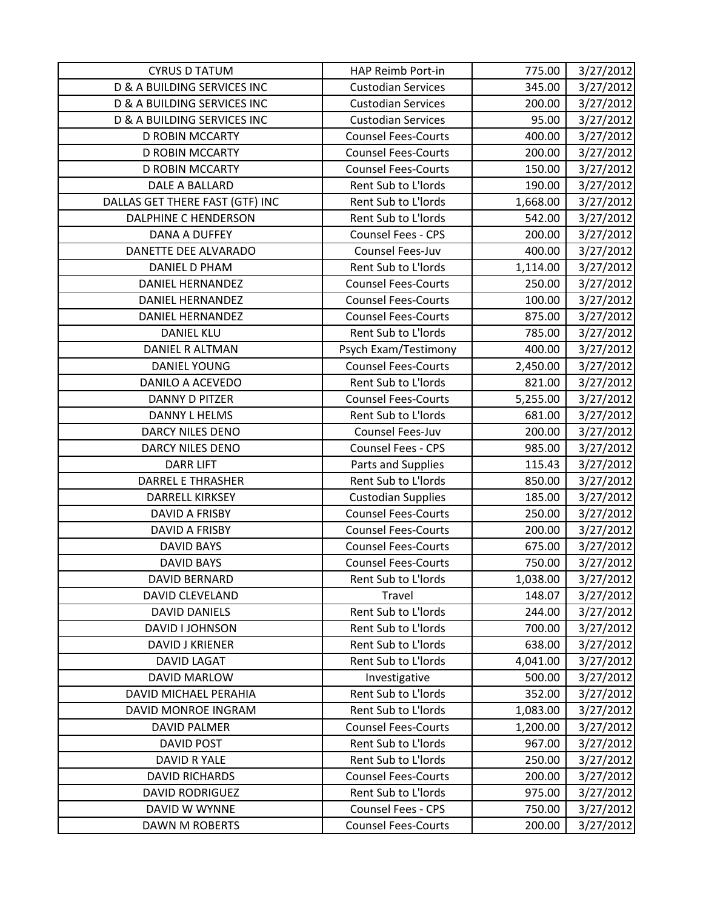| | | | |
|---|---|---|---|
| CYRUS D TATUM | HAP Reimb Port-in | 775.00 | 3/27/2012 |
| D & A BUILDING SERVICES INC | Custodian Services | 345.00 | 3/27/2012 |
| D & A BUILDING SERVICES INC | Custodian Services | 200.00 | 3/27/2012 |
| D & A BUILDING SERVICES INC | Custodian Services | 95.00 | 3/27/2012 |
| D ROBIN MCCARTY | Counsel Fees-Courts | 400.00 | 3/27/2012 |
| D ROBIN MCCARTY | Counsel Fees-Courts | 200.00 | 3/27/2012 |
| D ROBIN MCCARTY | Counsel Fees-Courts | 150.00 | 3/27/2012 |
| DALE A BALLARD | Rent Sub to L'lords | 190.00 | 3/27/2012 |
| DALLAS GET THERE FAST (GTF) INC | Rent Sub to L'lords | 1,668.00 | 3/27/2012 |
| DALPHINE C HENDERSON | Rent Sub to L'lords | 542.00 | 3/27/2012 |
| DANA A DUFFEY | Counsel Fees - CPS | 200.00 | 3/27/2012 |
| DANETTE DEE ALVARADO | Counsel Fees-Juv | 400.00 | 3/27/2012 |
| DANIEL D PHAM | Rent Sub to L'lords | 1,114.00 | 3/27/2012 |
| DANIEL HERNANDEZ | Counsel Fees-Courts | 250.00 | 3/27/2012 |
| DANIEL HERNANDEZ | Counsel Fees-Courts | 100.00 | 3/27/2012 |
| DANIEL HERNANDEZ | Counsel Fees-Courts | 875.00 | 3/27/2012 |
| DANIEL KLU | Rent Sub to L'lords | 785.00 | 3/27/2012 |
| DANIEL R ALTMAN | Psych Exam/Testimony | 400.00 | 3/27/2012 |
| DANIEL YOUNG | Counsel Fees-Courts | 2,450.00 | 3/27/2012 |
| DANILO A ACEVEDO | Rent Sub to L'lords | 821.00 | 3/27/2012 |
| DANNY D PITZER | Counsel Fees-Courts | 5,255.00 | 3/27/2012 |
| DANNY L HELMS | Rent Sub to L'lords | 681.00 | 3/27/2012 |
| DARCY NILES DENO | Counsel Fees-Juv | 200.00 | 3/27/2012 |
| DARCY NILES DENO | Counsel Fees - CPS | 985.00 | 3/27/2012 |
| DARR LIFT | Parts and Supplies | 115.43 | 3/27/2012 |
| DARREL E THRASHER | Rent Sub to L'lords | 850.00 | 3/27/2012 |
| DARRELL KIRKSEY | Custodian Supplies | 185.00 | 3/27/2012 |
| DAVID A FRISBY | Counsel Fees-Courts | 250.00 | 3/27/2012 |
| DAVID A FRISBY | Counsel Fees-Courts | 200.00 | 3/27/2012 |
| DAVID BAYS | Counsel Fees-Courts | 675.00 | 3/27/2012 |
| DAVID BAYS | Counsel Fees-Courts | 750.00 | 3/27/2012 |
| DAVID BERNARD | Rent Sub to L'lords | 1,038.00 | 3/27/2012 |
| DAVID CLEVELAND | Travel | 148.07 | 3/27/2012 |
| DAVID DANIELS | Rent Sub to L'lords | 244.00 | 3/27/2012 |
| DAVID I JOHNSON | Rent Sub to L'lords | 700.00 | 3/27/2012 |
| DAVID J KRIENER | Rent Sub to L'lords | 638.00 | 3/27/2012 |
| DAVID LAGAT | Rent Sub to L'lords | 4,041.00 | 3/27/2012 |
| DAVID MARLOW | Investigative | 500.00 | 3/27/2012 |
| DAVID MICHAEL PERAHIA | Rent Sub to L'lords | 352.00 | 3/27/2012 |
| DAVID MONROE INGRAM | Rent Sub to L'lords | 1,083.00 | 3/27/2012 |
| DAVID PALMER | Counsel Fees-Courts | 1,200.00 | 3/27/2012 |
| DAVID POST | Rent Sub to L'lords | 967.00 | 3/27/2012 |
| DAVID R YALE | Rent Sub to L'lords | 250.00 | 3/27/2012 |
| DAVID RICHARDS | Counsel Fees-Courts | 200.00 | 3/27/2012 |
| DAVID RODRIGUEZ | Rent Sub to L'lords | 975.00 | 3/27/2012 |
| DAVID W WYNNE | Counsel Fees - CPS | 750.00 | 3/27/2012 |
| DAWN M ROBERTS | Counsel Fees-Courts | 200.00 | 3/27/2012 |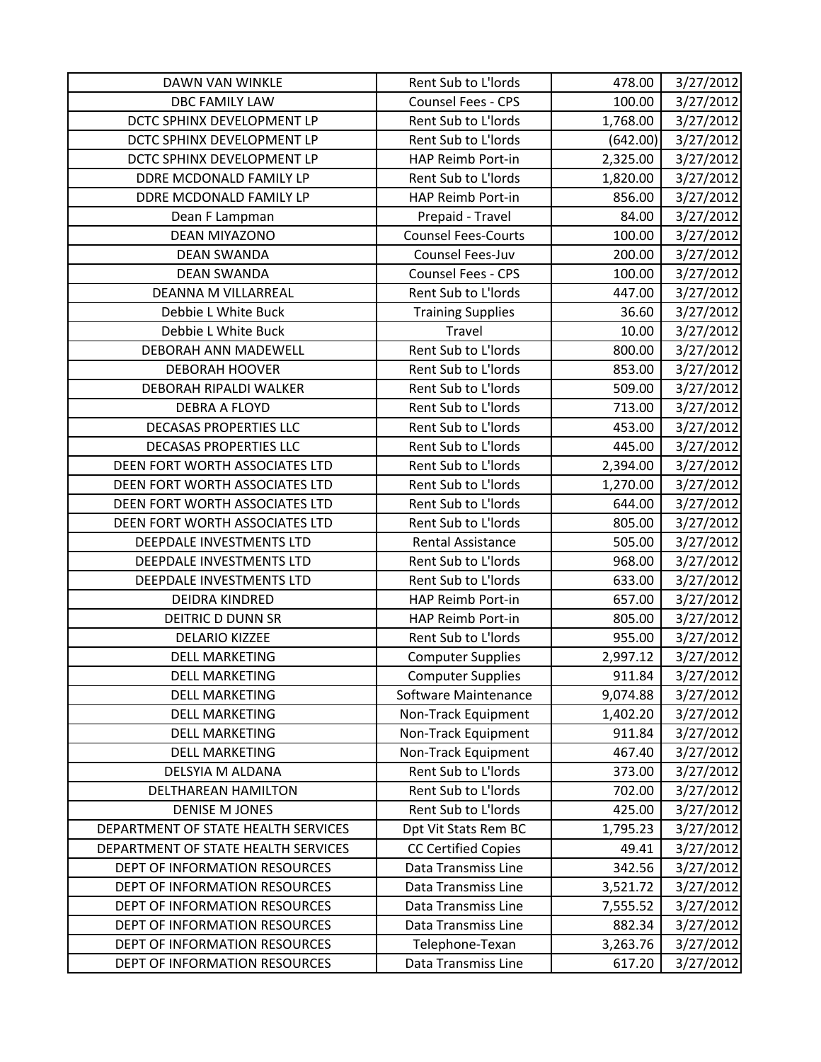| | | | |
|---|---|---|---|
| DAWN VAN WINKLE | Rent Sub to L'lords | 478.00 | 3/27/2012 |
| DBC FAMILY LAW | Counsel Fees - CPS | 100.00 | 3/27/2012 |
| DCTC SPHINX DEVELOPMENT LP | Rent Sub to L'lords | 1,768.00 | 3/27/2012 |
| DCTC SPHINX DEVELOPMENT LP | Rent Sub to L'lords | (642.00) | 3/27/2012 |
| DCTC SPHINX DEVELOPMENT LP | HAP Reimb Port-in | 2,325.00 | 3/27/2012 |
| DDRE MCDONALD FAMILY LP | Rent Sub to L'lords | 1,820.00 | 3/27/2012 |
| DDRE MCDONALD FAMILY LP | HAP Reimb Port-in | 856.00 | 3/27/2012 |
| Dean F Lampman | Prepaid - Travel | 84.00 | 3/27/2012 |
| DEAN MIYAZONO | Counsel Fees-Courts | 100.00 | 3/27/2012 |
| DEAN SWANDA | Counsel Fees-Juv | 200.00 | 3/27/2012 |
| DEAN SWANDA | Counsel Fees - CPS | 100.00 | 3/27/2012 |
| DEANNA M VILLARREAL | Rent Sub to L'lords | 447.00 | 3/27/2012 |
| Debbie L White Buck | Training Supplies | 36.60 | 3/27/2012 |
| Debbie L White Buck | Travel | 10.00 | 3/27/2012 |
| DEBORAH ANN MADEWELL | Rent Sub to L'lords | 800.00 | 3/27/2012 |
| DEBORAH HOOVER | Rent Sub to L'lords | 853.00 | 3/27/2012 |
| DEBORAH RIPALDI WALKER | Rent Sub to L'lords | 509.00 | 3/27/2012 |
| DEBRA A FLOYD | Rent Sub to L'lords | 713.00 | 3/27/2012 |
| DECASAS PROPERTIES LLC | Rent Sub to L'lords | 453.00 | 3/27/2012 |
| DECASAS PROPERTIES LLC | Rent Sub to L'lords | 445.00 | 3/27/2012 |
| DEEN FORT WORTH ASSOCIATES LTD | Rent Sub to L'lords | 2,394.00 | 3/27/2012 |
| DEEN FORT WORTH ASSOCIATES LTD | Rent Sub to L'lords | 1,270.00 | 3/27/2012 |
| DEEN FORT WORTH ASSOCIATES LTD | Rent Sub to L'lords | 644.00 | 3/27/2012 |
| DEEN FORT WORTH ASSOCIATES LTD | Rent Sub to L'lords | 805.00 | 3/27/2012 |
| DEEPDALE INVESTMENTS LTD | Rental Assistance | 505.00 | 3/27/2012 |
| DEEPDALE INVESTMENTS LTD | Rent Sub to L'lords | 968.00 | 3/27/2012 |
| DEEPDALE INVESTMENTS LTD | Rent Sub to L'lords | 633.00 | 3/27/2012 |
| DEIDRA KINDRED | HAP Reimb Port-in | 657.00 | 3/27/2012 |
| DEITRIC D DUNN SR | HAP Reimb Port-in | 805.00 | 3/27/2012 |
| DELARIO KIZZEE | Rent Sub to L'lords | 955.00 | 3/27/2012 |
| DELL MARKETING | Computer Supplies | 2,997.12 | 3/27/2012 |
| DELL MARKETING | Computer Supplies | 911.84 | 3/27/2012 |
| DELL MARKETING | Software Maintenance | 9,074.88 | 3/27/2012 |
| DELL MARKETING | Non-Track Equipment | 1,402.20 | 3/27/2012 |
| DELL MARKETING | Non-Track Equipment | 911.84 | 3/27/2012 |
| DELL MARKETING | Non-Track Equipment | 467.40 | 3/27/2012 |
| DELSYIA M ALDANA | Rent Sub to L'lords | 373.00 | 3/27/2012 |
| DELTHAREAN HAMILTON | Rent Sub to L'lords | 702.00 | 3/27/2012 |
| DENISE M JONES | Rent Sub to L'lords | 425.00 | 3/27/2012 |
| DEPARTMENT OF STATE HEALTH SERVICES | Dpt Vit Stats Rem BC | 1,795.23 | 3/27/2012 |
| DEPARTMENT OF STATE HEALTH SERVICES | CC Certified Copies | 49.41 | 3/27/2012 |
| DEPT OF INFORMATION RESOURCES | Data Transmiss Line | 342.56 | 3/27/2012 |
| DEPT OF INFORMATION RESOURCES | Data Transmiss Line | 3,521.72 | 3/27/2012 |
| DEPT OF INFORMATION RESOURCES | Data Transmiss Line | 7,555.52 | 3/27/2012 |
| DEPT OF INFORMATION RESOURCES | Data Transmiss Line | 882.34 | 3/27/2012 |
| DEPT OF INFORMATION RESOURCES | Telephone-Texan | 3,263.76 | 3/27/2012 |
| DEPT OF INFORMATION RESOURCES | Data Transmiss Line | 617.20 | 3/27/2012 |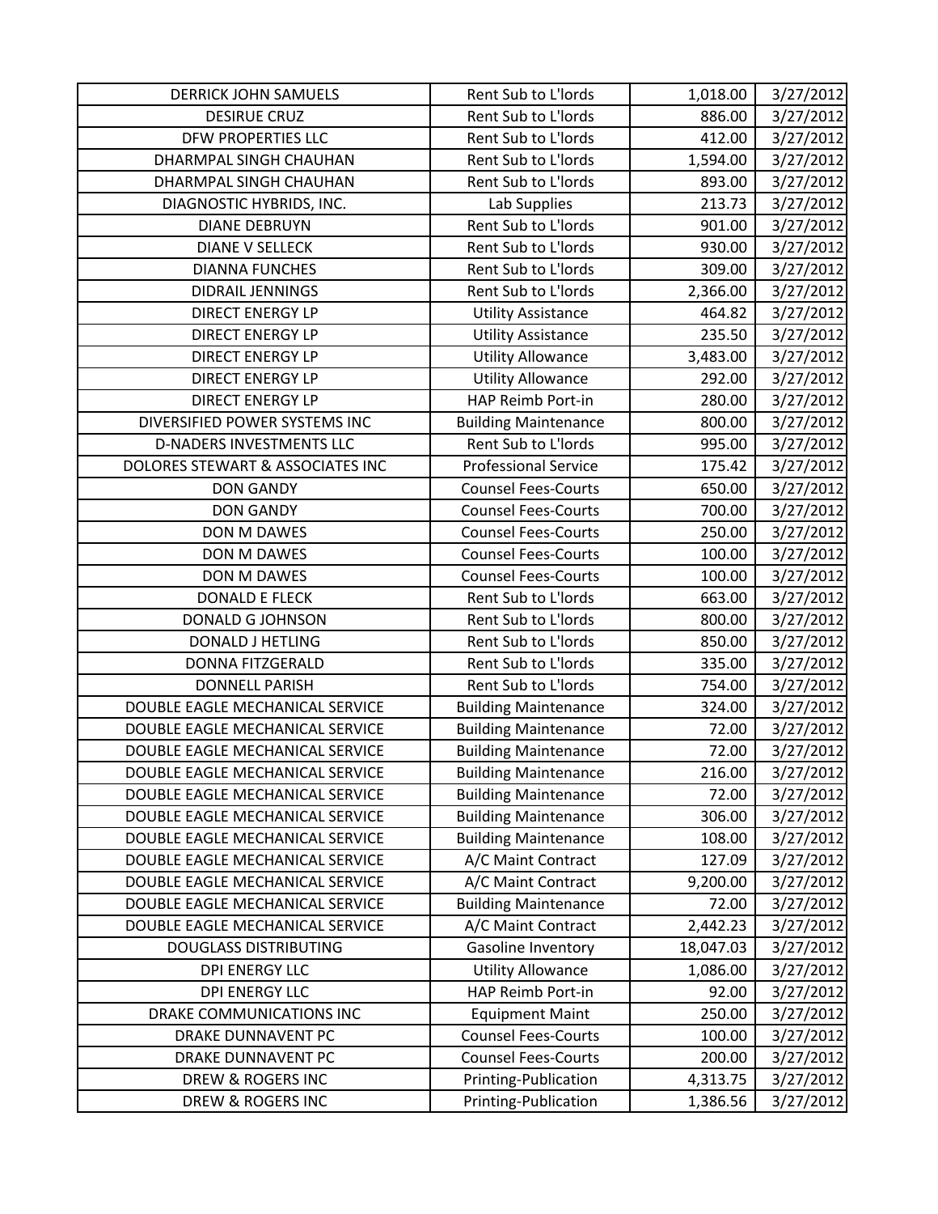| DERRICK JOHN SAMUELS | Rent Sub to L'lords | 1,018.00 | 3/27/2012 |
|---|---|---|---|
| DESIRUE CRUZ | Rent Sub to L'lords | 886.00 | 3/27/2012 |
| DFW PROPERTIES LLC | Rent Sub to L'lords | 412.00 | 3/27/2012 |
| DHARMPAL SINGH CHAUHAN | Rent Sub to L'lords | 1,594.00 | 3/27/2012 |
| DHARMPAL SINGH CHAUHAN | Rent Sub to L'lords | 893.00 | 3/27/2012 |
| DIAGNOSTIC HYBRIDS, INC. | Lab Supplies | 213.73 | 3/27/2012 |
| DIANE DEBRUYN | Rent Sub to L'lords | 901.00 | 3/27/2012 |
| DIANE V SELLECK | Rent Sub to L'lords | 930.00 | 3/27/2012 |
| DIANNA FUNCHES | Rent Sub to L'lords | 309.00 | 3/27/2012 |
| DIDRAIL JENNINGS | Rent Sub to L'lords | 2,366.00 | 3/27/2012 |
| DIRECT ENERGY LP | Utility Assistance | 464.82 | 3/27/2012 |
| DIRECT ENERGY LP | Utility Assistance | 235.50 | 3/27/2012 |
| DIRECT ENERGY LP | Utility Allowance | 3,483.00 | 3/27/2012 |
| DIRECT ENERGY LP | Utility Allowance | 292.00 | 3/27/2012 |
| DIRECT ENERGY LP | HAP Reimb Port-in | 280.00 | 3/27/2012 |
| DIVERSIFIED POWER SYSTEMS INC | Building Maintenance | 800.00 | 3/27/2012 |
| D-NADERS INVESTMENTS LLC | Rent Sub to L'lords | 995.00 | 3/27/2012 |
| DOLORES STEWART & ASSOCIATES INC | Professional Service | 175.42 | 3/27/2012 |
| DON GANDY | Counsel Fees-Courts | 650.00 | 3/27/2012 |
| DON GANDY | Counsel Fees-Courts | 700.00 | 3/27/2012 |
| DON M DAWES | Counsel Fees-Courts | 250.00 | 3/27/2012 |
| DON M DAWES | Counsel Fees-Courts | 100.00 | 3/27/2012 |
| DON M DAWES | Counsel Fees-Courts | 100.00 | 3/27/2012 |
| DONALD E FLECK | Rent Sub to L'lords | 663.00 | 3/27/2012 |
| DONALD G JOHNSON | Rent Sub to L'lords | 800.00 | 3/27/2012 |
| DONALD J HETLING | Rent Sub to L'lords | 850.00 | 3/27/2012 |
| DONNA FITZGERALD | Rent Sub to L'lords | 335.00 | 3/27/2012 |
| DONNELL PARISH | Rent Sub to L'lords | 754.00 | 3/27/2012 |
| DOUBLE EAGLE MECHANICAL SERVICE | Building Maintenance | 324.00 | 3/27/2012 |
| DOUBLE EAGLE MECHANICAL SERVICE | Building Maintenance | 72.00 | 3/27/2012 |
| DOUBLE EAGLE MECHANICAL SERVICE | Building Maintenance | 72.00 | 3/27/2012 |
| DOUBLE EAGLE MECHANICAL SERVICE | Building Maintenance | 216.00 | 3/27/2012 |
| DOUBLE EAGLE MECHANICAL SERVICE | Building Maintenance | 72.00 | 3/27/2012 |
| DOUBLE EAGLE MECHANICAL SERVICE | Building Maintenance | 306.00 | 3/27/2012 |
| DOUBLE EAGLE MECHANICAL SERVICE | Building Maintenance | 108.00 | 3/27/2012 |
| DOUBLE EAGLE MECHANICAL SERVICE | A/C Maint Contract | 127.09 | 3/27/2012 |
| DOUBLE EAGLE MECHANICAL SERVICE | A/C Maint Contract | 9,200.00 | 3/27/2012 |
| DOUBLE EAGLE MECHANICAL SERVICE | Building Maintenance | 72.00 | 3/27/2012 |
| DOUBLE EAGLE MECHANICAL SERVICE | A/C Maint Contract | 2,442.23 | 3/27/2012 |
| DOUGLASS DISTRIBUTING | Gasoline Inventory | 18,047.03 | 3/27/2012 |
| DPI ENERGY LLC | Utility Allowance | 1,086.00 | 3/27/2012 |
| DPI ENERGY LLC | HAP Reimb Port-in | 92.00 | 3/27/2012 |
| DRAKE COMMUNICATIONS INC | Equipment Maint | 250.00 | 3/27/2012 |
| DRAKE DUNNAVENT PC | Counsel Fees-Courts | 100.00 | 3/27/2012 |
| DRAKE DUNNAVENT PC | Counsel Fees-Courts | 200.00 | 3/27/2012 |
| DREW & ROGERS INC | Printing-Publication | 4,313.75 | 3/27/2012 |
| DREW & ROGERS INC | Printing-Publication | 1,386.56 | 3/27/2012 |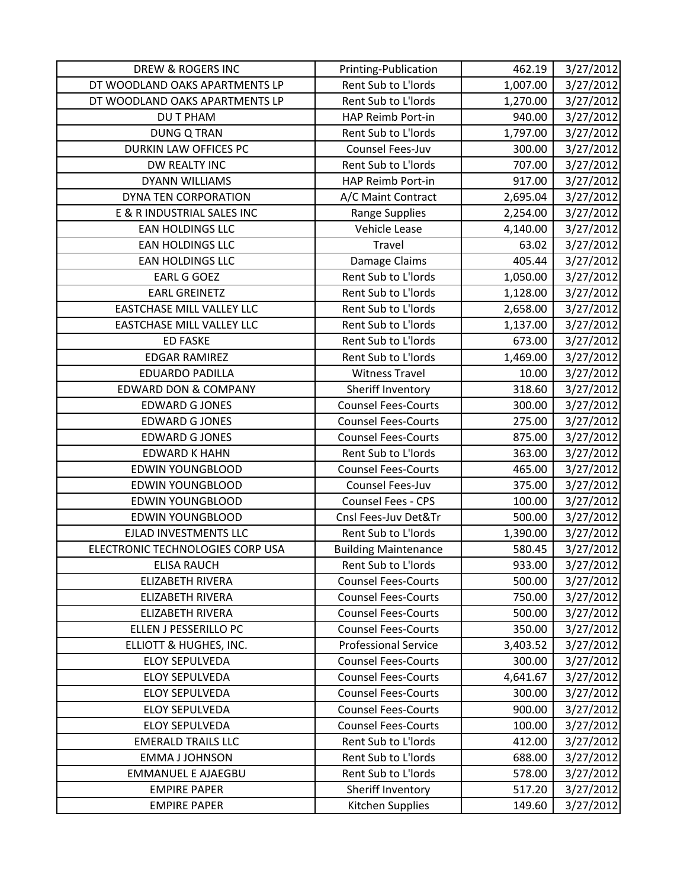| | | | |
|---|---|---|---|
| DREW & ROGERS INC | Printing-Publication | 462.19 | 3/27/2012 |
| DT WOODLAND OAKS APARTMENTS LP | Rent Sub to L'lords | 1,007.00 | 3/27/2012 |
| DT WOODLAND OAKS APARTMENTS LP | Rent Sub to L'lords | 1,270.00 | 3/27/2012 |
| DU T PHAM | HAP Reimb Port-in | 940.00 | 3/27/2012 |
| DUNG Q TRAN | Rent Sub to L'lords | 1,797.00 | 3/27/2012 |
| DURKIN LAW OFFICES PC | Counsel Fees-Juv | 300.00 | 3/27/2012 |
| DW REALTY INC | Rent Sub to L'lords | 707.00 | 3/27/2012 |
| DYANN WILLIAMS | HAP Reimb Port-in | 917.00 | 3/27/2012 |
| DYNA TEN CORPORATION | A/C Maint Contract | 2,695.04 | 3/27/2012 |
| E & R INDUSTRIAL SALES INC | Range Supplies | 2,254.00 | 3/27/2012 |
| EAN HOLDINGS LLC | Vehicle Lease | 4,140.00 | 3/27/2012 |
| EAN HOLDINGS LLC | Travel | 63.02 | 3/27/2012 |
| EAN HOLDINGS LLC | Damage Claims | 405.44 | 3/27/2012 |
| EARL G GOEZ | Rent Sub to L'lords | 1,050.00 | 3/27/2012 |
| EARL GREINETZ | Rent Sub to L'lords | 1,128.00 | 3/27/2012 |
| EASTCHASE MILL VALLEY LLC | Rent Sub to L'lords | 2,658.00 | 3/27/2012 |
| EASTCHASE MILL VALLEY LLC | Rent Sub to L'lords | 1,137.00 | 3/27/2012 |
| ED FASKE | Rent Sub to L'lords | 673.00 | 3/27/2012 |
| EDGAR RAMIREZ | Rent Sub to L'lords | 1,469.00 | 3/27/2012 |
| EDUARDO PADILLA | Witness Travel | 10.00 | 3/27/2012 |
| EDWARD DON & COMPANY | Sheriff Inventory | 318.60 | 3/27/2012 |
| EDWARD G JONES | Counsel Fees-Courts | 300.00 | 3/27/2012 |
| EDWARD G JONES | Counsel Fees-Courts | 275.00 | 3/27/2012 |
| EDWARD G JONES | Counsel Fees-Courts | 875.00 | 3/27/2012 |
| EDWARD K HAHN | Rent Sub to L'lords | 363.00 | 3/27/2012 |
| EDWIN YOUNGBLOOD | Counsel Fees-Courts | 465.00 | 3/27/2012 |
| EDWIN YOUNGBLOOD | Counsel Fees-Juv | 375.00 | 3/27/2012 |
| EDWIN YOUNGBLOOD | Counsel Fees - CPS | 100.00 | 3/27/2012 |
| EDWIN YOUNGBLOOD | Cnsl Fees-Juv Det&Tr | 500.00 | 3/27/2012 |
| EJLAD INVESTMENTS LLC | Rent Sub to L'lords | 1,390.00 | 3/27/2012 |
| ELECTRONIC TECHNOLOGIES CORP USA | Building Maintenance | 580.45 | 3/27/2012 |
| ELISA RAUCH | Rent Sub to L'lords | 933.00 | 3/27/2012 |
| ELIZABETH RIVERA | Counsel Fees-Courts | 500.00 | 3/27/2012 |
| ELIZABETH RIVERA | Counsel Fees-Courts | 750.00 | 3/27/2012 |
| ELIZABETH RIVERA | Counsel Fees-Courts | 500.00 | 3/27/2012 |
| ELLEN J PESSERILLO PC | Counsel Fees-Courts | 350.00 | 3/27/2012 |
| ELLIOTT & HUGHES, INC. | Professional Service | 3,403.52 | 3/27/2012 |
| ELOY SEPULVEDA | Counsel Fees-Courts | 300.00 | 3/27/2012 |
| ELOY SEPULVEDA | Counsel Fees-Courts | 4,641.67 | 3/27/2012 |
| ELOY SEPULVEDA | Counsel Fees-Courts | 300.00 | 3/27/2012 |
| ELOY SEPULVEDA | Counsel Fees-Courts | 900.00 | 3/27/2012 |
| ELOY SEPULVEDA | Counsel Fees-Courts | 100.00 | 3/27/2012 |
| EMERALD TRAILS LLC | Rent Sub to L'lords | 412.00 | 3/27/2012 |
| EMMA J JOHNSON | Rent Sub to L'lords | 688.00 | 3/27/2012 |
| EMMANUEL E AJAEGBU | Rent Sub to L'lords | 578.00 | 3/27/2012 |
| EMPIRE PAPER | Sheriff Inventory | 517.20 | 3/27/2012 |
| EMPIRE PAPER | Kitchen Supplies | 149.60 | 3/27/2012 |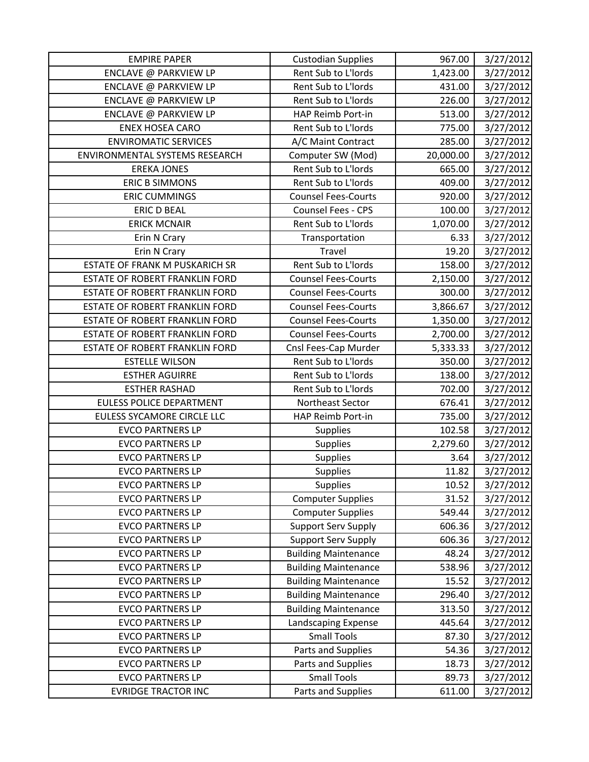| EMPIRE PAPER | Custodian Supplies | 967.00 | 3/27/2012 |
|---|---|---|---|
| ENCLAVE @ PARKVIEW LP | Rent Sub to L'lords | 1,423.00 | 3/27/2012 |
| ENCLAVE @ PARKVIEW LP | Rent Sub to L'lords | 431.00 | 3/27/2012 |
| ENCLAVE @ PARKVIEW LP | Rent Sub to L'lords | 226.00 | 3/27/2012 |
| ENCLAVE @ PARKVIEW LP | HAP Reimb Port-in | 513.00 | 3/27/2012 |
| ENEX HOSEA CARO | Rent Sub to L'lords | 775.00 | 3/27/2012 |
| ENVIROMATIC SERVICES | A/C Maint Contract | 285.00 | 3/27/2012 |
| ENVIRONMENTAL SYSTEMS RESEARCH | Computer SW (Mod) | 20,000.00 | 3/27/2012 |
| EREKA JONES | Rent Sub to L'lords | 665.00 | 3/27/2012 |
| ERIC B SIMMONS | Rent Sub to L'lords | 409.00 | 3/27/2012 |
| ERIC CUMMINGS | Counsel Fees-Courts | 920.00 | 3/27/2012 |
| ERIC D BEAL | Counsel Fees - CPS | 100.00 | 3/27/2012 |
| ERICK MCNAIR | Rent Sub to L'lords | 1,070.00 | 3/27/2012 |
| Erin N Crary | Transportation | 6.33 | 3/27/2012 |
| Erin N Crary | Travel | 19.20 | 3/27/2012 |
| ESTATE OF FRANK M PUSKARICH SR | Rent Sub to L'lords | 158.00 | 3/27/2012 |
| ESTATE OF ROBERT FRANKLIN FORD | Counsel Fees-Courts | 2,150.00 | 3/27/2012 |
| ESTATE OF ROBERT FRANKLIN FORD | Counsel Fees-Courts | 300.00 | 3/27/2012 |
| ESTATE OF ROBERT FRANKLIN FORD | Counsel Fees-Courts | 3,866.67 | 3/27/2012 |
| ESTATE OF ROBERT FRANKLIN FORD | Counsel Fees-Courts | 1,350.00 | 3/27/2012 |
| ESTATE OF ROBERT FRANKLIN FORD | Counsel Fees-Courts | 2,700.00 | 3/27/2012 |
| ESTATE OF ROBERT FRANKLIN FORD | Cnsl Fees-Cap Murder | 5,333.33 | 3/27/2012 |
| ESTELLE WILSON | Rent Sub to L'lords | 350.00 | 3/27/2012 |
| ESTHER AGUIRRE | Rent Sub to L'lords | 138.00 | 3/27/2012 |
| ESTHER RASHAD | Rent Sub to L'lords | 702.00 | 3/27/2012 |
| EULESS POLICE DEPARTMENT | Northeast Sector | 676.41 | 3/27/2012 |
| EULESS SYCAMORE CIRCLE LLC | HAP Reimb Port-in | 735.00 | 3/27/2012 |
| EVCO PARTNERS LP | Supplies | 102.58 | 3/27/2012 |
| EVCO PARTNERS LP | Supplies | 2,279.60 | 3/27/2012 |
| EVCO PARTNERS LP | Supplies | 3.64 | 3/27/2012 |
| EVCO PARTNERS LP | Supplies | 11.82 | 3/27/2012 |
| EVCO PARTNERS LP | Supplies | 10.52 | 3/27/2012 |
| EVCO PARTNERS LP | Computer Supplies | 31.52 | 3/27/2012 |
| EVCO PARTNERS LP | Computer Supplies | 549.44 | 3/27/2012 |
| EVCO PARTNERS LP | Support Serv Supply | 606.36 | 3/27/2012 |
| EVCO PARTNERS LP | Support Serv Supply | 606.36 | 3/27/2012 |
| EVCO PARTNERS LP | Building Maintenance | 48.24 | 3/27/2012 |
| EVCO PARTNERS LP | Building Maintenance | 538.96 | 3/27/2012 |
| EVCO PARTNERS LP | Building Maintenance | 15.52 | 3/27/2012 |
| EVCO PARTNERS LP | Building Maintenance | 296.40 | 3/27/2012 |
| EVCO PARTNERS LP | Building Maintenance | 313.50 | 3/27/2012 |
| EVCO PARTNERS LP | Landscaping Expense | 445.64 | 3/27/2012 |
| EVCO PARTNERS LP | Small Tools | 87.30 | 3/27/2012 |
| EVCO PARTNERS LP | Parts and Supplies | 54.36 | 3/27/2012 |
| EVCO PARTNERS LP | Parts and Supplies | 18.73 | 3/27/2012 |
| EVCO PARTNERS LP | Small Tools | 89.73 | 3/27/2012 |
| EVRIDGE TRACTOR INC | Parts and Supplies | 611.00 | 3/27/2012 |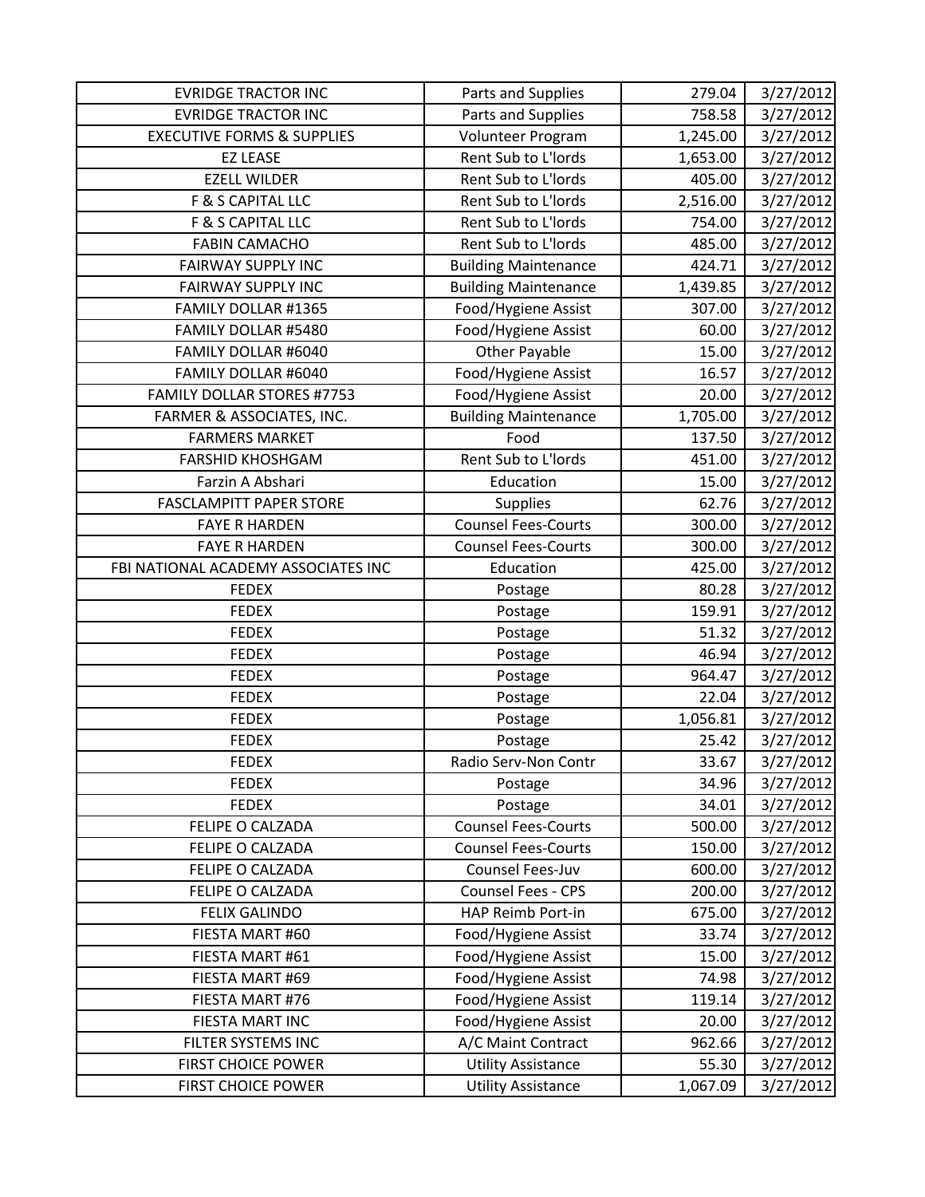| | | | |
|---|---|---|---|
| EVRIDGE TRACTOR INC | Parts and Supplies | 279.04 | 3/27/2012 |
| EVRIDGE TRACTOR INC | Parts and Supplies | 758.58 | 3/27/2012 |
| EXECUTIVE FORMS & SUPPLIES | Volunteer Program | 1,245.00 | 3/27/2012 |
| EZ LEASE | Rent Sub to L'lords | 1,653.00 | 3/27/2012 |
| EZELL WILDER | Rent Sub to L'lords | 405.00 | 3/27/2012 |
| F & S CAPITAL LLC | Rent Sub to L'lords | 2,516.00 | 3/27/2012 |
| F & S CAPITAL LLC | Rent Sub to L'lords | 754.00 | 3/27/2012 |
| FABIN CAMACHO | Rent Sub to L'lords | 485.00 | 3/27/2012 |
| FAIRWAY SUPPLY INC | Building Maintenance | 424.71 | 3/27/2012 |
| FAIRWAY SUPPLY INC | Building Maintenance | 1,439.85 | 3/27/2012 |
| FAMILY DOLLAR #1365 | Food/Hygiene Assist | 307.00 | 3/27/2012 |
| FAMILY DOLLAR #5480 | Food/Hygiene Assist | 60.00 | 3/27/2012 |
| FAMILY DOLLAR #6040 | Other Payable | 15.00 | 3/27/2012 |
| FAMILY DOLLAR #6040 | Food/Hygiene Assist | 16.57 | 3/27/2012 |
| FAMILY DOLLAR STORES #7753 | Food/Hygiene Assist | 20.00 | 3/27/2012 |
| FARMER & ASSOCIATES, INC. | Building Maintenance | 1,705.00 | 3/27/2012 |
| FARMERS MARKET | Food | 137.50 | 3/27/2012 |
| FARSHID KHOSHGAM | Rent Sub to L'lords | 451.00 | 3/27/2012 |
| Farzin A Abshari | Education | 15.00 | 3/27/2012 |
| FASCLAMPITT PAPER STORE | Supplies | 62.76 | 3/27/2012 |
| FAYE R HARDEN | Counsel Fees-Courts | 300.00 | 3/27/2012 |
| FAYE R HARDEN | Counsel Fees-Courts | 300.00 | 3/27/2012 |
| FBI NATIONAL ACADEMY ASSOCIATES INC | Education | 425.00 | 3/27/2012 |
| FEDEX | Postage | 80.28 | 3/27/2012 |
| FEDEX | Postage | 159.91 | 3/27/2012 |
| FEDEX | Postage | 51.32 | 3/27/2012 |
| FEDEX | Postage | 46.94 | 3/27/2012 |
| FEDEX | Postage | 964.47 | 3/27/2012 |
| FEDEX | Postage | 22.04 | 3/27/2012 |
| FEDEX | Postage | 1,056.81 | 3/27/2012 |
| FEDEX | Postage | 25.42 | 3/27/2012 |
| FEDEX | Radio Serv-Non Contr | 33.67 | 3/27/2012 |
| FEDEX | Postage | 34.96 | 3/27/2012 |
| FEDEX | Postage | 34.01 | 3/27/2012 |
| FELIPE O CALZADA | Counsel Fees-Courts | 500.00 | 3/27/2012 |
| FELIPE O CALZADA | Counsel Fees-Courts | 150.00 | 3/27/2012 |
| FELIPE O CALZADA | Counsel Fees-Juv | 600.00 | 3/27/2012 |
| FELIPE O CALZADA | Counsel Fees - CPS | 200.00 | 3/27/2012 |
| FELIX GALINDO | HAP Reimb Port-in | 675.00 | 3/27/2012 |
| FIESTA MART #60 | Food/Hygiene Assist | 33.74 | 3/27/2012 |
| FIESTA MART #61 | Food/Hygiene Assist | 15.00 | 3/27/2012 |
| FIESTA MART #69 | Food/Hygiene Assist | 74.98 | 3/27/2012 |
| FIESTA MART #76 | Food/Hygiene Assist | 119.14 | 3/27/2012 |
| FIESTA MART INC | Food/Hygiene Assist | 20.00 | 3/27/2012 |
| FILTER SYSTEMS INC | A/C Maint Contract | 962.66 | 3/27/2012 |
| FIRST CHOICE POWER | Utility Assistance | 55.30 | 3/27/2012 |
| FIRST CHOICE POWER | Utility Assistance | 1,067.09 | 3/27/2012 |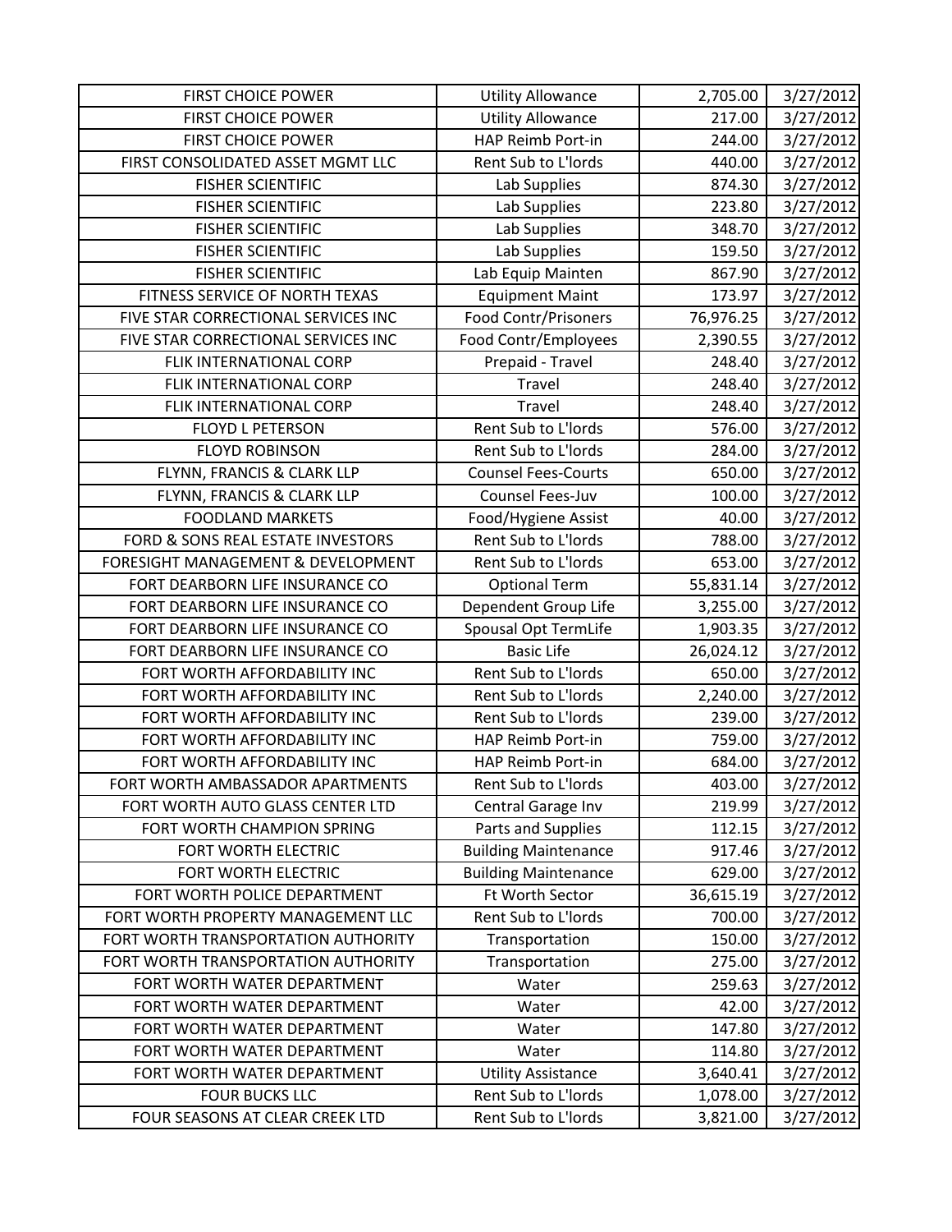| FIRST CHOICE POWER | Utility Allowance | 2,705.00 | 3/27/2012 |
|---|---|---|---|
| FIRST CHOICE POWER | Utility Allowance | 217.00 | 3/27/2012 |
| FIRST CHOICE POWER | HAP Reimb Port-in | 244.00 | 3/27/2012 |
| FIRST CONSOLIDATED ASSET MGMT LLC | Rent Sub to L'lords | 440.00 | 3/27/2012 |
| FISHER SCIENTIFIC | Lab Supplies | 874.30 | 3/27/2012 |
| FISHER SCIENTIFIC | Lab Supplies | 223.80 | 3/27/2012 |
| FISHER SCIENTIFIC | Lab Supplies | 348.70 | 3/27/2012 |
| FISHER SCIENTIFIC | Lab Supplies | 159.50 | 3/27/2012 |
| FISHER SCIENTIFIC | Lab Equip Mainten | 867.90 | 3/27/2012 |
| FITNESS SERVICE OF NORTH TEXAS | Equipment Maint | 173.97 | 3/27/2012 |
| FIVE STAR CORRECTIONAL SERVICES INC | Food Contr/Prisoners | 76,976.25 | 3/27/2012 |
| FIVE STAR CORRECTIONAL SERVICES INC | Food Contr/Employees | 2,390.55 | 3/27/2012 |
| FLIK INTERNATIONAL CORP | Prepaid - Travel | 248.40 | 3/27/2012 |
| FLIK INTERNATIONAL CORP | Travel | 248.40 | 3/27/2012 |
| FLIK INTERNATIONAL CORP | Travel | 248.40 | 3/27/2012 |
| FLOYD L PETERSON | Rent Sub to L'lords | 576.00 | 3/27/2012 |
| FLOYD ROBINSON | Rent Sub to L'lords | 284.00 | 3/27/2012 |
| FLYNN, FRANCIS & CLARK LLP | Counsel Fees-Courts | 650.00 | 3/27/2012 |
| FLYNN, FRANCIS & CLARK LLP | Counsel Fees-Juv | 100.00 | 3/27/2012 |
| FOODLAND MARKETS | Food/Hygiene Assist | 40.00 | 3/27/2012 |
| FORD & SONS REAL ESTATE INVESTORS | Rent Sub to L'lords | 788.00 | 3/27/2012 |
| FORESIGHT MANAGEMENT & DEVELOPMENT | Rent Sub to L'lords | 653.00 | 3/27/2012 |
| FORT DEARBORN LIFE INSURANCE CO | Optional Term | 55,831.14 | 3/27/2012 |
| FORT DEARBORN LIFE INSURANCE CO | Dependent Group Life | 3,255.00 | 3/27/2012 |
| FORT DEARBORN LIFE INSURANCE CO | Spousal Opt TermLife | 1,903.35 | 3/27/2012 |
| FORT DEARBORN LIFE INSURANCE CO | Basic Life | 26,024.12 | 3/27/2012 |
| FORT WORTH AFFORDABILITY INC | Rent Sub to L'lords | 650.00 | 3/27/2012 |
| FORT WORTH AFFORDABILITY INC | Rent Sub to L'lords | 2,240.00 | 3/27/2012 |
| FORT WORTH AFFORDABILITY INC | Rent Sub to L'lords | 239.00 | 3/27/2012 |
| FORT WORTH AFFORDABILITY INC | HAP Reimb Port-in | 759.00 | 3/27/2012 |
| FORT WORTH AFFORDABILITY INC | HAP Reimb Port-in | 684.00 | 3/27/2012 |
| FORT WORTH AMBASSADOR APARTMENTS | Rent Sub to L'lords | 403.00 | 3/27/2012 |
| FORT WORTH AUTO GLASS CENTER LTD | Central Garage Inv | 219.99 | 3/27/2012 |
| FORT WORTH CHAMPION SPRING | Parts and Supplies | 112.15 | 3/27/2012 |
| FORT WORTH ELECTRIC | Building Maintenance | 917.46 | 3/27/2012 |
| FORT WORTH ELECTRIC | Building Maintenance | 629.00 | 3/27/2012 |
| FORT WORTH POLICE DEPARTMENT | Ft Worth Sector | 36,615.19 | 3/27/2012 |
| FORT WORTH PROPERTY MANAGEMENT LLC | Rent Sub to L'lords | 700.00 | 3/27/2012 |
| FORT WORTH TRANSPORTATION AUTHORITY | Transportation | 150.00 | 3/27/2012 |
| FORT WORTH TRANSPORTATION AUTHORITY | Transportation | 275.00 | 3/27/2012 |
| FORT WORTH WATER DEPARTMENT | Water | 259.63 | 3/27/2012 |
| FORT WORTH WATER DEPARTMENT | Water | 42.00 | 3/27/2012 |
| FORT WORTH WATER DEPARTMENT | Water | 147.80 | 3/27/2012 |
| FORT WORTH WATER DEPARTMENT | Water | 114.80 | 3/27/2012 |
| FORT WORTH WATER DEPARTMENT | Utility Assistance | 3,640.41 | 3/27/2012 |
| FOUR BUCKS LLC | Rent Sub to L'lords | 1,078.00 | 3/27/2012 |
| FOUR SEASONS AT CLEAR CREEK LTD | Rent Sub to L'lords | 3,821.00 | 3/27/2012 |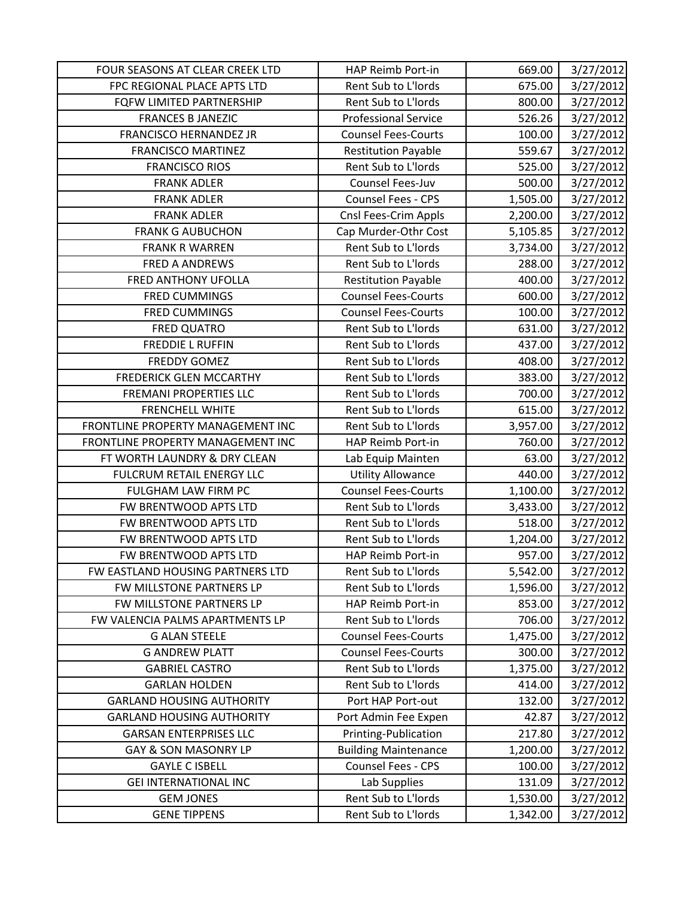| FOUR SEASONS AT CLEAR CREEK LTD | HAP Reimb Port-in | 669.00 | 3/27/2012 |
|---|---|---|---|
| FPC REGIONAL PLACE APTS LTD | Rent Sub to L'lords | 675.00 | 3/27/2012 |
| FQFW LIMITED PARTNERSHIP | Rent Sub to L'lords | 800.00 | 3/27/2012 |
| FRANCES B JANEZIC | Professional Service | 526.26 | 3/27/2012 |
| FRANCISCO HERNANDEZ JR | Counsel Fees-Courts | 100.00 | 3/27/2012 |
| FRANCISCO MARTINEZ | Restitution Payable | 559.67 | 3/27/2012 |
| FRANCISCO RIOS | Rent Sub to L'lords | 525.00 | 3/27/2012 |
| FRANK ADLER | Counsel Fees-Juv | 500.00 | 3/27/2012 |
| FRANK ADLER | Counsel Fees - CPS | 1,505.00 | 3/27/2012 |
| FRANK ADLER | Cnsl Fees-Crim Appls | 2,200.00 | 3/27/2012 |
| FRANK G AUBUCHON | Cap Murder-Othr Cost | 5,105.85 | 3/27/2012 |
| FRANK R WARREN | Rent Sub to L'lords | 3,734.00 | 3/27/2012 |
| FRED A ANDREWS | Rent Sub to L'lords | 288.00 | 3/27/2012 |
| FRED ANTHONY UFOLLA | Restitution Payable | 400.00 | 3/27/2012 |
| FRED CUMMINGS | Counsel Fees-Courts | 600.00 | 3/27/2012 |
| FRED CUMMINGS | Counsel Fees-Courts | 100.00 | 3/27/2012 |
| FRED QUATRO | Rent Sub to L'lords | 631.00 | 3/27/2012 |
| FREDDIE L RUFFIN | Rent Sub to L'lords | 437.00 | 3/27/2012 |
| FREDDY GOMEZ | Rent Sub to L'lords | 408.00 | 3/27/2012 |
| FREDERICK GLEN MCCARTHY | Rent Sub to L'lords | 383.00 | 3/27/2012 |
| FREMANI PROPERTIES LLC | Rent Sub to L'lords | 700.00 | 3/27/2012 |
| FRENCHELL WHITE | Rent Sub to L'lords | 615.00 | 3/27/2012 |
| FRONTLINE PROPERTY MANAGEMENT INC | Rent Sub to L'lords | 3,957.00 | 3/27/2012 |
| FRONTLINE PROPERTY MANAGEMENT INC | HAP Reimb Port-in | 760.00 | 3/27/2012 |
| FT WORTH LAUNDRY & DRY CLEAN | Lab Equip Mainten | 63.00 | 3/27/2012 |
| FULCRUM RETAIL ENERGY LLC | Utility Allowance | 440.00 | 3/27/2012 |
| FULGHAM LAW FIRM PC | Counsel Fees-Courts | 1,100.00 | 3/27/2012 |
| FW BRENTWOOD APTS LTD | Rent Sub to L'lords | 3,433.00 | 3/27/2012 |
| FW BRENTWOOD APTS LTD | Rent Sub to L'lords | 518.00 | 3/27/2012 |
| FW BRENTWOOD APTS LTD | Rent Sub to L'lords | 1,204.00 | 3/27/2012 |
| FW BRENTWOOD APTS LTD | HAP Reimb Port-in | 957.00 | 3/27/2012 |
| FW EASTLAND HOUSING PARTNERS LTD | Rent Sub to L'lords | 5,542.00 | 3/27/2012 |
| FW MILLSTONE PARTNERS LP | Rent Sub to L'lords | 1,596.00 | 3/27/2012 |
| FW MILLSTONE PARTNERS LP | HAP Reimb Port-in | 853.00 | 3/27/2012 |
| FW VALENCIA PALMS APARTMENTS LP | Rent Sub to L'lords | 706.00 | 3/27/2012 |
| G ALAN STEELE | Counsel Fees-Courts | 1,475.00 | 3/27/2012 |
| G ANDREW PLATT | Counsel Fees-Courts | 300.00 | 3/27/2012 |
| GABRIEL CASTRO | Rent Sub to L'lords | 1,375.00 | 3/27/2012 |
| GARLAN HOLDEN | Rent Sub to L'lords | 414.00 | 3/27/2012 |
| GARLAND HOUSING AUTHORITY | Port HAP Port-out | 132.00 | 3/27/2012 |
| GARLAND HOUSING AUTHORITY | Port Admin Fee Expen | 42.87 | 3/27/2012 |
| GARSAN ENTERPRISES LLC | Printing-Publication | 217.80 | 3/27/2012 |
| GAY & SON MASONRY LP | Building Maintenance | 1,200.00 | 3/27/2012 |
| GAYLE C ISBELL | Counsel Fees - CPS | 100.00 | 3/27/2012 |
| GEI INTERNATIONAL INC | Lab Supplies | 131.09 | 3/27/2012 |
| GEM JONES | Rent Sub to L'lords | 1,530.00 | 3/27/2012 |
| GENE TIPPENS | Rent Sub to L'lords | 1,342.00 | 3/27/2012 |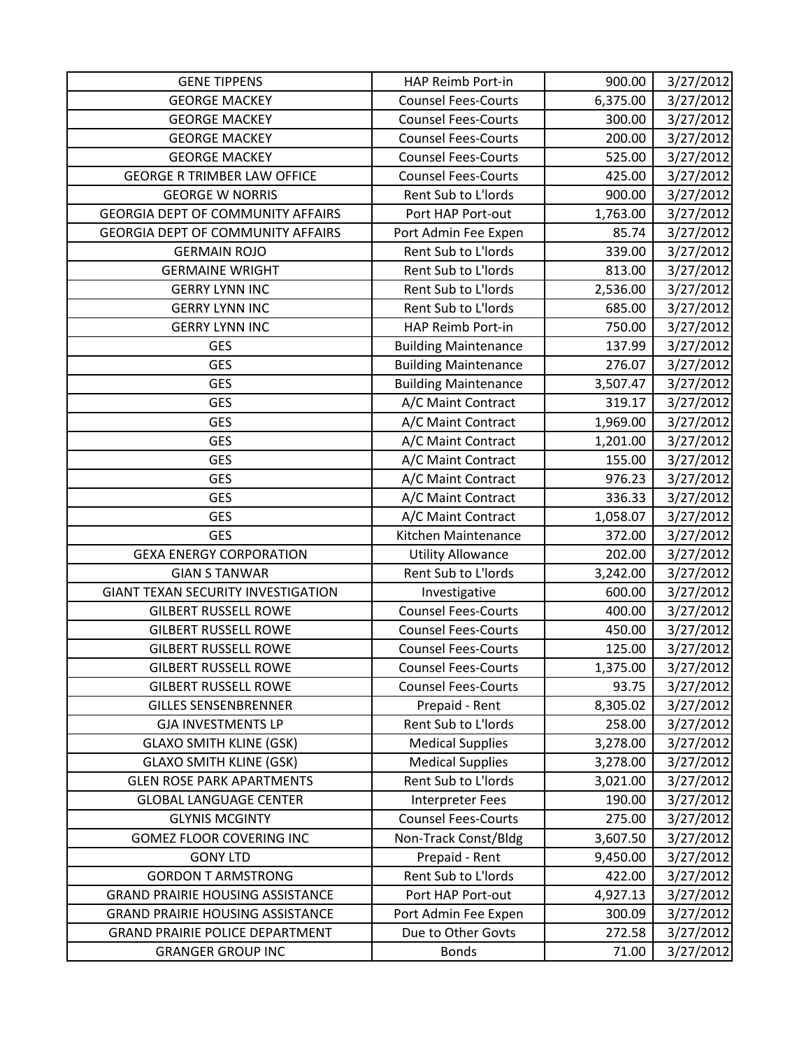| GENE TIPPENS | HAP Reimb Port-in | 900.00 | 3/27/2012 |
|---|---|---|---|
| GEORGE MACKEY | Counsel Fees-Courts | 6,375.00 | 3/27/2012 |
| GEORGE MACKEY | Counsel Fees-Courts | 300.00 | 3/27/2012 |
| GEORGE MACKEY | Counsel Fees-Courts | 200.00 | 3/27/2012 |
| GEORGE MACKEY | Counsel Fees-Courts | 525.00 | 3/27/2012 |
| GEORGE R TRIMBER LAW OFFICE | Counsel Fees-Courts | 425.00 | 3/27/2012 |
| GEORGE W NORRIS | Rent Sub to L'lords | 900.00 | 3/27/2012 |
| GEORGIA DEPT OF COMMUNITY AFFAIRS | Port HAP Port-out | 1,763.00 | 3/27/2012 |
| GEORGIA DEPT OF COMMUNITY AFFAIRS | Port Admin Fee Expen | 85.74 | 3/27/2012 |
| GERMAIN ROJO | Rent Sub to L'lords | 339.00 | 3/27/2012 |
| GERMAINE WRIGHT | Rent Sub to L'lords | 813.00 | 3/27/2012 |
| GERRY LYNN INC | Rent Sub to L'lords | 2,536.00 | 3/27/2012 |
| GERRY LYNN INC | Rent Sub to L'lords | 685.00 | 3/27/2012 |
| GERRY LYNN INC | HAP Reimb Port-in | 750.00 | 3/27/2012 |
| GES | Building Maintenance | 137.99 | 3/27/2012 |
| GES | Building Maintenance | 276.07 | 3/27/2012 |
| GES | Building Maintenance | 3,507.47 | 3/27/2012 |
| GES | A/C Maint Contract | 319.17 | 3/27/2012 |
| GES | A/C Maint Contract | 1,969.00 | 3/27/2012 |
| GES | A/C Maint Contract | 1,201.00 | 3/27/2012 |
| GES | A/C Maint Contract | 155.00 | 3/27/2012 |
| GES | A/C Maint Contract | 976.23 | 3/27/2012 |
| GES | A/C Maint Contract | 336.33 | 3/27/2012 |
| GES | A/C Maint Contract | 1,058.07 | 3/27/2012 |
| GES | Kitchen Maintenance | 372.00 | 3/27/2012 |
| GEXA ENERGY CORPORATION | Utility Allowance | 202.00 | 3/27/2012 |
| GIAN S TANWAR | Rent Sub to L'lords | 3,242.00 | 3/27/2012 |
| GIANT TEXAN SECURITY INVESTIGATION | Investigative | 600.00 | 3/27/2012 |
| GILBERT RUSSELL ROWE | Counsel Fees-Courts | 400.00 | 3/27/2012 |
| GILBERT RUSSELL ROWE | Counsel Fees-Courts | 450.00 | 3/27/2012 |
| GILBERT RUSSELL ROWE | Counsel Fees-Courts | 125.00 | 3/27/2012 |
| GILBERT RUSSELL ROWE | Counsel Fees-Courts | 1,375.00 | 3/27/2012 |
| GILBERT RUSSELL ROWE | Counsel Fees-Courts | 93.75 | 3/27/2012 |
| GILLES SENSENBRENNER | Prepaid - Rent | 8,305.02 | 3/27/2012 |
| GJA INVESTMENTS LP | Rent Sub to L'lords | 258.00 | 3/27/2012 |
| GLAXO SMITH KLINE (GSK) | Medical Supplies | 3,278.00 | 3/27/2012 |
| GLAXO SMITH KLINE (GSK) | Medical Supplies | 3,278.00 | 3/27/2012 |
| GLEN ROSE PARK APARTMENTS | Rent Sub to L'lords | 3,021.00 | 3/27/2012 |
| GLOBAL LANGUAGE CENTER | Interpreter Fees | 190.00 | 3/27/2012 |
| GLYNIS MCGINTY | Counsel Fees-Courts | 275.00 | 3/27/2012 |
| GOMEZ FLOOR COVERING INC | Non-Track Const/Bldg | 3,607.50 | 3/27/2012 |
| GONY LTD | Prepaid - Rent | 9,450.00 | 3/27/2012 |
| GORDON T ARMSTRONG | Rent Sub to L'lords | 422.00 | 3/27/2012 |
| GRAND PRAIRIE HOUSING ASSISTANCE | Port HAP Port-out | 4,927.13 | 3/27/2012 |
| GRAND PRAIRIE HOUSING ASSISTANCE | Port Admin Fee Expen | 300.09 | 3/27/2012 |
| GRAND PRAIRIE POLICE DEPARTMENT | Due to Other Govts | 272.58 | 3/27/2012 |
| GRANGER GROUP INC | Bonds | 71.00 | 3/27/2012 |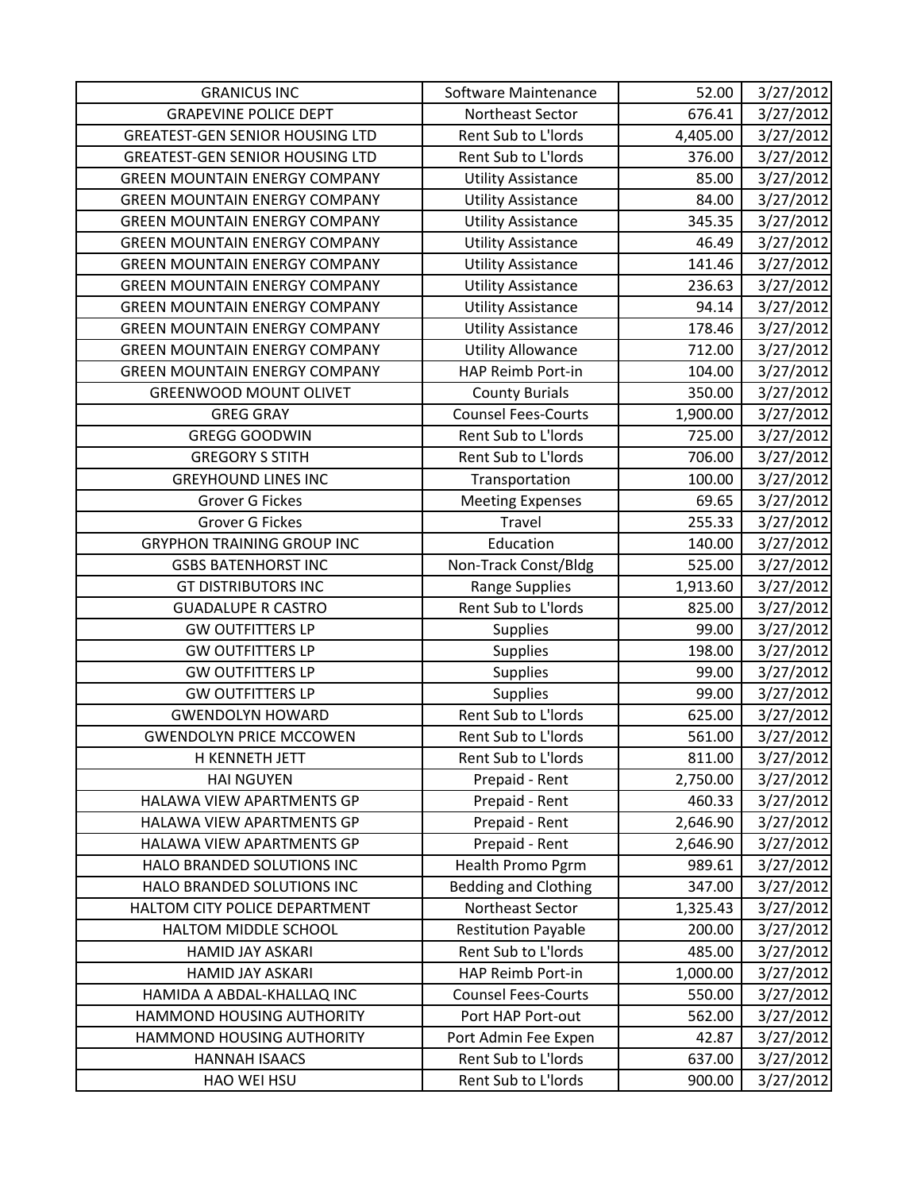| | | | |
|---|---|---|---|
| GRANICUS INC | Software Maintenance | 52.00 | 3/27/2012 |
| GRAPEVINE POLICE DEPT | Northeast Sector | 676.41 | 3/27/2012 |
| GREATEST-GEN SENIOR HOUSING LTD | Rent Sub to L'lords | 4,405.00 | 3/27/2012 |
| GREATEST-GEN SENIOR HOUSING LTD | Rent Sub to L'lords | 376.00 | 3/27/2012 |
| GREEN MOUNTAIN ENERGY COMPANY | Utility Assistance | 85.00 | 3/27/2012 |
| GREEN MOUNTAIN ENERGY COMPANY | Utility Assistance | 84.00 | 3/27/2012 |
| GREEN MOUNTAIN ENERGY COMPANY | Utility Assistance | 345.35 | 3/27/2012 |
| GREEN MOUNTAIN ENERGY COMPANY | Utility Assistance | 46.49 | 3/27/2012 |
| GREEN MOUNTAIN ENERGY COMPANY | Utility Assistance | 141.46 | 3/27/2012 |
| GREEN MOUNTAIN ENERGY COMPANY | Utility Assistance | 236.63 | 3/27/2012 |
| GREEN MOUNTAIN ENERGY COMPANY | Utility Assistance | 94.14 | 3/27/2012 |
| GREEN MOUNTAIN ENERGY COMPANY | Utility Assistance | 178.46 | 3/27/2012 |
| GREEN MOUNTAIN ENERGY COMPANY | Utility Allowance | 712.00 | 3/27/2012 |
| GREEN MOUNTAIN ENERGY COMPANY | HAP Reimb Port-in | 104.00 | 3/27/2012 |
| GREENWOOD MOUNT OLIVET | County Burials | 350.00 | 3/27/2012 |
| GREG GRAY | Counsel Fees-Courts | 1,900.00 | 3/27/2012 |
| GREGG GOODWIN | Rent Sub to L'lords | 725.00 | 3/27/2012 |
| GREGORY S STITH | Rent Sub to L'lords | 706.00 | 3/27/2012 |
| GREYHOUND LINES INC | Transportation | 100.00 | 3/27/2012 |
| Grover G Fickes | Meeting Expenses | 69.65 | 3/27/2012 |
| Grover G Fickes | Travel | 255.33 | 3/27/2012 |
| GRYPHON TRAINING GROUP INC | Education | 140.00 | 3/27/2012 |
| GSBS BATENHORST INC | Non-Track Const/Bldg | 525.00 | 3/27/2012 |
| GT DISTRIBUTORS INC | Range Supplies | 1,913.60 | 3/27/2012 |
| GUADALUPE R CASTRO | Rent Sub to L'lords | 825.00 | 3/27/2012 |
| GW OUTFITTERS LP | Supplies | 99.00 | 3/27/2012 |
| GW OUTFITTERS LP | Supplies | 198.00 | 3/27/2012 |
| GW OUTFITTERS LP | Supplies | 99.00 | 3/27/2012 |
| GW OUTFITTERS LP | Supplies | 99.00 | 3/27/2012 |
| GWENDOLYN HOWARD | Rent Sub to L'lords | 625.00 | 3/27/2012 |
| GWENDOLYN PRICE MCCOWEN | Rent Sub to L'lords | 561.00 | 3/27/2012 |
| H KENNETH JETT | Rent Sub to L'lords | 811.00 | 3/27/2012 |
| HAI NGUYEN | Prepaid - Rent | 2,750.00 | 3/27/2012 |
| HALAWA VIEW APARTMENTS GP | Prepaid - Rent | 460.33 | 3/27/2012 |
| HALAWA VIEW APARTMENTS GP | Prepaid - Rent | 2,646.90 | 3/27/2012 |
| HALAWA VIEW APARTMENTS GP | Prepaid - Rent | 2,646.90 | 3/27/2012 |
| HALO BRANDED SOLUTIONS INC | Health Promo Pgrm | 989.61 | 3/27/2012 |
| HALO BRANDED SOLUTIONS INC | Bedding and Clothing | 347.00 | 3/27/2012 |
| HALTOM CITY POLICE DEPARTMENT | Northeast Sector | 1,325.43 | 3/27/2012 |
| HALTOM MIDDLE SCHOOL | Restitution Payable | 200.00 | 3/27/2012 |
| HAMID JAY ASKARI | Rent Sub to L'lords | 485.00 | 3/27/2012 |
| HAMID JAY ASKARI | HAP Reimb Port-in | 1,000.00 | 3/27/2012 |
| HAMIDA A ABDAL-KHALLAQ INC | Counsel Fees-Courts | 550.00 | 3/27/2012 |
| HAMMOND HOUSING AUTHORITY | Port HAP Port-out | 562.00 | 3/27/2012 |
| HAMMOND HOUSING AUTHORITY | Port Admin Fee Expen | 42.87 | 3/27/2012 |
| HANNAH ISAACS | Rent Sub to L'lords | 637.00 | 3/27/2012 |
| HAO WEI HSU | Rent Sub to L'lords | 900.00 | 3/27/2012 |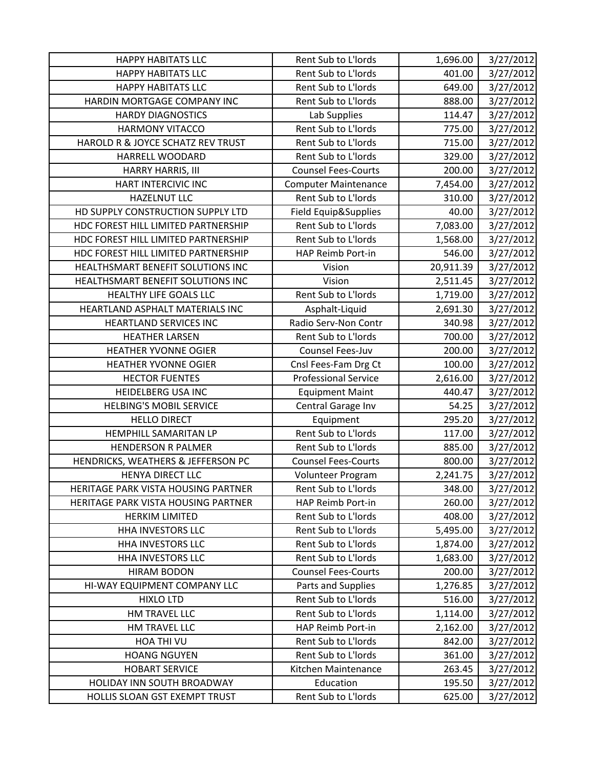| HAPPY HABITATS LLC | Rent Sub to L'lords | 1,696.00 | 3/27/2012 |
|---|---|---|---|
| HAPPY HABITATS LLC | Rent Sub to L'lords | 401.00 | 3/27/2012 |
| HAPPY HABITATS LLC | Rent Sub to L'lords | 649.00 | 3/27/2012 |
| HARDIN MORTGAGE COMPANY INC | Rent Sub to L'lords | 888.00 | 3/27/2012 |
| HARDY DIAGNOSTICS | Lab Supplies | 114.47 | 3/27/2012 |
| HARMONY VITACCO | Rent Sub to L'lords | 775.00 | 3/27/2012 |
| HAROLD R & JOYCE SCHATZ REV TRUST | Rent Sub to L'lords | 715.00 | 3/27/2012 |
| HARRELL WOODARD | Rent Sub to L'lords | 329.00 | 3/27/2012 |
| HARRY HARRIS, III | Counsel Fees-Courts | 200.00 | 3/27/2012 |
| HART INTERCIVIC INC | Computer Maintenance | 7,454.00 | 3/27/2012 |
| HAZELNUT LLC | Rent Sub to L'lords | 310.00 | 3/27/2012 |
| HD SUPPLY CONSTRUCTION SUPPLY LTD | Field Equip&Supplies | 40.00 | 3/27/2012 |
| HDC FOREST HILL LIMITED PARTNERSHIP | Rent Sub to L'lords | 7,083.00 | 3/27/2012 |
| HDC FOREST HILL LIMITED PARTNERSHIP | Rent Sub to L'lords | 1,568.00 | 3/27/2012 |
| HDC FOREST HILL LIMITED PARTNERSHIP | HAP Reimb Port-in | 546.00 | 3/27/2012 |
| HEALTHSMART BENEFIT SOLUTIONS INC | Vision | 20,911.39 | 3/27/2012 |
| HEALTHSMART BENEFIT SOLUTIONS INC | Vision | 2,511.45 | 3/27/2012 |
| HEALTHY LIFE GOALS LLC | Rent Sub to L'lords | 1,719.00 | 3/27/2012 |
| HEARTLAND ASPHALT MATERIALS INC | Asphalt-Liquid | 2,691.30 | 3/27/2012 |
| HEARTLAND SERVICES INC | Radio Serv-Non Contr | 340.98 | 3/27/2012 |
| HEATHER LARSEN | Rent Sub to L'lords | 700.00 | 3/27/2012 |
| HEATHER YVONNE OGIER | Counsel Fees-Juv | 200.00 | 3/27/2012 |
| HEATHER YVONNE OGIER | Cnsl Fees-Fam Drg Ct | 100.00 | 3/27/2012 |
| HECTOR FUENTES | Professional Service | 2,616.00 | 3/27/2012 |
| HEIDELBERG USA INC | Equipment Maint | 440.47 | 3/27/2012 |
| HELBING'S MOBIL SERVICE | Central Garage Inv | 54.25 | 3/27/2012 |
| HELLO DIRECT | Equipment | 295.20 | 3/27/2012 |
| HEMPHILL SAMARITAN LP | Rent Sub to L'lords | 117.00 | 3/27/2012 |
| HENDERSON R PALMER | Rent Sub to L'lords | 885.00 | 3/27/2012 |
| HENDRICKS, WEATHERS & JEFFERSON PC | Counsel Fees-Courts | 800.00 | 3/27/2012 |
| HENYA DIRECT LLC | Volunteer Program | 2,241.75 | 3/27/2012 |
| HERITAGE PARK VISTA HOUSING PARTNER | Rent Sub to L'lords | 348.00 | 3/27/2012 |
| HERITAGE PARK VISTA HOUSING PARTNER | HAP Reimb Port-in | 260.00 | 3/27/2012 |
| HERKIM LIMITED | Rent Sub to L'lords | 408.00 | 3/27/2012 |
| HHA INVESTORS LLC | Rent Sub to L'lords | 5,495.00 | 3/27/2012 |
| HHA INVESTORS LLC | Rent Sub to L'lords | 1,874.00 | 3/27/2012 |
| HHA INVESTORS LLC | Rent Sub to L'lords | 1,683.00 | 3/27/2012 |
| HIRAM BODON | Counsel Fees-Courts | 200.00 | 3/27/2012 |
| HI-WAY EQUIPMENT COMPANY LLC | Parts and Supplies | 1,276.85 | 3/27/2012 |
| HIXLO LTD | Rent Sub to L'lords | 516.00 | 3/27/2012 |
| HM TRAVEL LLC | Rent Sub to L'lords | 1,114.00 | 3/27/2012 |
| HM TRAVEL LLC | HAP Reimb Port-in | 2,162.00 | 3/27/2012 |
| HOA THI VU | Rent Sub to L'lords | 842.00 | 3/27/2012 |
| HOANG NGUYEN | Rent Sub to L'lords | 361.00 | 3/27/2012 |
| HOBART SERVICE | Kitchen Maintenance | 263.45 | 3/27/2012 |
| HOLIDAY INN SOUTH BROADWAY | Education | 195.50 | 3/27/2012 |
| HOLLIS SLOAN GST EXEMPT TRUST | Rent Sub to L'lords | 625.00 | 3/27/2012 |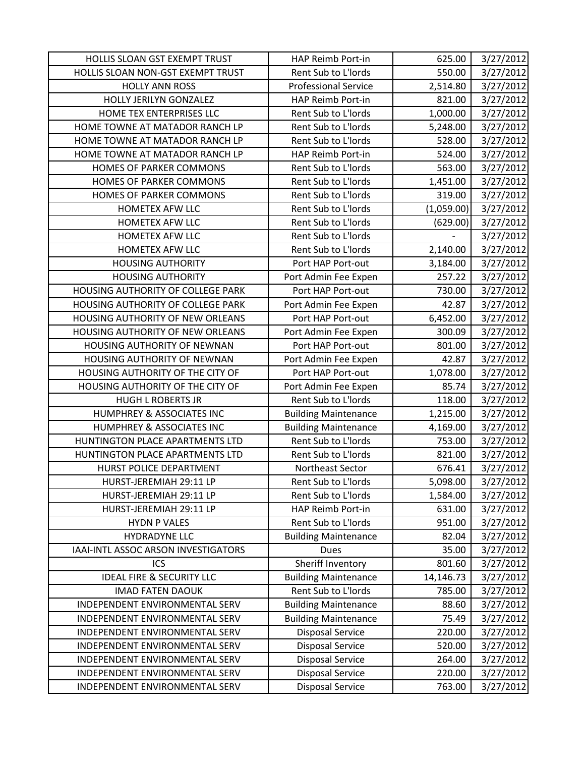| | | | |
|---|---|---|---|
| HOLLIS SLOAN GST EXEMPT TRUST | HAP Reimb Port-in | 625.00 | 3/27/2012 |
| HOLLIS SLOAN NON-GST EXEMPT TRUST | Rent Sub to L'lords | 550.00 | 3/27/2012 |
| HOLLY ANN ROSS | Professional Service | 2,514.80 | 3/27/2012 |
| HOLLY JERILYN GONZALEZ | HAP Reimb Port-in | 821.00 | 3/27/2012 |
| HOME TEX ENTERPRISES LLC | Rent Sub to L'lords | 1,000.00 | 3/27/2012 |
| HOME TOWNE AT MATADOR RANCH LP | Rent Sub to L'lords | 5,248.00 | 3/27/2012 |
| HOME TOWNE AT MATADOR RANCH LP | Rent Sub to L'lords | 528.00 | 3/27/2012 |
| HOME TOWNE AT MATADOR RANCH LP | HAP Reimb Port-in | 524.00 | 3/27/2012 |
| HOMES OF PARKER COMMONS | Rent Sub to L'lords | 563.00 | 3/27/2012 |
| HOMES OF PARKER COMMONS | Rent Sub to L'lords | 1,451.00 | 3/27/2012 |
| HOMES OF PARKER COMMONS | Rent Sub to L'lords | 319.00 | 3/27/2012 |
| HOMETEX AFW LLC | Rent Sub to L'lords | (1,059.00) | 3/27/2012 |
| HOMETEX AFW LLC | Rent Sub to L'lords | (629.00) | 3/27/2012 |
| HOMETEX AFW LLC | Rent Sub to L'lords | - | 3/27/2012 |
| HOMETEX AFW LLC | Rent Sub to L'lords | 2,140.00 | 3/27/2012 |
| HOUSING AUTHORITY | Port HAP Port-out | 3,184.00 | 3/27/2012 |
| HOUSING AUTHORITY | Port Admin Fee Expen | 257.22 | 3/27/2012 |
| HOUSING AUTHORITY OF COLLEGE PARK | Port HAP Port-out | 730.00 | 3/27/2012 |
| HOUSING AUTHORITY OF COLLEGE PARK | Port Admin Fee Expen | 42.87 | 3/27/2012 |
| HOUSING AUTHORITY OF NEW ORLEANS | Port HAP Port-out | 6,452.00 | 3/27/2012 |
| HOUSING AUTHORITY OF NEW ORLEANS | Port Admin Fee Expen | 300.09 | 3/27/2012 |
| HOUSING AUTHORITY OF NEWNAN | Port HAP Port-out | 801.00 | 3/27/2012 |
| HOUSING AUTHORITY OF NEWNAN | Port Admin Fee Expen | 42.87 | 3/27/2012 |
| HOUSING AUTHORITY OF THE CITY OF | Port HAP Port-out | 1,078.00 | 3/27/2012 |
| HOUSING AUTHORITY OF THE CITY OF | Port Admin Fee Expen | 85.74 | 3/27/2012 |
| HUGH L ROBERTS JR | Rent Sub to L'lords | 118.00 | 3/27/2012 |
| HUMPHREY & ASSOCIATES INC | Building Maintenance | 1,215.00 | 3/27/2012 |
| HUMPHREY & ASSOCIATES INC | Building Maintenance | 4,169.00 | 3/27/2012 |
| HUNTINGTON PLACE APARTMENTS LTD | Rent Sub to L'lords | 753.00 | 3/27/2012 |
| HUNTINGTON PLACE APARTMENTS LTD | Rent Sub to L'lords | 821.00 | 3/27/2012 |
| HURST POLICE DEPARTMENT | Northeast Sector | 676.41 | 3/27/2012 |
| HURST-JEREMIAH 29:11 LP | Rent Sub to L'lords | 5,098.00 | 3/27/2012 |
| HURST-JEREMIAH 29:11 LP | Rent Sub to L'lords | 1,584.00 | 3/27/2012 |
| HURST-JEREMIAH 29:11 LP | HAP Reimb Port-in | 631.00 | 3/27/2012 |
| HYDN P VALES | Rent Sub to L'lords | 951.00 | 3/27/2012 |
| HYDRADYNE LLC | Building Maintenance | 82.04 | 3/27/2012 |
| IAAI-INTL ASSOC ARSON INVESTIGATORS | Dues | 35.00 | 3/27/2012 |
| ICS | Sheriff Inventory | 801.60 | 3/27/2012 |
| IDEAL FIRE & SECURITY LLC | Building Maintenance | 14,146.73 | 3/27/2012 |
| IMAD FATEN DAOUK | Rent Sub to L'lords | 785.00 | 3/27/2012 |
| INDEPENDENT ENVIRONMENTAL SERV | Building Maintenance | 88.60 | 3/27/2012 |
| INDEPENDENT ENVIRONMENTAL SERV | Building Maintenance | 75.49 | 3/27/2012 |
| INDEPENDENT ENVIRONMENTAL SERV | Disposal Service | 220.00 | 3/27/2012 |
| INDEPENDENT ENVIRONMENTAL SERV | Disposal Service | 520.00 | 3/27/2012 |
| INDEPENDENT ENVIRONMENTAL SERV | Disposal Service | 264.00 | 3/27/2012 |
| INDEPENDENT ENVIRONMENTAL SERV | Disposal Service | 220.00 | 3/27/2012 |
| INDEPENDENT ENVIRONMENTAL SERV | Disposal Service | 763.00 | 3/27/2012 |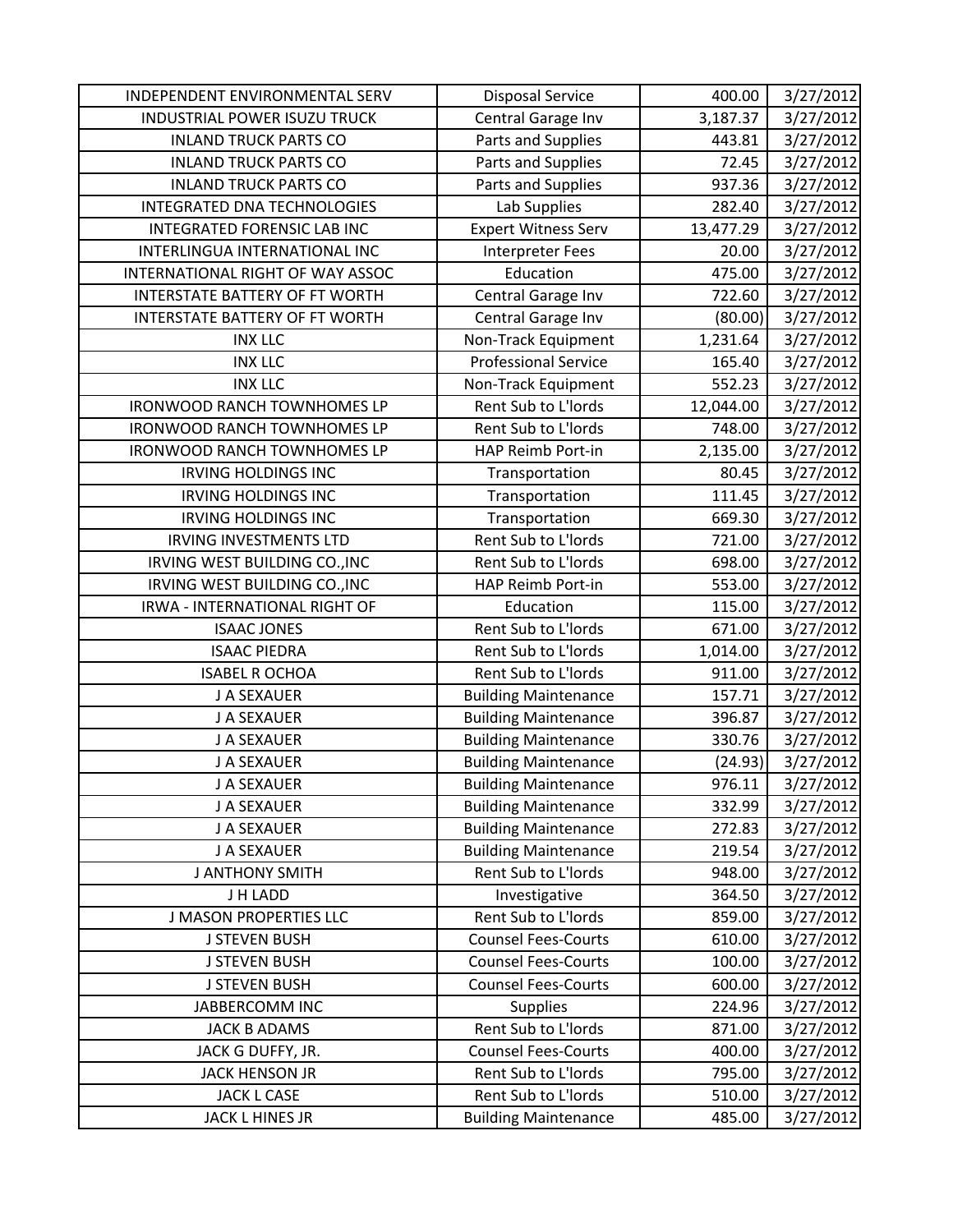| | | | |
|---|---|---|---|
| INDEPENDENT ENVIRONMENTAL SERV | Disposal Service | 400.00 | 3/27/2012 |
| INDUSTRIAL POWER ISUZU TRUCK | Central Garage Inv | 3,187.37 | 3/27/2012 |
| INLAND TRUCK PARTS CO | Parts and Supplies | 443.81 | 3/27/2012 |
| INLAND TRUCK PARTS CO | Parts and Supplies | 72.45 | 3/27/2012 |
| INLAND TRUCK PARTS CO | Parts and Supplies | 937.36 | 3/27/2012 |
| INTEGRATED DNA TECHNOLOGIES | Lab Supplies | 282.40 | 3/27/2012 |
| INTEGRATED FORENSIC LAB INC | Expert Witness Serv | 13,477.29 | 3/27/2012 |
| INTERLINGUA INTERNATIONAL INC | Interpreter Fees | 20.00 | 3/27/2012 |
| INTERNATIONAL RIGHT OF WAY ASSOC | Education | 475.00 | 3/27/2012 |
| INTERSTATE BATTERY OF FT WORTH | Central Garage Inv | 722.60 | 3/27/2012 |
| INTERSTATE BATTERY OF FT WORTH | Central Garage Inv | (80.00) | 3/27/2012 |
| INX LLC | Non-Track Equipment | 1,231.64 | 3/27/2012 |
| INX LLC | Professional Service | 165.40 | 3/27/2012 |
| INX LLC | Non-Track Equipment | 552.23 | 3/27/2012 |
| IRONWOOD RANCH TOWNHOMES LP | Rent Sub to L'lords | 12,044.00 | 3/27/2012 |
| IRONWOOD RANCH TOWNHOMES LP | Rent Sub to L'lords | 748.00 | 3/27/2012 |
| IRONWOOD RANCH TOWNHOMES LP | HAP Reimb Port-in | 2,135.00 | 3/27/2012 |
| IRVING HOLDINGS INC | Transportation | 80.45 | 3/27/2012 |
| IRVING HOLDINGS INC | Transportation | 111.45 | 3/27/2012 |
| IRVING HOLDINGS INC | Transportation | 669.30 | 3/27/2012 |
| IRVING INVESTMENTS LTD | Rent Sub to L'lords | 721.00 | 3/27/2012 |
| IRVING WEST BUILDING CO.,INC | Rent Sub to L'lords | 698.00 | 3/27/2012 |
| IRVING WEST BUILDING CO.,INC | HAP Reimb Port-in | 553.00 | 3/27/2012 |
| IRWA - INTERNATIONAL RIGHT OF | Education | 115.00 | 3/27/2012 |
| ISAAC JONES | Rent Sub to L'lords | 671.00 | 3/27/2012 |
| ISAAC PIEDRA | Rent Sub to L'lords | 1,014.00 | 3/27/2012 |
| ISABEL R OCHOA | Rent Sub to L'lords | 911.00 | 3/27/2012 |
| J A SEXAUER | Building Maintenance | 157.71 | 3/27/2012 |
| J A SEXAUER | Building Maintenance | 396.87 | 3/27/2012 |
| J A SEXAUER | Building Maintenance | 330.76 | 3/27/2012 |
| J A SEXAUER | Building Maintenance | (24.93) | 3/27/2012 |
| J A SEXAUER | Building Maintenance | 976.11 | 3/27/2012 |
| J A SEXAUER | Building Maintenance | 332.99 | 3/27/2012 |
| J A SEXAUER | Building Maintenance | 272.83 | 3/27/2012 |
| J A SEXAUER | Building Maintenance | 219.54 | 3/27/2012 |
| J ANTHONY SMITH | Rent Sub to L'lords | 948.00 | 3/27/2012 |
| J H LADD | Investigative | 364.50 | 3/27/2012 |
| J MASON PROPERTIES LLC | Rent Sub to L'lords | 859.00 | 3/27/2012 |
| J STEVEN BUSH | Counsel Fees-Courts | 610.00 | 3/27/2012 |
| J STEVEN BUSH | Counsel Fees-Courts | 100.00 | 3/27/2012 |
| J STEVEN BUSH | Counsel Fees-Courts | 600.00 | 3/27/2012 |
| JABBERCOMM INC | Supplies | 224.96 | 3/27/2012 |
| JACK B ADAMS | Rent Sub to L'lords | 871.00 | 3/27/2012 |
| JACK G DUFFY, JR. | Counsel Fees-Courts | 400.00 | 3/27/2012 |
| JACK HENSON JR | Rent Sub to L'lords | 795.00 | 3/27/2012 |
| JACK L CASE | Rent Sub to L'lords | 510.00 | 3/27/2012 |
| JACK L HINES JR | Building Maintenance | 485.00 | 3/27/2012 |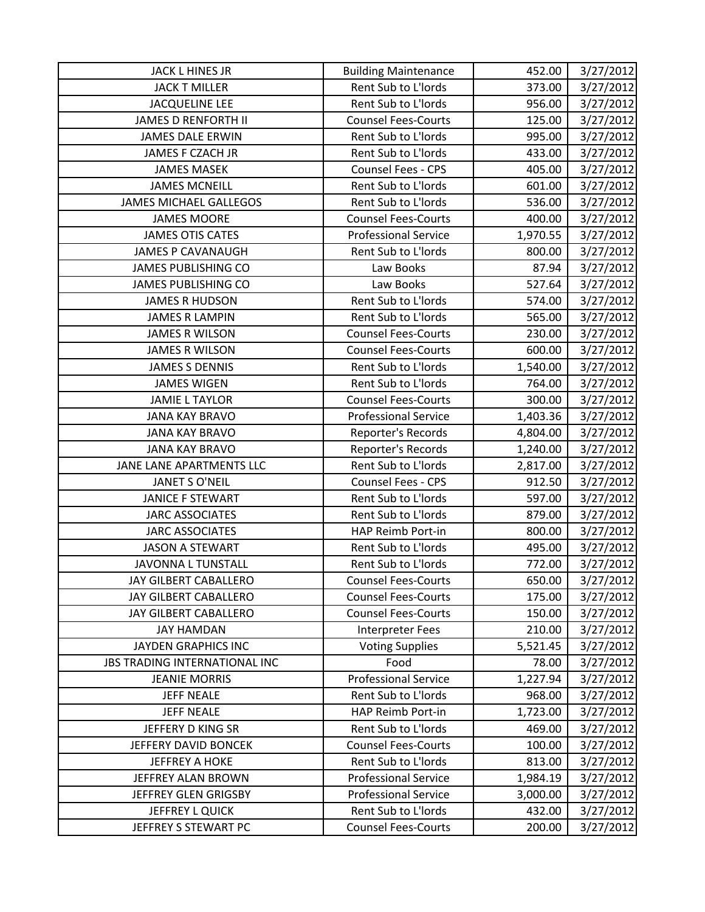| JACK L HINES JR | Building Maintenance | 452.00 | 3/27/2012 |
|---|---|---|---|
| JACK T MILLER | Rent Sub to L'lords | 373.00 | 3/27/2012 |
| JACQUELINE LEE | Rent Sub to L'lords | 956.00 | 3/27/2012 |
| JAMES D RENFORTH II | Counsel Fees-Courts | 125.00 | 3/27/2012 |
| JAMES DALE ERWIN | Rent Sub to L'lords | 995.00 | 3/27/2012 |
| JAMES F CZACH JR | Rent Sub to L'lords | 433.00 | 3/27/2012 |
| JAMES MASEK | Counsel Fees - CPS | 405.00 | 3/27/2012 |
| JAMES MCNEILL | Rent Sub to L'lords | 601.00 | 3/27/2012 |
| JAMES MICHAEL GALLEGOS | Rent Sub to L'lords | 536.00 | 3/27/2012 |
| JAMES MOORE | Counsel Fees-Courts | 400.00 | 3/27/2012 |
| JAMES OTIS CATES | Professional Service | 1,970.55 | 3/27/2012 |
| JAMES P CAVANAUGH | Rent Sub to L'lords | 800.00 | 3/27/2012 |
| JAMES PUBLISHING CO | Law Books | 87.94 | 3/27/2012 |
| JAMES PUBLISHING CO | Law Books | 527.64 | 3/27/2012 |
| JAMES R HUDSON | Rent Sub to L'lords | 574.00 | 3/27/2012 |
| JAMES R LAMPIN | Rent Sub to L'lords | 565.00 | 3/27/2012 |
| JAMES R WILSON | Counsel Fees-Courts | 230.00 | 3/27/2012 |
| JAMES R WILSON | Counsel Fees-Courts | 600.00 | 3/27/2012 |
| JAMES S DENNIS | Rent Sub to L'lords | 1,540.00 | 3/27/2012 |
| JAMES WIGEN | Rent Sub to L'lords | 764.00 | 3/27/2012 |
| JAMIE L TAYLOR | Counsel Fees-Courts | 300.00 | 3/27/2012 |
| JANA KAY BRAVO | Professional Service | 1,403.36 | 3/27/2012 |
| JANA KAY BRAVO | Reporter's Records | 4,804.00 | 3/27/2012 |
| JANA KAY BRAVO | Reporter's Records | 1,240.00 | 3/27/2012 |
| JANE LANE APARTMENTS LLC | Rent Sub to L'lords | 2,817.00 | 3/27/2012 |
| JANET S O'NEIL | Counsel Fees - CPS | 912.50 | 3/27/2012 |
| JANICE F STEWART | Rent Sub to L'lords | 597.00 | 3/27/2012 |
| JARC ASSOCIATES | Rent Sub to L'lords | 879.00 | 3/27/2012 |
| JARC ASSOCIATES | HAP Reimb Port-in | 800.00 | 3/27/2012 |
| JASON A STEWART | Rent Sub to L'lords | 495.00 | 3/27/2012 |
| JAVONNA L TUNSTALL | Rent Sub to L'lords | 772.00 | 3/27/2012 |
| JAY GILBERT CABALLERO | Counsel Fees-Courts | 650.00 | 3/27/2012 |
| JAY GILBERT CABALLERO | Counsel Fees-Courts | 175.00 | 3/27/2012 |
| JAY GILBERT CABALLERO | Counsel Fees-Courts | 150.00 | 3/27/2012 |
| JAY HAMDAN | Interpreter Fees | 210.00 | 3/27/2012 |
| JAYDEN GRAPHICS INC | Voting Supplies | 5,521.45 | 3/27/2012 |
| JBS TRADING INTERNATIONAL INC | Food | 78.00 | 3/27/2012 |
| JEANIE MORRIS | Professional Service | 1,227.94 | 3/27/2012 |
| JEFF NEALE | Rent Sub to L'lords | 968.00 | 3/27/2012 |
| JEFF NEALE | HAP Reimb Port-in | 1,723.00 | 3/27/2012 |
| JEFFERY D KING SR | Rent Sub to L'lords | 469.00 | 3/27/2012 |
| JEFFERY DAVID BONCEK | Counsel Fees-Courts | 100.00 | 3/27/2012 |
| JEFFREY A HOKE | Rent Sub to L'lords | 813.00 | 3/27/2012 |
| JEFFREY ALAN BROWN | Professional Service | 1,984.19 | 3/27/2012 |
| JEFFREY GLEN GRIGSBY | Professional Service | 3,000.00 | 3/27/2012 |
| JEFFREY L QUICK | Rent Sub to L'lords | 432.00 | 3/27/2012 |
| JEFFREY S STEWART PC | Counsel Fees-Courts | 200.00 | 3/27/2012 |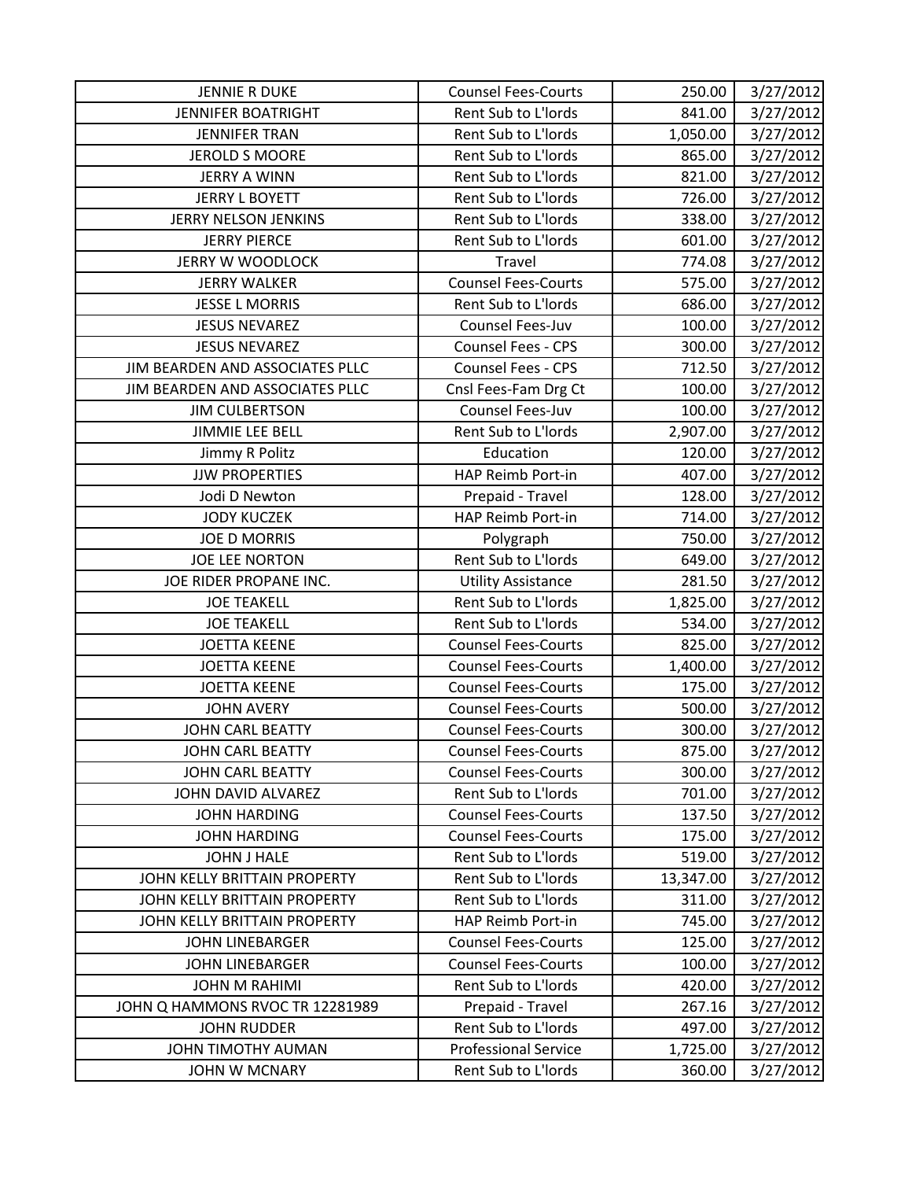| JENNIE R DUKE | Counsel Fees-Courts | 250.00 | 3/27/2012 |
|---|---|---|---|
| JENNIFER BOATRIGHT | Rent Sub to L'lords | 841.00 | 3/27/2012 |
| JENNIFER TRAN | Rent Sub to L'lords | 1,050.00 | 3/27/2012 |
| JEROLD S MOORE | Rent Sub to L'lords | 865.00 | 3/27/2012 |
| JERRY A WINN | Rent Sub to L'lords | 821.00 | 3/27/2012 |
| JERRY L BOYETT | Rent Sub to L'lords | 726.00 | 3/27/2012 |
| JERRY NELSON JENKINS | Rent Sub to L'lords | 338.00 | 3/27/2012 |
| JERRY PIERCE | Rent Sub to L'lords | 601.00 | 3/27/2012 |
| JERRY W WOODLOCK | Travel | 774.08 | 3/27/2012 |
| JERRY WALKER | Counsel Fees-Courts | 575.00 | 3/27/2012 |
| JESSE L MORRIS | Rent Sub to L'lords | 686.00 | 3/27/2012 |
| JESUS NEVAREZ | Counsel Fees-Juv | 100.00 | 3/27/2012 |
| JESUS NEVAREZ | Counsel Fees - CPS | 300.00 | 3/27/2012 |
| JIM BEARDEN AND ASSOCIATES PLLC | Counsel Fees - CPS | 712.50 | 3/27/2012 |
| JIM BEARDEN AND ASSOCIATES PLLC | Cnsl Fees-Fam Drg Ct | 100.00 | 3/27/2012 |
| JIM CULBERTSON | Counsel Fees-Juv | 100.00 | 3/27/2012 |
| JIMMIE LEE BELL | Rent Sub to L'lords | 2,907.00 | 3/27/2012 |
| Jimmy R Politz | Education | 120.00 | 3/27/2012 |
| JJW PROPERTIES | HAP Reimb Port-in | 407.00 | 3/27/2012 |
| Jodi D Newton | Prepaid - Travel | 128.00 | 3/27/2012 |
| JODY KUCZEK | HAP Reimb Port-in | 714.00 | 3/27/2012 |
| JOE D MORRIS | Polygraph | 750.00 | 3/27/2012 |
| JOE LEE NORTON | Rent Sub to L'lords | 649.00 | 3/27/2012 |
| JOE RIDER PROPANE INC. | Utility Assistance | 281.50 | 3/27/2012 |
| JOE TEAKELL | Rent Sub to L'lords | 1,825.00 | 3/27/2012 |
| JOE TEAKELL | Rent Sub to L'lords | 534.00 | 3/27/2012 |
| JOETTA KEENE | Counsel Fees-Courts | 825.00 | 3/27/2012 |
| JOETTA KEENE | Counsel Fees-Courts | 1,400.00 | 3/27/2012 |
| JOETTA KEENE | Counsel Fees-Courts | 175.00 | 3/27/2012 |
| JOHN AVERY | Counsel Fees-Courts | 500.00 | 3/27/2012 |
| JOHN CARL BEATTY | Counsel Fees-Courts | 300.00 | 3/27/2012 |
| JOHN CARL BEATTY | Counsel Fees-Courts | 875.00 | 3/27/2012 |
| JOHN CARL BEATTY | Counsel Fees-Courts | 300.00 | 3/27/2012 |
| JOHN DAVID ALVAREZ | Rent Sub to L'lords | 701.00 | 3/27/2012 |
| JOHN HARDING | Counsel Fees-Courts | 137.50 | 3/27/2012 |
| JOHN HARDING | Counsel Fees-Courts | 175.00 | 3/27/2012 |
| JOHN J HALE | Rent Sub to L'lords | 519.00 | 3/27/2012 |
| JOHN KELLY BRITTAIN PROPERTY | Rent Sub to L'lords | 13,347.00 | 3/27/2012 |
| JOHN KELLY BRITTAIN PROPERTY | Rent Sub to L'lords | 311.00 | 3/27/2012 |
| JOHN KELLY BRITTAIN PROPERTY | HAP Reimb Port-in | 745.00 | 3/27/2012 |
| JOHN LINEBARGER | Counsel Fees-Courts | 125.00 | 3/27/2012 |
| JOHN LINEBARGER | Counsel Fees-Courts | 100.00 | 3/27/2012 |
| JOHN M RAHIMI | Rent Sub to L'lords | 420.00 | 3/27/2012 |
| JOHN Q HAMMONS RVOC TR 12281989 | Prepaid - Travel | 267.16 | 3/27/2012 |
| JOHN RUDDER | Rent Sub to L'lords | 497.00 | 3/27/2012 |
| JOHN TIMOTHY AUMAN | Professional Service | 1,725.00 | 3/27/2012 |
| JOHN W MCNARY | Rent Sub to L'lords | 360.00 | 3/27/2012 |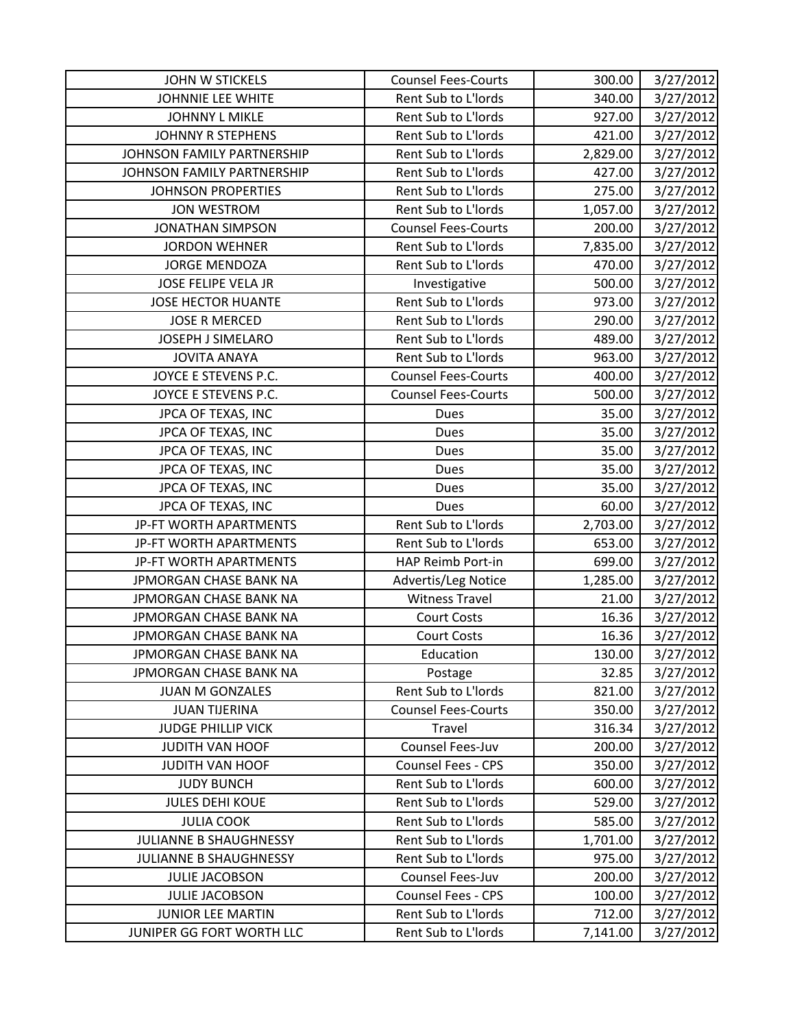| JOHN W STICKELS | Counsel Fees-Courts | 300.00 | 3/27/2012 |
|---|---|---|---|
| JOHNNIE LEE WHITE | Rent Sub to L'lords | 340.00 | 3/27/2012 |
| JOHNNY L MIKLE | Rent Sub to L'lords | 927.00 | 3/27/2012 |
| JOHNNY R STEPHENS | Rent Sub to L'lords | 421.00 | 3/27/2012 |
| JOHNSON FAMILY PARTNERSHIP | Rent Sub to L'lords | 2,829.00 | 3/27/2012 |
| JOHNSON FAMILY PARTNERSHIP | Rent Sub to L'lords | 427.00 | 3/27/2012 |
| JOHNSON PROPERTIES | Rent Sub to L'lords | 275.00 | 3/27/2012 |
| JON WESTROM | Rent Sub to L'lords | 1,057.00 | 3/27/2012 |
| JONATHAN SIMPSON | Counsel Fees-Courts | 200.00 | 3/27/2012 |
| JORDON WEHNER | Rent Sub to L'lords | 7,835.00 | 3/27/2012 |
| JORGE MENDOZA | Rent Sub to L'lords | 470.00 | 3/27/2012 |
| JOSE FELIPE VELA JR | Investigative | 500.00 | 3/27/2012 |
| JOSE HECTOR HUANTE | Rent Sub to L'lords | 973.00 | 3/27/2012 |
| JOSE R MERCED | Rent Sub to L'lords | 290.00 | 3/27/2012 |
| JOSEPH J SIMELARO | Rent Sub to L'lords | 489.00 | 3/27/2012 |
| JOVITA ANAYA | Rent Sub to L'lords | 963.00 | 3/27/2012 |
| JOYCE E STEVENS P.C. | Counsel Fees-Courts | 400.00 | 3/27/2012 |
| JOYCE E STEVENS P.C. | Counsel Fees-Courts | 500.00 | 3/27/2012 |
| JPCA OF TEXAS, INC | Dues | 35.00 | 3/27/2012 |
| JPCA OF TEXAS, INC | Dues | 35.00 | 3/27/2012 |
| JPCA OF TEXAS, INC | Dues | 35.00 | 3/27/2012 |
| JPCA OF TEXAS, INC | Dues | 35.00 | 3/27/2012 |
| JPCA OF TEXAS, INC | Dues | 35.00 | 3/27/2012 |
| JPCA OF TEXAS, INC | Dues | 60.00 | 3/27/2012 |
| JP-FT WORTH APARTMENTS | Rent Sub to L'lords | 2,703.00 | 3/27/2012 |
| JP-FT WORTH APARTMENTS | Rent Sub to L'lords | 653.00 | 3/27/2012 |
| JP-FT WORTH APARTMENTS | HAP Reimb Port-in | 699.00 | 3/27/2012 |
| JPMORGAN CHASE BANK NA | Advertis/Leg Notice | 1,285.00 | 3/27/2012 |
| JPMORGAN CHASE BANK NA | Witness Travel | 21.00 | 3/27/2012 |
| JPMORGAN CHASE BANK NA | Court Costs | 16.36 | 3/27/2012 |
| JPMORGAN CHASE BANK NA | Court Costs | 16.36 | 3/27/2012 |
| JPMORGAN CHASE BANK NA | Education | 130.00 | 3/27/2012 |
| JPMORGAN CHASE BANK NA | Postage | 32.85 | 3/27/2012 |
| JUAN M GONZALES | Rent Sub to L'lords | 821.00 | 3/27/2012 |
| JUAN TIJERINA | Counsel Fees-Courts | 350.00 | 3/27/2012 |
| JUDGE PHILLIP VICK | Travel | 316.34 | 3/27/2012 |
| JUDITH VAN HOOF | Counsel Fees-Juv | 200.00 | 3/27/2012 |
| JUDITH VAN HOOF | Counsel Fees - CPS | 350.00 | 3/27/2012 |
| JUDY BUNCH | Rent Sub to L'lords | 600.00 | 3/27/2012 |
| JULES DEHI KOUE | Rent Sub to L'lords | 529.00 | 3/27/2012 |
| JULIA COOK | Rent Sub to L'lords | 585.00 | 3/27/2012 |
| JULIANNE B SHAUGHNESSY | Rent Sub to L'lords | 1,701.00 | 3/27/2012 |
| JULIANNE B SHAUGHNESSY | Rent Sub to L'lords | 975.00 | 3/27/2012 |
| JULIE JACOBSON | Counsel Fees-Juv | 200.00 | 3/27/2012 |
| JULIE JACOBSON | Counsel Fees - CPS | 100.00 | 3/27/2012 |
| JUNIOR LEE MARTIN | Rent Sub to L'lords | 712.00 | 3/27/2012 |
| JUNIPER GG FORT WORTH LLC | Rent Sub to L'lords | 7,141.00 | 3/27/2012 |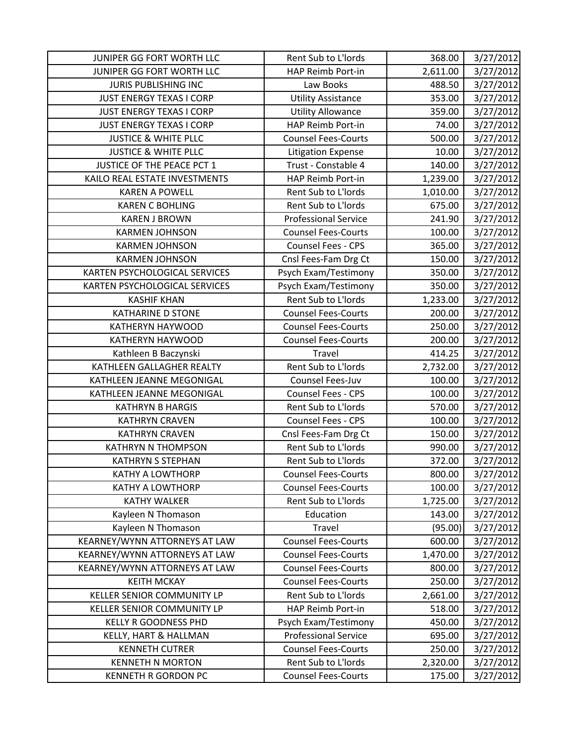| | | | |
|---|---|---|---|
| JUNIPER GG FORT WORTH LLC | Rent Sub to L'lords | 368.00 | 3/27/2012 |
| JUNIPER GG FORT WORTH LLC | HAP Reimb Port-in | 2,611.00 | 3/27/2012 |
| JURIS PUBLISHING INC | Law Books | 488.50 | 3/27/2012 |
| JUST ENERGY TEXAS I CORP | Utility Assistance | 353.00 | 3/27/2012 |
| JUST ENERGY TEXAS I CORP | Utility Allowance | 359.00 | 3/27/2012 |
| JUST ENERGY TEXAS I CORP | HAP Reimb Port-in | 74.00 | 3/27/2012 |
| JUSTICE & WHITE PLLC | Counsel Fees-Courts | 500.00 | 3/27/2012 |
| JUSTICE & WHITE PLLC | Litigation Expense | 10.00 | 3/27/2012 |
| JUSTICE OF THE PEACE PCT 1 | Trust - Constable 4 | 140.00 | 3/27/2012 |
| KAILO REAL ESTATE INVESTMENTS | HAP Reimb Port-in | 1,239.00 | 3/27/2012 |
| KAREN A POWELL | Rent Sub to L'lords | 1,010.00 | 3/27/2012 |
| KAREN C BOHLING | Rent Sub to L'lords | 675.00 | 3/27/2012 |
| KAREN J BROWN | Professional Service | 241.90 | 3/27/2012 |
| KARMEN JOHNSON | Counsel Fees-Courts | 100.00 | 3/27/2012 |
| KARMEN JOHNSON | Counsel Fees - CPS | 365.00 | 3/27/2012 |
| KARMEN JOHNSON | Cnsl Fees-Fam Drg Ct | 150.00 | 3/27/2012 |
| KARTEN PSYCHOLOGICAL SERVICES | Psych Exam/Testimony | 350.00 | 3/27/2012 |
| KARTEN PSYCHOLOGICAL SERVICES | Psych Exam/Testimony | 350.00 | 3/27/2012 |
| KASHIF KHAN | Rent Sub to L'lords | 1,233.00 | 3/27/2012 |
| KATHARINE D STONE | Counsel Fees-Courts | 200.00 | 3/27/2012 |
| KATHERYN HAYWOOD | Counsel Fees-Courts | 250.00 | 3/27/2012 |
| KATHERYN HAYWOOD | Counsel Fees-Courts | 200.00 | 3/27/2012 |
| Kathleen B Baczynski | Travel | 414.25 | 3/27/2012 |
| KATHLEEN GALLAGHER REALTY | Rent Sub to L'lords | 2,732.00 | 3/27/2012 |
| KATHLEEN JEANNE MEGONIGAL | Counsel Fees-Juv | 100.00 | 3/27/2012 |
| KATHLEEN JEANNE MEGONIGAL | Counsel Fees - CPS | 100.00 | 3/27/2012 |
| KATHRYN B HARGIS | Rent Sub to L'lords | 570.00 | 3/27/2012 |
| KATHRYN CRAVEN | Counsel Fees - CPS | 100.00 | 3/27/2012 |
| KATHRYN CRAVEN | Cnsl Fees-Fam Drg Ct | 150.00 | 3/27/2012 |
| KATHRYN N THOMPSON | Rent Sub to L'lords | 990.00 | 3/27/2012 |
| KATHRYN S STEPHAN | Rent Sub to L'lords | 372.00 | 3/27/2012 |
| KATHY A LOWTHORP | Counsel Fees-Courts | 800.00 | 3/27/2012 |
| KATHY A LOWTHORP | Counsel Fees-Courts | 100.00 | 3/27/2012 |
| KATHY WALKER | Rent Sub to L'lords | 1,725.00 | 3/27/2012 |
| Kayleen N Thomason | Education | 143.00 | 3/27/2012 |
| Kayleen N Thomason | Travel | (95.00) | 3/27/2012 |
| KEARNEY/WYNN ATTORNEYS AT LAW | Counsel Fees-Courts | 600.00 | 3/27/2012 |
| KEARNEY/WYNN ATTORNEYS AT LAW | Counsel Fees-Courts | 1,470.00 | 3/27/2012 |
| KEARNEY/WYNN ATTORNEYS AT LAW | Counsel Fees-Courts | 800.00 | 3/27/2012 |
| KEITH MCKAY | Counsel Fees-Courts | 250.00 | 3/27/2012 |
| KELLER SENIOR COMMUNITY LP | Rent Sub to L'lords | 2,661.00 | 3/27/2012 |
| KELLER SENIOR COMMUNITY LP | HAP Reimb Port-in | 518.00 | 3/27/2012 |
| KELLY R GOODNESS PHD | Psych Exam/Testimony | 450.00 | 3/27/2012 |
| KELLY, HART & HALLMAN | Professional Service | 695.00 | 3/27/2012 |
| KENNETH CUTRER | Counsel Fees-Courts | 250.00 | 3/27/2012 |
| KENNETH N MORTON | Rent Sub to L'lords | 2,320.00 | 3/27/2012 |
| KENNETH R GORDON PC | Counsel Fees-Courts | 175.00 | 3/27/2012 |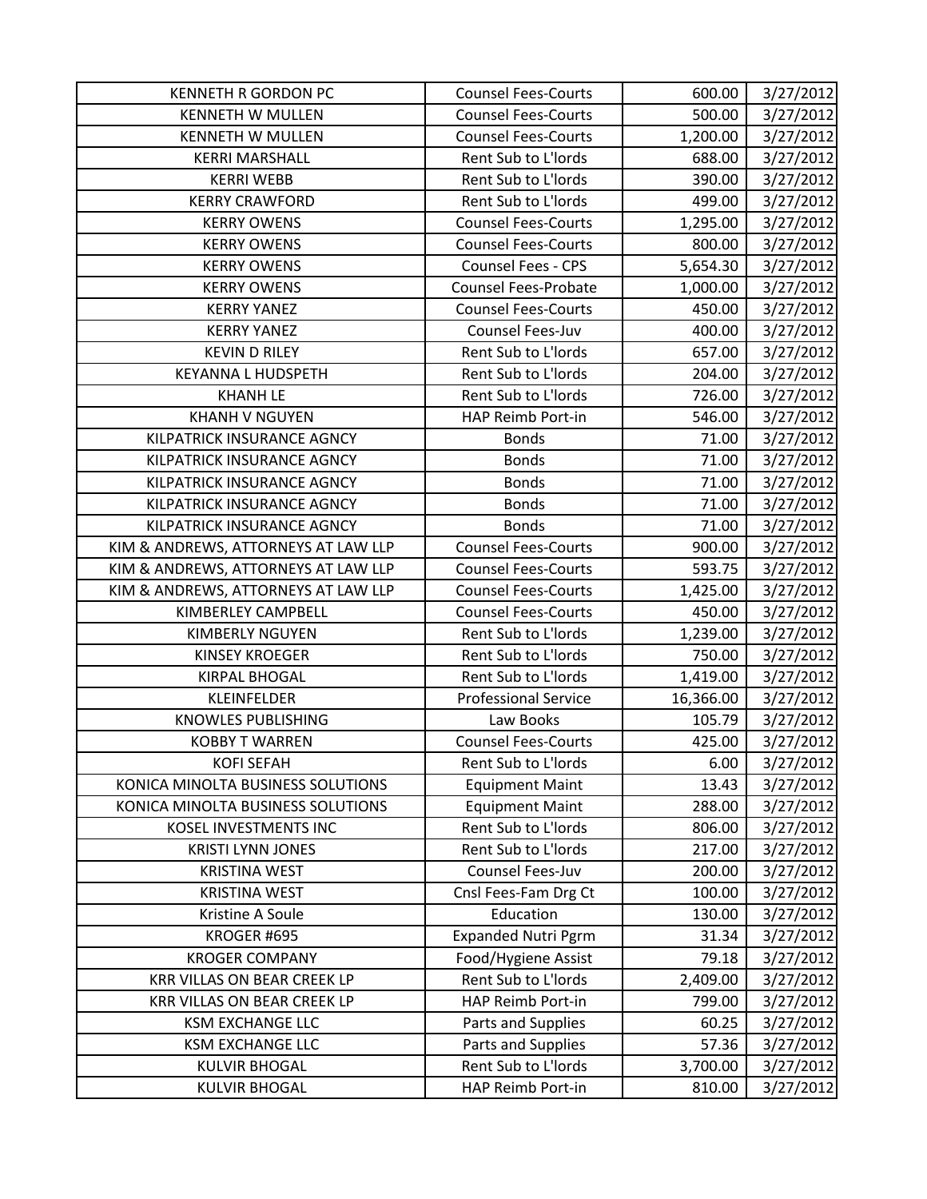| | | | |
|---|---|---|---|
| KENNETH R GORDON PC | Counsel Fees-Courts | 600.00 | 3/27/2012 |
| KENNETH W MULLEN | Counsel Fees-Courts | 500.00 | 3/27/2012 |
| KENNETH W MULLEN | Counsel Fees-Courts | 1,200.00 | 3/27/2012 |
| KERRI MARSHALL | Rent Sub to L'lords | 688.00 | 3/27/2012 |
| KERRI WEBB | Rent Sub to L'lords | 390.00 | 3/27/2012 |
| KERRY CRAWFORD | Rent Sub to L'lords | 499.00 | 3/27/2012 |
| KERRY OWENS | Counsel Fees-Courts | 1,295.00 | 3/27/2012 |
| KERRY OWENS | Counsel Fees-Courts | 800.00 | 3/27/2012 |
| KERRY OWENS | Counsel Fees - CPS | 5,654.30 | 3/27/2012 |
| KERRY OWENS | Counsel Fees-Probate | 1,000.00 | 3/27/2012 |
| KERRY YANEZ | Counsel Fees-Courts | 450.00 | 3/27/2012 |
| KERRY YANEZ | Counsel Fees-Juv | 400.00 | 3/27/2012 |
| KEVIN D RILEY | Rent Sub to L'lords | 657.00 | 3/27/2012 |
| KEYANNA L HUDSPETH | Rent Sub to L'lords | 204.00 | 3/27/2012 |
| KHANH LE | Rent Sub to L'lords | 726.00 | 3/27/2012 |
| KHANH V NGUYEN | HAP Reimb Port-in | 546.00 | 3/27/2012 |
| KILPATRICK INSURANCE AGNCY | Bonds | 71.00 | 3/27/2012 |
| KILPATRICK INSURANCE AGNCY | Bonds | 71.00 | 3/27/2012 |
| KILPATRICK INSURANCE AGNCY | Bonds | 71.00 | 3/27/2012 |
| KILPATRICK INSURANCE AGNCY | Bonds | 71.00 | 3/27/2012 |
| KILPATRICK INSURANCE AGNCY | Bonds | 71.00 | 3/27/2012 |
| KIM & ANDREWS, ATTORNEYS AT LAW LLP | Counsel Fees-Courts | 900.00 | 3/27/2012 |
| KIM & ANDREWS, ATTORNEYS AT LAW LLP | Counsel Fees-Courts | 593.75 | 3/27/2012 |
| KIM & ANDREWS, ATTORNEYS AT LAW LLP | Counsel Fees-Courts | 1,425.00 | 3/27/2012 |
| KIMBERLEY CAMPBELL | Counsel Fees-Courts | 450.00 | 3/27/2012 |
| KIMBERLY NGUYEN | Rent Sub to L'lords | 1,239.00 | 3/27/2012 |
| KINSEY KROEGER | Rent Sub to L'lords | 750.00 | 3/27/2012 |
| KIRPAL BHOGAL | Rent Sub to L'lords | 1,419.00 | 3/27/2012 |
| KLEINFELDER | Professional Service | 16,366.00 | 3/27/2012 |
| KNOWLES PUBLISHING | Law Books | 105.79 | 3/27/2012 |
| KOBBY T WARREN | Counsel Fees-Courts | 425.00 | 3/27/2012 |
| KOFI SEFAH | Rent Sub to L'lords | 6.00 | 3/27/2012 |
| KONICA MINOLTA BUSINESS SOLUTIONS | Equipment Maint | 13.43 | 3/27/2012 |
| KONICA MINOLTA BUSINESS SOLUTIONS | Equipment Maint | 288.00 | 3/27/2012 |
| KOSEL INVESTMENTS INC | Rent Sub to L'lords | 806.00 | 3/27/2012 |
| KRISTI LYNN JONES | Rent Sub to L'lords | 217.00 | 3/27/2012 |
| KRISTINA WEST | Counsel Fees-Juv | 200.00 | 3/27/2012 |
| KRISTINA WEST | Cnsl Fees-Fam Drg Ct | 100.00 | 3/27/2012 |
| Kristine A Soule | Education | 130.00 | 3/27/2012 |
| KROGER #695 | Expanded Nutri Pgrm | 31.34 | 3/27/2012 |
| KROGER COMPANY | Food/Hygiene Assist | 79.18 | 3/27/2012 |
| KRR VILLAS ON BEAR CREEK LP | Rent Sub to L'lords | 2,409.00 | 3/27/2012 |
| KRR VILLAS ON BEAR CREEK LP | HAP Reimb Port-in | 799.00 | 3/27/2012 |
| KSM EXCHANGE LLC | Parts and Supplies | 60.25 | 3/27/2012 |
| KSM EXCHANGE LLC | Parts and Supplies | 57.36 | 3/27/2012 |
| KULVIR BHOGAL | Rent Sub to L'lords | 3,700.00 | 3/27/2012 |
| KULVIR BHOGAL | HAP Reimb Port-in | 810.00 | 3/27/2012 |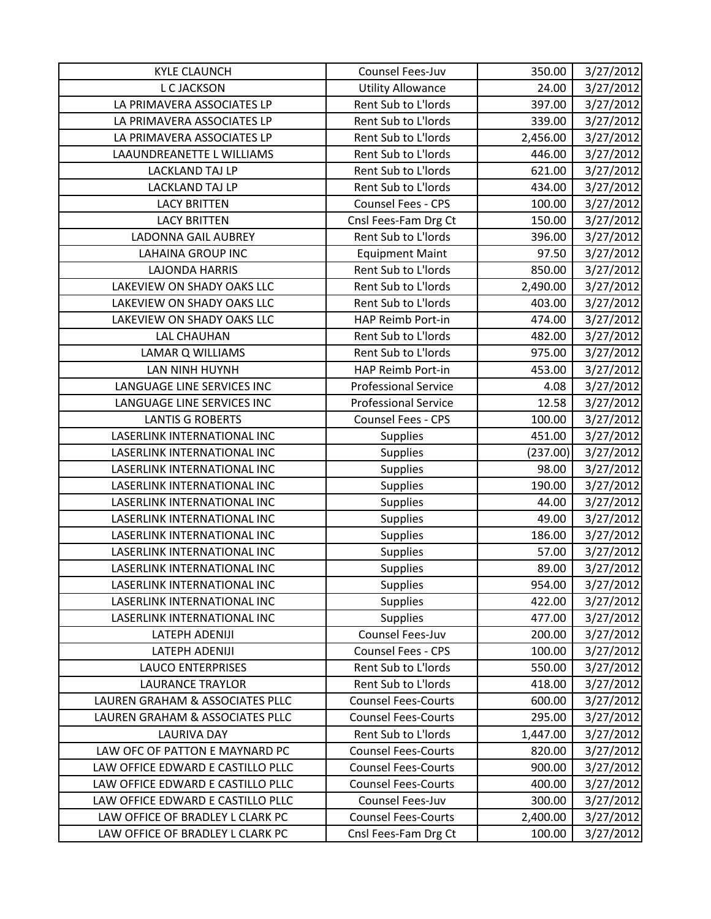| KYLE CLAUNCH | Counsel Fees-Juv | 350.00 | 3/27/2012 |
|---|---|---|---|
| L C JACKSON | Utility Allowance | 24.00 | 3/27/2012 |
| LA PRIMAVERA ASSOCIATES LP | Rent Sub to L'lords | 397.00 | 3/27/2012 |
| LA PRIMAVERA ASSOCIATES LP | Rent Sub to L'lords | 339.00 | 3/27/2012 |
| LA PRIMAVERA ASSOCIATES LP | Rent Sub to L'lords | 2,456.00 | 3/27/2012 |
| LAAUNDREANETTE L WILLIAMS | Rent Sub to L'lords | 446.00 | 3/27/2012 |
| LACKLAND TAJ LP | Rent Sub to L'lords | 621.00 | 3/27/2012 |
| LACKLAND TAJ LP | Rent Sub to L'lords | 434.00 | 3/27/2012 |
| LACY BRITTEN | Counsel Fees - CPS | 100.00 | 3/27/2012 |
| LACY BRITTEN | Cnsl Fees-Fam Drg Ct | 150.00 | 3/27/2012 |
| LADONNA GAIL AUBREY | Rent Sub to L'lords | 396.00 | 3/27/2012 |
| LAHAINA GROUP INC | Equipment Maint | 97.50 | 3/27/2012 |
| LAJONDA HARRIS | Rent Sub to L'lords | 850.00 | 3/27/2012 |
| LAKEVIEW ON SHADY OAKS LLC | Rent Sub to L'lords | 2,490.00 | 3/27/2012 |
| LAKEVIEW ON SHADY OAKS LLC | Rent Sub to L'lords | 403.00 | 3/27/2012 |
| LAKEVIEW ON SHADY OAKS LLC | HAP Reimb Port-in | 474.00 | 3/27/2012 |
| LAL CHAUHAN | Rent Sub to L'lords | 482.00 | 3/27/2012 |
| LAMAR Q WILLIAMS | Rent Sub to L'lords | 975.00 | 3/27/2012 |
| LAN NINH HUYNH | HAP Reimb Port-in | 453.00 | 3/27/2012 |
| LANGUAGE LINE SERVICES INC | Professional Service | 4.08 | 3/27/2012 |
| LANGUAGE LINE SERVICES INC | Professional Service | 12.58 | 3/27/2012 |
| LANTIS G ROBERTS | Counsel Fees - CPS | 100.00 | 3/27/2012 |
| LASERLINK INTERNATIONAL INC | Supplies | 451.00 | 3/27/2012 |
| LASERLINK INTERNATIONAL INC | Supplies | (237.00) | 3/27/2012 |
| LASERLINK INTERNATIONAL INC | Supplies | 98.00 | 3/27/2012 |
| LASERLINK INTERNATIONAL INC | Supplies | 190.00 | 3/27/2012 |
| LASERLINK INTERNATIONAL INC | Supplies | 44.00 | 3/27/2012 |
| LASERLINK INTERNATIONAL INC | Supplies | 49.00 | 3/27/2012 |
| LASERLINK INTERNATIONAL INC | Supplies | 186.00 | 3/27/2012 |
| LASERLINK INTERNATIONAL INC | Supplies | 57.00 | 3/27/2012 |
| LASERLINK INTERNATIONAL INC | Supplies | 89.00 | 3/27/2012 |
| LASERLINK INTERNATIONAL INC | Supplies | 954.00 | 3/27/2012 |
| LASERLINK INTERNATIONAL INC | Supplies | 422.00 | 3/27/2012 |
| LASERLINK INTERNATIONAL INC | Supplies | 477.00 | 3/27/2012 |
| LATEPH ADENIJI | Counsel Fees-Juv | 200.00 | 3/27/2012 |
| LATEPH ADENIJI | Counsel Fees - CPS | 100.00 | 3/27/2012 |
| LAUCO ENTERPRISES | Rent Sub to L'lords | 550.00 | 3/27/2012 |
| LAURANCE TRAYLOR | Rent Sub to L'lords | 418.00 | 3/27/2012 |
| LAUREN GRAHAM & ASSOCIATES PLLC | Counsel Fees-Courts | 600.00 | 3/27/2012 |
| LAUREN GRAHAM & ASSOCIATES PLLC | Counsel Fees-Courts | 295.00 | 3/27/2012 |
| LAURIVA DAY | Rent Sub to L'lords | 1,447.00 | 3/27/2012 |
| LAW OFC OF PATTON E MAYNARD PC | Counsel Fees-Courts | 820.00 | 3/27/2012 |
| LAW OFFICE EDWARD E CASTILLO PLLC | Counsel Fees-Courts | 900.00 | 3/27/2012 |
| LAW OFFICE EDWARD E CASTILLO PLLC | Counsel Fees-Courts | 400.00 | 3/27/2012 |
| LAW OFFICE EDWARD E CASTILLO PLLC | Counsel Fees-Juv | 300.00 | 3/27/2012 |
| LAW OFFICE OF BRADLEY L CLARK PC | Counsel Fees-Courts | 2,400.00 | 3/27/2012 |
| LAW OFFICE OF BRADLEY L CLARK PC | Cnsl Fees-Fam Drg Ct | 100.00 | 3/27/2012 |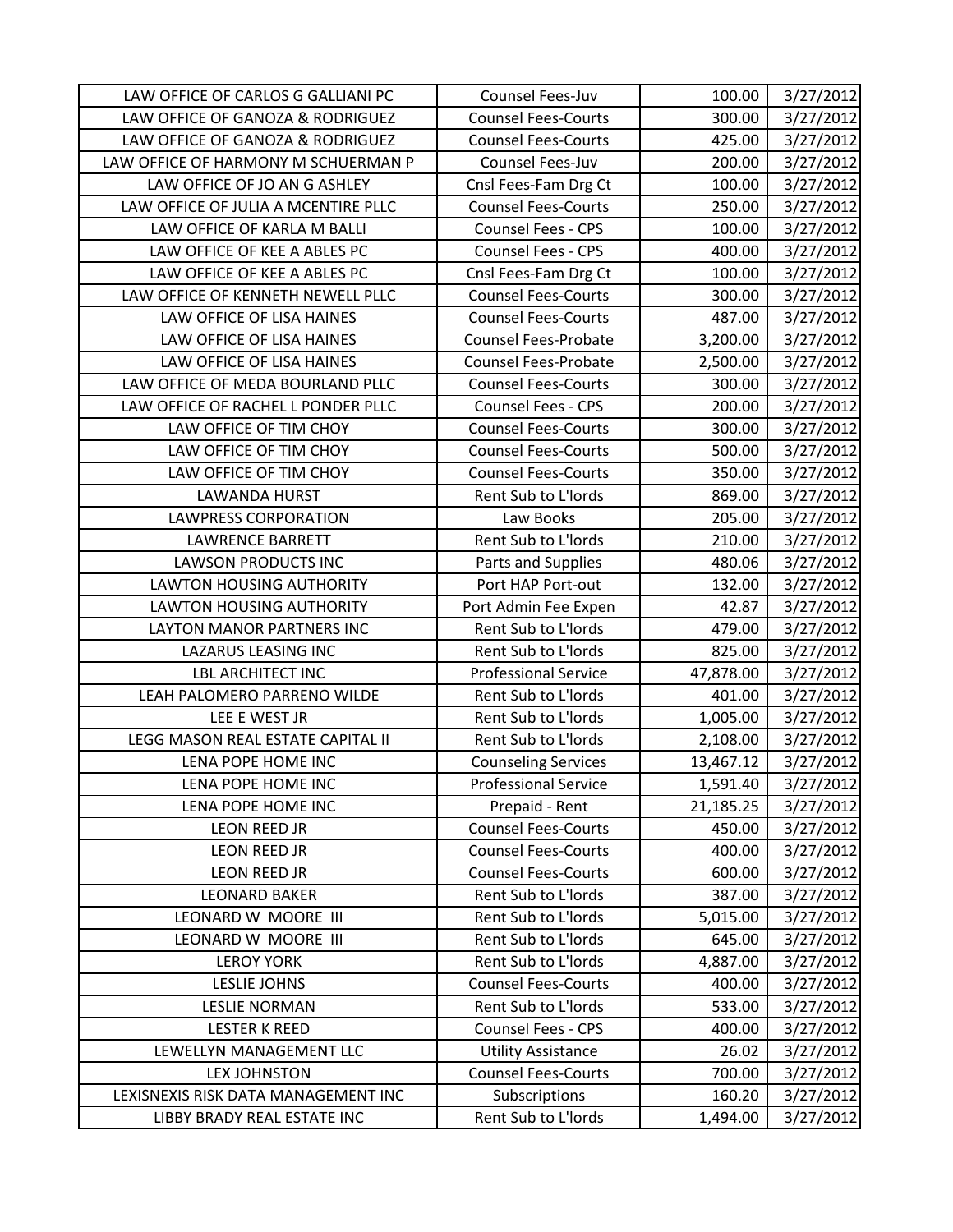| LAW OFFICE OF CARLOS G GALLIANI PC | Counsel Fees-Juv | 100.00 | 3/27/2012 |
|---|---|---|---|
| LAW OFFICE OF GANOZA & RODRIGUEZ | Counsel Fees-Courts | 300.00 | 3/27/2012 |
| LAW OFFICE OF GANOZA & RODRIGUEZ | Counsel Fees-Courts | 425.00 | 3/27/2012 |
| LAW OFFICE OF HARMONY M SCHUERMAN P | Counsel Fees-Juv | 200.00 | 3/27/2012 |
| LAW OFFICE OF JO AN G ASHLEY | Cnsl Fees-Fam Drg Ct | 100.00 | 3/27/2012 |
| LAW OFFICE OF JULIA A MCENTIRE PLLC | Counsel Fees-Courts | 250.00 | 3/27/2012 |
| LAW OFFICE OF KARLA M BALLI | Counsel Fees - CPS | 100.00 | 3/27/2012 |
| LAW OFFICE OF KEE A ABLES PC | Counsel Fees - CPS | 400.00 | 3/27/2012 |
| LAW OFFICE OF KEE A ABLES PC | Cnsl Fees-Fam Drg Ct | 100.00 | 3/27/2012 |
| LAW OFFICE OF KENNETH NEWELL PLLC | Counsel Fees-Courts | 300.00 | 3/27/2012 |
| LAW OFFICE OF LISA HAINES | Counsel Fees-Courts | 487.00 | 3/27/2012 |
| LAW OFFICE OF LISA HAINES | Counsel Fees-Probate | 3,200.00 | 3/27/2012 |
| LAW OFFICE OF LISA HAINES | Counsel Fees-Probate | 2,500.00 | 3/27/2012 |
| LAW OFFICE OF MEDA BOURLAND PLLC | Counsel Fees-Courts | 300.00 | 3/27/2012 |
| LAW OFFICE OF RACHEL L PONDER PLLC | Counsel Fees - CPS | 200.00 | 3/27/2012 |
| LAW OFFICE OF TIM CHOY | Counsel Fees-Courts | 300.00 | 3/27/2012 |
| LAW OFFICE OF TIM CHOY | Counsel Fees-Courts | 500.00 | 3/27/2012 |
| LAW OFFICE OF TIM CHOY | Counsel Fees-Courts | 350.00 | 3/27/2012 |
| LAWANDA HURST | Rent Sub to L'lords | 869.00 | 3/27/2012 |
| LAWPRESS CORPORATION | Law Books | 205.00 | 3/27/2012 |
| LAWRENCE BARRETT | Rent Sub to L'lords | 210.00 | 3/27/2012 |
| LAWSON PRODUCTS INC | Parts and Supplies | 480.06 | 3/27/2012 |
| LAWTON HOUSING AUTHORITY | Port HAP Port-out | 132.00 | 3/27/2012 |
| LAWTON HOUSING AUTHORITY | Port Admin Fee Expen | 42.87 | 3/27/2012 |
| LAYTON MANOR PARTNERS INC | Rent Sub to L'lords | 479.00 | 3/27/2012 |
| LAZARUS LEASING INC | Rent Sub to L'lords | 825.00 | 3/27/2012 |
| LBL ARCHITECT INC | Professional Service | 47,878.00 | 3/27/2012 |
| LEAH PALOMERO PARRENO WILDE | Rent Sub to L'lords | 401.00 | 3/27/2012 |
| LEE E WEST JR | Rent Sub to L'lords | 1,005.00 | 3/27/2012 |
| LEGG MASON REAL ESTATE CAPITAL II | Rent Sub to L'lords | 2,108.00 | 3/27/2012 |
| LENA POPE HOME INC | Counseling Services | 13,467.12 | 3/27/2012 |
| LENA POPE HOME INC | Professional Service | 1,591.40 | 3/27/2012 |
| LENA POPE HOME INC | Prepaid - Rent | 21,185.25 | 3/27/2012 |
| LEON REED JR | Counsel Fees-Courts | 450.00 | 3/27/2012 |
| LEON REED JR | Counsel Fees-Courts | 400.00 | 3/27/2012 |
| LEON REED JR | Counsel Fees-Courts | 600.00 | 3/27/2012 |
| LEONARD BAKER | Rent Sub to L'lords | 387.00 | 3/27/2012 |
| LEONARD W MOORE III | Rent Sub to L'lords | 5,015.00 | 3/27/2012 |
| LEONARD W MOORE III | Rent Sub to L'lords | 645.00 | 3/27/2012 |
| LEROY YORK | Rent Sub to L'lords | 4,887.00 | 3/27/2012 |
| LESLIE JOHNS | Counsel Fees-Courts | 400.00 | 3/27/2012 |
| LESLIE NORMAN | Rent Sub to L'lords | 533.00 | 3/27/2012 |
| LESTER K REED | Counsel Fees - CPS | 400.00 | 3/27/2012 |
| LEWELLYN MANAGEMENT LLC | Utility Assistance | 26.02 | 3/27/2012 |
| LEX JOHNSTON | Counsel Fees-Courts | 700.00 | 3/27/2012 |
| LEXISNEXIS RISK DATA MANAGEMENT INC | Subscriptions | 160.20 | 3/27/2012 |
| LIBBY BRADY REAL ESTATE INC | Rent Sub to L'lords | 1,494.00 | 3/27/2012 |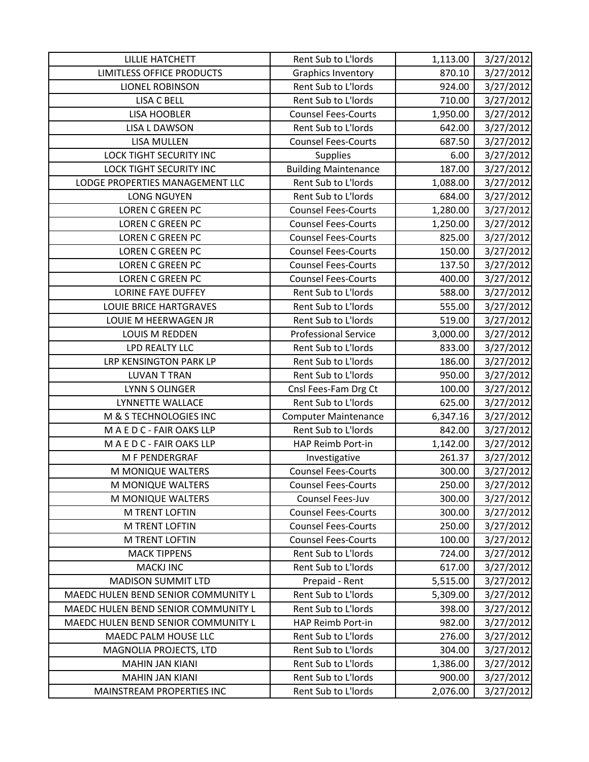| LILLIE HATCHETT | Rent Sub to L'lords | 1,113.00 | 3/27/2012 |
|---|---|---|---|
| LIMITLESS OFFICE PRODUCTS | Graphics Inventory | 870.10 | 3/27/2012 |
| LIONEL ROBINSON | Rent Sub to L'lords | 924.00 | 3/27/2012 |
| LISA C BELL | Rent Sub to L'lords | 710.00 | 3/27/2012 |
| LISA HOOBLER | Counsel Fees-Courts | 1,950.00 | 3/27/2012 |
| LISA L DAWSON | Rent Sub to L'lords | 642.00 | 3/27/2012 |
| LISA MULLEN | Counsel Fees-Courts | 687.50 | 3/27/2012 |
| LOCK TIGHT SECURITY INC | Supplies | 6.00 | 3/27/2012 |
| LOCK TIGHT SECURITY INC | Building Maintenance | 187.00 | 3/27/2012 |
| LODGE PROPERTIES MANAGEMENT LLC | Rent Sub to L'lords | 1,088.00 | 3/27/2012 |
| LONG NGUYEN | Rent Sub to L'lords | 684.00 | 3/27/2012 |
| LOREN C GREEN PC | Counsel Fees-Courts | 1,280.00 | 3/27/2012 |
| LOREN C GREEN PC | Counsel Fees-Courts | 1,250.00 | 3/27/2012 |
| LOREN C GREEN PC | Counsel Fees-Courts | 825.00 | 3/27/2012 |
| LOREN C GREEN PC | Counsel Fees-Courts | 150.00 | 3/27/2012 |
| LOREN C GREEN PC | Counsel Fees-Courts | 137.50 | 3/27/2012 |
| LOREN C GREEN PC | Counsel Fees-Courts | 400.00 | 3/27/2012 |
| LORINE FAYE DUFFEY | Rent Sub to L'lords | 588.00 | 3/27/2012 |
| LOUIE BRICE HARTGRAVES | Rent Sub to L'lords | 555.00 | 3/27/2012 |
| LOUIE M HEERWAGEN JR | Rent Sub to L'lords | 519.00 | 3/27/2012 |
| LOUIS M REDDEN | Professional Service | 3,000.00 | 3/27/2012 |
| LPD REALTY LLC | Rent Sub to L'lords | 833.00 | 3/27/2012 |
| LRP KENSINGTON PARK LP | Rent Sub to L'lords | 186.00 | 3/27/2012 |
| LUVAN T TRAN | Rent Sub to L'lords | 950.00 | 3/27/2012 |
| LYNN S OLINGER | Cnsl Fees-Fam Drg Ct | 100.00 | 3/27/2012 |
| LYNNETTE WALLACE | Rent Sub to L'lords | 625.00 | 3/27/2012 |
| M & S TECHNOLOGIES INC | Computer Maintenance | 6,347.16 | 3/27/2012 |
| M A E D C - FAIR OAKS LLP | Rent Sub to L'lords | 842.00 | 3/27/2012 |
| M A E D C - FAIR OAKS LLP | HAP Reimb Port-in | 1,142.00 | 3/27/2012 |
| M F PENDERGRAF | Investigative | 261.37 | 3/27/2012 |
| M MONIQUE WALTERS | Counsel Fees-Courts | 300.00 | 3/27/2012 |
| M MONIQUE WALTERS | Counsel Fees-Courts | 250.00 | 3/27/2012 |
| M MONIQUE WALTERS | Counsel Fees-Juv | 300.00 | 3/27/2012 |
| M TRENT LOFTIN | Counsel Fees-Courts | 300.00 | 3/27/2012 |
| M TRENT LOFTIN | Counsel Fees-Courts | 250.00 | 3/27/2012 |
| M TRENT LOFTIN | Counsel Fees-Courts | 100.00 | 3/27/2012 |
| MACK TIPPENS | Rent Sub to L'lords | 724.00 | 3/27/2012 |
| MACKJ INC | Rent Sub to L'lords | 617.00 | 3/27/2012 |
| MADISON SUMMIT LTD | Prepaid - Rent | 5,515.00 | 3/27/2012 |
| MAEDC HULEN BEND SENIOR COMMUNITY L | Rent Sub to L'lords | 5,309.00 | 3/27/2012 |
| MAEDC HULEN BEND SENIOR COMMUNITY L | Rent Sub to L'lords | 398.00 | 3/27/2012 |
| MAEDC HULEN BEND SENIOR COMMUNITY L | HAP Reimb Port-in | 982.00 | 3/27/2012 |
| MAEDC PALM HOUSE LLC | Rent Sub to L'lords | 276.00 | 3/27/2012 |
| MAGNOLIA PROJECTS, LTD | Rent Sub to L'lords | 304.00 | 3/27/2012 |
| MAHIN JAN KIANI | Rent Sub to L'lords | 1,386.00 | 3/27/2012 |
| MAHIN JAN KIANI | Rent Sub to L'lords | 900.00 | 3/27/2012 |
| MAINSTREAM PROPERTIES INC | Rent Sub to L'lords | 2,076.00 | 3/27/2012 |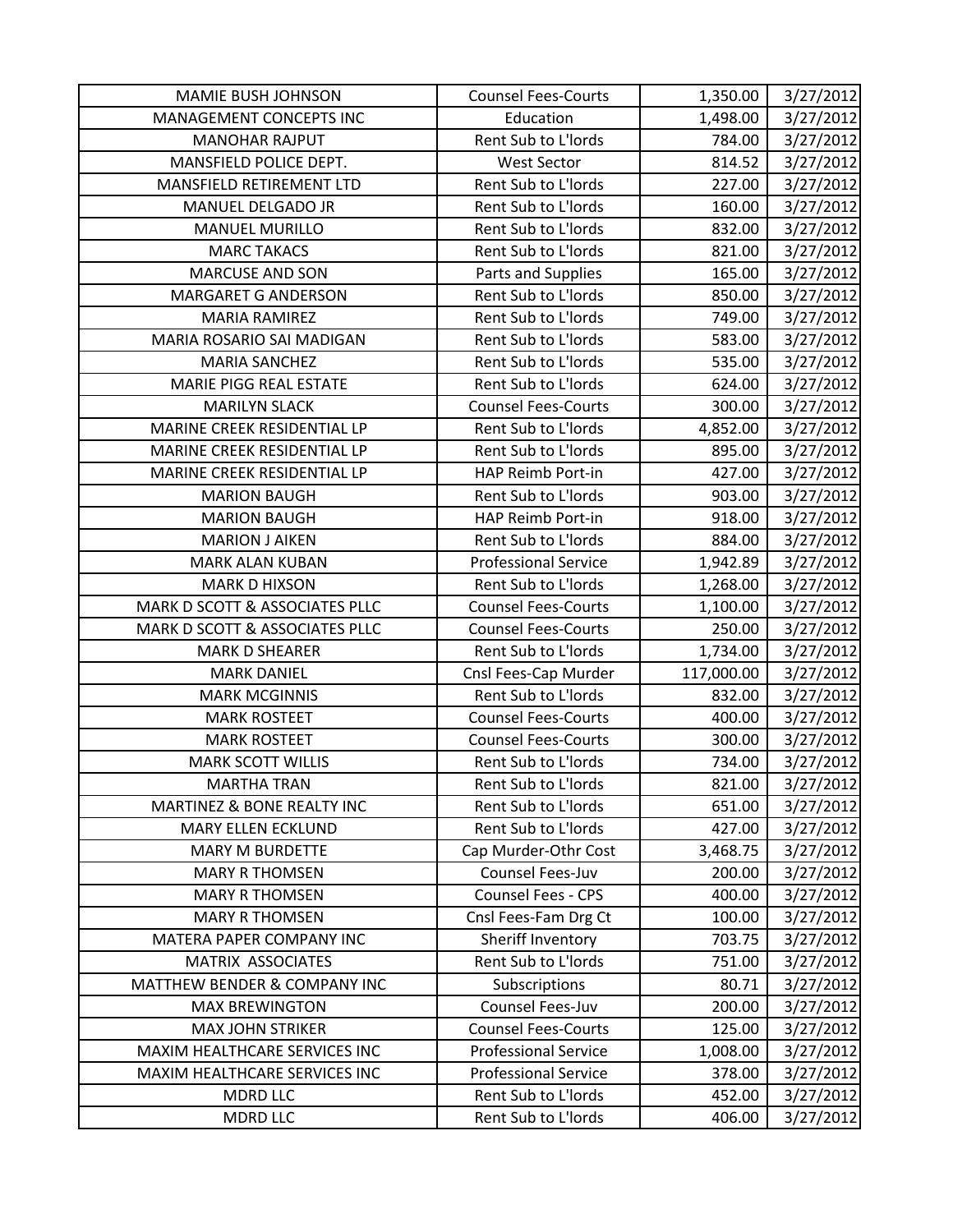| MAMIE BUSH JOHNSON | Counsel Fees-Courts | 1,350.00 | 3/27/2012 |
|---|---|---|---|
| MANAGEMENT CONCEPTS INC | Education | 1,498.00 | 3/27/2012 |
| MANOHAR RAJPUT | Rent Sub to L'lords | 784.00 | 3/27/2012 |
| MANSFIELD POLICE DEPT. | West Sector | 814.52 | 3/27/2012 |
| MANSFIELD RETIREMENT LTD | Rent Sub to L'lords | 227.00 | 3/27/2012 |
| MANUEL DELGADO JR | Rent Sub to L'lords | 160.00 | 3/27/2012 |
| MANUEL MURILLO | Rent Sub to L'lords | 832.00 | 3/27/2012 |
| MARC TAKACS | Rent Sub to L'lords | 821.00 | 3/27/2012 |
| MARCUSE AND SON | Parts and Supplies | 165.00 | 3/27/2012 |
| MARGARET G ANDERSON | Rent Sub to L'lords | 850.00 | 3/27/2012 |
| MARIA RAMIREZ | Rent Sub to L'lords | 749.00 | 3/27/2012 |
| MARIA ROSARIO SAI MADIGAN | Rent Sub to L'lords | 583.00 | 3/27/2012 |
| MARIA SANCHEZ | Rent Sub to L'lords | 535.00 | 3/27/2012 |
| MARIE PIGG REAL ESTATE | Rent Sub to L'lords | 624.00 | 3/27/2012 |
| MARILYN SLACK | Counsel Fees-Courts | 300.00 | 3/27/2012 |
| MARINE CREEK RESIDENTIAL LP | Rent Sub to L'lords | 4,852.00 | 3/27/2012 |
| MARINE CREEK RESIDENTIAL LP | Rent Sub to L'lords | 895.00 | 3/27/2012 |
| MARINE CREEK RESIDENTIAL LP | HAP Reimb Port-in | 427.00 | 3/27/2012 |
| MARION BAUGH | Rent Sub to L'lords | 903.00 | 3/27/2012 |
| MARION BAUGH | HAP Reimb Port-in | 918.00 | 3/27/2012 |
| MARION J AIKEN | Rent Sub to L'lords | 884.00 | 3/27/2012 |
| MARK ALAN KUBAN | Professional Service | 1,942.89 | 3/27/2012 |
| MARK D HIXSON | Rent Sub to L'lords | 1,268.00 | 3/27/2012 |
| MARK D SCOTT & ASSOCIATES PLLC | Counsel Fees-Courts | 1,100.00 | 3/27/2012 |
| MARK D SCOTT & ASSOCIATES PLLC | Counsel Fees-Courts | 250.00 | 3/27/2012 |
| MARK D SHEARER | Rent Sub to L'lords | 1,734.00 | 3/27/2012 |
| MARK DANIEL | Cnsl Fees-Cap Murder | 117,000.00 | 3/27/2012 |
| MARK MCGINNIS | Rent Sub to L'lords | 832.00 | 3/27/2012 |
| MARK ROSTEET | Counsel Fees-Courts | 400.00 | 3/27/2012 |
| MARK ROSTEET | Counsel Fees-Courts | 300.00 | 3/27/2012 |
| MARK SCOTT WILLIS | Rent Sub to L'lords | 734.00 | 3/27/2012 |
| MARTHA TRAN | Rent Sub to L'lords | 821.00 | 3/27/2012 |
| MARTINEZ & BONE REALTY INC | Rent Sub to L'lords | 651.00 | 3/27/2012 |
| MARY ELLEN ECKLUND | Rent Sub to L'lords | 427.00 | 3/27/2012 |
| MARY M BURDETTE | Cap Murder-Othr Cost | 3,468.75 | 3/27/2012 |
| MARY R THOMSEN | Counsel Fees-Juv | 200.00 | 3/27/2012 |
| MARY R THOMSEN | Counsel Fees - CPS | 400.00 | 3/27/2012 |
| MARY R THOMSEN | Cnsl Fees-Fam Drg Ct | 100.00 | 3/27/2012 |
| MATERA PAPER COMPANY INC | Sheriff Inventory | 703.75 | 3/27/2012 |
| MATRIX ASSOCIATES | Rent Sub to L'lords | 751.00 | 3/27/2012 |
| MATTHEW BENDER & COMPANY INC | Subscriptions | 80.71 | 3/27/2012 |
| MAX BREWINGTON | Counsel Fees-Juv | 200.00 | 3/27/2012 |
| MAX JOHN STRIKER | Counsel Fees-Courts | 125.00 | 3/27/2012 |
| MAXIM HEALTHCARE SERVICES INC | Professional Service | 1,008.00 | 3/27/2012 |
| MAXIM HEALTHCARE SERVICES INC | Professional Service | 378.00 | 3/27/2012 |
| MDRD LLC | Rent Sub to L'lords | 452.00 | 3/27/2012 |
| MDRD LLC | Rent Sub to L'lords | 406.00 | 3/27/2012 |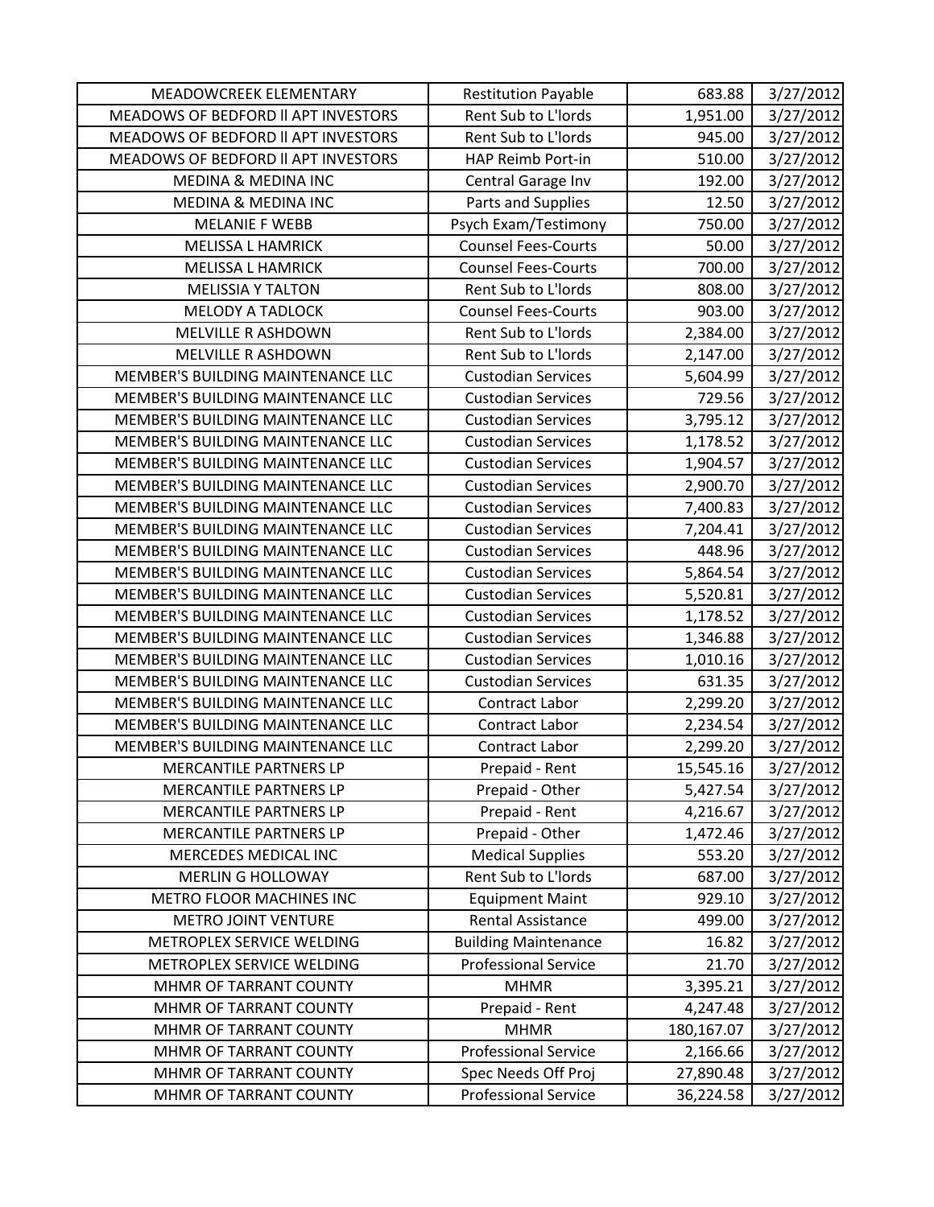| MEADOWCREEK ELEMENTARY | Restitution Payable | 683.88 | 3/27/2012 |
|---|---|---|---|
| MEADOWS OF BEDFORD II APT INVESTORS | Rent Sub to L'lords | 1,951.00 | 3/27/2012 |
| MEADOWS OF BEDFORD II APT INVESTORS | Rent Sub to L'lords | 945.00 | 3/27/2012 |
| MEADOWS OF BEDFORD II APT INVESTORS | HAP Reimb Port-in | 510.00 | 3/27/2012 |
| MEDINA & MEDINA INC | Central Garage Inv | 192.00 | 3/27/2012 |
| MEDINA & MEDINA INC | Parts and Supplies | 12.50 | 3/27/2012 |
| MELANIE F WEBB | Psych Exam/Testimony | 750.00 | 3/27/2012 |
| MELISSA L HAMRICK | Counsel Fees-Courts | 50.00 | 3/27/2012 |
| MELISSA L HAMRICK | Counsel Fees-Courts | 700.00 | 3/27/2012 |
| MELISSIA Y TALTON | Rent Sub to L'lords | 808.00 | 3/27/2012 |
| MELODY A TADLOCK | Counsel Fees-Courts | 903.00 | 3/27/2012 |
| MELVILLE R ASHDOWN | Rent Sub to L'lords | 2,384.00 | 3/27/2012 |
| MELVILLE R ASHDOWN | Rent Sub to L'lords | 2,147.00 | 3/27/2012 |
| MEMBER'S BUILDING MAINTENANCE LLC | Custodian Services | 5,604.99 | 3/27/2012 |
| MEMBER'S BUILDING MAINTENANCE LLC | Custodian Services | 729.56 | 3/27/2012 |
| MEMBER'S BUILDING MAINTENANCE LLC | Custodian Services | 3,795.12 | 3/27/2012 |
| MEMBER'S BUILDING MAINTENANCE LLC | Custodian Services | 1,178.52 | 3/27/2012 |
| MEMBER'S BUILDING MAINTENANCE LLC | Custodian Services | 1,904.57 | 3/27/2012 |
| MEMBER'S BUILDING MAINTENANCE LLC | Custodian Services | 2,900.70 | 3/27/2012 |
| MEMBER'S BUILDING MAINTENANCE LLC | Custodian Services | 7,400.83 | 3/27/2012 |
| MEMBER'S BUILDING MAINTENANCE LLC | Custodian Services | 7,204.41 | 3/27/2012 |
| MEMBER'S BUILDING MAINTENANCE LLC | Custodian Services | 448.96 | 3/27/2012 |
| MEMBER'S BUILDING MAINTENANCE LLC | Custodian Services | 5,864.54 | 3/27/2012 |
| MEMBER'S BUILDING MAINTENANCE LLC | Custodian Services | 5,520.81 | 3/27/2012 |
| MEMBER'S BUILDING MAINTENANCE LLC | Custodian Services | 1,178.52 | 3/27/2012 |
| MEMBER'S BUILDING MAINTENANCE LLC | Custodian Services | 1,346.88 | 3/27/2012 |
| MEMBER'S BUILDING MAINTENANCE LLC | Custodian Services | 1,010.16 | 3/27/2012 |
| MEMBER'S BUILDING MAINTENANCE LLC | Custodian Services | 631.35 | 3/27/2012 |
| MEMBER'S BUILDING MAINTENANCE LLC | Contract Labor | 2,299.20 | 3/27/2012 |
| MEMBER'S BUILDING MAINTENANCE LLC | Contract Labor | 2,234.54 | 3/27/2012 |
| MEMBER'S BUILDING MAINTENANCE LLC | Contract Labor | 2,299.20 | 3/27/2012 |
| MERCANTILE PARTNERS LP | Prepaid - Rent | 15,545.16 | 3/27/2012 |
| MERCANTILE PARTNERS LP | Prepaid - Other | 5,427.54 | 3/27/2012 |
| MERCANTILE PARTNERS LP | Prepaid - Rent | 4,216.67 | 3/27/2012 |
| MERCANTILE PARTNERS LP | Prepaid - Other | 1,472.46 | 3/27/2012 |
| MERCEDES MEDICAL INC | Medical Supplies | 553.20 | 3/27/2012 |
| MERLIN G HOLLOWAY | Rent Sub to L'lords | 687.00 | 3/27/2012 |
| METRO FLOOR MACHINES INC | Equipment Maint | 929.10 | 3/27/2012 |
| METRO JOINT VENTURE | Rental Assistance | 499.00 | 3/27/2012 |
| METROPLEX SERVICE WELDING | Building Maintenance | 16.82 | 3/27/2012 |
| METROPLEX SERVICE WELDING | Professional Service | 21.70 | 3/27/2012 |
| MHMR OF TARRANT COUNTY | MHMR | 3,395.21 | 3/27/2012 |
| MHMR OF TARRANT COUNTY | Prepaid - Rent | 4,247.48 | 3/27/2012 |
| MHMR OF TARRANT COUNTY | MHMR | 180,167.07 | 3/27/2012 |
| MHMR OF TARRANT COUNTY | Professional Service | 2,166.66 | 3/27/2012 |
| MHMR OF TARRANT COUNTY | Spec Needs Off Proj | 27,890.48 | 3/27/2012 |
| MHMR OF TARRANT COUNTY | Professional Service | 36,224.58 | 3/27/2012 |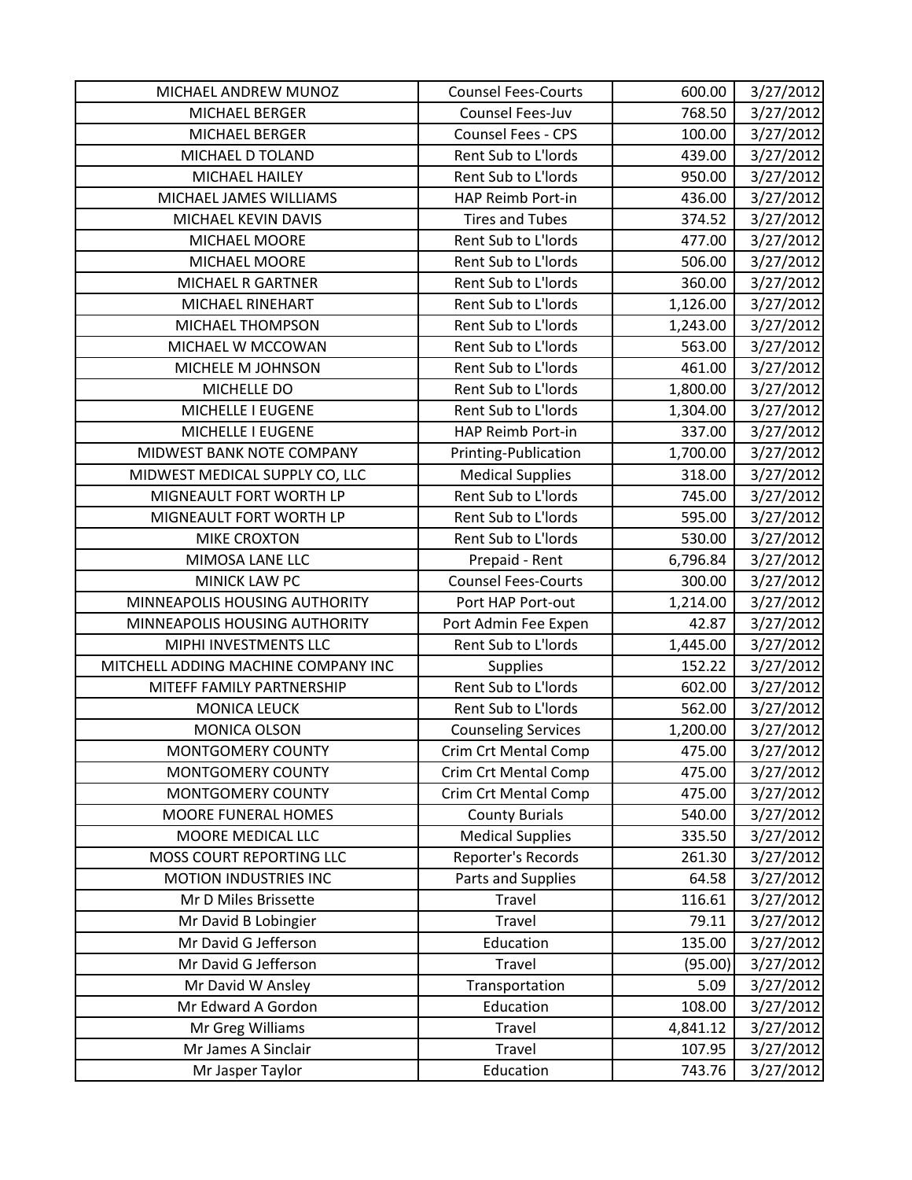| MICHAEL ANDREW MUNOZ | Counsel Fees-Courts | 600.00 | 3/27/2012 |
|---|---|---|---|
| MICHAEL BERGER | Counsel Fees-Juv | 768.50 | 3/27/2012 |
| MICHAEL BERGER | Counsel Fees - CPS | 100.00 | 3/27/2012 |
| MICHAEL D TOLAND | Rent Sub to L'lords | 439.00 | 3/27/2012 |
| MICHAEL HAILEY | Rent Sub to L'lords | 950.00 | 3/27/2012 |
| MICHAEL JAMES WILLIAMS | HAP Reimb Port-in | 436.00 | 3/27/2012 |
| MICHAEL KEVIN DAVIS | Tires and Tubes | 374.52 | 3/27/2012 |
| MICHAEL MOORE | Rent Sub to L'lords | 477.00 | 3/27/2012 |
| MICHAEL MOORE | Rent Sub to L'lords | 506.00 | 3/27/2012 |
| MICHAEL R GARTNER | Rent Sub to L'lords | 360.00 | 3/27/2012 |
| MICHAEL RINEHART | Rent Sub to L'lords | 1,126.00 | 3/27/2012 |
| MICHAEL THOMPSON | Rent Sub to L'lords | 1,243.00 | 3/27/2012 |
| MICHAEL W MCCOWAN | Rent Sub to L'lords | 563.00 | 3/27/2012 |
| MICHELE M JOHNSON | Rent Sub to L'lords | 461.00 | 3/27/2012 |
| MICHELLE DO | Rent Sub to L'lords | 1,800.00 | 3/27/2012 |
| MICHELLE I EUGENE | Rent Sub to L'lords | 1,304.00 | 3/27/2012 |
| MICHELLE I EUGENE | HAP Reimb Port-in | 337.00 | 3/27/2012 |
| MIDWEST BANK NOTE COMPANY | Printing-Publication | 1,700.00 | 3/27/2012 |
| MIDWEST MEDICAL SUPPLY CO, LLC | Medical Supplies | 318.00 | 3/27/2012 |
| MIGNEAULT FORT WORTH LP | Rent Sub to L'lords | 745.00 | 3/27/2012 |
| MIGNEAULT FORT WORTH LP | Rent Sub to L'lords | 595.00 | 3/27/2012 |
| MIKE CROXTON | Rent Sub to L'lords | 530.00 | 3/27/2012 |
| MIMOSA LANE LLC | Prepaid - Rent | 6,796.84 | 3/27/2012 |
| MINICK LAW PC | Counsel Fees-Courts | 300.00 | 3/27/2012 |
| MINNEAPOLIS HOUSING AUTHORITY | Port HAP Port-out | 1,214.00 | 3/27/2012 |
| MINNEAPOLIS HOUSING AUTHORITY | Port Admin Fee Expen | 42.87 | 3/27/2012 |
| MIPHI INVESTMENTS LLC | Rent Sub to L'lords | 1,445.00 | 3/27/2012 |
| MITCHELL ADDING MACHINE COMPANY INC | Supplies | 152.22 | 3/27/2012 |
| MITEFF FAMILY PARTNERSHIP | Rent Sub to L'lords | 602.00 | 3/27/2012 |
| MONICA LEUCK | Rent Sub to L'lords | 562.00 | 3/27/2012 |
| MONICA OLSON | Counseling Services | 1,200.00 | 3/27/2012 |
| MONTGOMERY COUNTY | Crim Crt Mental Comp | 475.00 | 3/27/2012 |
| MONTGOMERY COUNTY | Crim Crt Mental Comp | 475.00 | 3/27/2012 |
| MONTGOMERY COUNTY | Crim Crt Mental Comp | 475.00 | 3/27/2012 |
| MOORE FUNERAL HOMES | County Burials | 540.00 | 3/27/2012 |
| MOORE MEDICAL LLC | Medical Supplies | 335.50 | 3/27/2012 |
| MOSS COURT REPORTING LLC | Reporter's Records | 261.30 | 3/27/2012 |
| MOTION INDUSTRIES INC | Parts and Supplies | 64.58 | 3/27/2012 |
| Mr D Miles Brissette | Travel | 116.61 | 3/27/2012 |
| Mr David B Lobingier | Travel | 79.11 | 3/27/2012 |
| Mr David G Jefferson | Education | 135.00 | 3/27/2012 |
| Mr David G Jefferson | Travel | (95.00) | 3/27/2012 |
| Mr David W Ansley | Transportation | 5.09 | 3/27/2012 |
| Mr Edward A Gordon | Education | 108.00 | 3/27/2012 |
| Mr Greg Williams | Travel | 4,841.12 | 3/27/2012 |
| Mr James A Sinclair | Travel | 107.95 | 3/27/2012 |
| Mr Jasper Taylor | Education | 743.76 | 3/27/2012 |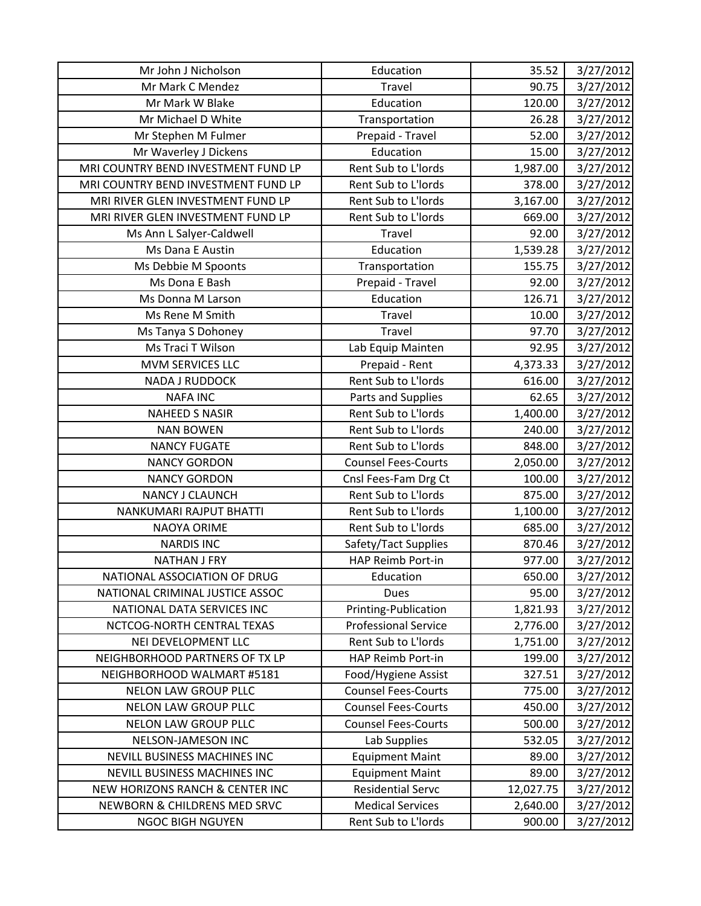| Mr John J Nicholson | Education | 35.52 | 3/27/2012 |
|---|---|---|---|
| Mr Mark C Mendez | Travel | 90.75 | 3/27/2012 |
| Mr Mark W Blake | Education | 120.00 | 3/27/2012 |
| Mr Michael D White | Transportation | 26.28 | 3/27/2012 |
| Mr Stephen M Fulmer | Prepaid - Travel | 52.00 | 3/27/2012 |
| Mr Waverley J Dickens | Education | 15.00 | 3/27/2012 |
| MRI COUNTRY BEND INVESTMENT FUND LP | Rent Sub to L'lords | 1,987.00 | 3/27/2012 |
| MRI COUNTRY BEND INVESTMENT FUND LP | Rent Sub to L'lords | 378.00 | 3/27/2012 |
| MRI RIVER GLEN INVESTMENT FUND LP | Rent Sub to L'lords | 3,167.00 | 3/27/2012 |
| MRI RIVER GLEN INVESTMENT FUND LP | Rent Sub to L'lords | 669.00 | 3/27/2012 |
| Ms Ann L Salyer-Caldwell | Travel | 92.00 | 3/27/2012 |
| Ms Dana E Austin | Education | 1,539.28 | 3/27/2012 |
| Ms Debbie M Spoonts | Transportation | 155.75 | 3/27/2012 |
| Ms Dona E Bash | Prepaid - Travel | 92.00 | 3/27/2012 |
| Ms Donna M Larson | Education | 126.71 | 3/27/2012 |
| Ms Rene M Smith | Travel | 10.00 | 3/27/2012 |
| Ms Tanya S Dohoney | Travel | 97.70 | 3/27/2012 |
| Ms Traci T Wilson | Lab Equip Mainten | 92.95 | 3/27/2012 |
| MVM SERVICES LLC | Prepaid - Rent | 4,373.33 | 3/27/2012 |
| NADA J RUDDOCK | Rent Sub to L'lords | 616.00 | 3/27/2012 |
| NAFA INC | Parts and Supplies | 62.65 | 3/27/2012 |
| NAHEED S NASIR | Rent Sub to L'lords | 1,400.00 | 3/27/2012 |
| NAN BOWEN | Rent Sub to L'lords | 240.00 | 3/27/2012 |
| NANCY FUGATE | Rent Sub to L'lords | 848.00 | 3/27/2012 |
| NANCY GORDON | Counsel Fees-Courts | 2,050.00 | 3/27/2012 |
| NANCY GORDON | Cnsl Fees-Fam Drg Ct | 100.00 | 3/27/2012 |
| NANCY J CLAUNCH | Rent Sub to L'lords | 875.00 | 3/27/2012 |
| NANKUMARI RAJPUT BHATTI | Rent Sub to L'lords | 1,100.00 | 3/27/2012 |
| NAOYA ORIME | Rent Sub to L'lords | 685.00 | 3/27/2012 |
| NARDIS INC | Safety/Tact Supplies | 870.46 | 3/27/2012 |
| NATHAN J FRY | HAP Reimb Port-in | 977.00 | 3/27/2012 |
| NATIONAL ASSOCIATION OF DRUG | Education | 650.00 | 3/27/2012 |
| NATIONAL CRIMINAL JUSTICE ASSOC | Dues | 95.00 | 3/27/2012 |
| NATIONAL DATA SERVICES INC | Printing-Publication | 1,821.93 | 3/27/2012 |
| NCTCOG-NORTH CENTRAL TEXAS | Professional Service | 2,776.00 | 3/27/2012 |
| NEI DEVELOPMENT LLC | Rent Sub to L'lords | 1,751.00 | 3/27/2012 |
| NEIGHBORHOOD PARTNERS OF TX LP | HAP Reimb Port-in | 199.00 | 3/27/2012 |
| NEIGHBORHOOD WALMART #5181 | Food/Hygiene Assist | 327.51 | 3/27/2012 |
| NELON LAW GROUP PLLC | Counsel Fees-Courts | 775.00 | 3/27/2012 |
| NELON LAW GROUP PLLC | Counsel Fees-Courts | 450.00 | 3/27/2012 |
| NELON LAW GROUP PLLC | Counsel Fees-Courts | 500.00 | 3/27/2012 |
| NELSON-JAMESON INC | Lab Supplies | 532.05 | 3/27/2012 |
| NEVILL BUSINESS MACHINES INC | Equipment Maint | 89.00 | 3/27/2012 |
| NEVILL BUSINESS MACHINES INC | Equipment Maint | 89.00 | 3/27/2012 |
| NEW HORIZONS RANCH & CENTER INC | Residential Servc | 12,027.75 | 3/27/2012 |
| NEWBORN & CHILDRENS MED SRVC | Medical Services | 2,640.00 | 3/27/2012 |
| NGOC BIGH NGUYEN | Rent Sub to L'lords | 900.00 | 3/27/2012 |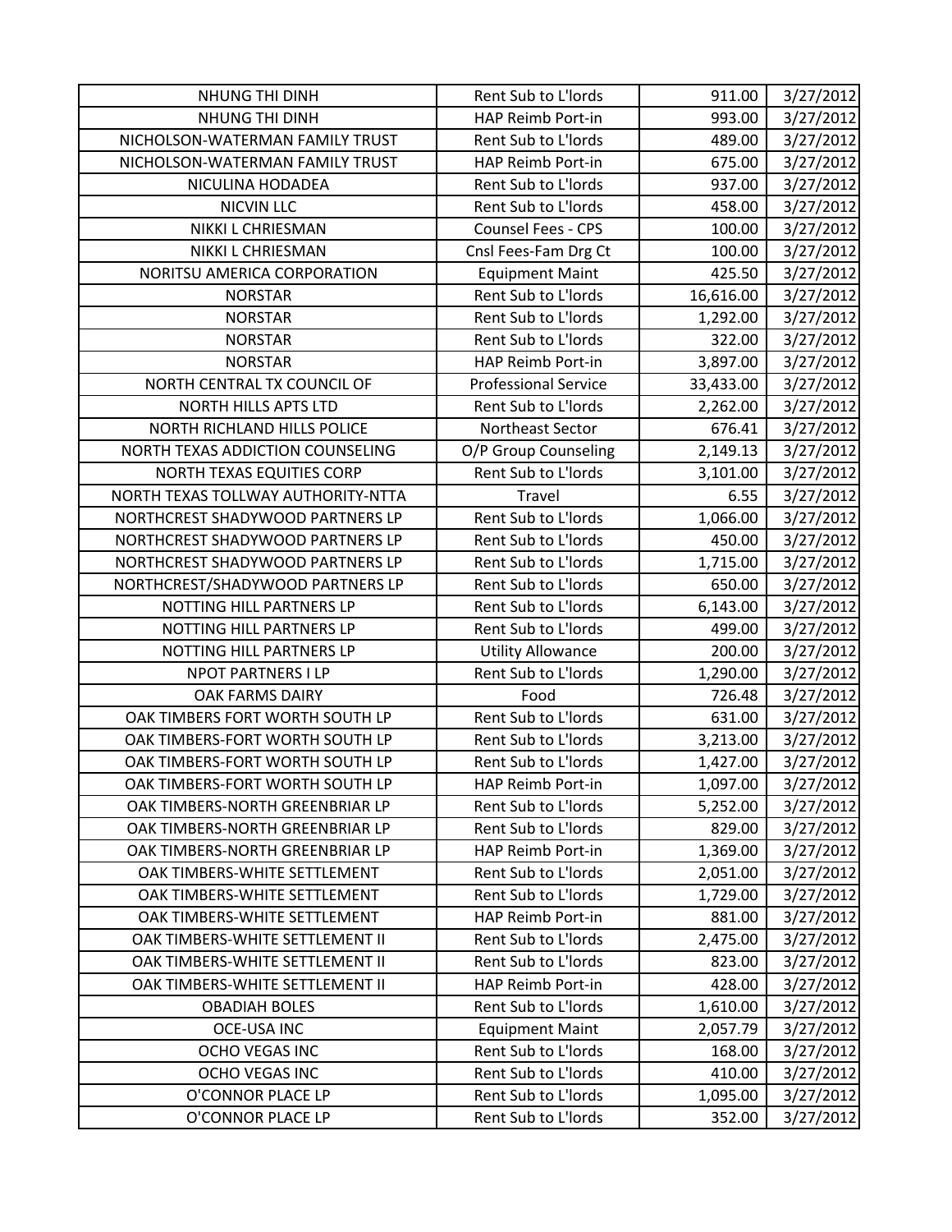| | | | |
|---|---|---|---|
| NHUNG THI DINH | Rent Sub to L'lords | 911.00 | 3/27/2012 |
| NHUNG THI DINH | HAP Reimb Port-in | 993.00 | 3/27/2012 |
| NICHOLSON-WATERMAN FAMILY TRUST | Rent Sub to L'lords | 489.00 | 3/27/2012 |
| NICHOLSON-WATERMAN FAMILY TRUST | HAP Reimb Port-in | 675.00 | 3/27/2012 |
| NICULINA HODADEA | Rent Sub to L'lords | 937.00 | 3/27/2012 |
| NICVIN LLC | Rent Sub to L'lords | 458.00 | 3/27/2012 |
| NIKKI L CHRIESMAN | Counsel Fees - CPS | 100.00 | 3/27/2012 |
| NIKKI L CHRIESMAN | Cnsl Fees-Fam Drg Ct | 100.00 | 3/27/2012 |
| NORITSU AMERICA CORPORATION | Equipment Maint | 425.50 | 3/27/2012 |
| NORSTAR | Rent Sub to L'lords | 16,616.00 | 3/27/2012 |
| NORSTAR | Rent Sub to L'lords | 1,292.00 | 3/27/2012 |
| NORSTAR | Rent Sub to L'lords | 322.00 | 3/27/2012 |
| NORSTAR | HAP Reimb Port-in | 3,897.00 | 3/27/2012 |
| NORTH CENTRAL TX COUNCIL OF | Professional Service | 33,433.00 | 3/27/2012 |
| NORTH HILLS APTS LTD | Rent Sub to L'lords | 2,262.00 | 3/27/2012 |
| NORTH RICHLAND HILLS POLICE | Northeast Sector | 676.41 | 3/27/2012 |
| NORTH TEXAS ADDICTION COUNSELING | O/P Group Counseling | 2,149.13 | 3/27/2012 |
| NORTH TEXAS EQUITIES CORP | Rent Sub to L'lords | 3,101.00 | 3/27/2012 |
| NORTH TEXAS TOLLWAY AUTHORITY-NTTA | Travel | 6.55 | 3/27/2012 |
| NORTHCREST SHADYWOOD PARTNERS LP | Rent Sub to L'lords | 1,066.00 | 3/27/2012 |
| NORTHCREST SHADYWOOD PARTNERS LP | Rent Sub to L'lords | 450.00 | 3/27/2012 |
| NORTHCREST SHADYWOOD PARTNERS LP | Rent Sub to L'lords | 1,715.00 | 3/27/2012 |
| NORTHCREST/SHADYWOOD PARTNERS LP | Rent Sub to L'lords | 650.00 | 3/27/2012 |
| NOTTING HILL PARTNERS LP | Rent Sub to L'lords | 6,143.00 | 3/27/2012 |
| NOTTING HILL PARTNERS LP | Rent Sub to L'lords | 499.00 | 3/27/2012 |
| NOTTING HILL PARTNERS LP | Utility Allowance | 200.00 | 3/27/2012 |
| NPOT PARTNERS I LP | Rent Sub to L'lords | 1,290.00 | 3/27/2012 |
| OAK FARMS DAIRY | Food | 726.48 | 3/27/2012 |
| OAK TIMBERS FORT WORTH SOUTH LP | Rent Sub to L'lords | 631.00 | 3/27/2012 |
| OAK TIMBERS-FORT WORTH SOUTH LP | Rent Sub to L'lords | 3,213.00 | 3/27/2012 |
| OAK TIMBERS-FORT WORTH SOUTH LP | Rent Sub to L'lords | 1,427.00 | 3/27/2012 |
| OAK TIMBERS-FORT WORTH SOUTH LP | HAP Reimb Port-in | 1,097.00 | 3/27/2012 |
| OAK TIMBERS-NORTH GREENBRIAR LP | Rent Sub to L'lords | 5,252.00 | 3/27/2012 |
| OAK TIMBERS-NORTH GREENBRIAR LP | Rent Sub to L'lords | 829.00 | 3/27/2012 |
| OAK TIMBERS-NORTH GREENBRIAR LP | HAP Reimb Port-in | 1,369.00 | 3/27/2012 |
| OAK TIMBERS-WHITE SETTLEMENT | Rent Sub to L'lords | 2,051.00 | 3/27/2012 |
| OAK TIMBERS-WHITE SETTLEMENT | Rent Sub to L'lords | 1,729.00 | 3/27/2012 |
| OAK TIMBERS-WHITE SETTLEMENT | HAP Reimb Port-in | 881.00 | 3/27/2012 |
| OAK TIMBERS-WHITE SETTLEMENT II | Rent Sub to L'lords | 2,475.00 | 3/27/2012 |
| OAK TIMBERS-WHITE SETTLEMENT II | Rent Sub to L'lords | 823.00 | 3/27/2012 |
| OAK TIMBERS-WHITE SETTLEMENT II | HAP Reimb Port-in | 428.00 | 3/27/2012 |
| OBADIAH BOLES | Rent Sub to L'lords | 1,610.00 | 3/27/2012 |
| OCE-USA INC | Equipment Maint | 2,057.79 | 3/27/2012 |
| OCHO VEGAS INC | Rent Sub to L'lords | 168.00 | 3/27/2012 |
| OCHO VEGAS INC | Rent Sub to L'lords | 410.00 | 3/27/2012 |
| O'CONNOR PLACE LP | Rent Sub to L'lords | 1,095.00 | 3/27/2012 |
| O'CONNOR PLACE LP | Rent Sub to L'lords | 352.00 | 3/27/2012 |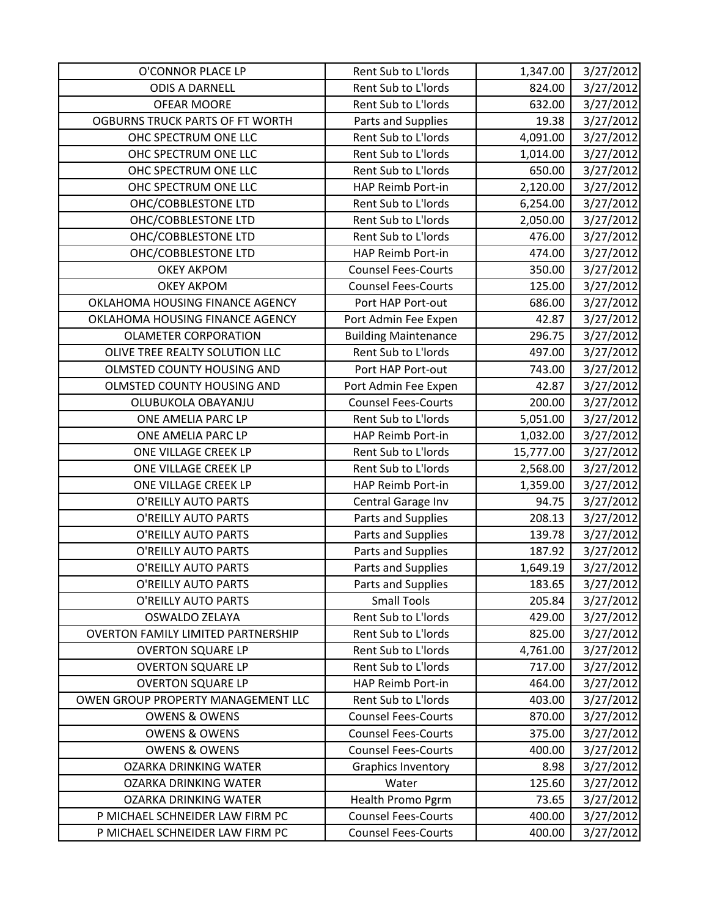| | | | |
|---|---|---|---|
| O'CONNOR PLACE LP | Rent Sub to L'lords | 1,347.00 | 3/27/2012 |
| ODIS A DARNELL | Rent Sub to L'lords | 824.00 | 3/27/2012 |
| OFEAR MOORE | Rent Sub to L'lords | 632.00 | 3/27/2012 |
| OGBURNS TRUCK PARTS OF FT WORTH | Parts and Supplies | 19.38 | 3/27/2012 |
| OHC SPECTRUM ONE LLC | Rent Sub to L'lords | 4,091.00 | 3/27/2012 |
| OHC SPECTRUM ONE LLC | Rent Sub to L'lords | 1,014.00 | 3/27/2012 |
| OHC SPECTRUM ONE LLC | Rent Sub to L'lords | 650.00 | 3/27/2012 |
| OHC SPECTRUM ONE LLC | HAP Reimb Port-in | 2,120.00 | 3/27/2012 |
| OHC/COBBLESTONE LTD | Rent Sub to L'lords | 6,254.00 | 3/27/2012 |
| OHC/COBBLESTONE LTD | Rent Sub to L'lords | 2,050.00 | 3/27/2012 |
| OHC/COBBLESTONE LTD | Rent Sub to L'lords | 476.00 | 3/27/2012 |
| OHC/COBBLESTONE LTD | HAP Reimb Port-in | 474.00 | 3/27/2012 |
| OKEY AKPOM | Counsel Fees-Courts | 350.00 | 3/27/2012 |
| OKEY AKPOM | Counsel Fees-Courts | 125.00 | 3/27/2012 |
| OKLAHOMA HOUSING FINANCE AGENCY | Port HAP Port-out | 686.00 | 3/27/2012 |
| OKLAHOMA HOUSING FINANCE AGENCY | Port Admin Fee Expen | 42.87 | 3/27/2012 |
| OLAMETER CORPORATION | Building Maintenance | 296.75 | 3/27/2012 |
| OLIVE TREE REALTY SOLUTION LLC | Rent Sub to L'lords | 497.00 | 3/27/2012 |
| OLMSTED COUNTY HOUSING AND | Port HAP Port-out | 743.00 | 3/27/2012 |
| OLMSTED COUNTY HOUSING AND | Port Admin Fee Expen | 42.87 | 3/27/2012 |
| OLUBUKOLA OBAYANJU | Counsel Fees-Courts | 200.00 | 3/27/2012 |
| ONE AMELIA PARC LP | Rent Sub to L'lords | 5,051.00 | 3/27/2012 |
| ONE AMELIA PARC LP | HAP Reimb Port-in | 1,032.00 | 3/27/2012 |
| ONE VILLAGE CREEK LP | Rent Sub to L'lords | 15,777.00 | 3/27/2012 |
| ONE VILLAGE CREEK LP | Rent Sub to L'lords | 2,568.00 | 3/27/2012 |
| ONE VILLAGE CREEK LP | HAP Reimb Port-in | 1,359.00 | 3/27/2012 |
| O'REILLY AUTO PARTS | Central Garage Inv | 94.75 | 3/27/2012 |
| O'REILLY AUTO PARTS | Parts and Supplies | 208.13 | 3/27/2012 |
| O'REILLY AUTO PARTS | Parts and Supplies | 139.78 | 3/27/2012 |
| O'REILLY AUTO PARTS | Parts and Supplies | 187.92 | 3/27/2012 |
| O'REILLY AUTO PARTS | Parts and Supplies | 1,649.19 | 3/27/2012 |
| O'REILLY AUTO PARTS | Parts and Supplies | 183.65 | 3/27/2012 |
| O'REILLY AUTO PARTS | Small Tools | 205.84 | 3/27/2012 |
| OSWALDO ZELAYA | Rent Sub to L'lords | 429.00 | 3/27/2012 |
| OVERTON FAMILY LIMITED PARTNERSHIP | Rent Sub to L'lords | 825.00 | 3/27/2012 |
| OVERTON SQUARE LP | Rent Sub to L'lords | 4,761.00 | 3/27/2012 |
| OVERTON SQUARE LP | Rent Sub to L'lords | 717.00 | 3/27/2012 |
| OVERTON SQUARE LP | HAP Reimb Port-in | 464.00 | 3/27/2012 |
| OWEN GROUP PROPERTY MANAGEMENT LLC | Rent Sub to L'lords | 403.00 | 3/27/2012 |
| OWENS & OWENS | Counsel Fees-Courts | 870.00 | 3/27/2012 |
| OWENS & OWENS | Counsel Fees-Courts | 375.00 | 3/27/2012 |
| OWENS & OWENS | Counsel Fees-Courts | 400.00 | 3/27/2012 |
| OZARKA DRINKING WATER | Graphics Inventory | 8.98 | 3/27/2012 |
| OZARKA DRINKING WATER | Water | 125.60 | 3/27/2012 |
| OZARKA DRINKING WATER | Health Promo Pgrm | 73.65 | 3/27/2012 |
| P MICHAEL SCHNEIDER LAW FIRM PC | Counsel Fees-Courts | 400.00 | 3/27/2012 |
| P MICHAEL SCHNEIDER LAW FIRM PC | Counsel Fees-Courts | 400.00 | 3/27/2012 |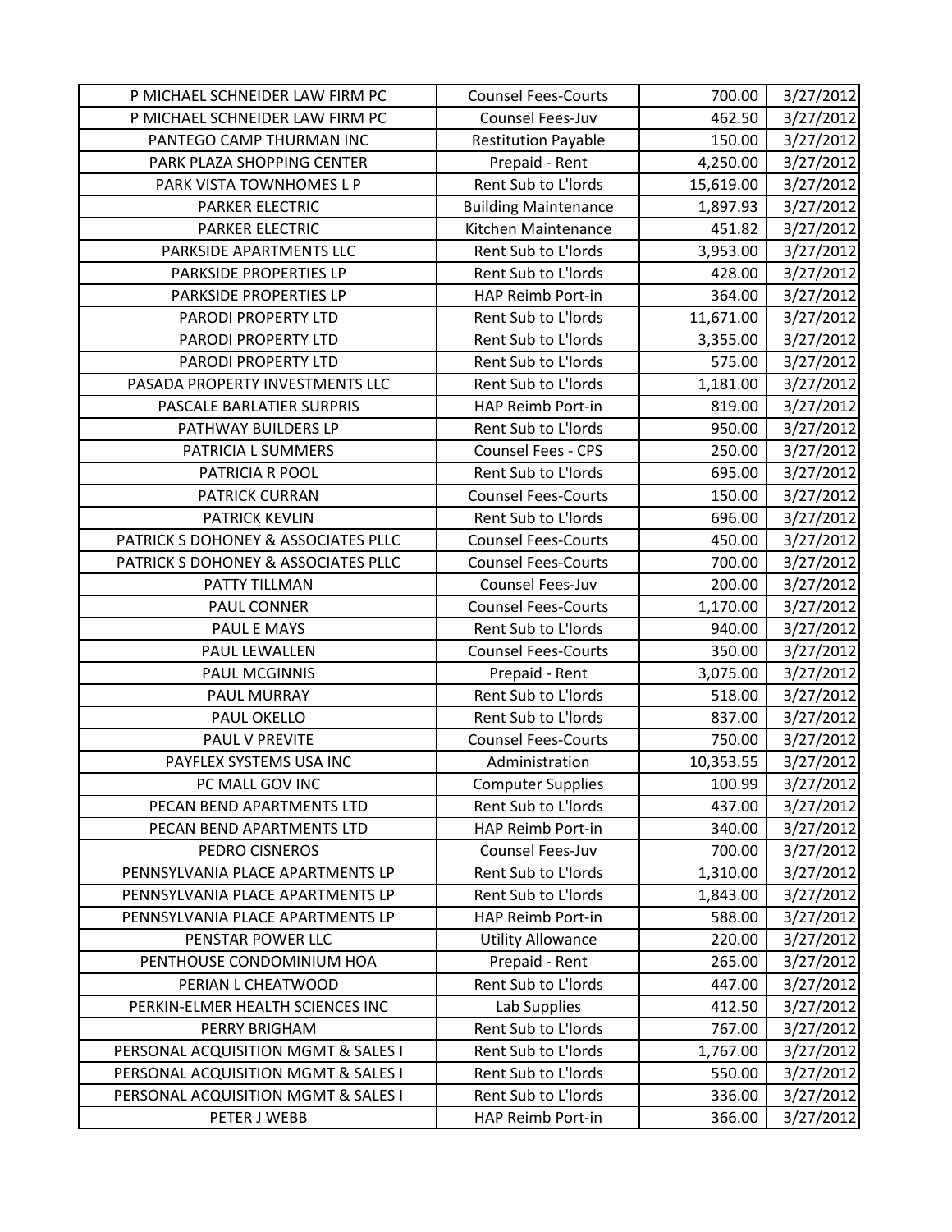| | | | |
|---|---|---|---|
| P MICHAEL SCHNEIDER LAW FIRM PC | Counsel Fees-Courts | 700.00 | 3/27/2012 |
| P MICHAEL SCHNEIDER LAW FIRM PC | Counsel Fees-Juv | 462.50 | 3/27/2012 |
| PANTEGO CAMP THURMAN INC | Restitution Payable | 150.00 | 3/27/2012 |
| PARK PLAZA SHOPPING CENTER | Prepaid - Rent | 4,250.00 | 3/27/2012 |
| PARK VISTA TOWNHOMES L P | Rent Sub to L'lords | 15,619.00 | 3/27/2012 |
| PARKER ELECTRIC | Building Maintenance | 1,897.93 | 3/27/2012 |
| PARKER ELECTRIC | Kitchen Maintenance | 451.82 | 3/27/2012 |
| PARKSIDE APARTMENTS LLC | Rent Sub to L'lords | 3,953.00 | 3/27/2012 |
| PARKSIDE PROPERTIES LP | Rent Sub to L'lords | 428.00 | 3/27/2012 |
| PARKSIDE PROPERTIES LP | HAP Reimb Port-in | 364.00 | 3/27/2012 |
| PARODI PROPERTY LTD | Rent Sub to L'lords | 11,671.00 | 3/27/2012 |
| PARODI PROPERTY LTD | Rent Sub to L'lords | 3,355.00 | 3/27/2012 |
| PARODI PROPERTY LTD | Rent Sub to L'lords | 575.00 | 3/27/2012 |
| PASADA PROPERTY INVESTMENTS LLC | Rent Sub to L'lords | 1,181.00 | 3/27/2012 |
| PASCALE BARLATIER SURPRIS | HAP Reimb Port-in | 819.00 | 3/27/2012 |
| PATHWAY BUILDERS LP | Rent Sub to L'lords | 950.00 | 3/27/2012 |
| PATRICIA L SUMMERS | Counsel Fees - CPS | 250.00 | 3/27/2012 |
| PATRICIA R POOL | Rent Sub to L'lords | 695.00 | 3/27/2012 |
| PATRICK CURRAN | Counsel Fees-Courts | 150.00 | 3/27/2012 |
| PATRICK KEVLIN | Rent Sub to L'lords | 696.00 | 3/27/2012 |
| PATRICK S DOHONEY & ASSOCIATES PLLC | Counsel Fees-Courts | 450.00 | 3/27/2012 |
| PATRICK S DOHONEY & ASSOCIATES PLLC | Counsel Fees-Courts | 700.00 | 3/27/2012 |
| PATTY TILLMAN | Counsel Fees-Juv | 200.00 | 3/27/2012 |
| PAUL CONNER | Counsel Fees-Courts | 1,170.00 | 3/27/2012 |
| PAUL E MAYS | Rent Sub to L'lords | 940.00 | 3/27/2012 |
| PAUL LEWALLEN | Counsel Fees-Courts | 350.00 | 3/27/2012 |
| PAUL MCGINNIS | Prepaid - Rent | 3,075.00 | 3/27/2012 |
| PAUL MURRAY | Rent Sub to L'lords | 518.00 | 3/27/2012 |
| PAUL OKELLO | Rent Sub to L'lords | 837.00 | 3/27/2012 |
| PAUL V PREVITE | Counsel Fees-Courts | 750.00 | 3/27/2012 |
| PAYFLEX SYSTEMS USA INC | Administration | 10,353.55 | 3/27/2012 |
| PC MALL GOV INC | Computer Supplies | 100.99 | 3/27/2012 |
| PECAN BEND APARTMENTS LTD | Rent Sub to L'lords | 437.00 | 3/27/2012 |
| PECAN BEND APARTMENTS LTD | HAP Reimb Port-in | 340.00 | 3/27/2012 |
| PEDRO CISNEROS | Counsel Fees-Juv | 700.00 | 3/27/2012 |
| PENNSYLVANIA PLACE APARTMENTS LP | Rent Sub to L'lords | 1,310.00 | 3/27/2012 |
| PENNSYLVANIA PLACE APARTMENTS LP | Rent Sub to L'lords | 1,843.00 | 3/27/2012 |
| PENNSYLVANIA PLACE APARTMENTS LP | HAP Reimb Port-in | 588.00 | 3/27/2012 |
| PENSTAR POWER LLC | Utility Allowance | 220.00 | 3/27/2012 |
| PENTHOUSE CONDOMINIUM HOA | Prepaid - Rent | 265.00 | 3/27/2012 |
| PERIAN L CHEATWOOD | Rent Sub to L'lords | 447.00 | 3/27/2012 |
| PERKIN-ELMER HEALTH SCIENCES INC | Lab Supplies | 412.50 | 3/27/2012 |
| PERRY BRIGHAM | Rent Sub to L'lords | 767.00 | 3/27/2012 |
| PERSONAL ACQUISITION MGMT & SALES I | Rent Sub to L'lords | 1,767.00 | 3/27/2012 |
| PERSONAL ACQUISITION MGMT & SALES I | Rent Sub to L'lords | 550.00 | 3/27/2012 |
| PERSONAL ACQUISITION MGMT & SALES I | Rent Sub to L'lords | 336.00 | 3/27/2012 |
| PETER J WEBB | HAP Reimb Port-in | 366.00 | 3/27/2012 |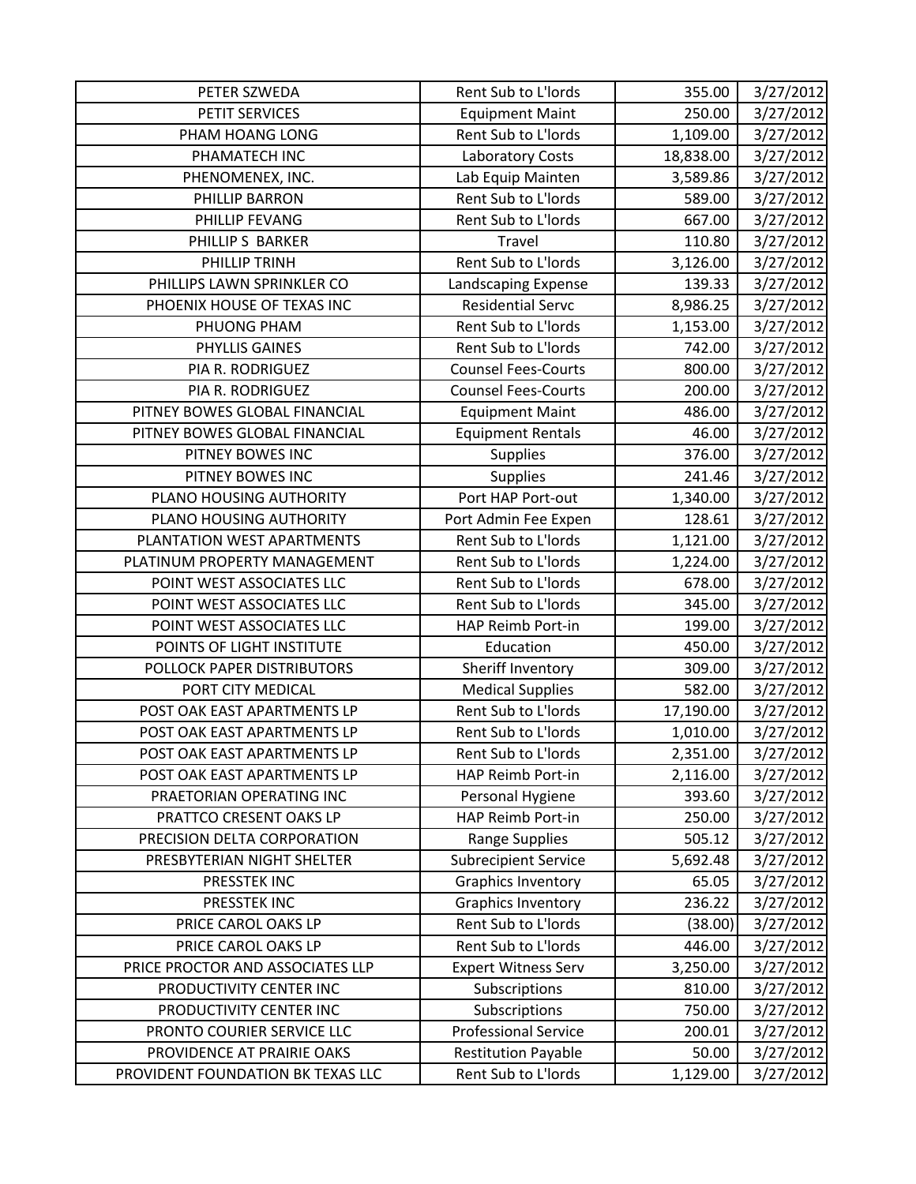| | | | |
|---|---|---|---|
| PETER SZWEDA | Rent Sub to L'lords | 355.00 | 3/27/2012 |
| PETIT SERVICES | Equipment Maint | 250.00 | 3/27/2012 |
| PHAM HOANG LONG | Rent Sub to L'lords | 1,109.00 | 3/27/2012 |
| PHAMATECH INC | Laboratory Costs | 18,838.00 | 3/27/2012 |
| PHENOMENEX, INC. | Lab Equip Mainten | 3,589.86 | 3/27/2012 |
| PHILLIP BARRON | Rent Sub to L'lords | 589.00 | 3/27/2012 |
| PHILLIP FEVANG | Rent Sub to L'lords | 667.00 | 3/27/2012 |
| PHILLIP S BARKER | Travel | 110.80 | 3/27/2012 |
| PHILLIP TRINH | Rent Sub to L'lords | 3,126.00 | 3/27/2012 |
| PHILLIPS LAWN SPRINKLER CO | Landscaping Expense | 139.33 | 3/27/2012 |
| PHOENIX HOUSE OF TEXAS INC | Residential Servc | 8,986.25 | 3/27/2012 |
| PHUONG PHAM | Rent Sub to L'lords | 1,153.00 | 3/27/2012 |
| PHYLLIS GAINES | Rent Sub to L'lords | 742.00 | 3/27/2012 |
| PIA R. RODRIGUEZ | Counsel Fees-Courts | 800.00 | 3/27/2012 |
| PIA R. RODRIGUEZ | Counsel Fees-Courts | 200.00 | 3/27/2012 |
| PITNEY BOWES GLOBAL FINANCIAL | Equipment Maint | 486.00 | 3/27/2012 |
| PITNEY BOWES GLOBAL FINANCIAL | Equipment Rentals | 46.00 | 3/27/2012 |
| PITNEY BOWES INC | Supplies | 376.00 | 3/27/2012 |
| PITNEY BOWES INC | Supplies | 241.46 | 3/27/2012 |
| PLANO HOUSING AUTHORITY | Port HAP Port-out | 1,340.00 | 3/27/2012 |
| PLANO HOUSING AUTHORITY | Port Admin Fee Expen | 128.61 | 3/27/2012 |
| PLANTATION WEST APARTMENTS | Rent Sub to L'lords | 1,121.00 | 3/27/2012 |
| PLATINUM PROPERTY MANAGEMENT | Rent Sub to L'lords | 1,224.00 | 3/27/2012 |
| POINT WEST ASSOCIATES LLC | Rent Sub to L'lords | 678.00 | 3/27/2012 |
| POINT WEST ASSOCIATES LLC | Rent Sub to L'lords | 345.00 | 3/27/2012 |
| POINT WEST ASSOCIATES LLC | HAP Reimb Port-in | 199.00 | 3/27/2012 |
| POINTS OF LIGHT INSTITUTE | Education | 450.00 | 3/27/2012 |
| POLLOCK PAPER DISTRIBUTORS | Sheriff Inventory | 309.00 | 3/27/2012 |
| PORT CITY MEDICAL | Medical Supplies | 582.00 | 3/27/2012 |
| POST OAK EAST APARTMENTS LP | Rent Sub to L'lords | 17,190.00 | 3/27/2012 |
| POST OAK EAST APARTMENTS LP | Rent Sub to L'lords | 1,010.00 | 3/27/2012 |
| POST OAK EAST APARTMENTS LP | Rent Sub to L'lords | 2,351.00 | 3/27/2012 |
| POST OAK EAST APARTMENTS LP | HAP Reimb Port-in | 2,116.00 | 3/27/2012 |
| PRAETORIAN OPERATING INC | Personal Hygiene | 393.60 | 3/27/2012 |
| PRATTCO CRESENT OAKS LP | HAP Reimb Port-in | 250.00 | 3/27/2012 |
| PRECISION DELTA CORPORATION | Range Supplies | 505.12 | 3/27/2012 |
| PRESBYTERIAN NIGHT SHELTER | Subrecipient Service | 5,692.48 | 3/27/2012 |
| PRESSTEK INC | Graphics Inventory | 65.05 | 3/27/2012 |
| PRESSTEK INC | Graphics Inventory | 236.22 | 3/27/2012 |
| PRICE CAROL OAKS LP | Rent Sub to L'lords | (38.00) | 3/27/2012 |
| PRICE CAROL OAKS LP | Rent Sub to L'lords | 446.00 | 3/27/2012 |
| PRICE PROCTOR AND ASSOCIATES LLP | Expert Witness Serv | 3,250.00 | 3/27/2012 |
| PRODUCTIVITY CENTER INC | Subscriptions | 810.00 | 3/27/2012 |
| PRODUCTIVITY CENTER INC | Subscriptions | 750.00 | 3/27/2012 |
| PRONTO COURIER SERVICE LLC | Professional Service | 200.01 | 3/27/2012 |
| PROVIDENCE AT PRAIRIE OAKS | Restitution Payable | 50.00 | 3/27/2012 |
| PROVIDENT FOUNDATION BK TEXAS LLC | Rent Sub to L'lords | 1,129.00 | 3/27/2012 |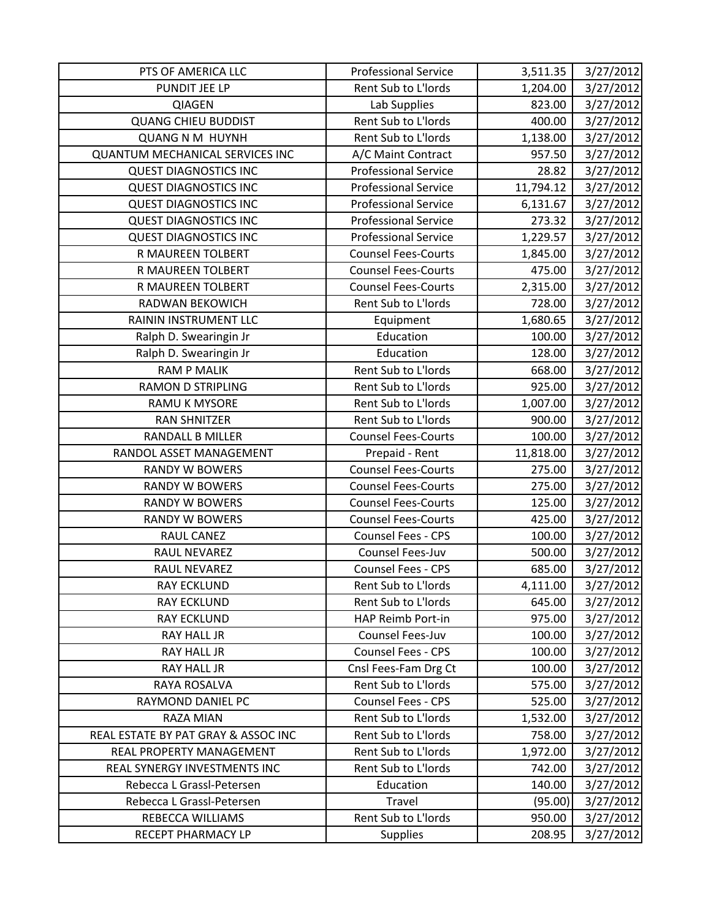| | | | |
|---|---|---|---|
| PTS OF AMERICA LLC | Professional Service | 3,511.35 | 3/27/2012 |
| PUNDIT JEE LP | Rent Sub to L'lords | 1,204.00 | 3/27/2012 |
| QIAGEN | Lab Supplies | 823.00 | 3/27/2012 |
| QUANG CHIEU BUDDIST | Rent Sub to L'lords | 400.00 | 3/27/2012 |
| QUANG N M HUYNH | Rent Sub to L'lords | 1,138.00 | 3/27/2012 |
| QUANTUM MECHANICAL SERVICES INC | A/C Maint Contract | 957.50 | 3/27/2012 |
| QUEST DIAGNOSTICS INC | Professional Service | 28.82 | 3/27/2012 |
| QUEST DIAGNOSTICS INC | Professional Service | 11,794.12 | 3/27/2012 |
| QUEST DIAGNOSTICS INC | Professional Service | 6,131.67 | 3/27/2012 |
| QUEST DIAGNOSTICS INC | Professional Service | 273.32 | 3/27/2012 |
| QUEST DIAGNOSTICS INC | Professional Service | 1,229.57 | 3/27/2012 |
| R MAUREEN TOLBERT | Counsel Fees-Courts | 1,845.00 | 3/27/2012 |
| R MAUREEN TOLBERT | Counsel Fees-Courts | 475.00 | 3/27/2012 |
| R MAUREEN TOLBERT | Counsel Fees-Courts | 2,315.00 | 3/27/2012 |
| RADWAN BEKOWICH | Rent Sub to L'lords | 728.00 | 3/27/2012 |
| RAININ INSTRUMENT LLC | Equipment | 1,680.65 | 3/27/2012 |
| Ralph D. Swearingin Jr | Education | 100.00 | 3/27/2012 |
| Ralph D. Swearingin Jr | Education | 128.00 | 3/27/2012 |
| RAM P MALIK | Rent Sub to L'lords | 668.00 | 3/27/2012 |
| RAMON D STRIPLING | Rent Sub to L'lords | 925.00 | 3/27/2012 |
| RAMU K MYSORE | Rent Sub to L'lords | 1,007.00 | 3/27/2012 |
| RAN SHNITZER | Rent Sub to L'lords | 900.00 | 3/27/2012 |
| RANDALL B MILLER | Counsel Fees-Courts | 100.00 | 3/27/2012 |
| RANDOL ASSET MANAGEMENT | Prepaid - Rent | 11,818.00 | 3/27/2012 |
| RANDY W BOWERS | Counsel Fees-Courts | 275.00 | 3/27/2012 |
| RANDY W BOWERS | Counsel Fees-Courts | 275.00 | 3/27/2012 |
| RANDY W BOWERS | Counsel Fees-Courts | 125.00 | 3/27/2012 |
| RANDY W BOWERS | Counsel Fees-Courts | 425.00 | 3/27/2012 |
| RAUL CANEZ | Counsel Fees - CPS | 100.00 | 3/27/2012 |
| RAUL NEVAREZ | Counsel Fees-Juv | 500.00 | 3/27/2012 |
| RAUL NEVAREZ | Counsel Fees - CPS | 685.00 | 3/27/2012 |
| RAY ECKLUND | Rent Sub to L'lords | 4,111.00 | 3/27/2012 |
| RAY ECKLUND | Rent Sub to L'lords | 645.00 | 3/27/2012 |
| RAY ECKLUND | HAP Reimb Port-in | 975.00 | 3/27/2012 |
| RAY HALL JR | Counsel Fees-Juv | 100.00 | 3/27/2012 |
| RAY HALL JR | Counsel Fees - CPS | 100.00 | 3/27/2012 |
| RAY HALL JR | Cnsl Fees-Fam Drg Ct | 100.00 | 3/27/2012 |
| RAYA ROSALVA | Rent Sub to L'lords | 575.00 | 3/27/2012 |
| RAYMOND DANIEL PC | Counsel Fees - CPS | 525.00 | 3/27/2012 |
| RAZA MIAN | Rent Sub to L'lords | 1,532.00 | 3/27/2012 |
| REAL ESTATE BY PAT GRAY & ASSOC INC | Rent Sub to L'lords | 758.00 | 3/27/2012 |
| REAL PROPERTY MANAGEMENT | Rent Sub to L'lords | 1,972.00 | 3/27/2012 |
| REAL SYNERGY INVESTMENTS INC | Rent Sub to L'lords | 742.00 | 3/27/2012 |
| Rebecca L Grassl-Petersen | Education | 140.00 | 3/27/2012 |
| Rebecca L Grassl-Petersen | Travel | (95.00) | 3/27/2012 |
| REBECCA WILLIAMS | Rent Sub to L'lords | 950.00 | 3/27/2012 |
| RECEPT PHARMACY LP | Supplies | 208.95 | 3/27/2012 |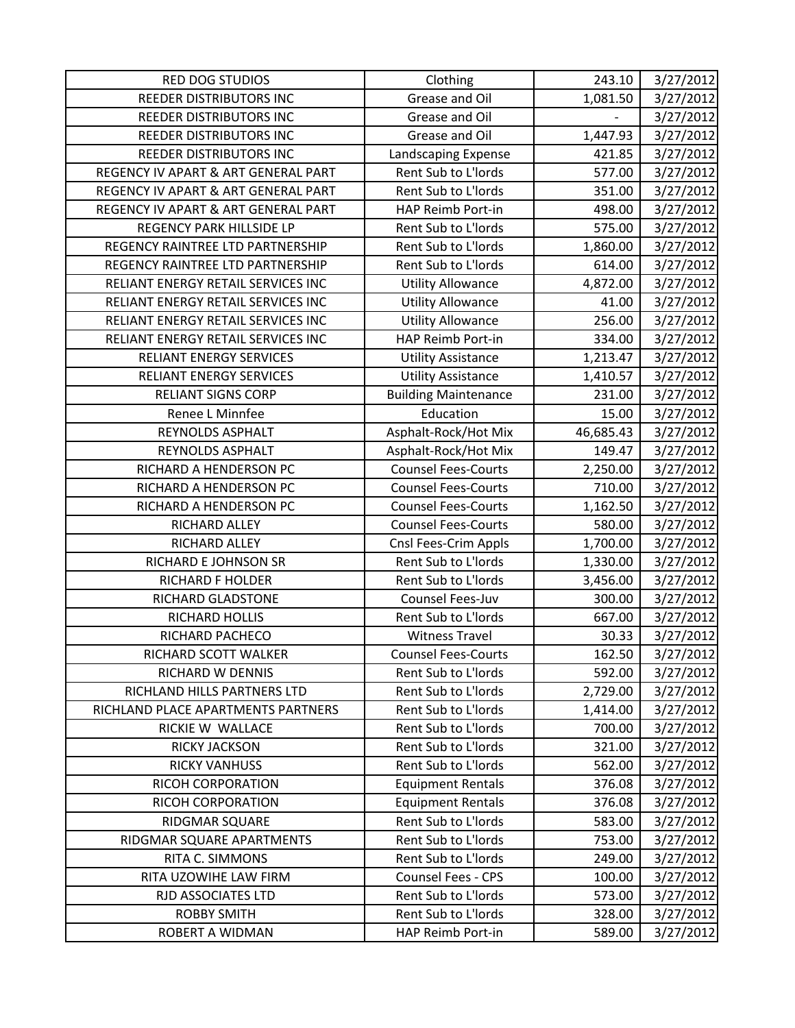| RED DOG STUDIOS | Clothing | 243.10 | 3/27/2012 |
|---|---|---|---|
| REEDER DISTRIBUTORS INC | Grease and Oil | 1,081.50 | 3/27/2012 |
| REEDER DISTRIBUTORS INC | Grease and Oil | - | 3/27/2012 |
| REEDER DISTRIBUTORS INC | Grease and Oil | 1,447.93 | 3/27/2012 |
| REEDER DISTRIBUTORS INC | Landscaping Expense | 421.85 | 3/27/2012 |
| REGENCY IV APART & ART GENERAL PART | Rent Sub to L'lords | 577.00 | 3/27/2012 |
| REGENCY IV APART & ART GENERAL PART | Rent Sub to L'lords | 351.00 | 3/27/2012 |
| REGENCY IV APART & ART GENERAL PART | HAP Reimb Port-in | 498.00 | 3/27/2012 |
| REGENCY PARK HILLSIDE LP | Rent Sub to L'lords | 575.00 | 3/27/2012 |
| REGENCY RAINTREE LTD PARTNERSHIP | Rent Sub to L'lords | 1,860.00 | 3/27/2012 |
| REGENCY RAINTREE LTD PARTNERSHIP | Rent Sub to L'lords | 614.00 | 3/27/2012 |
| RELIANT ENERGY RETAIL SERVICES INC | Utility Allowance | 4,872.00 | 3/27/2012 |
| RELIANT ENERGY RETAIL SERVICES INC | Utility Allowance | 41.00 | 3/27/2012 |
| RELIANT ENERGY RETAIL SERVICES INC | Utility Allowance | 256.00 | 3/27/2012 |
| RELIANT ENERGY RETAIL SERVICES INC | HAP Reimb Port-in | 334.00 | 3/27/2012 |
| RELIANT ENERGY SERVICES | Utility Assistance | 1,213.47 | 3/27/2012 |
| RELIANT ENERGY SERVICES | Utility Assistance | 1,410.57 | 3/27/2012 |
| RELIANT SIGNS CORP | Building Maintenance | 231.00 | 3/27/2012 |
| Renee L Minnfee | Education | 15.00 | 3/27/2012 |
| REYNOLDS ASPHALT | Asphalt-Rock/Hot Mix | 46,685.43 | 3/27/2012 |
| REYNOLDS ASPHALT | Asphalt-Rock/Hot Mix | 149.47 | 3/27/2012 |
| RICHARD A HENDERSON PC | Counsel Fees-Courts | 2,250.00 | 3/27/2012 |
| RICHARD A HENDERSON PC | Counsel Fees-Courts | 710.00 | 3/27/2012 |
| RICHARD A HENDERSON PC | Counsel Fees-Courts | 1,162.50 | 3/27/2012 |
| RICHARD ALLEY | Counsel Fees-Courts | 580.00 | 3/27/2012 |
| RICHARD ALLEY | Cnsl Fees-Crim Appls | 1,700.00 | 3/27/2012 |
| RICHARD E JOHNSON SR | Rent Sub to L'lords | 1,330.00 | 3/27/2012 |
| RICHARD F HOLDER | Rent Sub to L'lords | 3,456.00 | 3/27/2012 |
| RICHARD GLADSTONE | Counsel Fees-Juv | 300.00 | 3/27/2012 |
| RICHARD HOLLIS | Rent Sub to L'lords | 667.00 | 3/27/2012 |
| RICHARD PACHECO | Witness Travel | 30.33 | 3/27/2012 |
| RICHARD SCOTT WALKER | Counsel Fees-Courts | 162.50 | 3/27/2012 |
| RICHARD W DENNIS | Rent Sub to L'lords | 592.00 | 3/27/2012 |
| RICHLAND HILLS PARTNERS LTD | Rent Sub to L'lords | 2,729.00 | 3/27/2012 |
| RICHLAND PLACE APARTMENTS PARTNERS | Rent Sub to L'lords | 1,414.00 | 3/27/2012 |
| RICKIE W WALLACE | Rent Sub to L'lords | 700.00 | 3/27/2012 |
| RICKY JACKSON | Rent Sub to L'lords | 321.00 | 3/27/2012 |
| RICKY VANHUSS | Rent Sub to L'lords | 562.00 | 3/27/2012 |
| RICOH CORPORATION | Equipment Rentals | 376.08 | 3/27/2012 |
| RICOH CORPORATION | Equipment Rentals | 376.08 | 3/27/2012 |
| RIDGMAR SQUARE | Rent Sub to L'lords | 583.00 | 3/27/2012 |
| RIDGMAR SQUARE APARTMENTS | Rent Sub to L'lords | 753.00 | 3/27/2012 |
| RITA C. SIMMONS | Rent Sub to L'lords | 249.00 | 3/27/2012 |
| RITA UZOWIHE LAW FIRM | Counsel Fees - CPS | 100.00 | 3/27/2012 |
| RJD ASSOCIATES LTD | Rent Sub to L'lords | 573.00 | 3/27/2012 |
| ROBBY SMITH | Rent Sub to L'lords | 328.00 | 3/27/2012 |
| ROBERT A WIDMAN | HAP Reimb Port-in | 589.00 | 3/27/2012 |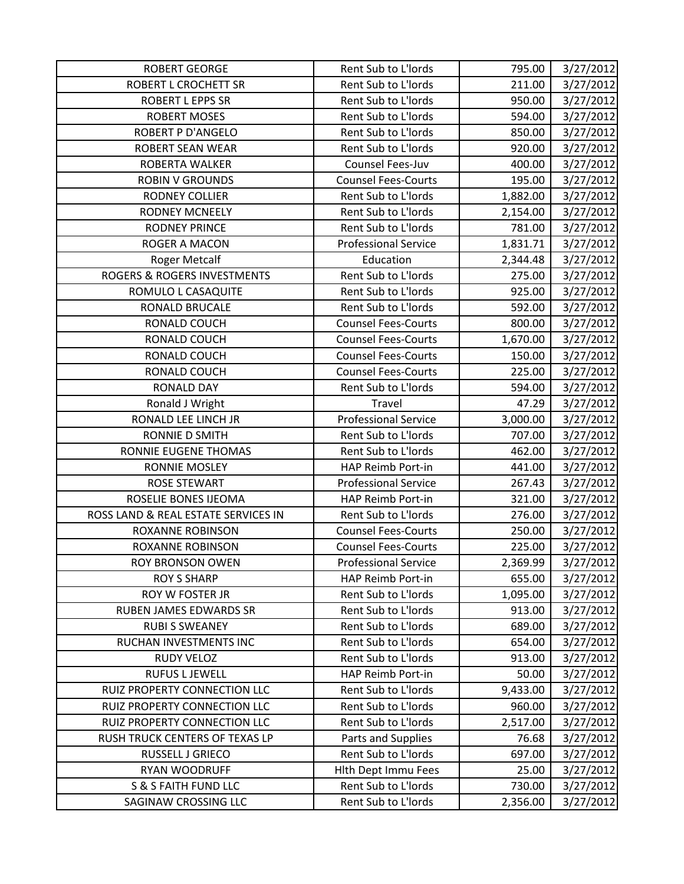| ROBERT GEORGE | Rent Sub to L'lords | 795.00 | 3/27/2012 |
|---|---|---|---|
| ROBERT L CROCHETT SR | Rent Sub to L'lords | 211.00 | 3/27/2012 |
| ROBERT L EPPS SR | Rent Sub to L'lords | 950.00 | 3/27/2012 |
| ROBERT MOSES | Rent Sub to L'lords | 594.00 | 3/27/2012 |
| ROBERT P D'ANGELO | Rent Sub to L'lords | 850.00 | 3/27/2012 |
| ROBERT SEAN WEAR | Rent Sub to L'lords | 920.00 | 3/27/2012 |
| ROBERTA WALKER | Counsel Fees-Juv | 400.00 | 3/27/2012 |
| ROBIN V GROUNDS | Counsel Fees-Courts | 195.00 | 3/27/2012 |
| RODNEY COLLIER | Rent Sub to L'lords | 1,882.00 | 3/27/2012 |
| RODNEY MCNEELY | Rent Sub to L'lords | 2,154.00 | 3/27/2012 |
| RODNEY PRINCE | Rent Sub to L'lords | 781.00 | 3/27/2012 |
| ROGER A MACON | Professional Service | 1,831.71 | 3/27/2012 |
| Roger Metcalf | Education | 2,344.48 | 3/27/2012 |
| ROGERS & ROGERS INVESTMENTS | Rent Sub to L'lords | 275.00 | 3/27/2012 |
| ROMULO L CASAQUITE | Rent Sub to L'lords | 925.00 | 3/27/2012 |
| RONALD BRUCALE | Rent Sub to L'lords | 592.00 | 3/27/2012 |
| RONALD COUCH | Counsel Fees-Courts | 800.00 | 3/27/2012 |
| RONALD COUCH | Counsel Fees-Courts | 1,670.00 | 3/27/2012 |
| RONALD COUCH | Counsel Fees-Courts | 150.00 | 3/27/2012 |
| RONALD COUCH | Counsel Fees-Courts | 225.00 | 3/27/2012 |
| RONALD DAY | Rent Sub to L'lords | 594.00 | 3/27/2012 |
| Ronald J Wright | Travel | 47.29 | 3/27/2012 |
| RONALD LEE LINCH JR | Professional Service | 3,000.00 | 3/27/2012 |
| RONNIE D SMITH | Rent Sub to L'lords | 707.00 | 3/27/2012 |
| RONNIE EUGENE THOMAS | Rent Sub to L'lords | 462.00 | 3/27/2012 |
| RONNIE MOSLEY | HAP Reimb Port-in | 441.00 | 3/27/2012 |
| ROSE STEWART | Professional Service | 267.43 | 3/27/2012 |
| ROSELIE BONES IJEOMA | HAP Reimb Port-in | 321.00 | 3/27/2012 |
| ROSS LAND & REAL ESTATE SERVICES IN | Rent Sub to L'lords | 276.00 | 3/27/2012 |
| ROXANNE ROBINSON | Counsel Fees-Courts | 250.00 | 3/27/2012 |
| ROXANNE ROBINSON | Counsel Fees-Courts | 225.00 | 3/27/2012 |
| ROY BRONSON OWEN | Professional Service | 2,369.99 | 3/27/2012 |
| ROY S SHARP | HAP Reimb Port-in | 655.00 | 3/27/2012 |
| ROY W FOSTER JR | Rent Sub to L'lords | 1,095.00 | 3/27/2012 |
| RUBEN JAMES EDWARDS SR | Rent Sub to L'lords | 913.00 | 3/27/2012 |
| RUBI S SWEANEY | Rent Sub to L'lords | 689.00 | 3/27/2012 |
| RUCHAN INVESTMENTS INC | Rent Sub to L'lords | 654.00 | 3/27/2012 |
| RUDY VELOZ | Rent Sub to L'lords | 913.00 | 3/27/2012 |
| RUFUS L JEWELL | HAP Reimb Port-in | 50.00 | 3/27/2012 |
| RUIZ PROPERTY CONNECTION LLC | Rent Sub to L'lords | 9,433.00 | 3/27/2012 |
| RUIZ PROPERTY CONNECTION LLC | Rent Sub to L'lords | 960.00 | 3/27/2012 |
| RUIZ PROPERTY CONNECTION LLC | Rent Sub to L'lords | 2,517.00 | 3/27/2012 |
| RUSH TRUCK CENTERS OF TEXAS LP | Parts and Supplies | 76.68 | 3/27/2012 |
| RUSSELL J GRIECO | Rent Sub to L'lords | 697.00 | 3/27/2012 |
| RYAN WOODRUFF | Hlth Dept Immu Fees | 25.00 | 3/27/2012 |
| S & S FAITH FUND LLC | Rent Sub to L'lords | 730.00 | 3/27/2012 |
| SAGINAW CROSSING LLC | Rent Sub to L'lords | 2,356.00 | 3/27/2012 |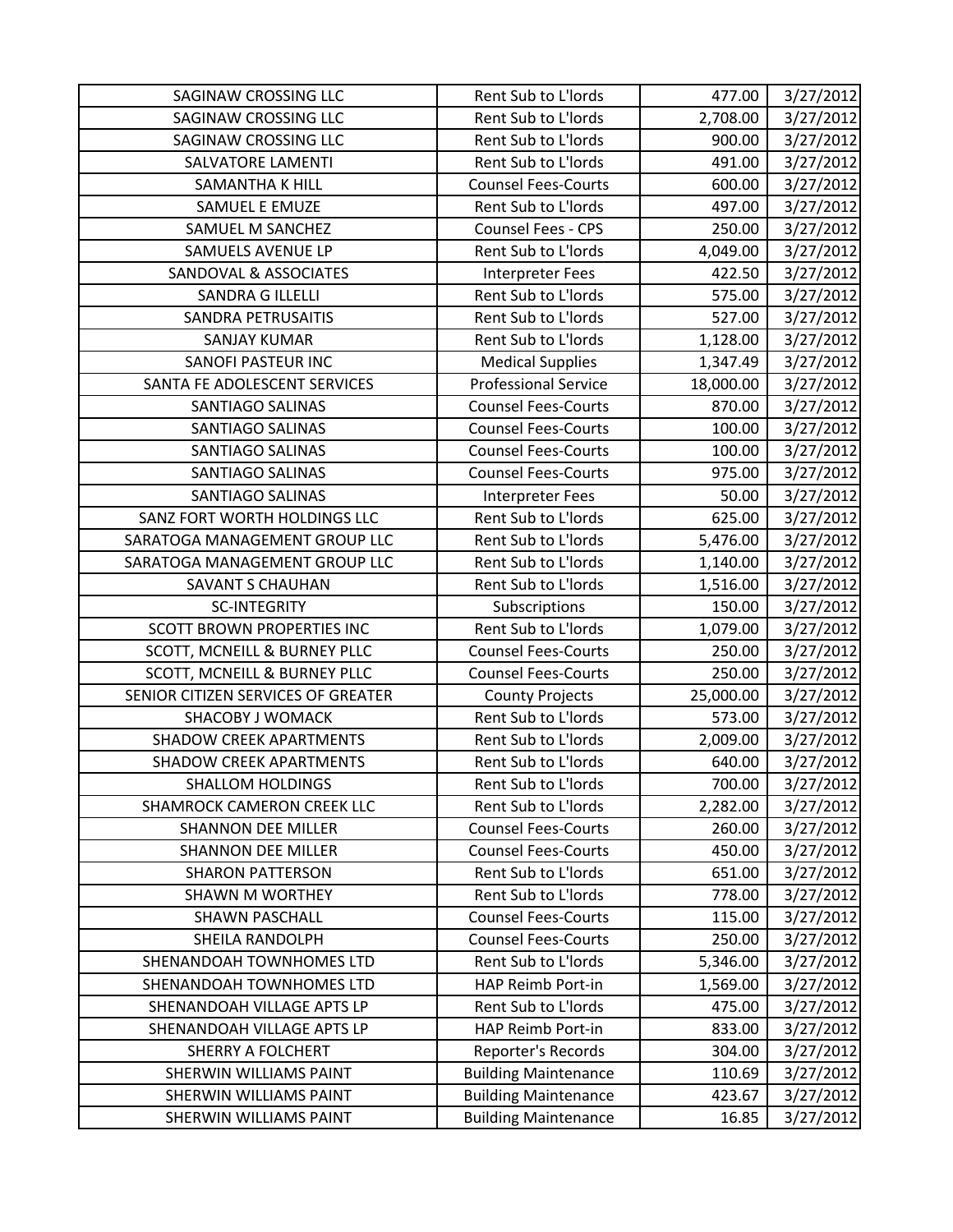| SAGINAW CROSSING LLC | Rent Sub to L'lords | 477.00 | 3/27/2012 |
|---|---|---|---|
| SAGINAW CROSSING LLC | Rent Sub to L'lords | 2,708.00 | 3/27/2012 |
| SAGINAW CROSSING LLC | Rent Sub to L'lords | 900.00 | 3/27/2012 |
| SALVATORE LAMENTI | Rent Sub to L'lords | 491.00 | 3/27/2012 |
| SAMANTHA K HILL | Counsel Fees-Courts | 600.00 | 3/27/2012 |
| SAMUEL E EMUZE | Rent Sub to L'lords | 497.00 | 3/27/2012 |
| SAMUEL M SANCHEZ | Counsel Fees - CPS | 250.00 | 3/27/2012 |
| SAMUELS AVENUE LP | Rent Sub to L'lords | 4,049.00 | 3/27/2012 |
| SANDOVAL & ASSOCIATES | Interpreter Fees | 422.50 | 3/27/2012 |
| SANDRA G ILLELLI | Rent Sub to L'lords | 575.00 | 3/27/2012 |
| SANDRA PETRUSAITIS | Rent Sub to L'lords | 527.00 | 3/27/2012 |
| SANJAY KUMAR | Rent Sub to L'lords | 1,128.00 | 3/27/2012 |
| SANOFI PASTEUR INC | Medical Supplies | 1,347.49 | 3/27/2012 |
| SANTA FE ADOLESCENT SERVICES | Professional Service | 18,000.00 | 3/27/2012 |
| SANTIAGO SALINAS | Counsel Fees-Courts | 870.00 | 3/27/2012 |
| SANTIAGO SALINAS | Counsel Fees-Courts | 100.00 | 3/27/2012 |
| SANTIAGO SALINAS | Counsel Fees-Courts | 100.00 | 3/27/2012 |
| SANTIAGO SALINAS | Counsel Fees-Courts | 975.00 | 3/27/2012 |
| SANTIAGO SALINAS | Interpreter Fees | 50.00 | 3/27/2012 |
| SANZ FORT WORTH HOLDINGS LLC | Rent Sub to L'lords | 625.00 | 3/27/2012 |
| SARATOGA MANAGEMENT GROUP LLC | Rent Sub to L'lords | 5,476.00 | 3/27/2012 |
| SARATOGA MANAGEMENT GROUP LLC | Rent Sub to L'lords | 1,140.00 | 3/27/2012 |
| SAVANT S CHAUHAN | Rent Sub to L'lords | 1,516.00 | 3/27/2012 |
| SC-INTEGRITY | Subscriptions | 150.00 | 3/27/2012 |
| SCOTT BROWN PROPERTIES INC | Rent Sub to L'lords | 1,079.00 | 3/27/2012 |
| SCOTT, MCNEILL & BURNEY PLLC | Counsel Fees-Courts | 250.00 | 3/27/2012 |
| SCOTT, MCNEILL & BURNEY PLLC | Counsel Fees-Courts | 250.00 | 3/27/2012 |
| SENIOR CITIZEN SERVICES OF GREATER | County Projects | 25,000.00 | 3/27/2012 |
| SHACOBY J WOMACK | Rent Sub to L'lords | 573.00 | 3/27/2012 |
| SHADOW CREEK APARTMENTS | Rent Sub to L'lords | 2,009.00 | 3/27/2012 |
| SHADOW CREEK APARTMENTS | Rent Sub to L'lords | 640.00 | 3/27/2012 |
| SHALLOM HOLDINGS | Rent Sub to L'lords | 700.00 | 3/27/2012 |
| SHAMROCK CAMERON CREEK LLC | Rent Sub to L'lords | 2,282.00 | 3/27/2012 |
| SHANNON DEE MILLER | Counsel Fees-Courts | 260.00 | 3/27/2012 |
| SHANNON DEE MILLER | Counsel Fees-Courts | 450.00 | 3/27/2012 |
| SHARON PATTERSON | Rent Sub to L'lords | 651.00 | 3/27/2012 |
| SHAWN M WORTHEY | Rent Sub to L'lords | 778.00 | 3/27/2012 |
| SHAWN PASCHALL | Counsel Fees-Courts | 115.00 | 3/27/2012 |
| SHEILA RANDOLPH | Counsel Fees-Courts | 250.00 | 3/27/2012 |
| SHENANDOAH TOWNHOMES LTD | Rent Sub to L'lords | 5,346.00 | 3/27/2012 |
| SHENANDOAH TOWNHOMES LTD | HAP Reimb Port-in | 1,569.00 | 3/27/2012 |
| SHENANDOAH VILLAGE APTS LP | Rent Sub to L'lords | 475.00 | 3/27/2012 |
| SHENANDOAH VILLAGE APTS LP | HAP Reimb Port-in | 833.00 | 3/27/2012 |
| SHERRY A FOLCHERT | Reporter's Records | 304.00 | 3/27/2012 |
| SHERWIN WILLIAMS PAINT | Building Maintenance | 110.69 | 3/27/2012 |
| SHERWIN WILLIAMS PAINT | Building Maintenance | 423.67 | 3/27/2012 |
| SHERWIN WILLIAMS PAINT | Building Maintenance | 16.85 | 3/27/2012 |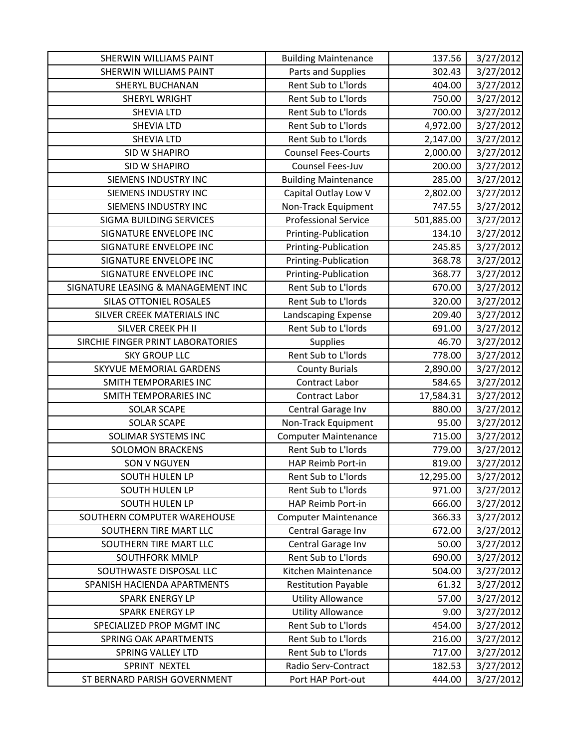| SHERWIN WILLIAMS PAINT | Building Maintenance | 137.56 | 3/27/2012 |
|---|---|---|---|
| SHERWIN WILLIAMS PAINT | Parts and Supplies | 302.43 | 3/27/2012 |
| SHERYL BUCHANAN | Rent Sub to L'lords | 404.00 | 3/27/2012 |
| SHERYL WRIGHT | Rent Sub to L'lords | 750.00 | 3/27/2012 |
| SHEVIA LTD | Rent Sub to L'lords | 700.00 | 3/27/2012 |
| SHEVIA LTD | Rent Sub to L'lords | 4,972.00 | 3/27/2012 |
| SHEVIA LTD | Rent Sub to L'lords | 2,147.00 | 3/27/2012 |
| SID W SHAPIRO | Counsel Fees-Courts | 2,000.00 | 3/27/2012 |
| SID W SHAPIRO | Counsel Fees-Juv | 200.00 | 3/27/2012 |
| SIEMENS INDUSTRY INC | Building Maintenance | 285.00 | 3/27/2012 |
| SIEMENS INDUSTRY INC | Capital Outlay Low V | 2,802.00 | 3/27/2012 |
| SIEMENS INDUSTRY INC | Non-Track Equipment | 747.55 | 3/27/2012 |
| SIGMA BUILDING SERVICES | Professional Service | 501,885.00 | 3/27/2012 |
| SIGNATURE ENVELOPE INC | Printing-Publication | 134.10 | 3/27/2012 |
| SIGNATURE ENVELOPE INC | Printing-Publication | 245.85 | 3/27/2012 |
| SIGNATURE ENVELOPE INC | Printing-Publication | 368.78 | 3/27/2012 |
| SIGNATURE ENVELOPE INC | Printing-Publication | 368.77 | 3/27/2012 |
| SIGNATURE LEASING & MANAGEMENT INC | Rent Sub to L'lords | 670.00 | 3/27/2012 |
| SILAS OTTONIEL ROSALES | Rent Sub to L'lords | 320.00 | 3/27/2012 |
| SILVER CREEK MATERIALS INC | Landscaping Expense | 209.40 | 3/27/2012 |
| SILVER CREEK PH II | Rent Sub to L'lords | 691.00 | 3/27/2012 |
| SIRCHIE FINGER PRINT LABORATORIES | Supplies | 46.70 | 3/27/2012 |
| SKY GROUP LLC | Rent Sub to L'lords | 778.00 | 3/27/2012 |
| SKYVUE MEMORIAL GARDENS | County Burials | 2,890.00 | 3/27/2012 |
| SMITH TEMPORARIES INC | Contract Labor | 584.65 | 3/27/2012 |
| SMITH TEMPORARIES INC | Contract Labor | 17,584.31 | 3/27/2012 |
| SOLAR SCAPE | Central Garage Inv | 880.00 | 3/27/2012 |
| SOLAR SCAPE | Non-Track Equipment | 95.00 | 3/27/2012 |
| SOLIMAR SYSTEMS INC | Computer Maintenance | 715.00 | 3/27/2012 |
| SOLOMON BRACKENS | Rent Sub to L'lords | 779.00 | 3/27/2012 |
| SON V NGUYEN | HAP Reimb Port-in | 819.00 | 3/27/2012 |
| SOUTH HULEN LP | Rent Sub to L'lords | 12,295.00 | 3/27/2012 |
| SOUTH HULEN LP | Rent Sub to L'lords | 971.00 | 3/27/2012 |
| SOUTH HULEN LP | HAP Reimb Port-in | 666.00 | 3/27/2012 |
| SOUTHERN COMPUTER WAREHOUSE | Computer Maintenance | 366.33 | 3/27/2012 |
| SOUTHERN TIRE MART LLC | Central Garage Inv | 672.00 | 3/27/2012 |
| SOUTHERN TIRE MART LLC | Central Garage Inv | 50.00 | 3/27/2012 |
| SOUTHFORK MMLP | Rent Sub to L'lords | 690.00 | 3/27/2012 |
| SOUTHWASTE DISPOSAL LLC | Kitchen Maintenance | 504.00 | 3/27/2012 |
| SPANISH HACIENDA APARTMENTS | Restitution Payable | 61.32 | 3/27/2012 |
| SPARK ENERGY LP | Utility Allowance | 57.00 | 3/27/2012 |
| SPARK ENERGY LP | Utility Allowance | 9.00 | 3/27/2012 |
| SPECIALIZED PROP MGMT INC | Rent Sub to L'lords | 454.00 | 3/27/2012 |
| SPRING OAK APARTMENTS | Rent Sub to L'lords | 216.00 | 3/27/2012 |
| SPRING VALLEY LTD | Rent Sub to L'lords | 717.00 | 3/27/2012 |
| SPRINT NEXTEL | Radio Serv-Contract | 182.53 | 3/27/2012 |
| ST BERNARD PARISH GOVERNMENT | Port HAP Port-out | 444.00 | 3/27/2012 |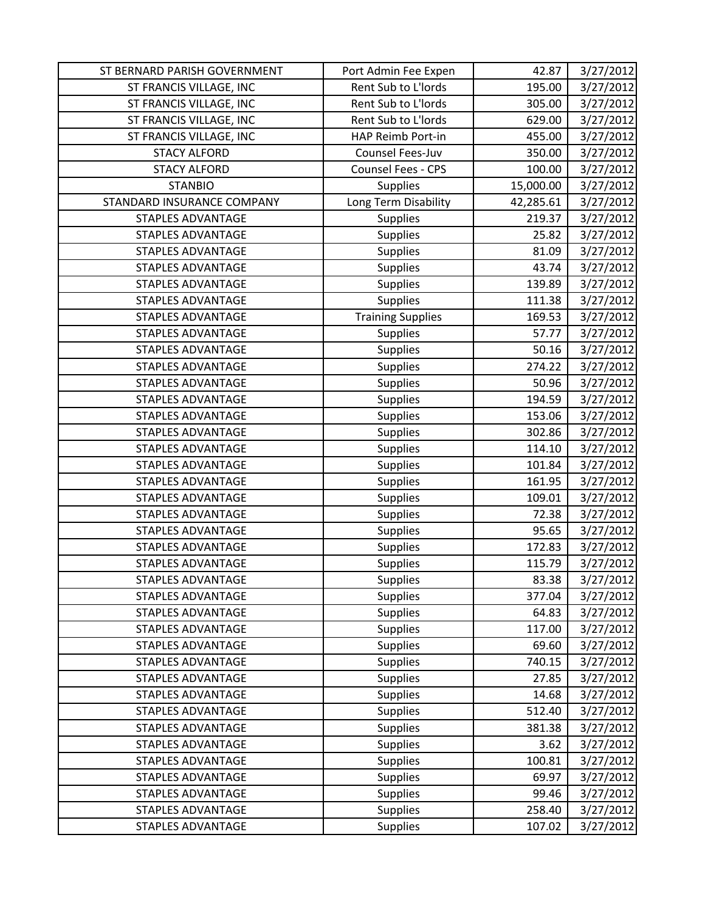| ST BERNARD PARISH GOVERNMENT | Port Admin Fee Expen | 42.87 | 3/27/2012 |
|---|---|---|---|
| ST FRANCIS VILLAGE, INC | Rent Sub to L'lords | 195.00 | 3/27/2012 |
| ST FRANCIS VILLAGE, INC | Rent Sub to L'lords | 305.00 | 3/27/2012 |
| ST FRANCIS VILLAGE, INC | Rent Sub to L'lords | 629.00 | 3/27/2012 |
| ST FRANCIS VILLAGE, INC | HAP Reimb Port-in | 455.00 | 3/27/2012 |
| STACY ALFORD | Counsel Fees-Juv | 350.00 | 3/27/2012 |
| STACY ALFORD | Counsel Fees - CPS | 100.00 | 3/27/2012 |
| STANBIO | Supplies | 15,000.00 | 3/27/2012 |
| STANDARD INSURANCE COMPANY | Long Term Disability | 42,285.61 | 3/27/2012 |
| STAPLES ADVANTAGE | Supplies | 219.37 | 3/27/2012 |
| STAPLES ADVANTAGE | Supplies | 25.82 | 3/27/2012 |
| STAPLES ADVANTAGE | Supplies | 81.09 | 3/27/2012 |
| STAPLES ADVANTAGE | Supplies | 43.74 | 3/27/2012 |
| STAPLES ADVANTAGE | Supplies | 139.89 | 3/27/2012 |
| STAPLES ADVANTAGE | Supplies | 111.38 | 3/27/2012 |
| STAPLES ADVANTAGE | Training Supplies | 169.53 | 3/27/2012 |
| STAPLES ADVANTAGE | Supplies | 57.77 | 3/27/2012 |
| STAPLES ADVANTAGE | Supplies | 50.16 | 3/27/2012 |
| STAPLES ADVANTAGE | Supplies | 274.22 | 3/27/2012 |
| STAPLES ADVANTAGE | Supplies | 50.96 | 3/27/2012 |
| STAPLES ADVANTAGE | Supplies | 194.59 | 3/27/2012 |
| STAPLES ADVANTAGE | Supplies | 153.06 | 3/27/2012 |
| STAPLES ADVANTAGE | Supplies | 302.86 | 3/27/2012 |
| STAPLES ADVANTAGE | Supplies | 114.10 | 3/27/2012 |
| STAPLES ADVANTAGE | Supplies | 101.84 | 3/27/2012 |
| STAPLES ADVANTAGE | Supplies | 161.95 | 3/27/2012 |
| STAPLES ADVANTAGE | Supplies | 109.01 | 3/27/2012 |
| STAPLES ADVANTAGE | Supplies | 72.38 | 3/27/2012 |
| STAPLES ADVANTAGE | Supplies | 95.65 | 3/27/2012 |
| STAPLES ADVANTAGE | Supplies | 172.83 | 3/27/2012 |
| STAPLES ADVANTAGE | Supplies | 115.79 | 3/27/2012 |
| STAPLES ADVANTAGE | Supplies | 83.38 | 3/27/2012 |
| STAPLES ADVANTAGE | Supplies | 377.04 | 3/27/2012 |
| STAPLES ADVANTAGE | Supplies | 64.83 | 3/27/2012 |
| STAPLES ADVANTAGE | Supplies | 117.00 | 3/27/2012 |
| STAPLES ADVANTAGE | Supplies | 69.60 | 3/27/2012 |
| STAPLES ADVANTAGE | Supplies | 740.15 | 3/27/2012 |
| STAPLES ADVANTAGE | Supplies | 27.85 | 3/27/2012 |
| STAPLES ADVANTAGE | Supplies | 14.68 | 3/27/2012 |
| STAPLES ADVANTAGE | Supplies | 512.40 | 3/27/2012 |
| STAPLES ADVANTAGE | Supplies | 381.38 | 3/27/2012 |
| STAPLES ADVANTAGE | Supplies | 3.62 | 3/27/2012 |
| STAPLES ADVANTAGE | Supplies | 100.81 | 3/27/2012 |
| STAPLES ADVANTAGE | Supplies | 69.97 | 3/27/2012 |
| STAPLES ADVANTAGE | Supplies | 99.46 | 3/27/2012 |
| STAPLES ADVANTAGE | Supplies | 258.40 | 3/27/2012 |
| STAPLES ADVANTAGE | Supplies | 107.02 | 3/27/2012 |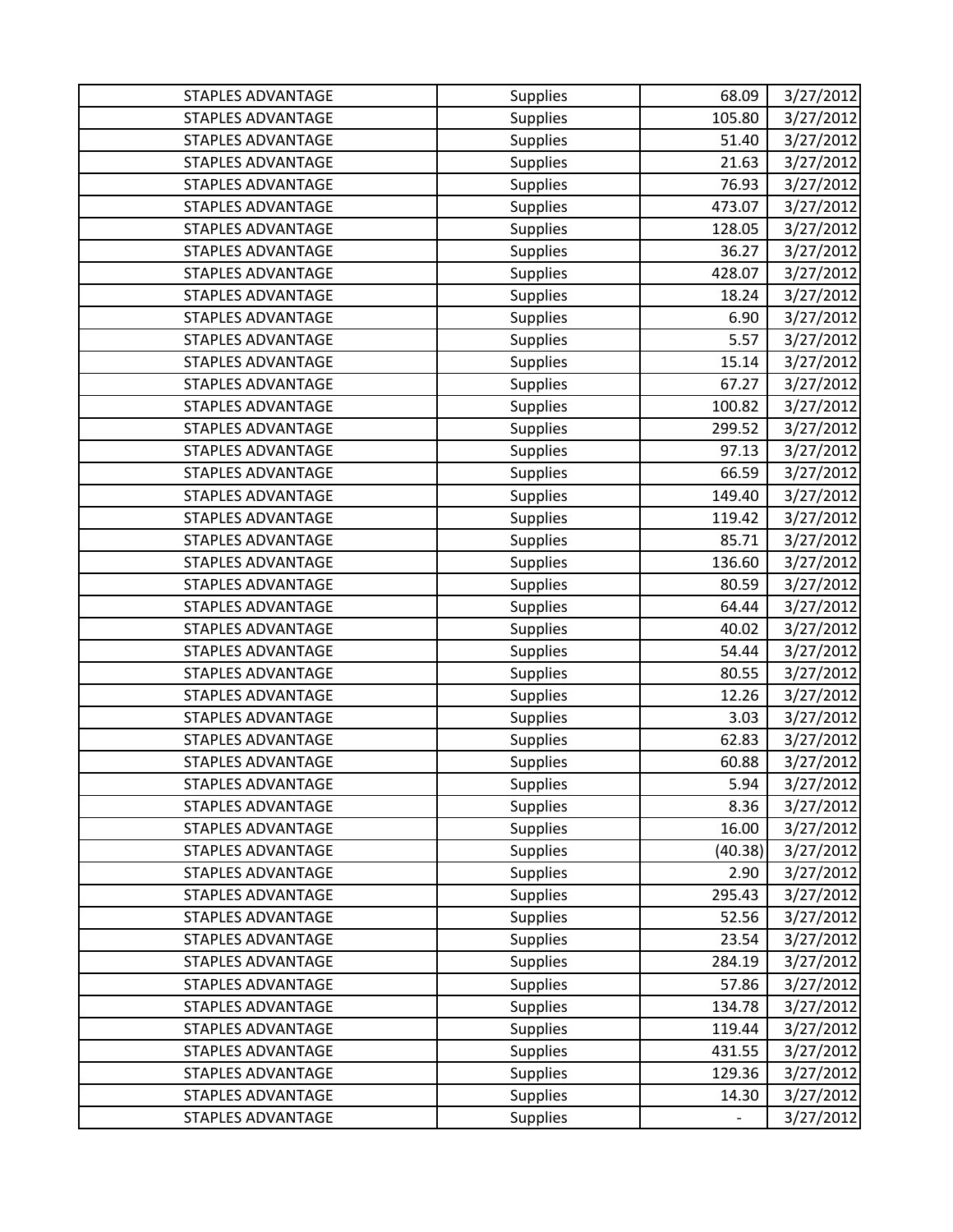| STAPLES ADVANTAGE | Supplies | 68.09 | 3/27/2012 |
|---|---|---|---|
| STAPLES ADVANTAGE | Supplies | 105.80 | 3/27/2012 |
| STAPLES ADVANTAGE | Supplies | 51.40 | 3/27/2012 |
| STAPLES ADVANTAGE | Supplies | 21.63 | 3/27/2012 |
| STAPLES ADVANTAGE | Supplies | 76.93 | 3/27/2012 |
| STAPLES ADVANTAGE | Supplies | 473.07 | 3/27/2012 |
| STAPLES ADVANTAGE | Supplies | 128.05 | 3/27/2012 |
| STAPLES ADVANTAGE | Supplies | 36.27 | 3/27/2012 |
| STAPLES ADVANTAGE | Supplies | 428.07 | 3/27/2012 |
| STAPLES ADVANTAGE | Supplies | 18.24 | 3/27/2012 |
| STAPLES ADVANTAGE | Supplies | 6.90 | 3/27/2012 |
| STAPLES ADVANTAGE | Supplies | 5.57 | 3/27/2012 |
| STAPLES ADVANTAGE | Supplies | 15.14 | 3/27/2012 |
| STAPLES ADVANTAGE | Supplies | 67.27 | 3/27/2012 |
| STAPLES ADVANTAGE | Supplies | 100.82 | 3/27/2012 |
| STAPLES ADVANTAGE | Supplies | 299.52 | 3/27/2012 |
| STAPLES ADVANTAGE | Supplies | 97.13 | 3/27/2012 |
| STAPLES ADVANTAGE | Supplies | 66.59 | 3/27/2012 |
| STAPLES ADVANTAGE | Supplies | 149.40 | 3/27/2012 |
| STAPLES ADVANTAGE | Supplies | 119.42 | 3/27/2012 |
| STAPLES ADVANTAGE | Supplies | 85.71 | 3/27/2012 |
| STAPLES ADVANTAGE | Supplies | 136.60 | 3/27/2012 |
| STAPLES ADVANTAGE | Supplies | 80.59 | 3/27/2012 |
| STAPLES ADVANTAGE | Supplies | 64.44 | 3/27/2012 |
| STAPLES ADVANTAGE | Supplies | 40.02 | 3/27/2012 |
| STAPLES ADVANTAGE | Supplies | 54.44 | 3/27/2012 |
| STAPLES ADVANTAGE | Supplies | 80.55 | 3/27/2012 |
| STAPLES ADVANTAGE | Supplies | 12.26 | 3/27/2012 |
| STAPLES ADVANTAGE | Supplies | 3.03 | 3/27/2012 |
| STAPLES ADVANTAGE | Supplies | 62.83 | 3/27/2012 |
| STAPLES ADVANTAGE | Supplies | 60.88 | 3/27/2012 |
| STAPLES ADVANTAGE | Supplies | 5.94 | 3/27/2012 |
| STAPLES ADVANTAGE | Supplies | 8.36 | 3/27/2012 |
| STAPLES ADVANTAGE | Supplies | 16.00 | 3/27/2012 |
| STAPLES ADVANTAGE | Supplies | (40.38) | 3/27/2012 |
| STAPLES ADVANTAGE | Supplies | 2.90 | 3/27/2012 |
| STAPLES ADVANTAGE | Supplies | 295.43 | 3/27/2012 |
| STAPLES ADVANTAGE | Supplies | 52.56 | 3/27/2012 |
| STAPLES ADVANTAGE | Supplies | 23.54 | 3/27/2012 |
| STAPLES ADVANTAGE | Supplies | 284.19 | 3/27/2012 |
| STAPLES ADVANTAGE | Supplies | 57.86 | 3/27/2012 |
| STAPLES ADVANTAGE | Supplies | 134.78 | 3/27/2012 |
| STAPLES ADVANTAGE | Supplies | 119.44 | 3/27/2012 |
| STAPLES ADVANTAGE | Supplies | 431.55 | 3/27/2012 |
| STAPLES ADVANTAGE | Supplies | 129.36 | 3/27/2012 |
| STAPLES ADVANTAGE | Supplies | 14.30 | 3/27/2012 |
| STAPLES ADVANTAGE | Supplies | - | 3/27/2012 |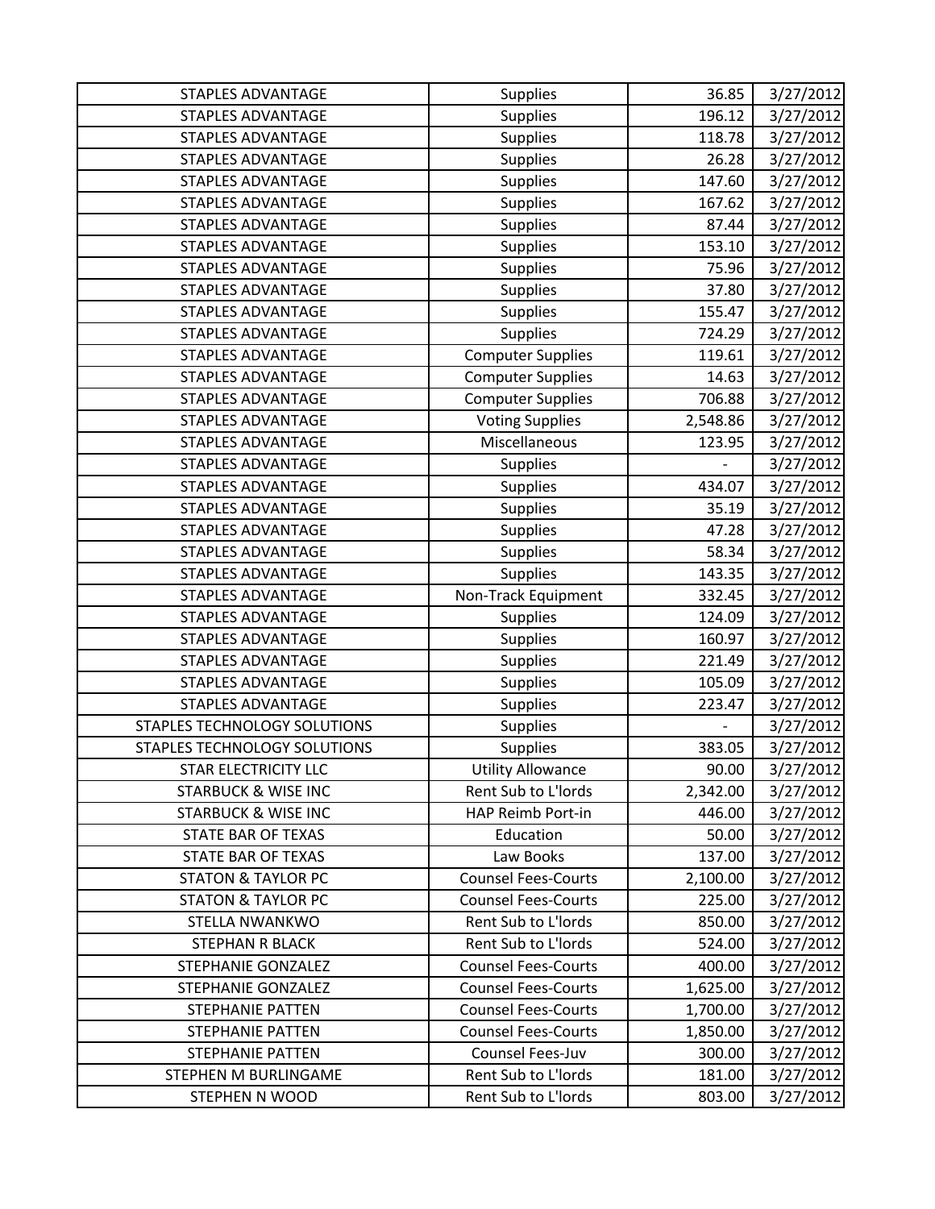| STAPLES ADVANTAGE | Supplies | 36.85 | 3/27/2012 |
|---|---|---|---|
| STAPLES ADVANTAGE | Supplies | 196.12 | 3/27/2012 |
| STAPLES ADVANTAGE | Supplies | 118.78 | 3/27/2012 |
| STAPLES ADVANTAGE | Supplies | 26.28 | 3/27/2012 |
| STAPLES ADVANTAGE | Supplies | 147.60 | 3/27/2012 |
| STAPLES ADVANTAGE | Supplies | 167.62 | 3/27/2012 |
| STAPLES ADVANTAGE | Supplies | 87.44 | 3/27/2012 |
| STAPLES ADVANTAGE | Supplies | 153.10 | 3/27/2012 |
| STAPLES ADVANTAGE | Supplies | 75.96 | 3/27/2012 |
| STAPLES ADVANTAGE | Supplies | 37.80 | 3/27/2012 |
| STAPLES ADVANTAGE | Supplies | 155.47 | 3/27/2012 |
| STAPLES ADVANTAGE | Supplies | 724.29 | 3/27/2012 |
| STAPLES ADVANTAGE | Computer Supplies | 119.61 | 3/27/2012 |
| STAPLES ADVANTAGE | Computer Supplies | 14.63 | 3/27/2012 |
| STAPLES ADVANTAGE | Computer Supplies | 706.88 | 3/27/2012 |
| STAPLES ADVANTAGE | Voting Supplies | 2,548.86 | 3/27/2012 |
| STAPLES ADVANTAGE | Miscellaneous | 123.95 | 3/27/2012 |
| STAPLES ADVANTAGE | Supplies | - | 3/27/2012 |
| STAPLES ADVANTAGE | Supplies | 434.07 | 3/27/2012 |
| STAPLES ADVANTAGE | Supplies | 35.19 | 3/27/2012 |
| STAPLES ADVANTAGE | Supplies | 47.28 | 3/27/2012 |
| STAPLES ADVANTAGE | Supplies | 58.34 | 3/27/2012 |
| STAPLES ADVANTAGE | Supplies | 143.35 | 3/27/2012 |
| STAPLES ADVANTAGE | Non-Track Equipment | 332.45 | 3/27/2012 |
| STAPLES ADVANTAGE | Supplies | 124.09 | 3/27/2012 |
| STAPLES ADVANTAGE | Supplies | 160.97 | 3/27/2012 |
| STAPLES ADVANTAGE | Supplies | 221.49 | 3/27/2012 |
| STAPLES ADVANTAGE | Supplies | 105.09 | 3/27/2012 |
| STAPLES ADVANTAGE | Supplies | 223.47 | 3/27/2012 |
| STAPLES TECHNOLOGY SOLUTIONS | Supplies | - | 3/27/2012 |
| STAPLES TECHNOLOGY SOLUTIONS | Supplies | 383.05 | 3/27/2012 |
| STAR ELECTRICITY LLC | Utility Allowance | 90.00 | 3/27/2012 |
| STARBUCK & WISE INC | Rent Sub to L'lords | 2,342.00 | 3/27/2012 |
| STARBUCK & WISE INC | HAP Reimb Port-in | 446.00 | 3/27/2012 |
| STATE BAR OF TEXAS | Education | 50.00 | 3/27/2012 |
| STATE BAR OF TEXAS | Law Books | 137.00 | 3/27/2012 |
| STATON & TAYLOR PC | Counsel Fees-Courts | 2,100.00 | 3/27/2012 |
| STATON & TAYLOR PC | Counsel Fees-Courts | 225.00 | 3/27/2012 |
| STELLA NWANKWO | Rent Sub to L'lords | 850.00 | 3/27/2012 |
| STEPHAN R BLACK | Rent Sub to L'lords | 524.00 | 3/27/2012 |
| STEPHANIE GONZALEZ | Counsel Fees-Courts | 400.00 | 3/27/2012 |
| STEPHANIE GONZALEZ | Counsel Fees-Courts | 1,625.00 | 3/27/2012 |
| STEPHANIE PATTEN | Counsel Fees-Courts | 1,700.00 | 3/27/2012 |
| STEPHANIE PATTEN | Counsel Fees-Courts | 1,850.00 | 3/27/2012 |
| STEPHANIE PATTEN | Counsel Fees-Juv | 300.00 | 3/27/2012 |
| STEPHEN M BURLINGAME | Rent Sub to L'lords | 181.00 | 3/27/2012 |
| STEPHEN N WOOD | Rent Sub to L'lords | 803.00 | 3/27/2012 |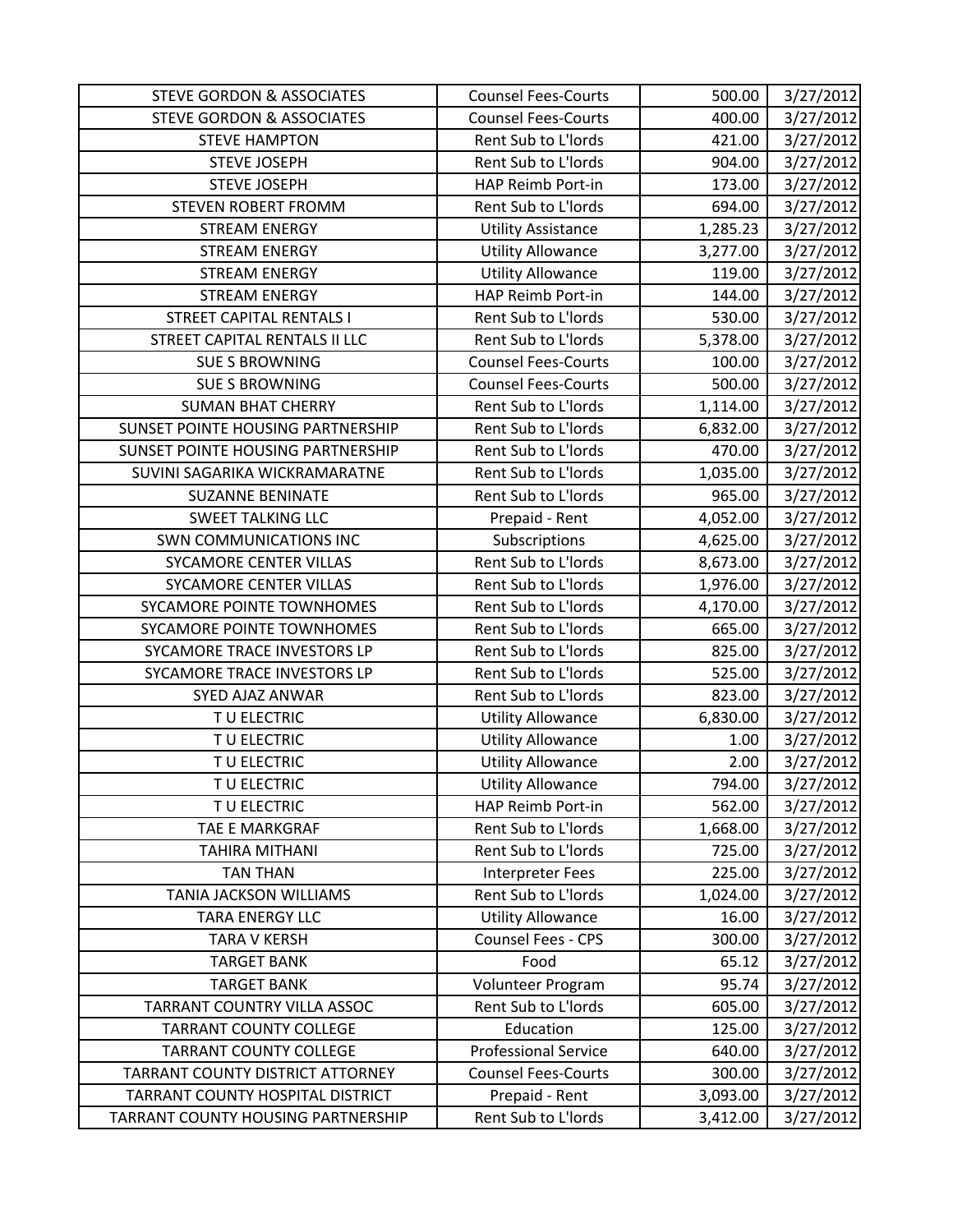| STEVE GORDON & ASSOCIATES | Counsel Fees-Courts | 500.00 | 3/27/2012 |
|---|---|---|---|
| STEVE GORDON & ASSOCIATES | Counsel Fees-Courts | 400.00 | 3/27/2012 |
| STEVE HAMPTON | Rent Sub to L'lords | 421.00 | 3/27/2012 |
| STEVE JOSEPH | Rent Sub to L'lords | 904.00 | 3/27/2012 |
| STEVE JOSEPH | HAP Reimb Port-in | 173.00 | 3/27/2012 |
| STEVEN ROBERT FROMM | Rent Sub to L'lords | 694.00 | 3/27/2012 |
| STREAM ENERGY | Utility Assistance | 1,285.23 | 3/27/2012 |
| STREAM ENERGY | Utility Allowance | 3,277.00 | 3/27/2012 |
| STREAM ENERGY | Utility Allowance | 119.00 | 3/27/2012 |
| STREAM ENERGY | HAP Reimb Port-in | 144.00 | 3/27/2012 |
| STREET CAPITAL RENTALS I | Rent Sub to L'lords | 530.00 | 3/27/2012 |
| STREET CAPITAL RENTALS II LLC | Rent Sub to L'lords | 5,378.00 | 3/27/2012 |
| SUE S BROWNING | Counsel Fees-Courts | 100.00 | 3/27/2012 |
| SUE S BROWNING | Counsel Fees-Courts | 500.00 | 3/27/2012 |
| SUMAN BHAT CHERRY | Rent Sub to L'lords | 1,114.00 | 3/27/2012 |
| SUNSET POINTE HOUSING PARTNERSHIP | Rent Sub to L'lords | 6,832.00 | 3/27/2012 |
| SUNSET POINTE HOUSING PARTNERSHIP | Rent Sub to L'lords | 470.00 | 3/27/2012 |
| SUVINI SAGARIKA WICKRAMARATNE | Rent Sub to L'lords | 1,035.00 | 3/27/2012 |
| SUZANNE BENINATE | Rent Sub to L'lords | 965.00 | 3/27/2012 |
| SWEET TALKING LLC | Prepaid - Rent | 4,052.00 | 3/27/2012 |
| SWN COMMUNICATIONS INC | Subscriptions | 4,625.00 | 3/27/2012 |
| SYCAMORE CENTER VILLAS | Rent Sub to L'lords | 8,673.00 | 3/27/2012 |
| SYCAMORE CENTER VILLAS | Rent Sub to L'lords | 1,976.00 | 3/27/2012 |
| SYCAMORE POINTE TOWNHOMES | Rent Sub to L'lords | 4,170.00 | 3/27/2012 |
| SYCAMORE POINTE TOWNHOMES | Rent Sub to L'lords | 665.00 | 3/27/2012 |
| SYCAMORE TRACE INVESTORS LP | Rent Sub to L'lords | 825.00 | 3/27/2012 |
| SYCAMORE TRACE INVESTORS LP | Rent Sub to L'lords | 525.00 | 3/27/2012 |
| SYED AJAZ ANWAR | Rent Sub to L'lords | 823.00 | 3/27/2012 |
| T U ELECTRIC | Utility Allowance | 6,830.00 | 3/27/2012 |
| T U ELECTRIC | Utility Allowance | 1.00 | 3/27/2012 |
| T U ELECTRIC | Utility Allowance | 2.00 | 3/27/2012 |
| T U ELECTRIC | Utility Allowance | 794.00 | 3/27/2012 |
| T U ELECTRIC | HAP Reimb Port-in | 562.00 | 3/27/2012 |
| TAE E MARKGRAF | Rent Sub to L'lords | 1,668.00 | 3/27/2012 |
| TAHIRA MITHANI | Rent Sub to L'lords | 725.00 | 3/27/2012 |
| TAN THAN | Interpreter Fees | 225.00 | 3/27/2012 |
| TANIA JACKSON WILLIAMS | Rent Sub to L'lords | 1,024.00 | 3/27/2012 |
| TARA ENERGY LLC | Utility Allowance | 16.00 | 3/27/2012 |
| TARA V KERSH | Counsel Fees - CPS | 300.00 | 3/27/2012 |
| TARGET BANK | Food | 65.12 | 3/27/2012 |
| TARGET BANK | Volunteer Program | 95.74 | 3/27/2012 |
| TARRANT COUNTRY VILLA ASSOC | Rent Sub to L'lords | 605.00 | 3/27/2012 |
| TARRANT COUNTY COLLEGE | Education | 125.00 | 3/27/2012 |
| TARRANT COUNTY COLLEGE | Professional Service | 640.00 | 3/27/2012 |
| TARRANT COUNTY DISTRICT ATTORNEY | Counsel Fees-Courts | 300.00 | 3/27/2012 |
| TARRANT COUNTY HOSPITAL DISTRICT | Prepaid - Rent | 3,093.00 | 3/27/2012 |
| TARRANT COUNTY HOUSING PARTNERSHIP | Rent Sub to L'lords | 3,412.00 | 3/27/2012 |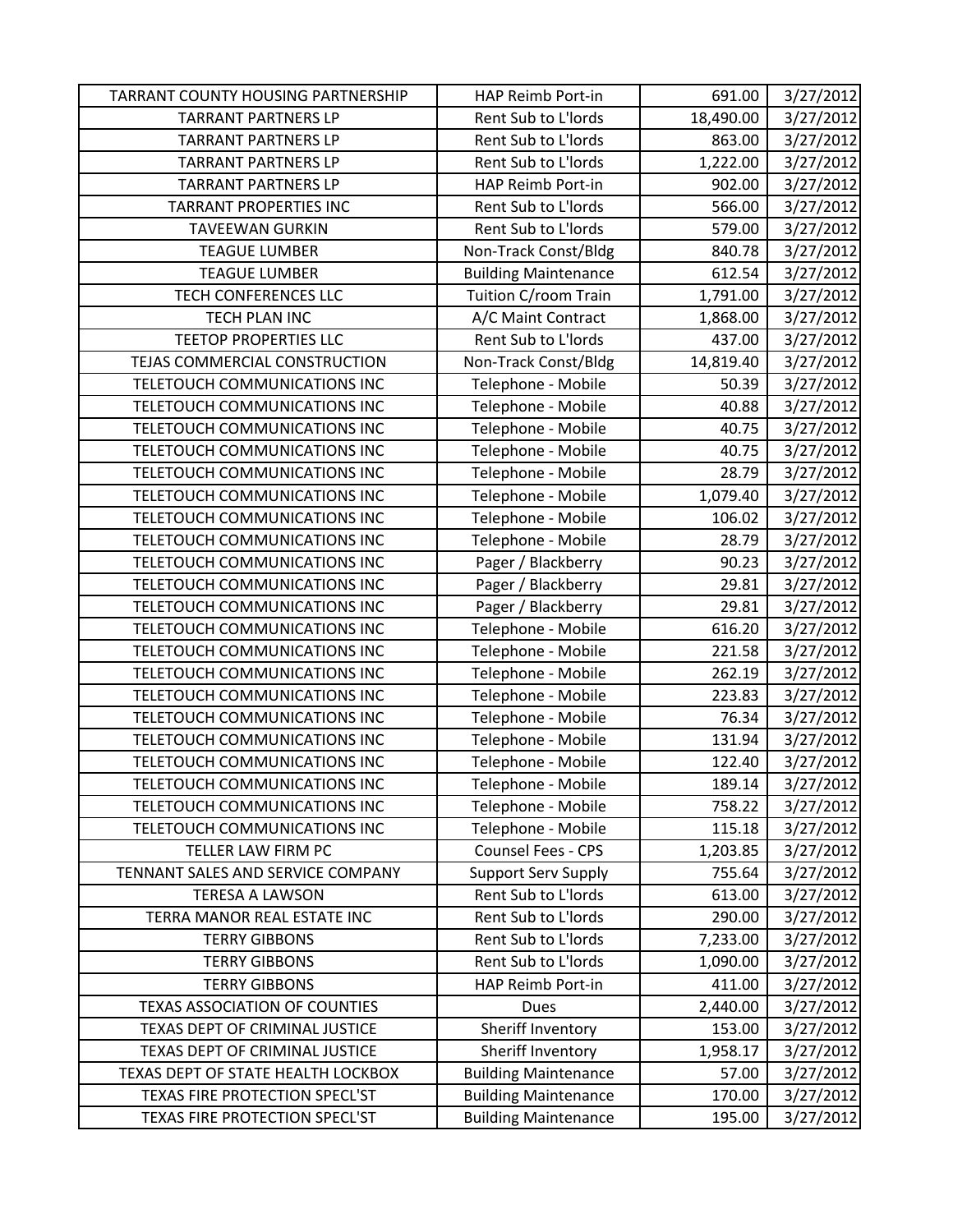| TARRANT COUNTY HOUSING PARTNERSHIP | HAP Reimb Port-in | 691.00 | 3/27/2012 |
|---|---|---|---|
| TARRANT PARTNERS LP | Rent Sub to L'lords | 18,490.00 | 3/27/2012 |
| TARRANT PARTNERS LP | Rent Sub to L'lords | 863.00 | 3/27/2012 |
| TARRANT PARTNERS LP | Rent Sub to L'lords | 1,222.00 | 3/27/2012 |
| TARRANT PARTNERS LP | HAP Reimb Port-in | 902.00 | 3/27/2012 |
| TARRANT PROPERTIES INC | Rent Sub to L'lords | 566.00 | 3/27/2012 |
| TAVEEWAN GURKIN | Rent Sub to L'lords | 579.00 | 3/27/2012 |
| TEAGUE LUMBER | Non-Track Const/Bldg | 840.78 | 3/27/2012 |
| TEAGUE LUMBER | Building Maintenance | 612.54 | 3/27/2012 |
| TECH CONFERENCES LLC | Tuition C/room Train | 1,791.00 | 3/27/2012 |
| TECH PLAN INC | A/C Maint Contract | 1,868.00 | 3/27/2012 |
| TEETOP PROPERTIES LLC | Rent Sub to L'lords | 437.00 | 3/27/2012 |
| TEJAS COMMERCIAL CONSTRUCTION | Non-Track Const/Bldg | 14,819.40 | 3/27/2012 |
| TELETOUCH COMMUNICATIONS INC | Telephone - Mobile | 50.39 | 3/27/2012 |
| TELETOUCH COMMUNICATIONS INC | Telephone - Mobile | 40.88 | 3/27/2012 |
| TELETOUCH COMMUNICATIONS INC | Telephone - Mobile | 40.75 | 3/27/2012 |
| TELETOUCH COMMUNICATIONS INC | Telephone - Mobile | 40.75 | 3/27/2012 |
| TELETOUCH COMMUNICATIONS INC | Telephone - Mobile | 28.79 | 3/27/2012 |
| TELETOUCH COMMUNICATIONS INC | Telephone - Mobile | 1,079.40 | 3/27/2012 |
| TELETOUCH COMMUNICATIONS INC | Telephone - Mobile | 106.02 | 3/27/2012 |
| TELETOUCH COMMUNICATIONS INC | Telephone - Mobile | 28.79 | 3/27/2012 |
| TELETOUCH COMMUNICATIONS INC | Pager / Blackberry | 90.23 | 3/27/2012 |
| TELETOUCH COMMUNICATIONS INC | Pager / Blackberry | 29.81 | 3/27/2012 |
| TELETOUCH COMMUNICATIONS INC | Pager / Blackberry | 29.81 | 3/27/2012 |
| TELETOUCH COMMUNICATIONS INC | Telephone - Mobile | 616.20 | 3/27/2012 |
| TELETOUCH COMMUNICATIONS INC | Telephone - Mobile | 221.58 | 3/27/2012 |
| TELETOUCH COMMUNICATIONS INC | Telephone - Mobile | 262.19 | 3/27/2012 |
| TELETOUCH COMMUNICATIONS INC | Telephone - Mobile | 223.83 | 3/27/2012 |
| TELETOUCH COMMUNICATIONS INC | Telephone - Mobile | 76.34 | 3/27/2012 |
| TELETOUCH COMMUNICATIONS INC | Telephone - Mobile | 131.94 | 3/27/2012 |
| TELETOUCH COMMUNICATIONS INC | Telephone - Mobile | 122.40 | 3/27/2012 |
| TELETOUCH COMMUNICATIONS INC | Telephone - Mobile | 189.14 | 3/27/2012 |
| TELETOUCH COMMUNICATIONS INC | Telephone - Mobile | 758.22 | 3/27/2012 |
| TELETOUCH COMMUNICATIONS INC | Telephone - Mobile | 115.18 | 3/27/2012 |
| TELLER LAW FIRM PC | Counsel Fees - CPS | 1,203.85 | 3/27/2012 |
| TENNANT SALES AND SERVICE COMPANY | Support Serv Supply | 755.64 | 3/27/2012 |
| TERESA A LAWSON | Rent Sub to L'lords | 613.00 | 3/27/2012 |
| TERRA MANOR REAL ESTATE INC | Rent Sub to L'lords | 290.00 | 3/27/2012 |
| TERRY GIBBONS | Rent Sub to L'lords | 7,233.00 | 3/27/2012 |
| TERRY GIBBONS | Rent Sub to L'lords | 1,090.00 | 3/27/2012 |
| TERRY GIBBONS | HAP Reimb Port-in | 411.00 | 3/27/2012 |
| TEXAS ASSOCIATION OF COUNTIES | Dues | 2,440.00 | 3/27/2012 |
| TEXAS DEPT OF CRIMINAL JUSTICE | Sheriff Inventory | 153.00 | 3/27/2012 |
| TEXAS DEPT OF CRIMINAL JUSTICE | Sheriff Inventory | 1,958.17 | 3/27/2012 |
| TEXAS DEPT OF STATE HEALTH LOCKBOX | Building Maintenance | 57.00 | 3/27/2012 |
| TEXAS FIRE PROTECTION SPECL'ST | Building Maintenance | 170.00 | 3/27/2012 |
| TEXAS FIRE PROTECTION SPECL'ST | Building Maintenance | 195.00 | 3/27/2012 |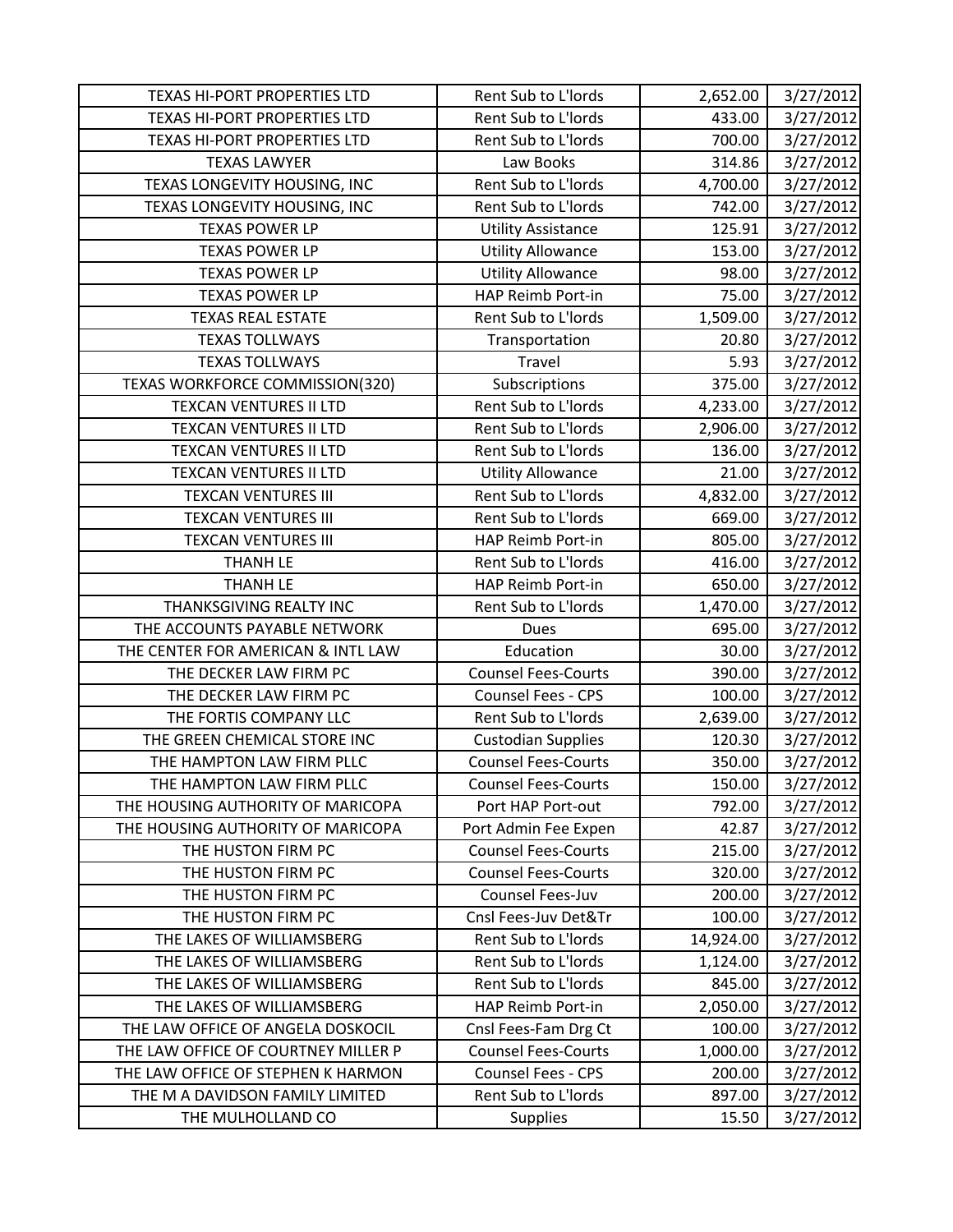| TEXAS HI-PORT PROPERTIES LTD | Rent Sub to L'lords | 2,652.00 | 3/27/2012 |
|---|---|---|---|
| TEXAS HI-PORT PROPERTIES LTD | Rent Sub to L'lords | 433.00 | 3/27/2012 |
| TEXAS HI-PORT PROPERTIES LTD | Rent Sub to L'lords | 700.00 | 3/27/2012 |
| TEXAS LAWYER | Law Books | 314.86 | 3/27/2012 |
| TEXAS LONGEVITY HOUSING, INC | Rent Sub to L'lords | 4,700.00 | 3/27/2012 |
| TEXAS LONGEVITY HOUSING, INC | Rent Sub to L'lords | 742.00 | 3/27/2012 |
| TEXAS POWER LP | Utility Assistance | 125.91 | 3/27/2012 |
| TEXAS POWER LP | Utility Allowance | 153.00 | 3/27/2012 |
| TEXAS POWER LP | Utility Allowance | 98.00 | 3/27/2012 |
| TEXAS POWER LP | HAP Reimb Port-in | 75.00 | 3/27/2012 |
| TEXAS REAL ESTATE | Rent Sub to L'lords | 1,509.00 | 3/27/2012 |
| TEXAS TOLLWAYS | Transportation | 20.80 | 3/27/2012 |
| TEXAS TOLLWAYS | Travel | 5.93 | 3/27/2012 |
| TEXAS WORKFORCE COMMISSION(320) | Subscriptions | 375.00 | 3/27/2012 |
| TEXCAN VENTURES II LTD | Rent Sub to L'lords | 4,233.00 | 3/27/2012 |
| TEXCAN VENTURES II LTD | Rent Sub to L'lords | 2,906.00 | 3/27/2012 |
| TEXCAN VENTURES II LTD | Rent Sub to L'lords | 136.00 | 3/27/2012 |
| TEXCAN VENTURES II LTD | Utility Allowance | 21.00 | 3/27/2012 |
| TEXCAN VENTURES III | Rent Sub to L'lords | 4,832.00 | 3/27/2012 |
| TEXCAN VENTURES III | Rent Sub to L'lords | 669.00 | 3/27/2012 |
| TEXCAN VENTURES III | HAP Reimb Port-in | 805.00 | 3/27/2012 |
| THANH LE | Rent Sub to L'lords | 416.00 | 3/27/2012 |
| THANH LE | HAP Reimb Port-in | 650.00 | 3/27/2012 |
| THANKSGIVING REALTY INC | Rent Sub to L'lords | 1,470.00 | 3/27/2012 |
| THE ACCOUNTS PAYABLE NETWORK | Dues | 695.00 | 3/27/2012 |
| THE CENTER FOR AMERICAN & INTL LAW | Education | 30.00 | 3/27/2012 |
| THE DECKER LAW FIRM PC | Counsel Fees-Courts | 390.00 | 3/27/2012 |
| THE DECKER LAW FIRM PC | Counsel Fees - CPS | 100.00 | 3/27/2012 |
| THE FORTIS COMPANY LLC | Rent Sub to L'lords | 2,639.00 | 3/27/2012 |
| THE GREEN CHEMICAL STORE INC | Custodian Supplies | 120.30 | 3/27/2012 |
| THE HAMPTON LAW FIRM PLLC | Counsel Fees-Courts | 350.00 | 3/27/2012 |
| THE HAMPTON LAW FIRM PLLC | Counsel Fees-Courts | 150.00 | 3/27/2012 |
| THE HOUSING AUTHORITY OF MARICOPA | Port HAP Port-out | 792.00 | 3/27/2012 |
| THE HOUSING AUTHORITY OF MARICOPA | Port Admin Fee Expen | 42.87 | 3/27/2012 |
| THE HUSTON FIRM PC | Counsel Fees-Courts | 215.00 | 3/27/2012 |
| THE HUSTON FIRM PC | Counsel Fees-Courts | 320.00 | 3/27/2012 |
| THE HUSTON FIRM PC | Counsel Fees-Juv | 200.00 | 3/27/2012 |
| THE HUSTON FIRM PC | Cnsl Fees-Juv Det&Tr | 100.00 | 3/27/2012 |
| THE LAKES OF WILLIAMSBERG | Rent Sub to L'lords | 14,924.00 | 3/27/2012 |
| THE LAKES OF WILLIAMSBERG | Rent Sub to L'lords | 1,124.00 | 3/27/2012 |
| THE LAKES OF WILLIAMSBERG | Rent Sub to L'lords | 845.00 | 3/27/2012 |
| THE LAKES OF WILLIAMSBERG | HAP Reimb Port-in | 2,050.00 | 3/27/2012 |
| THE LAW OFFICE OF ANGELA DOSKOCIL | Cnsl Fees-Fam Drg Ct | 100.00 | 3/27/2012 |
| THE LAW OFFICE OF COURTNEY MILLER P | Counsel Fees-Courts | 1,000.00 | 3/27/2012 |
| THE LAW OFFICE OF STEPHEN K HARMON | Counsel Fees - CPS | 200.00 | 3/27/2012 |
| THE M A DAVIDSON FAMILY LIMITED | Rent Sub to L'lords | 897.00 | 3/27/2012 |
| THE MULHOLLAND CO | Supplies | 15.50 | 3/27/2012 |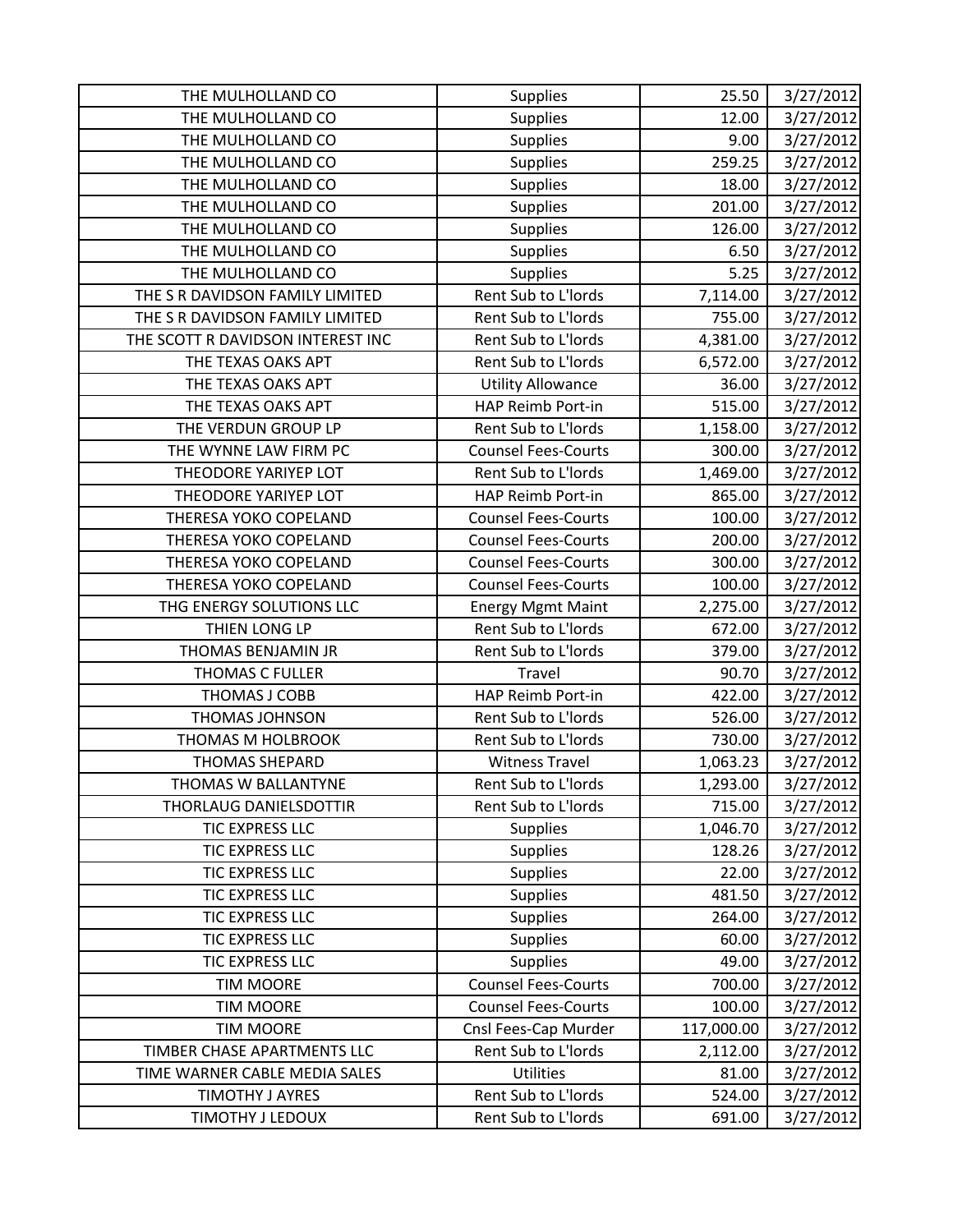| THE MULHOLLAND CO | Supplies | 25.50 | 3/27/2012 |
|---|---|---|---|
| THE MULHOLLAND CO | Supplies | 12.00 | 3/27/2012 |
| THE MULHOLLAND CO | Supplies | 9.00 | 3/27/2012 |
| THE MULHOLLAND CO | Supplies | 259.25 | 3/27/2012 |
| THE MULHOLLAND CO | Supplies | 18.00 | 3/27/2012 |
| THE MULHOLLAND CO | Supplies | 201.00 | 3/27/2012 |
| THE MULHOLLAND CO | Supplies | 126.00 | 3/27/2012 |
| THE MULHOLLAND CO | Supplies | 6.50 | 3/27/2012 |
| THE MULHOLLAND CO | Supplies | 5.25 | 3/27/2012 |
| THE S R DAVIDSON FAMILY LIMITED | Rent Sub to L'lords | 7,114.00 | 3/27/2012 |
| THE S R DAVIDSON FAMILY LIMITED | Rent Sub to L'lords | 755.00 | 3/27/2012 |
| THE SCOTT R DAVIDSON INTEREST INC | Rent Sub to L'lords | 4,381.00 | 3/27/2012 |
| THE TEXAS OAKS APT | Rent Sub to L'lords | 6,572.00 | 3/27/2012 |
| THE TEXAS OAKS APT | Utility Allowance | 36.00 | 3/27/2012 |
| THE TEXAS OAKS APT | HAP Reimb Port-in | 515.00 | 3/27/2012 |
| THE VERDUN GROUP LP | Rent Sub to L'lords | 1,158.00 | 3/27/2012 |
| THE WYNNE LAW FIRM PC | Counsel Fees-Courts | 300.00 | 3/27/2012 |
| THEODORE YARIYEP LOT | Rent Sub to L'lords | 1,469.00 | 3/27/2012 |
| THEODORE YARIYEP LOT | HAP Reimb Port-in | 865.00 | 3/27/2012 |
| THERESA YOKO COPELAND | Counsel Fees-Courts | 100.00 | 3/27/2012 |
| THERESA YOKO COPELAND | Counsel Fees-Courts | 200.00 | 3/27/2012 |
| THERESA YOKO COPELAND | Counsel Fees-Courts | 300.00 | 3/27/2012 |
| THERESA YOKO COPELAND | Counsel Fees-Courts | 100.00 | 3/27/2012 |
| THG ENERGY SOLUTIONS LLC | Energy Mgmt Maint | 2,275.00 | 3/27/2012 |
| THIEN LONG LP | Rent Sub to L'lords | 672.00 | 3/27/2012 |
| THOMAS BENJAMIN JR | Rent Sub to L'lords | 379.00 | 3/27/2012 |
| THOMAS C FULLER | Travel | 90.70 | 3/27/2012 |
| THOMAS J COBB | HAP Reimb Port-in | 422.00 | 3/27/2012 |
| THOMAS JOHNSON | Rent Sub to L'lords | 526.00 | 3/27/2012 |
| THOMAS M HOLBROOK | Rent Sub to L'lords | 730.00 | 3/27/2012 |
| THOMAS SHEPARD | Witness Travel | 1,063.23 | 3/27/2012 |
| THOMAS W BALLANTYNE | Rent Sub to L'lords | 1,293.00 | 3/27/2012 |
| THORLAUG DANIELSDOTTIR | Rent Sub to L'lords | 715.00 | 3/27/2012 |
| TIC EXPRESS LLC | Supplies | 1,046.70 | 3/27/2012 |
| TIC EXPRESS LLC | Supplies | 128.26 | 3/27/2012 |
| TIC EXPRESS LLC | Supplies | 22.00 | 3/27/2012 |
| TIC EXPRESS LLC | Supplies | 481.50 | 3/27/2012 |
| TIC EXPRESS LLC | Supplies | 264.00 | 3/27/2012 |
| TIC EXPRESS LLC | Supplies | 60.00 | 3/27/2012 |
| TIC EXPRESS LLC | Supplies | 49.00 | 3/27/2012 |
| TIM MOORE | Counsel Fees-Courts | 700.00 | 3/27/2012 |
| TIM MOORE | Counsel Fees-Courts | 100.00 | 3/27/2012 |
| TIM MOORE | Cnsl Fees-Cap Murder | 117,000.00 | 3/27/2012 |
| TIMBER CHASE APARTMENTS LLC | Rent Sub to L'lords | 2,112.00 | 3/27/2012 |
| TIME WARNER CABLE MEDIA SALES | Utilities | 81.00 | 3/27/2012 |
| TIMOTHY J AYRES | Rent Sub to L'lords | 524.00 | 3/27/2012 |
| TIMOTHY J LEDOUX | Rent Sub to L'lords | 691.00 | 3/27/2012 |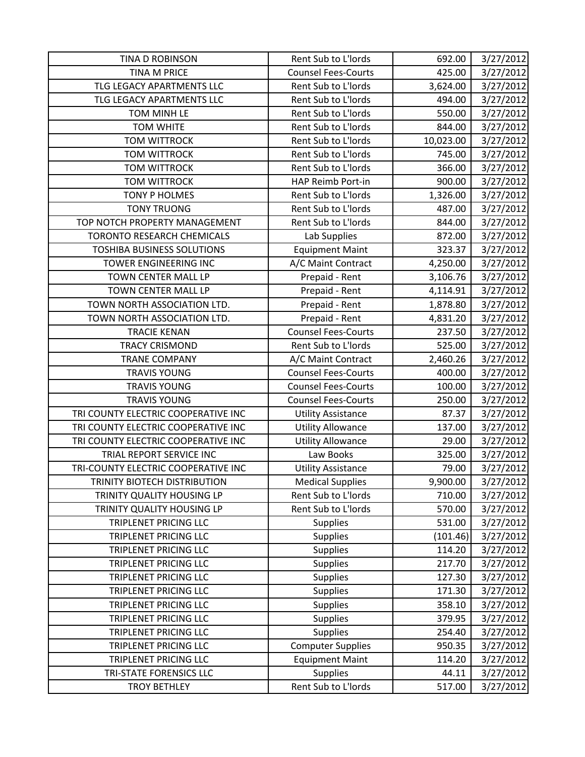| TINA D ROBINSON | Rent Sub to L'lords | 692.00 | 3/27/2012 |
|---|---|---|---|
| TINA M PRICE | Counsel Fees-Courts | 425.00 | 3/27/2012 |
| TLG LEGACY APARTMENTS LLC | Rent Sub to L'lords | 3,624.00 | 3/27/2012 |
| TLG LEGACY APARTMENTS LLC | Rent Sub to L'lords | 494.00 | 3/27/2012 |
| TOM MINH LE | Rent Sub to L'lords | 550.00 | 3/27/2012 |
| TOM WHITE | Rent Sub to L'lords | 844.00 | 3/27/2012 |
| TOM WITTROCK | Rent Sub to L'lords | 10,023.00 | 3/27/2012 |
| TOM WITTROCK | Rent Sub to L'lords | 745.00 | 3/27/2012 |
| TOM WITTROCK | Rent Sub to L'lords | 366.00 | 3/27/2012 |
| TOM WITTROCK | HAP Reimb Port-in | 900.00 | 3/27/2012 |
| TONY P HOLMES | Rent Sub to L'lords | 1,326.00 | 3/27/2012 |
| TONY TRUONG | Rent Sub to L'lords | 487.00 | 3/27/2012 |
| TOP NOTCH PROPERTY MANAGEMENT | Rent Sub to L'lords | 844.00 | 3/27/2012 |
| TORONTO RESEARCH CHEMICALS | Lab Supplies | 872.00 | 3/27/2012 |
| TOSHIBA BUSINESS SOLUTIONS | Equipment Maint | 323.37 | 3/27/2012 |
| TOWER ENGINEERING INC | A/C Maint Contract | 4,250.00 | 3/27/2012 |
| TOWN CENTER MALL LP | Prepaid - Rent | 3,106.76 | 3/27/2012 |
| TOWN CENTER MALL LP | Prepaid - Rent | 4,114.91 | 3/27/2012 |
| TOWN NORTH ASSOCIATION LTD. | Prepaid - Rent | 1,878.80 | 3/27/2012 |
| TOWN NORTH ASSOCIATION LTD. | Prepaid - Rent | 4,831.20 | 3/27/2012 |
| TRACIE KENAN | Counsel Fees-Courts | 237.50 | 3/27/2012 |
| TRACY CRISMOND | Rent Sub to L'lords | 525.00 | 3/27/2012 |
| TRANE COMPANY | A/C Maint Contract | 2,460.26 | 3/27/2012 |
| TRAVIS YOUNG | Counsel Fees-Courts | 400.00 | 3/27/2012 |
| TRAVIS YOUNG | Counsel Fees-Courts | 100.00 | 3/27/2012 |
| TRAVIS YOUNG | Counsel Fees-Courts | 250.00 | 3/27/2012 |
| TRI COUNTY ELECTRIC COOPERATIVE INC | Utility Assistance | 87.37 | 3/27/2012 |
| TRI COUNTY ELECTRIC COOPERATIVE INC | Utility Allowance | 137.00 | 3/27/2012 |
| TRI COUNTY ELECTRIC COOPERATIVE INC | Utility Allowance | 29.00 | 3/27/2012 |
| TRIAL REPORT SERVICE INC | Law Books | 325.00 | 3/27/2012 |
| TRI-COUNTY ELECTRIC COOPERATIVE INC | Utility Assistance | 79.00 | 3/27/2012 |
| TRINITY BIOTECH DISTRIBUTION | Medical Supplies | 9,900.00 | 3/27/2012 |
| TRINITY QUALITY HOUSING LP | Rent Sub to L'lords | 710.00 | 3/27/2012 |
| TRINITY QUALITY HOUSING LP | Rent Sub to L'lords | 570.00 | 3/27/2012 |
| TRIPLENET PRICING LLC | Supplies | 531.00 | 3/27/2012 |
| TRIPLENET PRICING LLC | Supplies | (101.46) | 3/27/2012 |
| TRIPLENET PRICING LLC | Supplies | 114.20 | 3/27/2012 |
| TRIPLENET PRICING LLC | Supplies | 217.70 | 3/27/2012 |
| TRIPLENET PRICING LLC | Supplies | 127.30 | 3/27/2012 |
| TRIPLENET PRICING LLC | Supplies | 171.30 | 3/27/2012 |
| TRIPLENET PRICING LLC | Supplies | 358.10 | 3/27/2012 |
| TRIPLENET PRICING LLC | Supplies | 379.95 | 3/27/2012 |
| TRIPLENET PRICING LLC | Supplies | 254.40 | 3/27/2012 |
| TRIPLENET PRICING LLC | Computer Supplies | 950.35 | 3/27/2012 |
| TRIPLENET PRICING LLC | Equipment Maint | 114.20 | 3/27/2012 |
| TRI-STATE FORENSICS LLC | Supplies | 44.11 | 3/27/2012 |
| TROY BETHLEY | Rent Sub to L'lords | 517.00 | 3/27/2012 |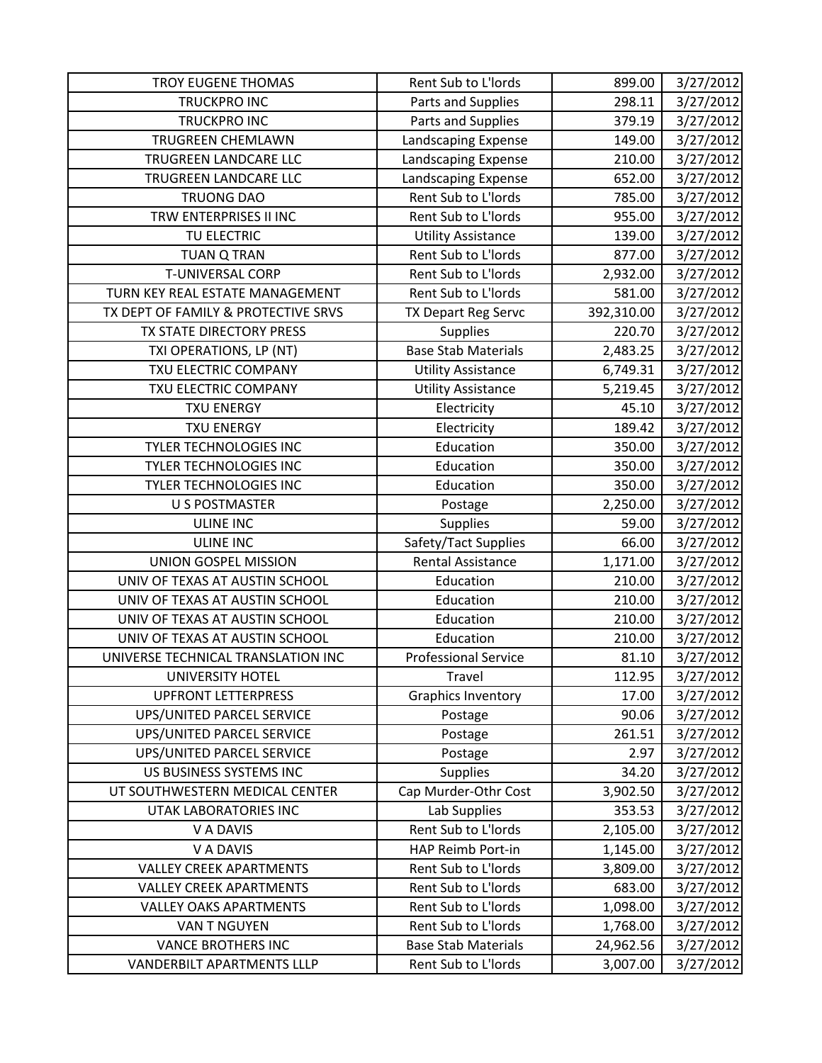| TROY EUGENE THOMAS | Rent Sub to L'lords | 899.00 | 3/27/2012 |
|---|---|---|---|
| TRUCKPRO INC | Parts and Supplies | 298.11 | 3/27/2012 |
| TRUCKPRO INC | Parts and Supplies | 379.19 | 3/27/2012 |
| TRUGREEN CHEMLAWN | Landscaping Expense | 149.00 | 3/27/2012 |
| TRUGREEN LANDCARE LLC | Landscaping Expense | 210.00 | 3/27/2012 |
| TRUGREEN LANDCARE LLC | Landscaping Expense | 652.00 | 3/27/2012 |
| TRUONG DAO | Rent Sub to L'lords | 785.00 | 3/27/2012 |
| TRW ENTERPRISES II INC | Rent Sub to L'lords | 955.00 | 3/27/2012 |
| TU ELECTRIC | Utility Assistance | 139.00 | 3/27/2012 |
| TUAN Q TRAN | Rent Sub to L'lords | 877.00 | 3/27/2012 |
| T-UNIVERSAL CORP | Rent Sub to L'lords | 2,932.00 | 3/27/2012 |
| TURN KEY REAL ESTATE MANAGEMENT | Rent Sub to L'lords | 581.00 | 3/27/2012 |
| TX DEPT OF FAMILY & PROTECTIVE SRVS | TX Depart Reg Servc | 392,310.00 | 3/27/2012 |
| TX STATE DIRECTORY PRESS | Supplies | 220.70 | 3/27/2012 |
| TXI OPERATIONS, LP (NT) | Base Stab Materials | 2,483.25 | 3/27/2012 |
| TXU ELECTRIC COMPANY | Utility Assistance | 6,749.31 | 3/27/2012 |
| TXU ELECTRIC COMPANY | Utility Assistance | 5,219.45 | 3/27/2012 |
| TXU ENERGY | Electricity | 45.10 | 3/27/2012 |
| TXU ENERGY | Electricity | 189.42 | 3/27/2012 |
| TYLER TECHNOLOGIES INC | Education | 350.00 | 3/27/2012 |
| TYLER TECHNOLOGIES INC | Education | 350.00 | 3/27/2012 |
| TYLER TECHNOLOGIES INC | Education | 350.00 | 3/27/2012 |
| U S POSTMASTER | Postage | 2,250.00 | 3/27/2012 |
| ULINE INC | Supplies | 59.00 | 3/27/2012 |
| ULINE INC | Safety/Tact Supplies | 66.00 | 3/27/2012 |
| UNION GOSPEL MISSION | Rental Assistance | 1,171.00 | 3/27/2012 |
| UNIV OF TEXAS AT AUSTIN SCHOOL | Education | 210.00 | 3/27/2012 |
| UNIV OF TEXAS AT AUSTIN SCHOOL | Education | 210.00 | 3/27/2012 |
| UNIV OF TEXAS AT AUSTIN SCHOOL | Education | 210.00 | 3/27/2012 |
| UNIV OF TEXAS AT AUSTIN SCHOOL | Education | 210.00 | 3/27/2012 |
| UNIVERSE TECHNICAL TRANSLATION INC | Professional Service | 81.10 | 3/27/2012 |
| UNIVERSITY HOTEL | Travel | 112.95 | 3/27/2012 |
| UPFRONT LETTERPRESS | Graphics Inventory | 17.00 | 3/27/2012 |
| UPS/UNITED PARCEL SERVICE | Postage | 90.06 | 3/27/2012 |
| UPS/UNITED PARCEL SERVICE | Postage | 261.51 | 3/27/2012 |
| UPS/UNITED PARCEL SERVICE | Postage | 2.97 | 3/27/2012 |
| US BUSINESS SYSTEMS INC | Supplies | 34.20 | 3/27/2012 |
| UT SOUTHWESTERN MEDICAL CENTER | Cap Murder-Othr Cost | 3,902.50 | 3/27/2012 |
| UTAK LABORATORIES INC | Lab Supplies | 353.53 | 3/27/2012 |
| V A DAVIS | Rent Sub to L'lords | 2,105.00 | 3/27/2012 |
| V A DAVIS | HAP Reimb Port-in | 1,145.00 | 3/27/2012 |
| VALLEY CREEK APARTMENTS | Rent Sub to L'lords | 3,809.00 | 3/27/2012 |
| VALLEY CREEK APARTMENTS | Rent Sub to L'lords | 683.00 | 3/27/2012 |
| VALLEY OAKS APARTMENTS | Rent Sub to L'lords | 1,098.00 | 3/27/2012 |
| VAN T NGUYEN | Rent Sub to L'lords | 1,768.00 | 3/27/2012 |
| VANCE BROTHERS INC | Base Stab Materials | 24,962.56 | 3/27/2012 |
| VANDERBILT APARTMENTS LLLP | Rent Sub to L'lords | 3,007.00 | 3/27/2012 |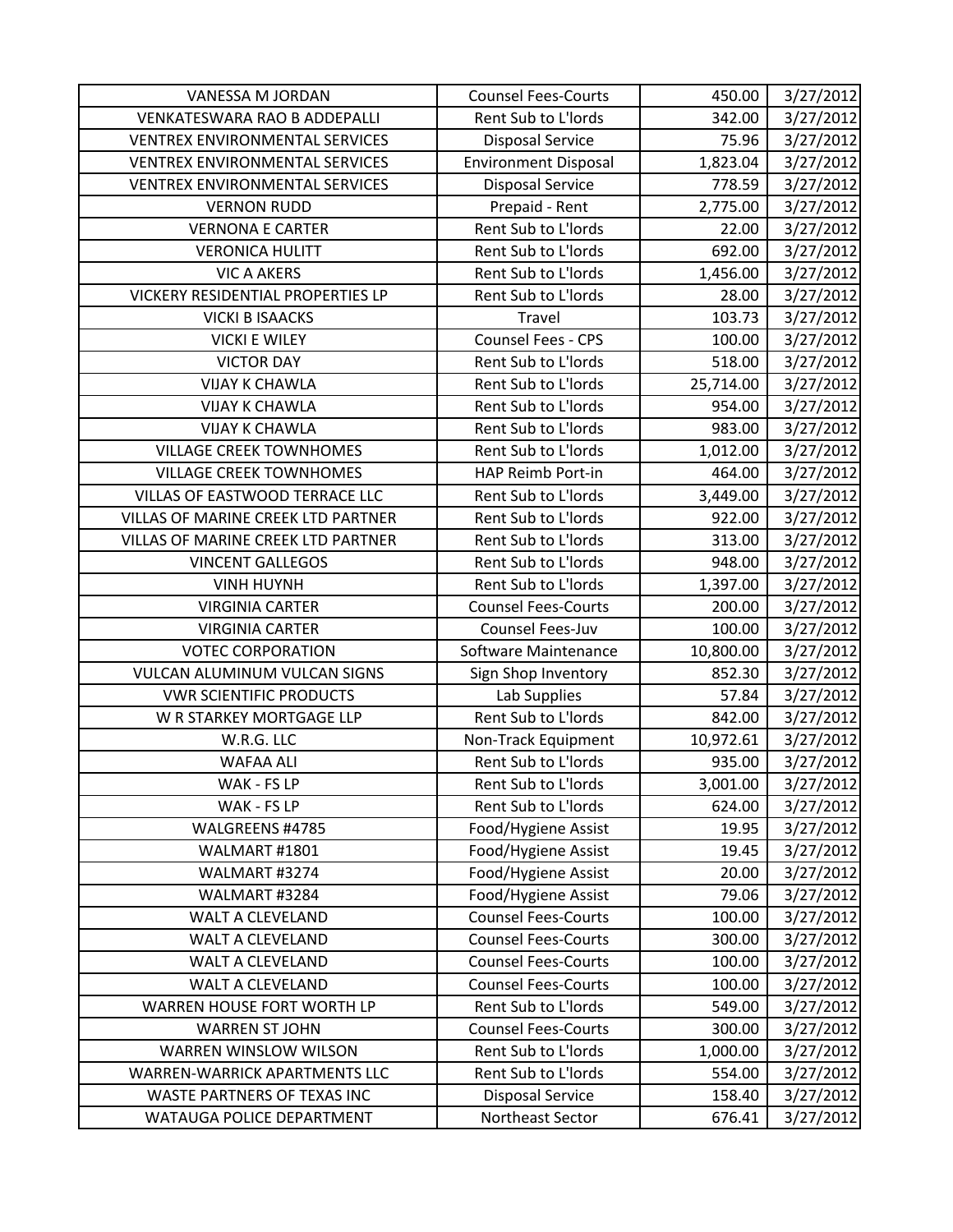| VANESSA M JORDAN | Counsel Fees-Courts | 450.00 | 3/27/2012 |
|---|---|---|---|
| VENKATESWARA RAO B ADDEPALLI | Rent Sub to L'lords | 342.00 | 3/27/2012 |
| VENTREX ENVIRONMENTAL SERVICES | Disposal Service | 75.96 | 3/27/2012 |
| VENTREX ENVIRONMENTAL SERVICES | Environment Disposal | 1,823.04 | 3/27/2012 |
| VENTREX ENVIRONMENTAL SERVICES | Disposal Service | 778.59 | 3/27/2012 |
| VERNON RUDD | Prepaid - Rent | 2,775.00 | 3/27/2012 |
| VERNONA E CARTER | Rent Sub to L'lords | 22.00 | 3/27/2012 |
| VERONICA HULITT | Rent Sub to L'lords | 692.00 | 3/27/2012 |
| VIC A AKERS | Rent Sub to L'lords | 1,456.00 | 3/27/2012 |
| VICKERY RESIDENTIAL PROPERTIES LP | Rent Sub to L'lords | 28.00 | 3/27/2012 |
| VICKI B ISAACKS | Travel | 103.73 | 3/27/2012 |
| VICKI E WILEY | Counsel Fees - CPS | 100.00 | 3/27/2012 |
| VICTOR DAY | Rent Sub to L'lords | 518.00 | 3/27/2012 |
| VIJAY K CHAWLA | Rent Sub to L'lords | 25,714.00 | 3/27/2012 |
| VIJAY K CHAWLA | Rent Sub to L'lords | 954.00 | 3/27/2012 |
| VIJAY K CHAWLA | Rent Sub to L'lords | 983.00 | 3/27/2012 |
| VILLAGE CREEK TOWNHOMES | Rent Sub to L'lords | 1,012.00 | 3/27/2012 |
| VILLAGE CREEK TOWNHOMES | HAP Reimb Port-in | 464.00 | 3/27/2012 |
| VILLAS OF EASTWOOD TERRACE LLC | Rent Sub to L'lords | 3,449.00 | 3/27/2012 |
| VILLAS OF MARINE CREEK LTD PARTNER | Rent Sub to L'lords | 922.00 | 3/27/2012 |
| VILLAS OF MARINE CREEK LTD PARTNER | Rent Sub to L'lords | 313.00 | 3/27/2012 |
| VINCENT GALLEGOS | Rent Sub to L'lords | 948.00 | 3/27/2012 |
| VINH HUYNH | Rent Sub to L'lords | 1,397.00 | 3/27/2012 |
| VIRGINIA CARTER | Counsel Fees-Courts | 200.00 | 3/27/2012 |
| VIRGINIA CARTER | Counsel Fees-Juv | 100.00 | 3/27/2012 |
| VOTEC CORPORATION | Software Maintenance | 10,800.00 | 3/27/2012 |
| VULCAN ALUMINUM VULCAN SIGNS | Sign Shop Inventory | 852.30 | 3/27/2012 |
| VWR SCIENTIFIC PRODUCTS | Lab Supplies | 57.84 | 3/27/2012 |
| W R STARKEY MORTGAGE LLP | Rent Sub to L'lords | 842.00 | 3/27/2012 |
| W.R.G. LLC | Non-Track Equipment | 10,972.61 | 3/27/2012 |
| WAFAA ALI | Rent Sub to L'lords | 935.00 | 3/27/2012 |
| WAK - FS LP | Rent Sub to L'lords | 3,001.00 | 3/27/2012 |
| WAK - FS LP | Rent Sub to L'lords | 624.00 | 3/27/2012 |
| WALGREENS #4785 | Food/Hygiene Assist | 19.95 | 3/27/2012 |
| WALMART #1801 | Food/Hygiene Assist | 19.45 | 3/27/2012 |
| WALMART #3274 | Food/Hygiene Assist | 20.00 | 3/27/2012 |
| WALMART #3284 | Food/Hygiene Assist | 79.06 | 3/27/2012 |
| WALT A CLEVELAND | Counsel Fees-Courts | 100.00 | 3/27/2012 |
| WALT A CLEVELAND | Counsel Fees-Courts | 300.00 | 3/27/2012 |
| WALT A CLEVELAND | Counsel Fees-Courts | 100.00 | 3/27/2012 |
| WALT A CLEVELAND | Counsel Fees-Courts | 100.00 | 3/27/2012 |
| WARREN HOUSE FORT WORTH LP | Rent Sub to L'lords | 549.00 | 3/27/2012 |
| WARREN ST JOHN | Counsel Fees-Courts | 300.00 | 3/27/2012 |
| WARREN WINSLOW WILSON | Rent Sub to L'lords | 1,000.00 | 3/27/2012 |
| WARREN-WARRICK APARTMENTS LLC | Rent Sub to L'lords | 554.00 | 3/27/2012 |
| WASTE PARTNERS OF TEXAS INC | Disposal Service | 158.40 | 3/27/2012 |
| WATAUGA POLICE DEPARTMENT | Northeast Sector | 676.41 | 3/27/2012 |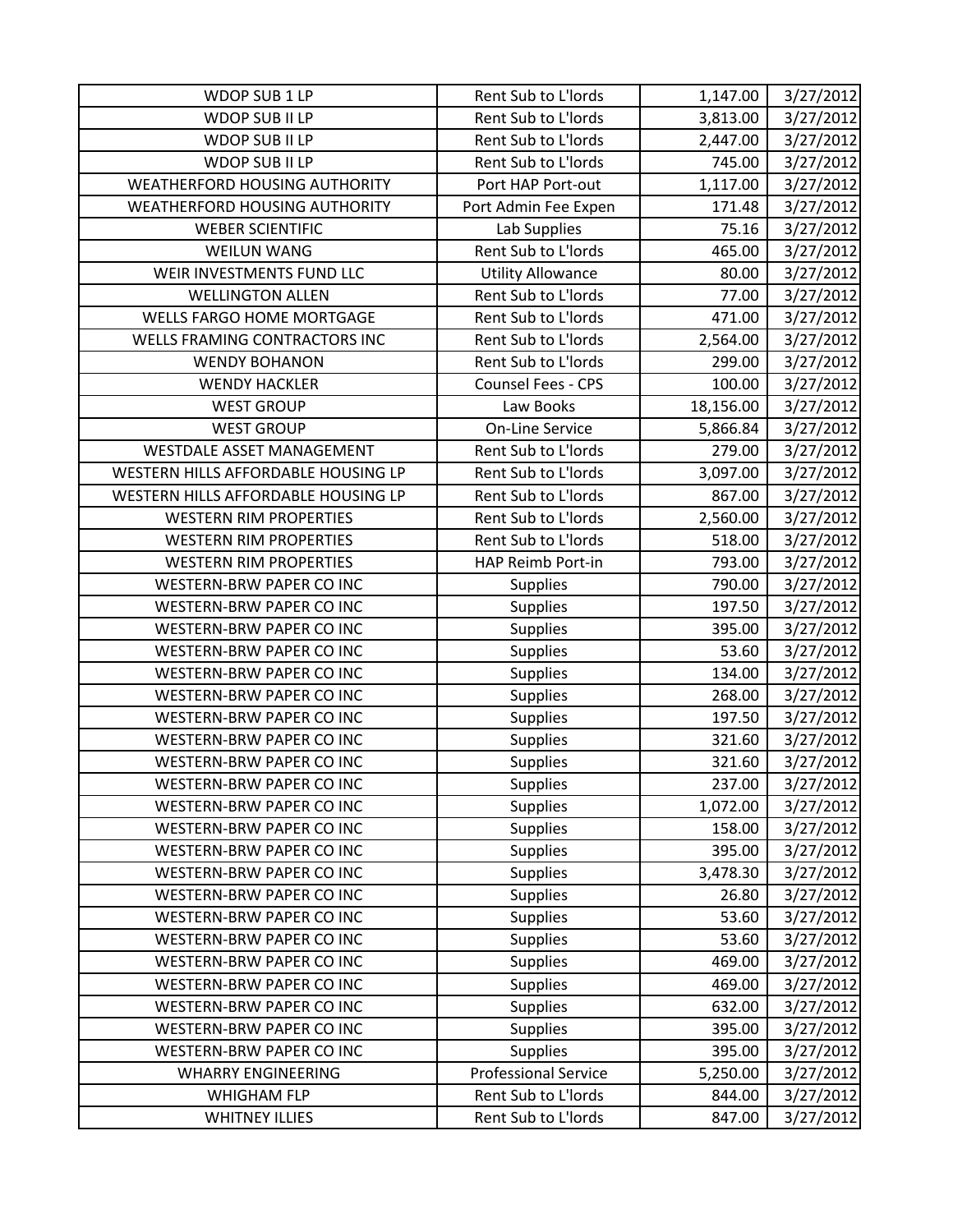| WDOP SUB 1 LP | Rent Sub to L'lords | 1,147.00 | 3/27/2012 |
|---|---|---|---|
| WDOP SUB II LP | Rent Sub to L'lords | 3,813.00 | 3/27/2012 |
| WDOP SUB II LP | Rent Sub to L'lords | 2,447.00 | 3/27/2012 |
| WDOP SUB II LP | Rent Sub to L'lords | 745.00 | 3/27/2012 |
| WEATHERFORD HOUSING AUTHORITY | Port HAP Port-out | 1,117.00 | 3/27/2012 |
| WEATHERFORD HOUSING AUTHORITY | Port Admin Fee Expen | 171.48 | 3/27/2012 |
| WEBER SCIENTIFIC | Lab Supplies | 75.16 | 3/27/2012 |
| WEILUN WANG | Rent Sub to L'lords | 465.00 | 3/27/2012 |
| WEIR INVESTMENTS FUND LLC | Utility Allowance | 80.00 | 3/27/2012 |
| WELLINGTON ALLEN | Rent Sub to L'lords | 77.00 | 3/27/2012 |
| WELLS FARGO HOME MORTGAGE | Rent Sub to L'lords | 471.00 | 3/27/2012 |
| WELLS FRAMING CONTRACTORS INC | Rent Sub to L'lords | 2,564.00 | 3/27/2012 |
| WENDY BOHANON | Rent Sub to L'lords | 299.00 | 3/27/2012 |
| WENDY HACKLER | Counsel Fees - CPS | 100.00 | 3/27/2012 |
| WEST GROUP | Law Books | 18,156.00 | 3/27/2012 |
| WEST GROUP | On-Line Service | 5,866.84 | 3/27/2012 |
| WESTDALE ASSET MANAGEMENT | Rent Sub to L'lords | 279.00 | 3/27/2012 |
| WESTERN HILLS AFFORDABLE HOUSING LP | Rent Sub to L'lords | 3,097.00 | 3/27/2012 |
| WESTERN HILLS AFFORDABLE HOUSING LP | Rent Sub to L'lords | 867.00 | 3/27/2012 |
| WESTERN RIM PROPERTIES | Rent Sub to L'lords | 2,560.00 | 3/27/2012 |
| WESTERN RIM PROPERTIES | Rent Sub to L'lords | 518.00 | 3/27/2012 |
| WESTERN RIM PROPERTIES | HAP Reimb Port-in | 793.00 | 3/27/2012 |
| WESTERN-BRW PAPER CO INC | Supplies | 790.00 | 3/27/2012 |
| WESTERN-BRW PAPER CO INC | Supplies | 197.50 | 3/27/2012 |
| WESTERN-BRW PAPER CO INC | Supplies | 395.00 | 3/27/2012 |
| WESTERN-BRW PAPER CO INC | Supplies | 53.60 | 3/27/2012 |
| WESTERN-BRW PAPER CO INC | Supplies | 134.00 | 3/27/2012 |
| WESTERN-BRW PAPER CO INC | Supplies | 268.00 | 3/27/2012 |
| WESTERN-BRW PAPER CO INC | Supplies | 197.50 | 3/27/2012 |
| WESTERN-BRW PAPER CO INC | Supplies | 321.60 | 3/27/2012 |
| WESTERN-BRW PAPER CO INC | Supplies | 321.60 | 3/27/2012 |
| WESTERN-BRW PAPER CO INC | Supplies | 237.00 | 3/27/2012 |
| WESTERN-BRW PAPER CO INC | Supplies | 1,072.00 | 3/27/2012 |
| WESTERN-BRW PAPER CO INC | Supplies | 158.00 | 3/27/2012 |
| WESTERN-BRW PAPER CO INC | Supplies | 395.00 | 3/27/2012 |
| WESTERN-BRW PAPER CO INC | Supplies | 3,478.30 | 3/27/2012 |
| WESTERN-BRW PAPER CO INC | Supplies | 26.80 | 3/27/2012 |
| WESTERN-BRW PAPER CO INC | Supplies | 53.60 | 3/27/2012 |
| WESTERN-BRW PAPER CO INC | Supplies | 53.60 | 3/27/2012 |
| WESTERN-BRW PAPER CO INC | Supplies | 469.00 | 3/27/2012 |
| WESTERN-BRW PAPER CO INC | Supplies | 469.00 | 3/27/2012 |
| WESTERN-BRW PAPER CO INC | Supplies | 632.00 | 3/27/2012 |
| WESTERN-BRW PAPER CO INC | Supplies | 395.00 | 3/27/2012 |
| WESTERN-BRW PAPER CO INC | Supplies | 395.00 | 3/27/2012 |
| WHARRY ENGINEERING | Professional Service | 5,250.00 | 3/27/2012 |
| WHIGHAM FLP | Rent Sub to L'lords | 844.00 | 3/27/2012 |
| WHITNEY ILLIES | Rent Sub to L'lords | 847.00 | 3/27/2012 |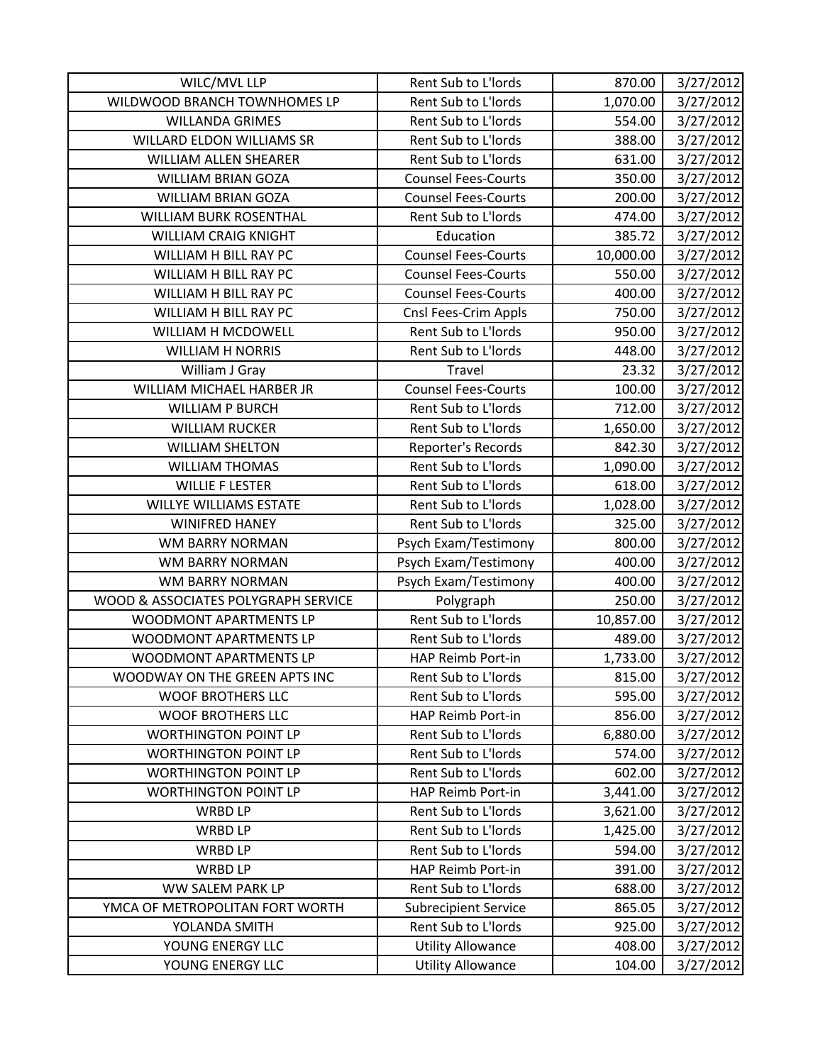| WILC/MVL LLP | Rent Sub to L'lords | 870.00 | 3/27/2012 |
|---|---|---|---|
| WILDWOOD BRANCH TOWNHOMES LP | Rent Sub to L'lords | 1,070.00 | 3/27/2012 |
| WILLANDA GRIMES | Rent Sub to L'lords | 554.00 | 3/27/2012 |
| WILLARD ELDON WILLIAMS SR | Rent Sub to L'lords | 388.00 | 3/27/2012 |
| WILLIAM ALLEN SHEARER | Rent Sub to L'lords | 631.00 | 3/27/2012 |
| WILLIAM BRIAN GOZA | Counsel Fees-Courts | 350.00 | 3/27/2012 |
| WILLIAM BRIAN GOZA | Counsel Fees-Courts | 200.00 | 3/27/2012 |
| WILLIAM BURK ROSENTHAL | Rent Sub to L'lords | 474.00 | 3/27/2012 |
| WILLIAM CRAIG KNIGHT | Education | 385.72 | 3/27/2012 |
| WILLIAM H BILL RAY PC | Counsel Fees-Courts | 10,000.00 | 3/27/2012 |
| WILLIAM H BILL RAY PC | Counsel Fees-Courts | 550.00 | 3/27/2012 |
| WILLIAM H BILL RAY PC | Counsel Fees-Courts | 400.00 | 3/27/2012 |
| WILLIAM H BILL RAY PC | Cnsl Fees-Crim Appls | 750.00 | 3/27/2012 |
| WILLIAM H MCDOWELL | Rent Sub to L'lords | 950.00 | 3/27/2012 |
| WILLIAM H NORRIS | Rent Sub to L'lords | 448.00 | 3/27/2012 |
| William J Gray | Travel | 23.32 | 3/27/2012 |
| WILLIAM MICHAEL HARBER JR | Counsel Fees-Courts | 100.00 | 3/27/2012 |
| WILLIAM P BURCH | Rent Sub to L'lords | 712.00 | 3/27/2012 |
| WILLIAM RUCKER | Rent Sub to L'lords | 1,650.00 | 3/27/2012 |
| WILLIAM SHELTON | Reporter's Records | 842.30 | 3/27/2012 |
| WILLIAM THOMAS | Rent Sub to L'lords | 1,090.00 | 3/27/2012 |
| WILLIE F LESTER | Rent Sub to L'lords | 618.00 | 3/27/2012 |
| WILLYE WILLIAMS ESTATE | Rent Sub to L'lords | 1,028.00 | 3/27/2012 |
| WINIFRED HANEY | Rent Sub to L'lords | 325.00 | 3/27/2012 |
| WM BARRY NORMAN | Psych Exam/Testimony | 800.00 | 3/27/2012 |
| WM BARRY NORMAN | Psych Exam/Testimony | 400.00 | 3/27/2012 |
| WM BARRY NORMAN | Psych Exam/Testimony | 400.00 | 3/27/2012 |
| WOOD & ASSOCIATES POLYGRAPH SERVICE | Polygraph | 250.00 | 3/27/2012 |
| WOODMONT APARTMENTS LP | Rent Sub to L'lords | 10,857.00 | 3/27/2012 |
| WOODMONT APARTMENTS LP | Rent Sub to L'lords | 489.00 | 3/27/2012 |
| WOODMONT APARTMENTS LP | HAP Reimb Port-in | 1,733.00 | 3/27/2012 |
| WOODWAY ON THE GREEN APTS INC | Rent Sub to L'lords | 815.00 | 3/27/2012 |
| WOOF BROTHERS LLC | Rent Sub to L'lords | 595.00 | 3/27/2012 |
| WOOF BROTHERS LLC | HAP Reimb Port-in | 856.00 | 3/27/2012 |
| WORTHINGTON POINT LP | Rent Sub to L'lords | 6,880.00 | 3/27/2012 |
| WORTHINGTON POINT LP | Rent Sub to L'lords | 574.00 | 3/27/2012 |
| WORTHINGTON POINT LP | Rent Sub to L'lords | 602.00 | 3/27/2012 |
| WORTHINGTON POINT LP | HAP Reimb Port-in | 3,441.00 | 3/27/2012 |
| WRBD LP | Rent Sub to L'lords | 3,621.00 | 3/27/2012 |
| WRBD LP | Rent Sub to L'lords | 1,425.00 | 3/27/2012 |
| WRBD LP | Rent Sub to L'lords | 594.00 | 3/27/2012 |
| WRBD LP | HAP Reimb Port-in | 391.00 | 3/27/2012 |
| WW SALEM PARK LP | Rent Sub to L'lords | 688.00 | 3/27/2012 |
| YMCA OF METROPOLITAN FORT WORTH | Subrecipient Service | 865.05 | 3/27/2012 |
| YOLANDA SMITH | Rent Sub to L'lords | 925.00 | 3/27/2012 |
| YOUNG ENERGY LLC | Utility Allowance | 408.00 | 3/27/2012 |
| YOUNG ENERGY LLC | Utility Allowance | 104.00 | 3/27/2012 |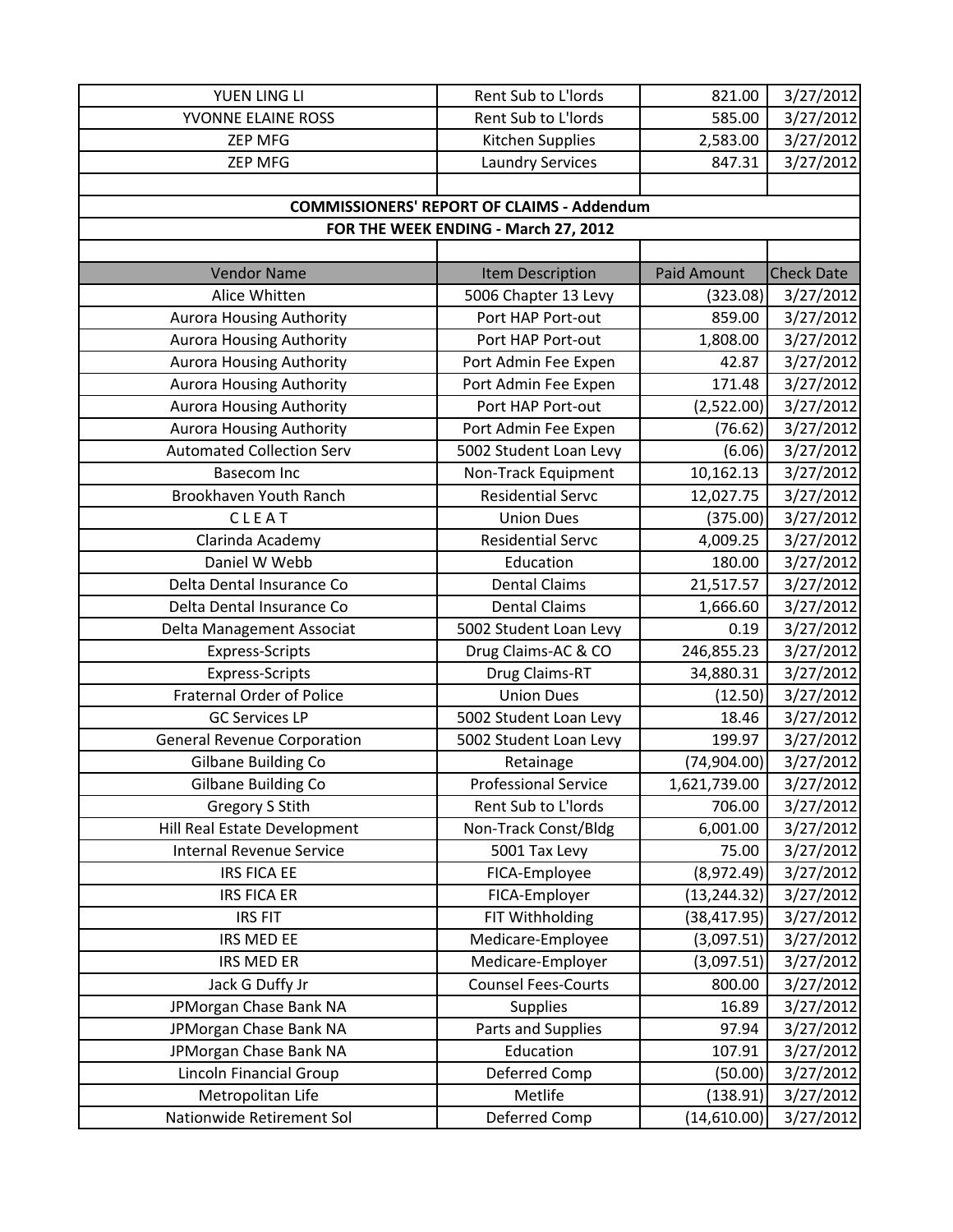| YUEN LING LI | Rent Sub to L'lords | 821.00 | 3/27/2012 |
|---|---|---|---|
| YVONNE ELAINE ROSS | Rent Sub to L'lords | 585.00 | 3/27/2012 |
| ZEP MFG | Kitchen Supplies | 2,583.00 | 3/27/2012 |
| ZEP MFG | Laundry Services | 847.31 | 3/27/2012 |

**COMMISSIONERS' REPORT OF CLAIMS - Addendum**

**FOR THE WEEK ENDING - March 27, 2012**

| Vendor Name | Item Description | Paid Amount | Check Date |
|---|---|---|---|
| Alice Whitten | 5006 Chapter 13 Levy | (323.08) | 3/27/2012 |
| Aurora Housing Authority | Port HAP Port-out | 859.00 | 3/27/2012 |
| Aurora Housing Authority | Port HAP Port-out | 1,808.00 | 3/27/2012 |
| Aurora Housing Authority | Port Admin Fee Expen | 42.87 | 3/27/2012 |
| Aurora Housing Authority | Port Admin Fee Expen | 171.48 | 3/27/2012 |
| Aurora Housing Authority | Port HAP Port-out | (2,522.00) | 3/27/2012 |
| Aurora Housing Authority | Port Admin Fee Expen | (76.62) | 3/27/2012 |
| Automated Collection Serv | 5002 Student Loan Levy | (6.06) | 3/27/2012 |
| Basecom Inc | Non-Track Equipment | 10,162.13 | 3/27/2012 |
| Brookhaven Youth Ranch | Residential Servc | 12,027.75 | 3/27/2012 |
| C L E A T | Union Dues | (375.00) | 3/27/2012 |
| Clarinda Academy | Residential Servc | 4,009.25 | 3/27/2012 |
| Daniel W Webb | Education | 180.00 | 3/27/2012 |
| Delta Dental Insurance Co | Dental Claims | 21,517.57 | 3/27/2012 |
| Delta Dental Insurance Co | Dental Claims | 1,666.60 | 3/27/2012 |
| Delta Management Associat | 5002 Student Loan Levy | 0.19 | 3/27/2012 |
| Express-Scripts | Drug Claims-AC & CO | 246,855.23 | 3/27/2012 |
| Express-Scripts | Drug Claims-RT | 34,880.31 | 3/27/2012 |
| Fraternal Order of Police | Union Dues | (12.50) | 3/27/2012 |
| GC Services LP | 5002 Student Loan Levy | 18.46 | 3/27/2012 |
| General Revenue Corporation | 5002 Student Loan Levy | 199.97 | 3/27/2012 |
| Gilbane Building Co | Retainage | (74,904.00) | 3/27/2012 |
| Gilbane Building Co | Professional Service | 1,621,739.00 | 3/27/2012 |
| Gregory S Stith | Rent Sub to L'lords | 706.00 | 3/27/2012 |
| Hill Real Estate Development | Non-Track Const/Bldg | 6,001.00 | 3/27/2012 |
| Internal Revenue Service | 5001 Tax Levy | 75.00 | 3/27/2012 |
| IRS FICA EE | FICA-Employee | (8,972.49) | 3/27/2012 |
| IRS FICA ER | FICA-Employer | (13,244.32) | 3/27/2012 |
| IRS FIT | FIT Withholding | (38,417.95) | 3/27/2012 |
| IRS MED EE | Medicare-Employee | (3,097.51) | 3/27/2012 |
| IRS MED ER | Medicare-Employer | (3,097.51) | 3/27/2012 |
| Jack G Duffy Jr | Counsel Fees-Courts | 800.00 | 3/27/2012 |
| JPMorgan Chase Bank NA | Supplies | 16.89 | 3/27/2012 |
| JPMorgan Chase Bank NA | Parts and Supplies | 97.94 | 3/27/2012 |
| JPMorgan Chase Bank NA | Education | 107.91 | 3/27/2012 |
| Lincoln Financial Group | Deferred Comp | (50.00) | 3/27/2012 |
| Metropolitan Life | Metlife | (138.91) | 3/27/2012 |
| Nationwide Retirement Sol | Deferred Comp | (14,610.00) | 3/27/2012 |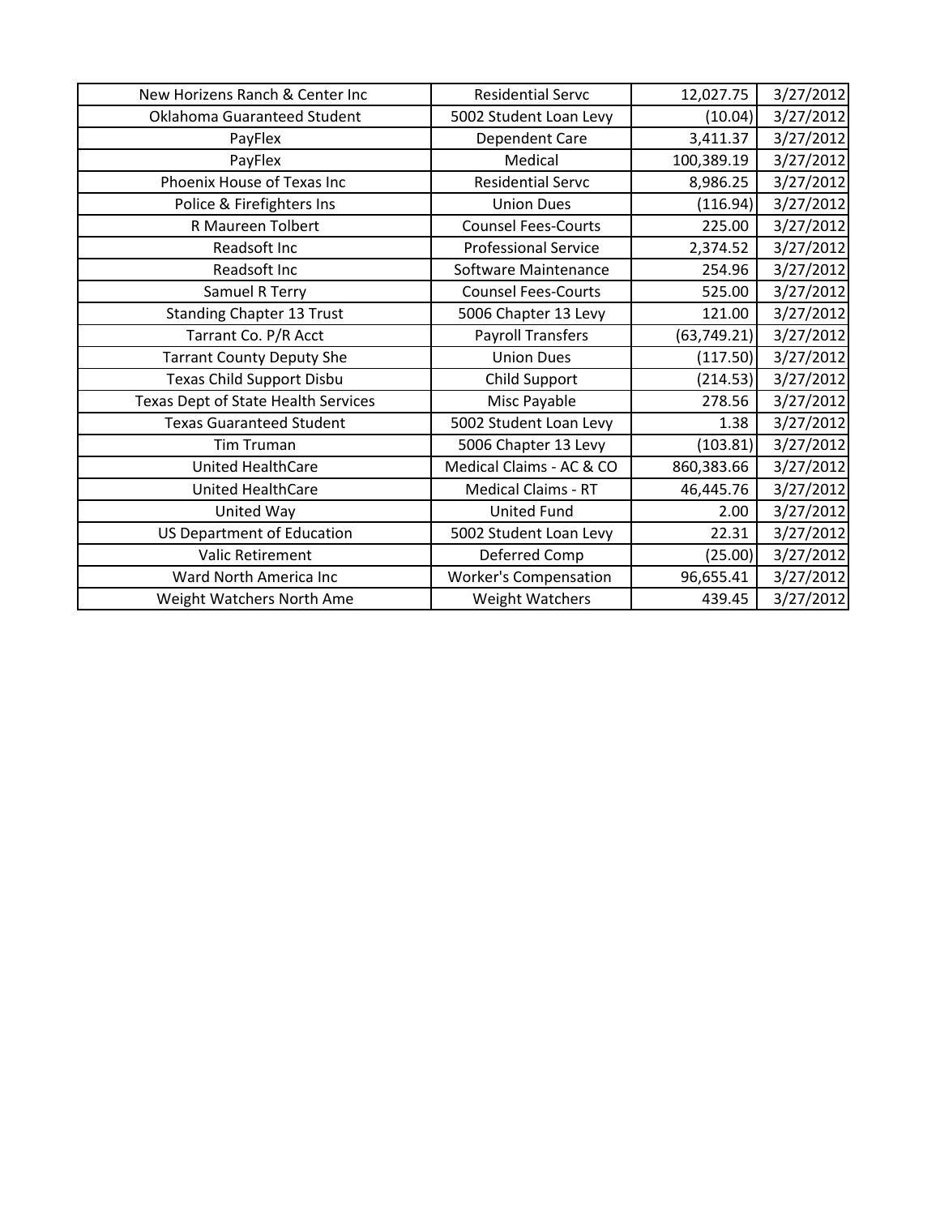| | | | |
|---|---|---|---|
| New Horizens Ranch & Center Inc | Residential Servc | 12,027.75 | 3/27/2012 |
| Oklahoma Guaranteed Student | 5002 Student Loan Levy | (10.04) | 3/27/2012 |
| PayFlex | Dependent Care | 3,411.37 | 3/27/2012 |
| PayFlex | Medical | 100,389.19 | 3/27/2012 |
| Phoenix House of Texas Inc | Residential Servc | 8,986.25 | 3/27/2012 |
| Police & Firefighters Ins | Union Dues | (116.94) | 3/27/2012 |
| R Maureen Tolbert | Counsel Fees-Courts | 225.00 | 3/27/2012 |
| Readsoft Inc | Professional Service | 2,374.52 | 3/27/2012 |
| Readsoft Inc | Software Maintenance | 254.96 | 3/27/2012 |
| Samuel R Terry | Counsel Fees-Courts | 525.00 | 3/27/2012 |
| Standing Chapter 13 Trust | 5006 Chapter 13 Levy | 121.00 | 3/27/2012 |
| Tarrant Co. P/R Acct | Payroll Transfers | (63,749.21) | 3/27/2012 |
| Tarrant County Deputy She | Union Dues | (117.50) | 3/27/2012 |
| Texas Child Support Disbu | Child Support | (214.53) | 3/27/2012 |
| Texas Dept of State Health Services | Misc Payable | 278.56 | 3/27/2012 |
| Texas Guaranteed Student | 5002 Student Loan Levy | 1.38 | 3/27/2012 |
| Tim Truman | 5006 Chapter 13 Levy | (103.81) | 3/27/2012 |
| United HealthCare | Medical Claims - AC & CO | 860,383.66 | 3/27/2012 |
| United HealthCare | Medical Claims - RT | 46,445.76 | 3/27/2012 |
| United Way | United Fund | 2.00 | 3/27/2012 |
| US Department of Education | 5002 Student Loan Levy | 22.31 | 3/27/2012 |
| Valic Retirement | Deferred Comp | (25.00) | 3/27/2012 |
| Ward North America Inc | Worker's Compensation | 96,655.41 | 3/27/2012 |
| Weight Watchers North Ame | Weight Watchers | 439.45 | 3/27/2012 |